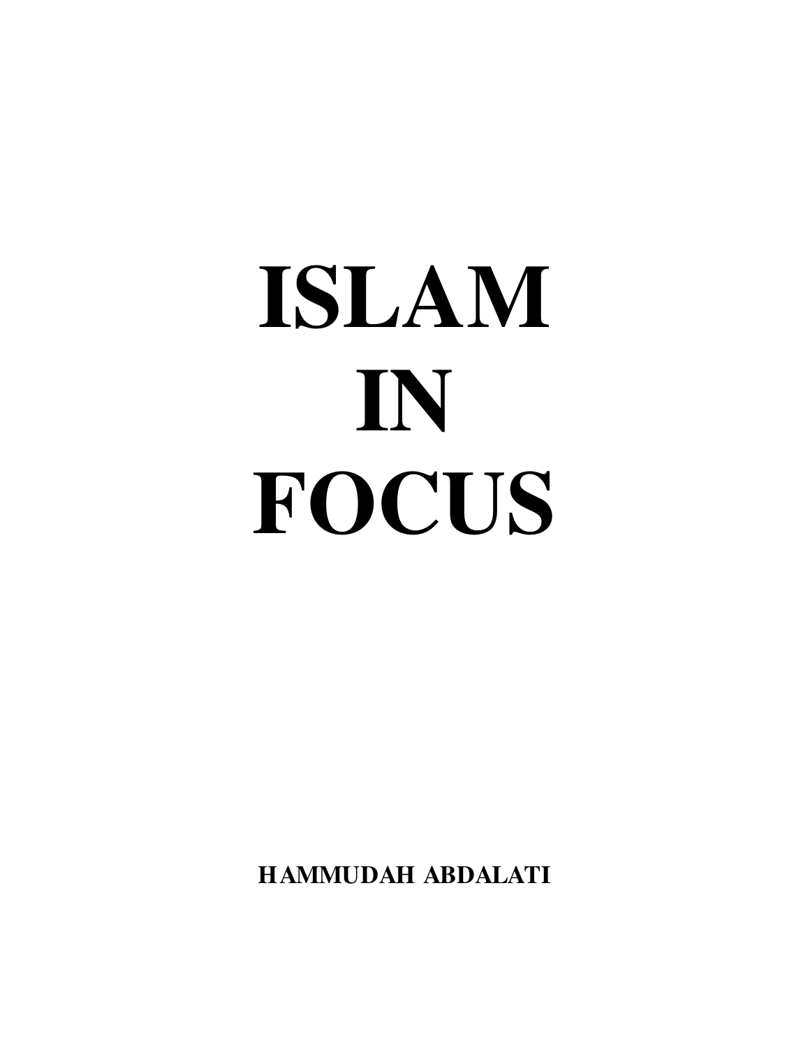# ISLAM IN FOCUS

**HAMMUDAH ABDALATI**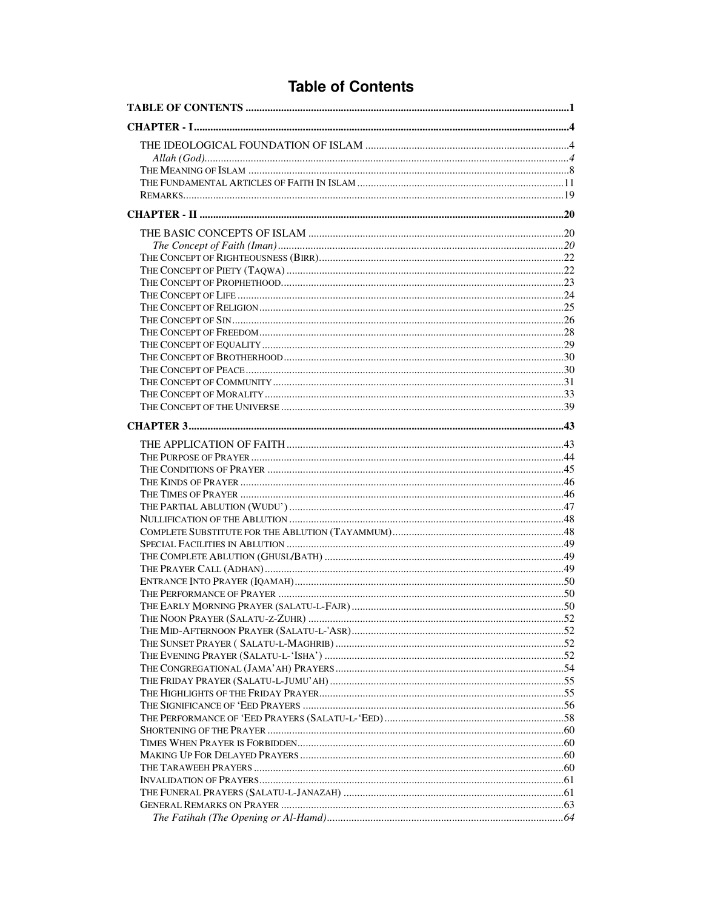# Table of Contents

**TABLE OF CONTENTS** .......... **1**

**CHAPTER - I** .......... **4**

- THE IDEOLOGICAL FOUNDATION OF ISLAM .......... 4
  - *Allah (God)* .......... *4*
- THE MEANING OF ISLAM .......... 8
- THE FUNDAMENTAL ARTICLES OF FAITH IN ISLAM .......... 11
- REMARKS .......... 19

**CHAPTER - II** .......... **20**

- THE BASIC CONCEPTS OF ISLAM .......... 20
  - *The Concept of Faith (Iman)* .......... *20*
- THE CONCEPT OF RIGHTEOUSNESS (BIRR) .......... 22
- THE CONCEPT OF PIETY (TAQWA) .......... 22
- THE CONCEPT OF PROPHETHOOD .......... 23
- THE CONCEPT OF LIFE .......... 24
- THE CONCEPT OF RELIGION .......... 25
- THE CONCEPT OF SIN .......... 26
- THE CONCEPT OF FREEDOM .......... 28
- THE CONCEPT OF EQUALITY .......... 29
- THE CONCEPT OF BROTHERHOOD .......... 30
- THE CONCEPT OF PEACE .......... 30
- THE CONCEPT OF COMMUNITY .......... 31
- THE CONCEPT OF MORALITY .......... 33
- THE CONCEPT OF THE UNIVERSE .......... 39

**CHAPTER 3** .......... **43**

- THE APPLICATION OF FAITH .......... 43
- THE PURPOSE OF PRAYER .......... 44
- THE CONDITIONS OF PRAYER .......... 45
- THE KINDS OF PRAYER .......... 46
- THE TIMES OF PRAYER .......... 46
- THE PARTIAL ABLUTION (WUDU') .......... 47
- NULLIFICATION OF THE ABLUTION .......... 48
- COMPLETE SUBSTITUTE FOR THE ABLUTION (TAYAMMUM) .......... 48
- SPECIAL FACILITIES IN ABLUTION .......... 49
- THE COMPLETE ABLUTION (GHUSL/BATH) .......... 49
- THE PRAYER CALL (ADHAN) .......... 49
- ENTRANCE INTO PRAYER (IQAMAH) .......... 50
- THE PERFORMANCE OF PRAYER .......... 50
- THE EARLY MORNING PRAYER (SALATU-L-FAJR) .......... 50
- THE NOON PRAYER (SALATU-Z-ZUHR) .......... 52
- THE MID-AFTERNOON PRAYER (SALATU-L-'ASR) .......... 52
- THE SUNSET PRAYER ( SALATU-L-MAGHRIB) .......... 52
- THE EVENING PRAYER (SALATU-L-'ISHA') .......... 52
- THE CONGREGATIONAL (JAMA'AH) PRAYERS .......... 54
- THE FRIDAY PRAYER (SALATU-L-JUMU'AH) .......... 55
- THE HIGHLIGHTS OF THE FRIDAY PRAYER .......... 55
- THE SIGNIFICANCE OF 'EED PRAYERS .......... 56
- THE PERFORMANCE OF 'EED PRAYERS (SALATU-L-'EED) .......... 58
- SHORTENING OF THE PRAYER .......... 60
- TIMES WHEN PRAYER IS FORBIDDEN .......... 60
- MAKING UP FOR DELAYED PRAYERS .......... 60
- THE TARAWEEH PRAYERS .......... 60
- INVALIDATION OF PRAYERS .......... 61
- THE FUNERAL PRAYERS (SALATU-L-JANAZAH) .......... 61
- GENERAL REMARKS ON PRAYER .......... 63
  - *The Fatihah (The Opening or Al-Hamd)* .......... *64*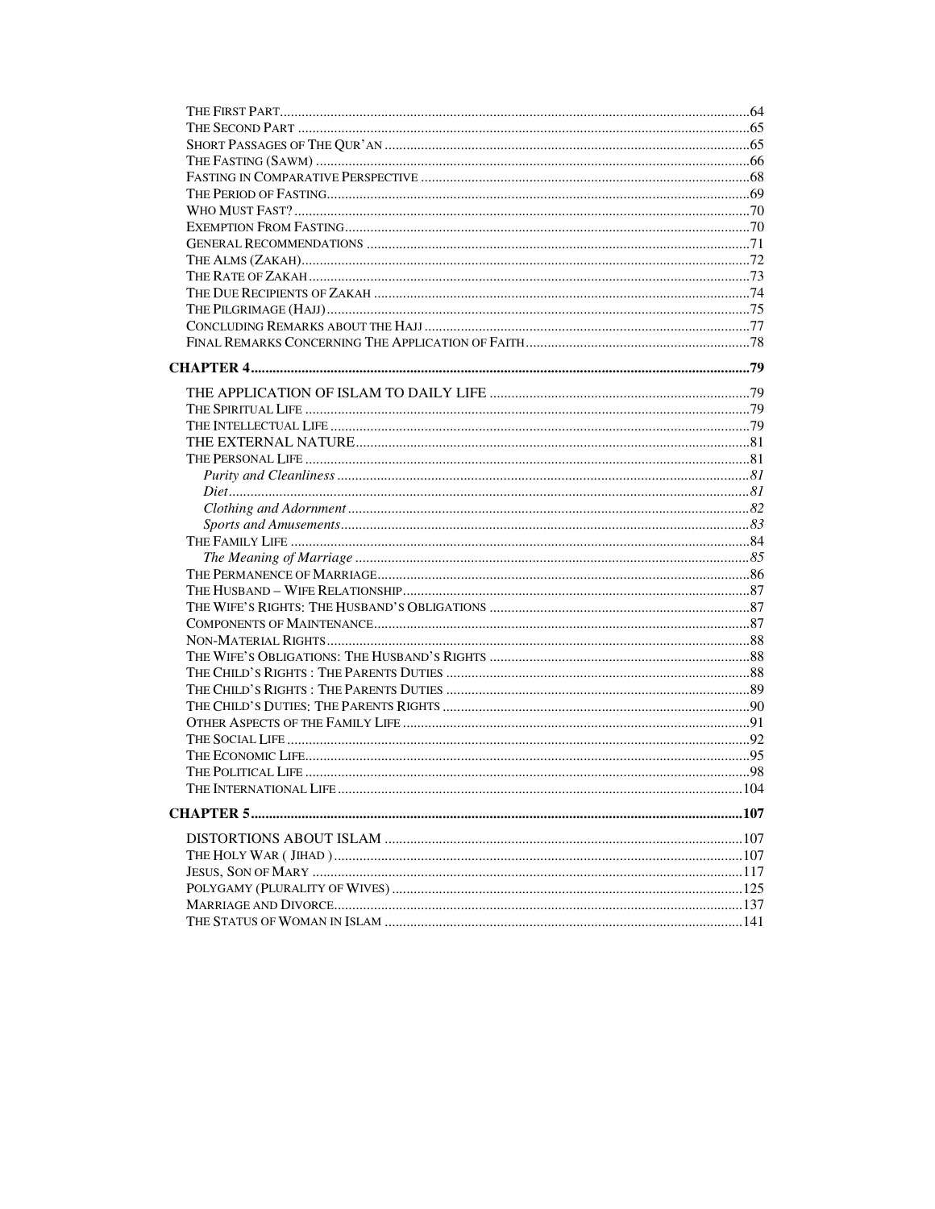The First Part ..... 64
The Second Part ..... 65
Short Passages of The Qur'an ..... 65
The Fasting (Sawm) ..... 66
Fasting in Comparative Perspective ..... 68
The Period of Fasting ..... 69
Who Must Fast? ..... 70
Exemption From Fasting ..... 70
General Recommendations ..... 71
The Alms (Zakah) ..... 72
The Rate of Zakah ..... 73
The Due Recipients of Zakah ..... 74
The Pilgrimage (Hajj) ..... 75
Concluding Remarks about the Hajj ..... 77
Final Remarks Concerning The Application of Faith ..... 78

**CHAPTER 4 ..... 79**

The Application of Islam to Daily Life ..... 79
The Spiritual Life ..... 79
The Intellectual Life ..... 79
The External Nature ..... 81
The Personal Life ..... 81
*Purity and Cleanliness ..... 81*
*Diet ..... 81*
*Clothing and Adornment ..... 82*
*Sports and Amusements ..... 83*
The Family Life ..... 84
*The Meaning of Marriage ..... 85*
The Permanence of Marriage ..... 86
The Husband – Wife Relationship ..... 87
The Wife's Rights: The Husband's Obligations ..... 87
Components of Maintenance ..... 87
Non-Material Rights ..... 88
The Wife's Obligations: The Husband's Rights ..... 88
The Child's Rights : The Parents Duties ..... 88
The Child's Rights : The Parents Duties ..... 89
The Child's Duties: The Parents Rights ..... 90
Other Aspects of the Family Life ..... 91
The Social Life ..... 92
The Economic Life ..... 95
The Political Life ..... 98
The International Life ..... 104

**CHAPTER 5 ..... 107**

Distortions About Islam ..... 107
The Holy War ( Jihad ) ..... 107
Jesus, Son of Mary ..... 117
Polygamy (Plurality of Wives) ..... 125
Marriage and Divorce ..... 137
The Status of Woman in Islam ..... 141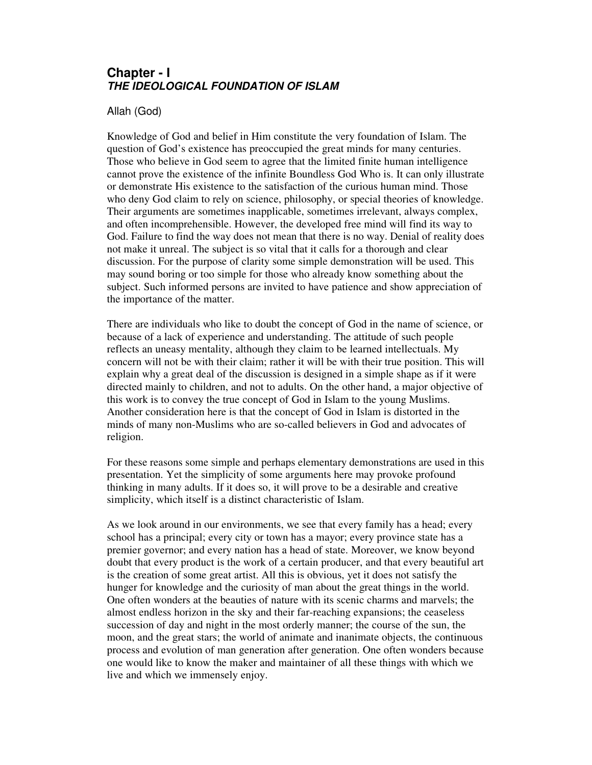# Chapter - I
## ***THE IDEOLOGICAL FOUNDATION OF ISLAM***

### Allah (God)

Knowledge of God and belief in Him constitute the very foundation of Islam. The question of God's existence has preoccupied the great minds for many centuries. Those who believe in God seem to agree that the limited finite human intelligence cannot prove the existence of the infinite Boundless God Who is. It can only illustrate or demonstrate His existence to the satisfaction of the curious human mind. Those who deny God claim to rely on science, philosophy, or special theories of knowledge. Their arguments are sometimes inapplicable, sometimes irrelevant, always complex, and often incomprehensible. However, the developed free mind will find its way to God. Failure to find the way does not mean that there is no way. Denial of reality does not make it unreal. The subject is so vital that it calls for a thorough and clear discussion. For the purpose of clarity some simple demonstration will be used. This may sound boring or too simple for those who already know something about the subject. Such informed persons are invited to have patience and show appreciation of the importance of the matter.

There are individuals who like to doubt the concept of God in the name of science, or because of a lack of experience and understanding. The attitude of such people reflects an uneasy mentality, although they claim to be learned intellectuals. My concern will not be with their claim; rather it will be with their true position. This will explain why a great deal of the discussion is designed in a simple shape as if it were directed mainly to children, and not to adults. On the other hand, a major objective of this work is to convey the true concept of God in Islam to the young Muslims. Another consideration here is that the concept of God in Islam is distorted in the minds of many non-Muslims who are so-called believers in God and advocates of religion.

For these reasons some simple and perhaps elementary demonstrations are used in this presentation. Yet the simplicity of some arguments here may provoke profound thinking in many adults. If it does so, it will prove to be a desirable and creative simplicity, which itself is a distinct characteristic of Islam.

As we look around in our environments, we see that every family has a head; every school has a principal; every city or town has a mayor; every province state has a premier governor; and every nation has a head of state. Moreover, we know beyond doubt that every product is the work of a certain producer, and that every beautiful art is the creation of some great artist. All this is obvious, yet it does not satisfy the hunger for knowledge and the curiosity of man about the great things in the world. One often wonders at the beauties of nature with its scenic charms and marvels; the almost endless horizon in the sky and their far-reaching expansions; the ceaseless succession of day and night in the most orderly manner; the course of the sun, the moon, and the great stars; the world of animate and inanimate objects, the continuous process and evolution of man generation after generation. One often wonders because one would like to know the maker and maintainer of all these things with which we live and which we immensely enjoy.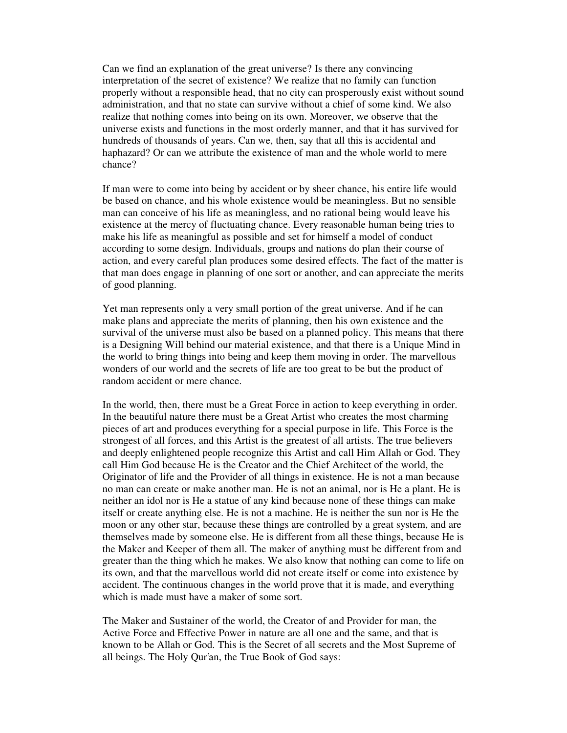Can we find an explanation of the great universe? Is there any convincing interpretation of the secret of existence? We realize that no family can function properly without a responsible head, that no city can prosperously exist without sound administration, and that no state can survive without a chief of some kind. We also realize that nothing comes into being on its own. Moreover, we observe that the universe exists and functions in the most orderly manner, and that it has survived for hundreds of thousands of years. Can we, then, say that all this is accidental and haphazard? Or can we attribute the existence of man and the whole world to mere chance?

If man were to come into being by accident or by sheer chance, his entire life would be based on chance, and his whole existence would be meaningless. But no sensible man can conceive of his life as meaningless, and no rational being would leave his existence at the mercy of fluctuating chance. Every reasonable human being tries to make his life as meaningful as possible and set for himself a model of conduct according to some design. Individuals, groups and nations do plan their course of action, and every careful plan produces some desired effects. The fact of the matter is that man does engage in planning of one sort or another, and can appreciate the merits of good planning.

Yet man represents only a very small portion of the great universe. And if he can make plans and appreciate the merits of planning, then his own existence and the survival of the universe must also be based on a planned policy. This means that there is a Designing Will behind our material existence, and that there is a Unique Mind in the world to bring things into being and keep them moving in order. The marvellous wonders of our world and the secrets of life are too great to be but the product of random accident or mere chance.

In the world, then, there must be a Great Force in action to keep everything in order. In the beautiful nature there must be a Great Artist who creates the most charming pieces of art and produces everything for a special purpose in life. This Force is the strongest of all forces, and this Artist is the greatest of all artists. The true believers and deeply enlightened people recognize this Artist and call Him Allah or God. They call Him God because He is the Creator and the Chief Architect of the world, the Originator of life and the Provider of all things in existence. He is not a man because no man can create or make another man. He is not an animal, nor is He a plant. He is neither an idol nor is He a statue of any kind because none of these things can make itself or create anything else. He is not a machine. He is neither the sun nor is He the moon or any other star, because these things are controlled by a great system, and are themselves made by someone else. He is different from all these things, because He is the Maker and Keeper of them all. The maker of anything must be different from and greater than the thing which he makes. We also know that nothing can come to life on its own, and that the marvellous world did not create itself or come into existence by accident. The continuous changes in the world prove that it is made, and everything which is made must have a maker of some sort.

The Maker and Sustainer of the world, the Creator of and Provider for man, the Active Force and Effective Power in nature are all one and the same, and that is known to be Allah or God. This is the Secret of all secrets and the Most Supreme of all beings. The Holy Qur'an, the True Book of God says: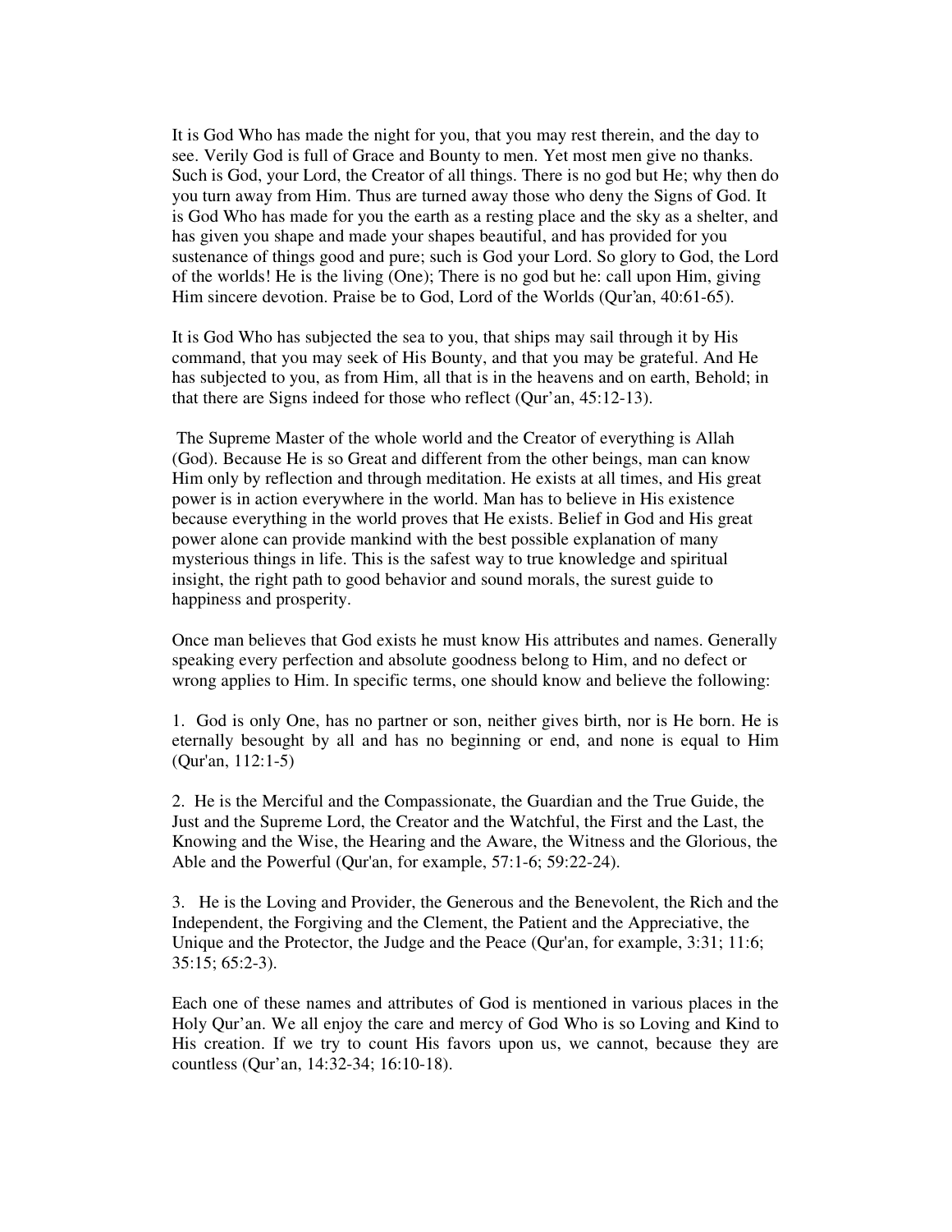It is God Who has made the night for you, that you may rest therein, and the day to see. Verily God is full of Grace and Bounty to men. Yet most men give no thanks. Such is God, your Lord, the Creator of all things. There is no god but He; why then do you turn away from Him. Thus are turned away those who deny the Signs of God. It is God Who has made for you the earth as a resting place and the sky as a shelter, and has given you shape and made your shapes beautiful, and has provided for you sustenance of things good and pure; such is God your Lord. So glory to God, the Lord of the worlds! He is the living (One); There is no god but he: call upon Him, giving Him sincere devotion. Praise be to God, Lord of the Worlds (Qur'an, 40:61-65).

It is God Who has subjected the sea to you, that ships may sail through it by His command, that you may seek of His Bounty, and that you may be grateful. And He has subjected to you, as from Him, all that is in the heavens and on earth, Behold; in that there are Signs indeed for those who reflect (Qur'an, 45:12-13).

The Supreme Master of the whole world and the Creator of everything is Allah (God). Because He is so Great and different from the other beings, man can know Him only by reflection and through meditation. He exists at all times, and His great power is in action everywhere in the world. Man has to believe in His existence because everything in the world proves that He exists. Belief in God and His great power alone can provide mankind with the best possible explanation of many mysterious things in life. This is the safest way to true knowledge and spiritual insight, the right path to good behavior and sound morals, the surest guide to happiness and prosperity.

Once man believes that God exists he must know His attributes and names. Generally speaking every perfection and absolute goodness belong to Him, and no defect or wrong applies to Him. In specific terms, one should know and believe the following:

1. God is only One, has no partner or son, neither gives birth, nor is He born. He is eternally besought by all and has no beginning or end, and none is equal to Him (Qur'an, 112:1-5)

2. He is the Merciful and the Compassionate, the Guardian and the True Guide, the Just and the Supreme Lord, the Creator and the Watchful, the First and the Last, the Knowing and the Wise, the Hearing and the Aware, the Witness and the Glorious, the Able and the Powerful (Qur'an, for example, 57:1-6; 59:22-24).

3. He is the Loving and Provider, the Generous and the Benevolent, the Rich and the Independent, the Forgiving and the Clement, the Patient and the Appreciative, the Unique and the Protector, the Judge and the Peace (Qur'an, for example, 3:31; 11:6; 35:15; 65:2-3).

Each one of these names and attributes of God is mentioned in various places in the Holy Qur'an. We all enjoy the care and mercy of God Who is so Loving and Kind to His creation. If we try to count His favors upon us, we cannot, because they are countless (Qur'an, 14:32-34; 16:10-18).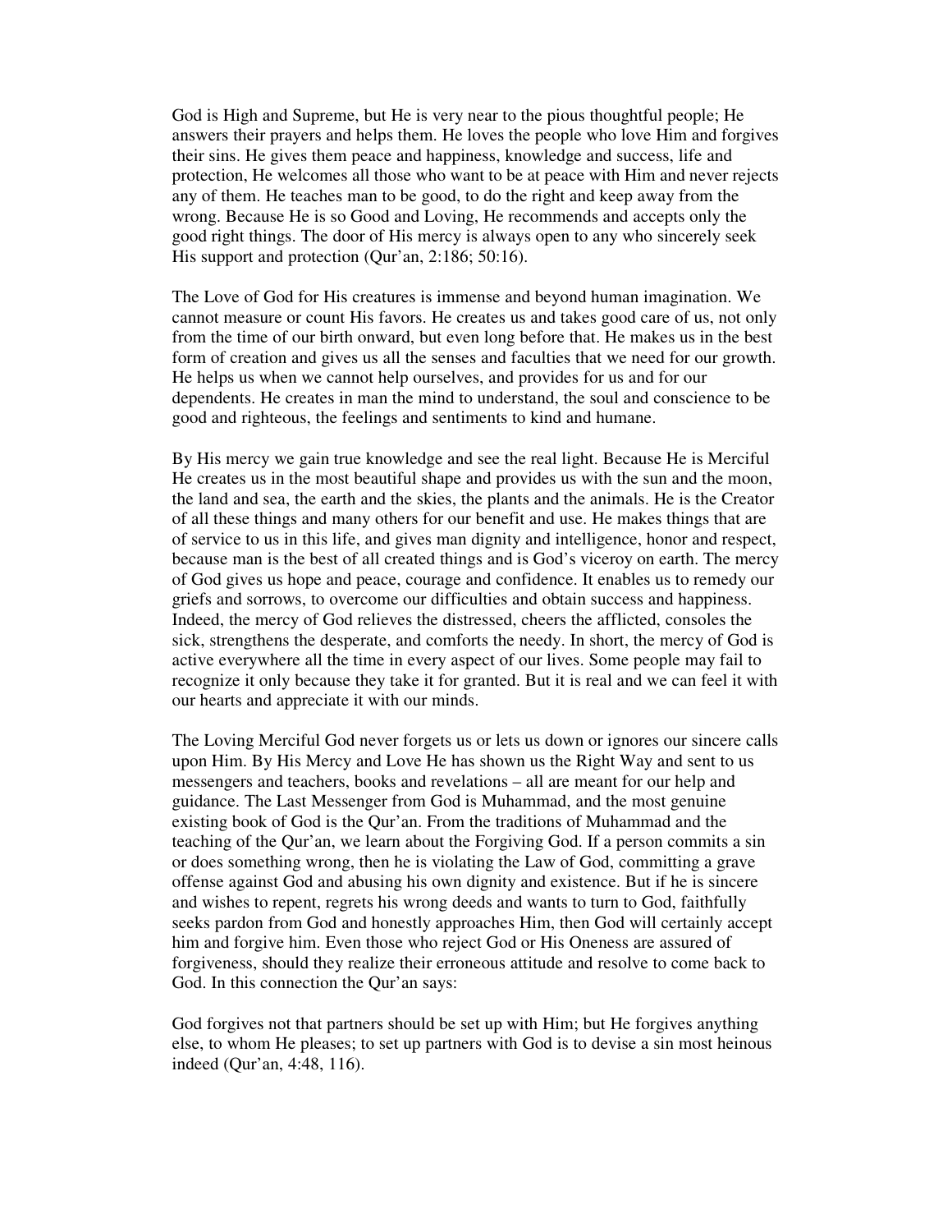God is High and Supreme, but He is very near to the pious thoughtful people; He answers their prayers and helps them. He loves the people who love Him and forgives their sins. He gives them peace and happiness, knowledge and success, life and protection, He welcomes all those who want to be at peace with Him and never rejects any of them. He teaches man to be good, to do the right and keep away from the wrong. Because He is so Good and Loving, He recommends and accepts only the good right things. The door of His mercy is always open to any who sincerely seek His support and protection (Qur'an, 2:186; 50:16).

The Love of God for His creatures is immense and beyond human imagination. We cannot measure or count His favors. He creates us and takes good care of us, not only from the time of our birth onward, but even long before that. He makes us in the best form of creation and gives us all the senses and faculties that we need for our growth. He helps us when we cannot help ourselves, and provides for us and for our dependents. He creates in man the mind to understand, the soul and conscience to be good and righteous, the feelings and sentiments to kind and humane.

By His mercy we gain true knowledge and see the real light. Because He is Merciful He creates us in the most beautiful shape and provides us with the sun and the moon, the land and sea, the earth and the skies, the plants and the animals. He is the Creator of all these things and many others for our benefit and use. He makes things that are of service to us in this life, and gives man dignity and intelligence, honor and respect, because man is the best of all created things and is God's viceroy on earth. The mercy of God gives us hope and peace, courage and confidence. It enables us to remedy our griefs and sorrows, to overcome our difficulties and obtain success and happiness. Indeed, the mercy of God relieves the distressed, cheers the afflicted, consoles the sick, strengthens the desperate, and comforts the needy. In short, the mercy of God is active everywhere all the time in every aspect of our lives. Some people may fail to recognize it only because they take it for granted. But it is real and we can feel it with our hearts and appreciate it with our minds.

The Loving Merciful God never forgets us or lets us down or ignores our sincere calls upon Him. By His Mercy and Love He has shown us the Right Way and sent to us messengers and teachers, books and revelations – all are meant for our help and guidance. The Last Messenger from God is Muhammad, and the most genuine existing book of God is the Qur'an. From the traditions of Muhammad and the teaching of the Qur'an, we learn about the Forgiving God. If a person commits a sin or does something wrong, then he is violating the Law of God, committing a grave offense against God and abusing his own dignity and existence. But if he is sincere and wishes to repent, regrets his wrong deeds and wants to turn to God, faithfully seeks pardon from God and honestly approaches Him, then God will certainly accept him and forgive him. Even those who reject God or His Oneness are assured of forgiveness, should they realize their erroneous attitude and resolve to come back to God. In this connection the Qur'an says:

God forgives not that partners should be set up with Him; but He forgives anything else, to whom He pleases; to set up partners with God is to devise a sin most heinous indeed (Qur'an, 4:48, 116).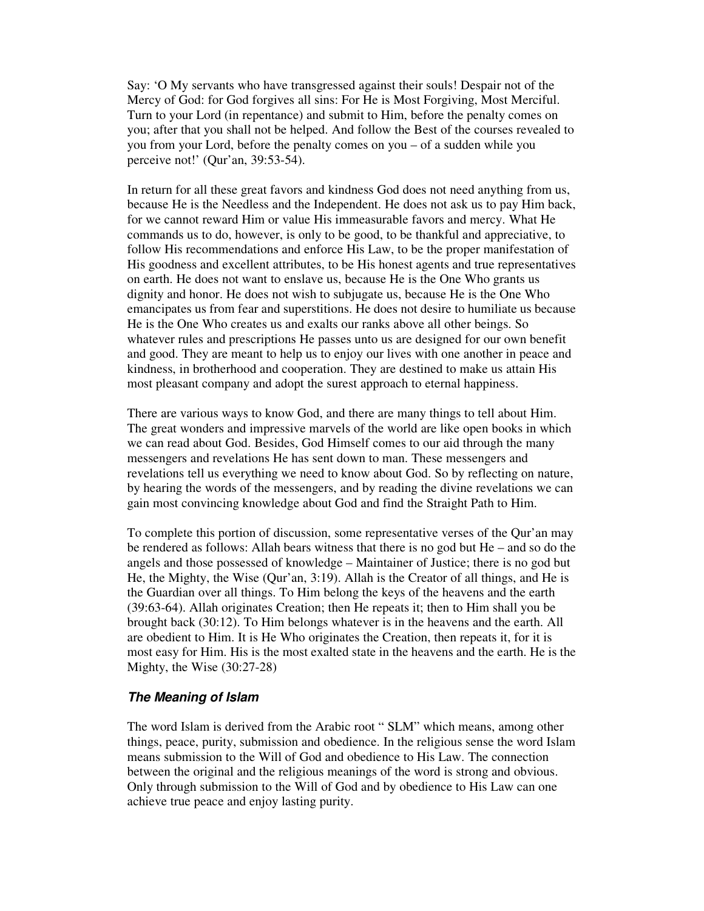Say: 'O My servants who have transgressed against their souls! Despair not of the Mercy of God: for God forgives all sins: For He is Most Forgiving, Most Merciful. Turn to your Lord (in repentance) and submit to Him, before the penalty comes on you; after that you shall not be helped. And follow the Best of the courses revealed to you from your Lord, before the penalty comes on you – of a sudden while you perceive not!' (Qur'an, 39:53-54).

In return for all these great favors and kindness God does not need anything from us, because He is the Needless and the Independent. He does not ask us to pay Him back, for we cannot reward Him or value His immeasurable favors and mercy. What He commands us to do, however, is only to be good, to be thankful and appreciative, to follow His recommendations and enforce His Law, to be the proper manifestation of His goodness and excellent attributes, to be His honest agents and true representatives on earth. He does not want to enslave us, because He is the One Who grants us dignity and honor. He does not wish to subjugate us, because He is the One Who emancipates us from fear and superstitions. He does not desire to humiliate us because He is the One Who creates us and exalts our ranks above all other beings. So whatever rules and prescriptions He passes unto us are designed for our own benefit and good. They are meant to help us to enjoy our lives with one another in peace and kindness, in brotherhood and cooperation. They are destined to make us attain His most pleasant company and adopt the surest approach to eternal happiness.

There are various ways to know God, and there are many things to tell about Him. The great wonders and impressive marvels of the world are like open books in which we can read about God. Besides, God Himself comes to our aid through the many messengers and revelations He has sent down to man. These messengers and revelations tell us everything we need to know about God. So by reflecting on nature, by hearing the words of the messengers, and by reading the divine revelations we can gain most convincing knowledge about God and find the Straight Path to Him.

To complete this portion of discussion, some representative verses of the Qur'an may be rendered as follows: Allah bears witness that there is no god but He – and so do the angels and those possessed of knowledge – Maintainer of Justice; there is no god but He, the Mighty, the Wise (Qur'an, 3:19). Allah is the Creator of all things, and He is the Guardian over all things. To Him belong the keys of the heavens and the earth (39:63-64). Allah originates Creation; then He repeats it; then to Him shall you be brought back (30:12). To Him belongs whatever is in the heavens and the earth. All are obedient to Him. It is He Who originates the Creation, then repeats it, for it is most easy for Him. His is the most exalted state in the heavens and the earth. He is the Mighty, the Wise (30:27-28)

### *The Meaning of Islam*

The word Islam is derived from the Arabic root " SLM" which means, among other things, peace, purity, submission and obedience. In the religious sense the word Islam means submission to the Will of God and obedience to His Law. The connection between the original and the religious meanings of the word is strong and obvious. Only through submission to the Will of God and by obedience to His Law can one achieve true peace and enjoy lasting purity.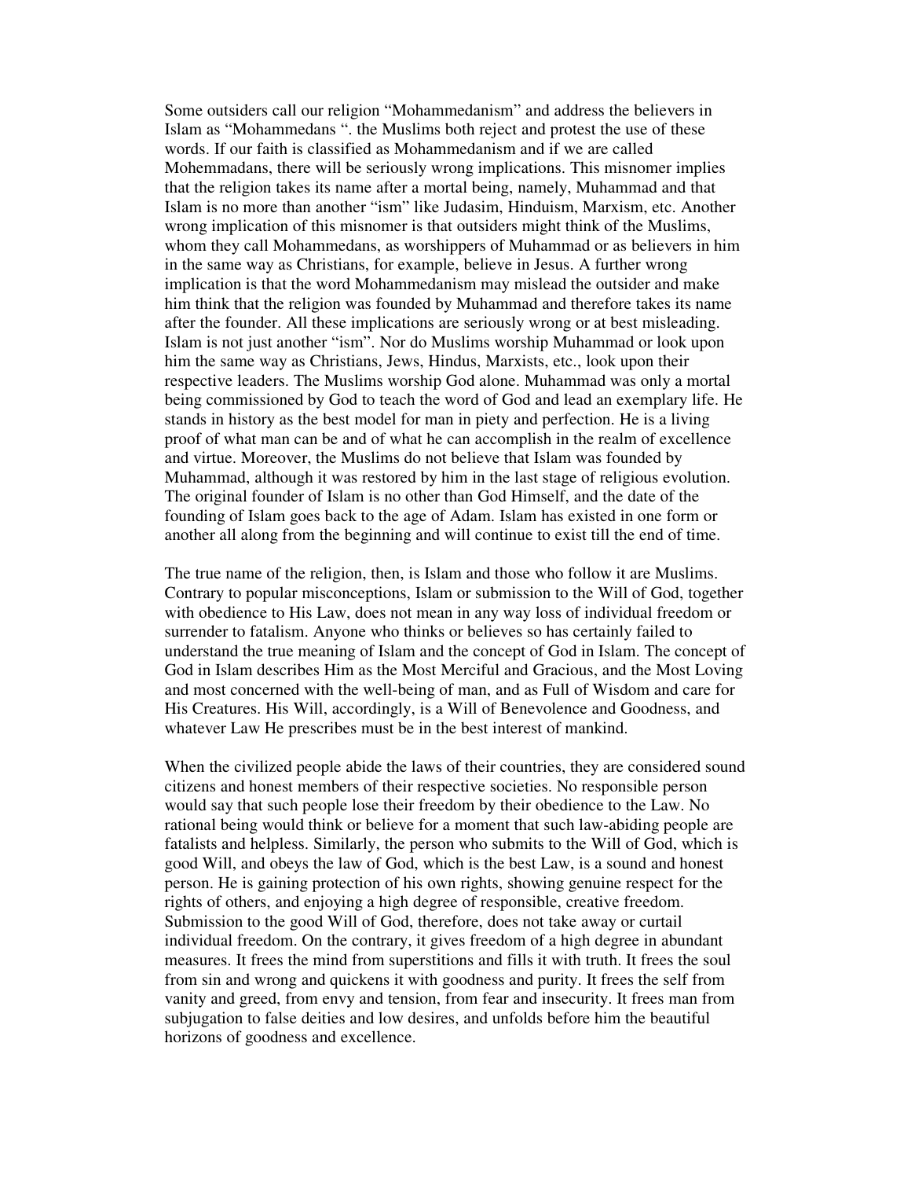Some outsiders call our religion "Mohammedanism" and address the believers in Islam as "Mohammedans ". the Muslims both reject and protest the use of these words. If our faith is classified as Mohammedanism and if we are called Mohemmadans, there will be seriously wrong implications. This misnomer implies that the religion takes its name after a mortal being, namely, Muhammad and that Islam is no more than another "ism" like Judasim, Hinduism, Marxism, etc. Another wrong implication of this misnomer is that outsiders might think of the Muslims, whom they call Mohammedans, as worshippers of Muhammad or as believers in him in the same way as Christians, for example, believe in Jesus. A further wrong implication is that the word Mohammedanism may mislead the outsider and make him think that the religion was founded by Muhammad and therefore takes its name after the founder. All these implications are seriously wrong or at best misleading. Islam is not just another "ism". Nor do Muslims worship Muhammad or look upon him the same way as Christians, Jews, Hindus, Marxists, etc., look upon their respective leaders. The Muslims worship God alone. Muhammad was only a mortal being commissioned by God to teach the word of God and lead an exemplary life. He stands in history as the best model for man in piety and perfection. He is a living proof of what man can be and of what he can accomplish in the realm of excellence and virtue. Moreover, the Muslims do not believe that Islam was founded by Muhammad, although it was restored by him in the last stage of religious evolution. The original founder of Islam is no other than God Himself, and the date of the founding of Islam goes back to the age of Adam. Islam has existed in one form or another all along from the beginning and will continue to exist till the end of time.

The true name of the religion, then, is Islam and those who follow it are Muslims. Contrary to popular misconceptions, Islam or submission to the Will of God, together with obedience to His Law, does not mean in any way loss of individual freedom or surrender to fatalism. Anyone who thinks or believes so has certainly failed to understand the true meaning of Islam and the concept of God in Islam. The concept of God in Islam describes Him as the Most Merciful and Gracious, and the Most Loving and most concerned with the well-being of man, and as Full of Wisdom and care for His Creatures. His Will, accordingly, is a Will of Benevolence and Goodness, and whatever Law He prescribes must be in the best interest of mankind.

When the civilized people abide the laws of their countries, they are considered sound citizens and honest members of their respective societies. No responsible person would say that such people lose their freedom by their obedience to the Law. No rational being would think or believe for a moment that such law-abiding people are fatalists and helpless. Similarly, the person who submits to the Will of God, which is good Will, and obeys the law of God, which is the best Law, is a sound and honest person. He is gaining protection of his own rights, showing genuine respect for the rights of others, and enjoying a high degree of responsible, creative freedom. Submission to the good Will of God, therefore, does not take away or curtail individual freedom. On the contrary, it gives freedom of a high degree in abundant measures. It frees the mind from superstitions and fills it with truth. It frees the soul from sin and wrong and quickens it with goodness and purity. It frees the self from vanity and greed, from envy and tension, from fear and insecurity. It frees man from subjugation to false deities and low desires, and unfolds before him the beautiful horizons of goodness and excellence.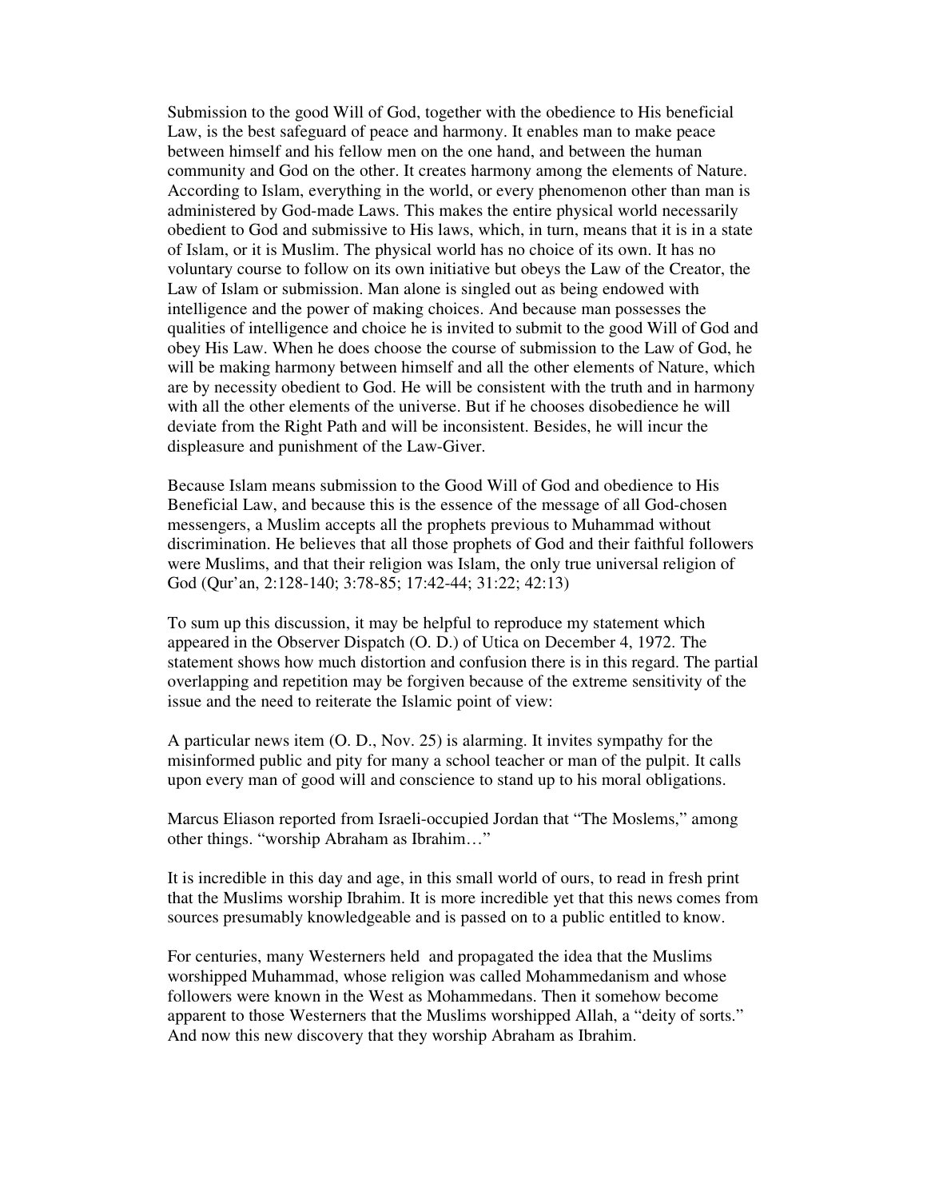Submission to the good Will of God, together with the obedience to His beneficial Law, is the best safeguard of peace and harmony. It enables man to make peace between himself and his fellow men on the one hand, and between the human community and God on the other. It creates harmony among the elements of Nature. According to Islam, everything in the world, or every phenomenon other than man is administered by God-made Laws. This makes the entire physical world necessarily obedient to God and submissive to His laws, which, in turn, means that it is in a state of Islam, or it is Muslim. The physical world has no choice of its own. It has no voluntary course to follow on its own initiative but obeys the Law of the Creator, the Law of Islam or submission. Man alone is singled out as being endowed with intelligence and the power of making choices. And because man possesses the qualities of intelligence and choice he is invited to submit to the good Will of God and obey His Law. When he does choose the course of submission to the Law of God, he will be making harmony between himself and all the other elements of Nature, which are by necessity obedient to God. He will be consistent with the truth and in harmony with all the other elements of the universe. But if he chooses disobedience he will deviate from the Right Path and will be inconsistent. Besides, he will incur the displeasure and punishment of the Law-Giver.

Because Islam means submission to the Good Will of God and obedience to His Beneficial Law, and because this is the essence of the message of all God-chosen messengers, a Muslim accepts all the prophets previous to Muhammad without discrimination. He believes that all those prophets of God and their faithful followers were Muslims, and that their religion was Islam, the only true universal religion of God (Qur'an, 2:128-140; 3:78-85; 17:42-44; 31:22; 42:13)

To sum up this discussion, it may be helpful to reproduce my statement which appeared in the Observer Dispatch (O. D.) of Utica on December 4, 1972. The statement shows how much distortion and confusion there is in this regard. The partial overlapping and repetition may be forgiven because of the extreme sensitivity of the issue and the need to reiterate the Islamic point of view:

A particular news item (O. D., Nov. 25) is alarming. It invites sympathy for the misinformed public and pity for many a school teacher or man of the pulpit. It calls upon every man of good will and conscience to stand up to his moral obligations.

Marcus Eliason reported from Israeli-occupied Jordan that "The Moslems," among other things. "worship Abraham as Ibrahim…"

It is incredible in this day and age, in this small world of ours, to read in fresh print that the Muslims worship Ibrahim. It is more incredible yet that this news comes from sources presumably knowledgeable and is passed on to a public entitled to know.

For centuries, many Westerners held and propagated the idea that the Muslims worshipped Muhammad, whose religion was called Mohammedanism and whose followers were known in the West as Mohammedans. Then it somehow become apparent to those Westerners that the Muslims worshipped Allah, a "deity of sorts." And now this new discovery that they worship Abraham as Ibrahim.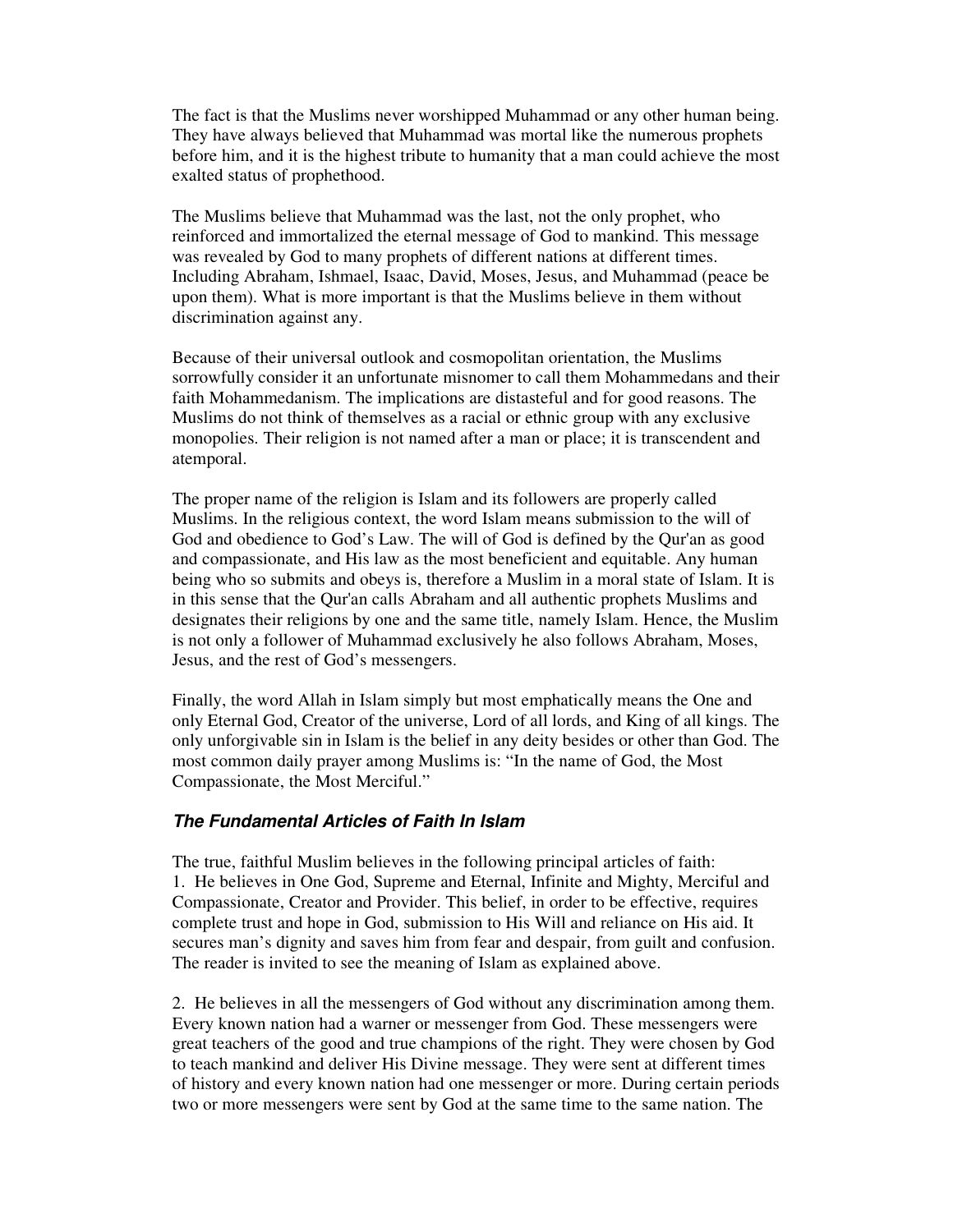The fact is that the Muslims never worshipped Muhammad or any other human being. They have always believed that Muhammad was mortal like the numerous prophets before him, and it is the highest tribute to humanity that a man could achieve the most exalted status of prophethood.

The Muslims believe that Muhammad was the last, not the only prophet, who reinforced and immortalized the eternal message of God to mankind. This message was revealed by God to many prophets of different nations at different times. Including Abraham, Ishmael, Isaac, David, Moses, Jesus, and Muhammad (peace be upon them). What is more important is that the Muslims believe in them without discrimination against any.

Because of their universal outlook and cosmopolitan orientation, the Muslims sorrowfully consider it an unfortunate misnomer to call them Mohammedans and their faith Mohammedanism. The implications are distasteful and for good reasons. The Muslims do not think of themselves as a racial or ethnic group with any exclusive monopolies. Their religion is not named after a man or place; it is transcendent and atemporal.

The proper name of the religion is Islam and its followers are properly called Muslims. In the religious context, the word Islam means submission to the will of God and obedience to God's Law. The will of God is defined by the Qur'an as good and compassionate, and His law as the most beneficient and equitable. Any human being who so submits and obeys is, therefore a Muslim in a moral state of Islam. It is in this sense that the Qur'an calls Abraham and all authentic prophets Muslims and designates their religions by one and the same title, namely Islam. Hence, the Muslim is not only a follower of Muhammad exclusively he also follows Abraham, Moses, Jesus, and the rest of God's messengers.

Finally, the word Allah in Islam simply but most emphatically means the One and only Eternal God, Creator of the universe, Lord of all lords, and King of all kings. The only unforgivable sin in Islam is the belief in any deity besides or other than God. The most common daily prayer among Muslims is: "In the name of God, the Most Compassionate, the Most Merciful."

### *The Fundamental Articles of Faith In Islam*

The true, faithful Muslim believes in the following principal articles of faith:

1. He believes in One God, Supreme and Eternal, Infinite and Mighty, Merciful and Compassionate, Creator and Provider. This belief, in order to be effective, requires complete trust and hope in God, submission to His Will and reliance on His aid. It secures man's dignity and saves him from fear and despair, from guilt and confusion. The reader is invited to see the meaning of Islam as explained above.

2. He believes in all the messengers of God without any discrimination among them. Every known nation had a warner or messenger from God. These messengers were great teachers of the good and true champions of the right. They were chosen by God to teach mankind and deliver His Divine message. They were sent at different times of history and every known nation had one messenger or more. During certain periods two or more messengers were sent by God at the same time to the same nation. The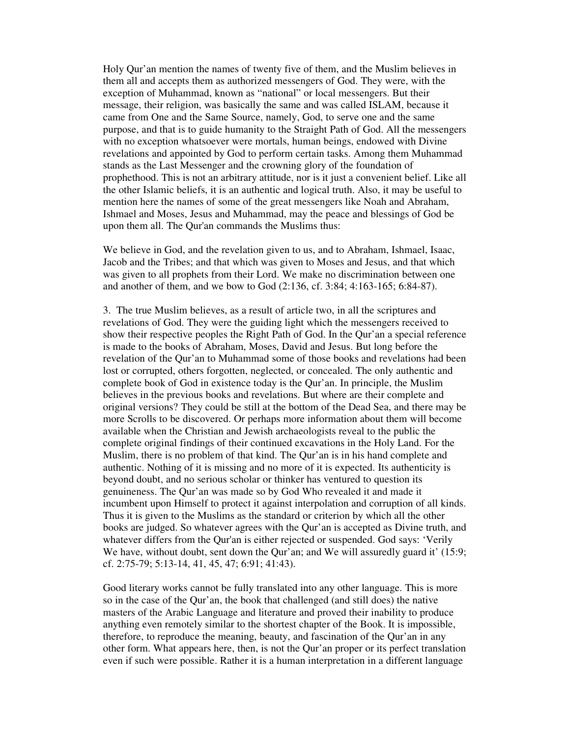Holy Qur'an mention the names of twenty five of them, and the Muslim believes in them all and accepts them as authorized messengers of God. They were, with the exception of Muhammad, known as "national" or local messengers. But their message, their religion, was basically the same and was called ISLAM, because it came from One and the Same Source, namely, God, to serve one and the same purpose, and that is to guide humanity to the Straight Path of God. All the messengers with no exception whatsoever were mortals, human beings, endowed with Divine revelations and appointed by God to perform certain tasks. Among them Muhammad stands as the Last Messenger and the crowning glory of the foundation of prophethood. This is not an arbitrary attitude, nor is it just a convenient belief. Like all the other Islamic beliefs, it is an authentic and logical truth. Also, it may be useful to mention here the names of some of the great messengers like Noah and Abraham, Ishmael and Moses, Jesus and Muhammad, may the peace and blessings of God be upon them all. The Qur'an commands the Muslims thus:

We believe in God, and the revelation given to us, and to Abraham, Ishmael, Isaac, Jacob and the Tribes; and that which was given to Moses and Jesus, and that which was given to all prophets from their Lord. We make no discrimination between one and another of them, and we bow to God (2:136, cf. 3:84; 4:163-165; 6:84-87).

3. The true Muslim believes, as a result of article two, in all the scriptures and revelations of God. They were the guiding light which the messengers received to show their respective peoples the Right Path of God. In the Qur'an a special reference is made to the books of Abraham, Moses, David and Jesus. But long before the revelation of the Qur'an to Muhammad some of those books and revelations had been lost or corrupted, others forgotten, neglected, or concealed. The only authentic and complete book of God in existence today is the Qur'an. In principle, the Muslim believes in the previous books and revelations. But where are their complete and original versions? They could be still at the bottom of the Dead Sea, and there may be more Scrolls to be discovered. Or perhaps more information about them will become available when the Christian and Jewish archaeologists reveal to the public the complete original findings of their continued excavations in the Holy Land. For the Muslim, there is no problem of that kind. The Qur'an is in his hand complete and authentic. Nothing of it is missing and no more of it is expected. Its authenticity is beyond doubt, and no serious scholar or thinker has ventured to question its genuineness. The Qur'an was made so by God Who revealed it and made it incumbent upon Himself to protect it against interpolation and corruption of all kinds. Thus it is given to the Muslims as the standard or criterion by which all the other books are judged. So whatever agrees with the Qur'an is accepted as Divine truth, and whatever differs from the Qur'an is either rejected or suspended. God says: 'Verily We have, without doubt, sent down the Qur'an; and We will assuredly guard it' (15:9; cf. 2:75-79; 5:13-14, 41, 45, 47; 6:91; 41:43).

Good literary works cannot be fully translated into any other language. This is more so in the case of the Qur'an, the book that challenged (and still does) the native masters of the Arabic Language and literature and proved their inability to produce anything even remotely similar to the shortest chapter of the Book. It is impossible, therefore, to reproduce the meaning, beauty, and fascination of the Qur'an in any other form. What appears here, then, is not the Qur'an proper or its perfect translation even if such were possible. Rather it is a human interpretation in a different language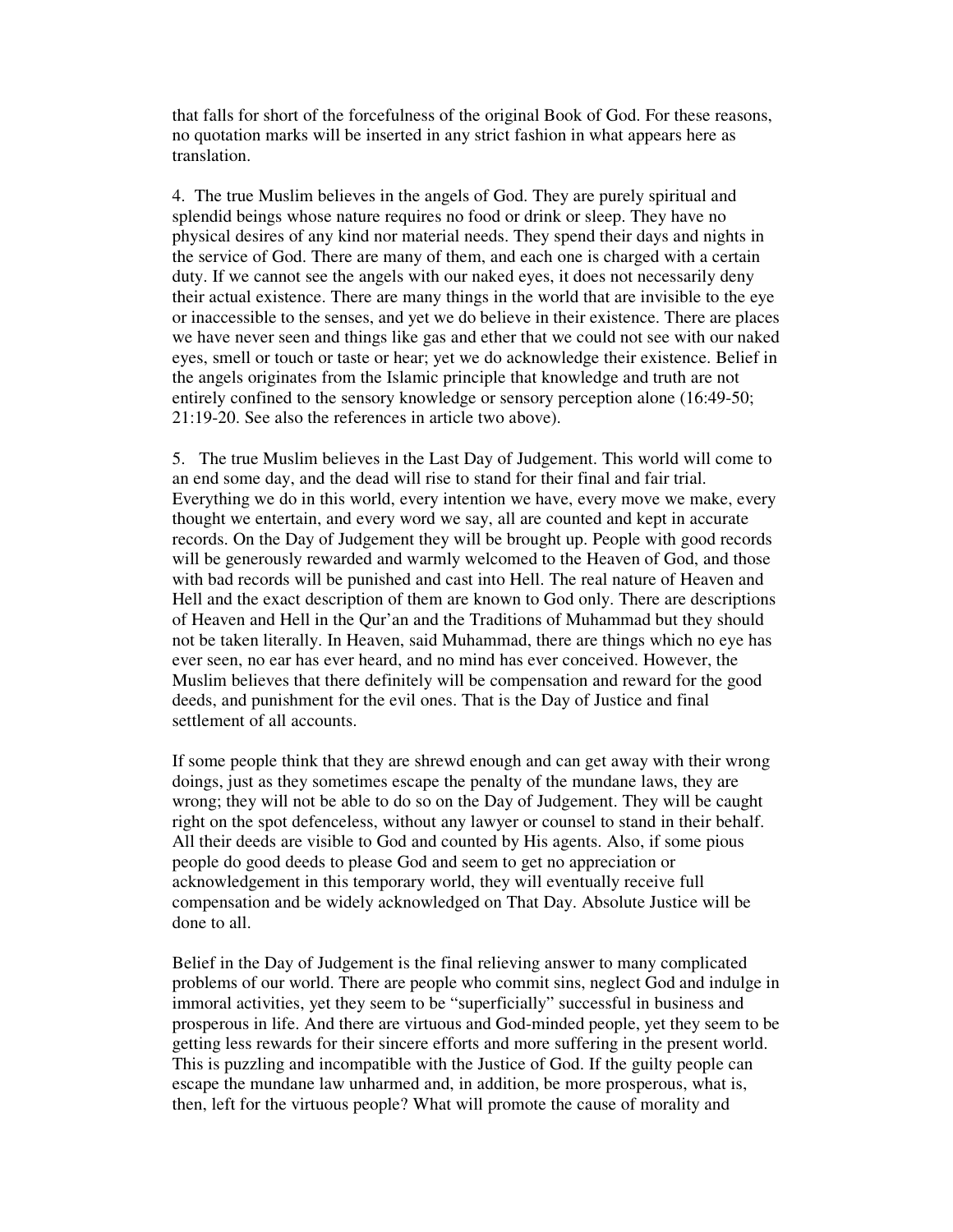that falls for short of the forcefulness of the original Book of God. For these reasons, no quotation marks will be inserted in any strict fashion in what appears here as translation.

4. The true Muslim believes in the angels of God. They are purely spiritual and splendid beings whose nature requires no food or drink or sleep. They have no physical desires of any kind nor material needs. They spend their days and nights in the service of God. There are many of them, and each one is charged with a certain duty. If we cannot see the angels with our naked eyes, it does not necessarily deny their actual existence. There are many things in the world that are invisible to the eye or inaccessible to the senses, and yet we do believe in their existence. There are places we have never seen and things like gas and ether that we could not see with our naked eyes, smell or touch or taste or hear; yet we do acknowledge their existence. Belief in the angels originates from the Islamic principle that knowledge and truth are not entirely confined to the sensory knowledge or sensory perception alone (16:49-50; 21:19-20. See also the references in article two above).

5. The true Muslim believes in the Last Day of Judgement. This world will come to an end some day, and the dead will rise to stand for their final and fair trial. Everything we do in this world, every intention we have, every move we make, every thought we entertain, and every word we say, all are counted and kept in accurate records. On the Day of Judgement they will be brought up. People with good records will be generously rewarded and warmly welcomed to the Heaven of God, and those with bad records will be punished and cast into Hell. The real nature of Heaven and Hell and the exact description of them are known to God only. There are descriptions of Heaven and Hell in the Qur'an and the Traditions of Muhammad but they should not be taken literally. In Heaven, said Muhammad, there are things which no eye has ever seen, no ear has ever heard, and no mind has ever conceived. However, the Muslim believes that there definitely will be compensation and reward for the good deeds, and punishment for the evil ones. That is the Day of Justice and final settlement of all accounts.

If some people think that they are shrewd enough and can get away with their wrong doings, just as they sometimes escape the penalty of the mundane laws, they are wrong; they will not be able to do so on the Day of Judgement. They will be caught right on the spot defenceless, without any lawyer or counsel to stand in their behalf. All their deeds are visible to God and counted by His agents. Also, if some pious people do good deeds to please God and seem to get no appreciation or acknowledgement in this temporary world, they will eventually receive full compensation and be widely acknowledged on That Day. Absolute Justice will be done to all.

Belief in the Day of Judgement is the final relieving answer to many complicated problems of our world. There are people who commit sins, neglect God and indulge in immoral activities, yet they seem to be "superficially" successful in business and prosperous in life. And there are virtuous and God-minded people, yet they seem to be getting less rewards for their sincere efforts and more suffering in the present world. This is puzzling and incompatible with the Justice of God. If the guilty people can escape the mundane law unharmed and, in addition, be more prosperous, what is, then, left for the virtuous people? What will promote the cause of morality and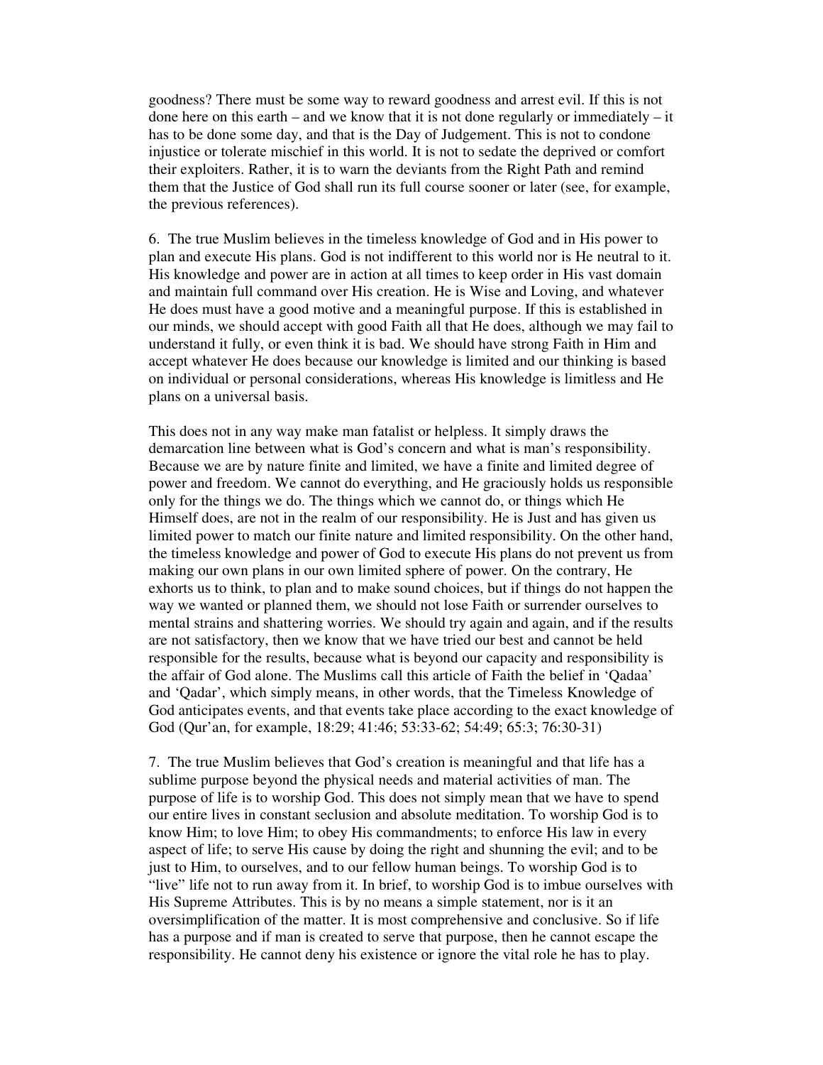goodness? There must be some way to reward goodness and arrest evil. If this is not done here on this earth – and we know that it is not done regularly or immediately – it has to be done some day, and that is the Day of Judgement. This is not to condone injustice or tolerate mischief in this world. It is not to sedate the deprived or comfort their exploiters. Rather, it is to warn the deviants from the Right Path and remind them that the Justice of God shall run its full course sooner or later (see, for example, the previous references).

6. The true Muslim believes in the timeless knowledge of God and in His power to plan and execute His plans. God is not indifferent to this world nor is He neutral to it. His knowledge and power are in action at all times to keep order in His vast domain and maintain full command over His creation. He is Wise and Loving, and whatever He does must have a good motive and a meaningful purpose. If this is established in our minds, we should accept with good Faith all that He does, although we may fail to understand it fully, or even think it is bad. We should have strong Faith in Him and accept whatever He does because our knowledge is limited and our thinking is based on individual or personal considerations, whereas His knowledge is limitless and He plans on a universal basis.

This does not in any way make man fatalist or helpless. It simply draws the demarcation line between what is God's concern and what is man's responsibility. Because we are by nature finite and limited, we have a finite and limited degree of power and freedom. We cannot do everything, and He graciously holds us responsible only for the things we do. The things which we cannot do, or things which He Himself does, are not in the realm of our responsibility. He is Just and has given us limited power to match our finite nature and limited responsibility. On the other hand, the timeless knowledge and power of God to execute His plans do not prevent us from making our own plans in our own limited sphere of power. On the contrary, He exhorts us to think, to plan and to make sound choices, but if things do not happen the way we wanted or planned them, we should not lose Faith or surrender ourselves to mental strains and shattering worries. We should try again and again, and if the results are not satisfactory, then we know that we have tried our best and cannot be held responsible for the results, because what is beyond our capacity and responsibility is the affair of God alone. The Muslims call this article of Faith the belief in 'Qadaa' and 'Qadar', which simply means, in other words, that the Timeless Knowledge of God anticipates events, and that events take place according to the exact knowledge of God (Qur'an, for example, 18:29; 41:46; 53:33-62; 54:49; 65:3; 76:30-31)

7. The true Muslim believes that God's creation is meaningful and that life has a sublime purpose beyond the physical needs and material activities of man. The purpose of life is to worship God. This does not simply mean that we have to spend our entire lives in constant seclusion and absolute meditation. To worship God is to know Him; to love Him; to obey His commandments; to enforce His law in every aspect of life; to serve His cause by doing the right and shunning the evil; and to be just to Him, to ourselves, and to our fellow human beings. To worship God is to "live" life not to run away from it. In brief, to worship God is to imbue ourselves with His Supreme Attributes. This is by no means a simple statement, nor is it an oversimplification of the matter. It is most comprehensive and conclusive. So if life has a purpose and if man is created to serve that purpose, then he cannot escape the responsibility. He cannot deny his existence or ignore the vital role he has to play.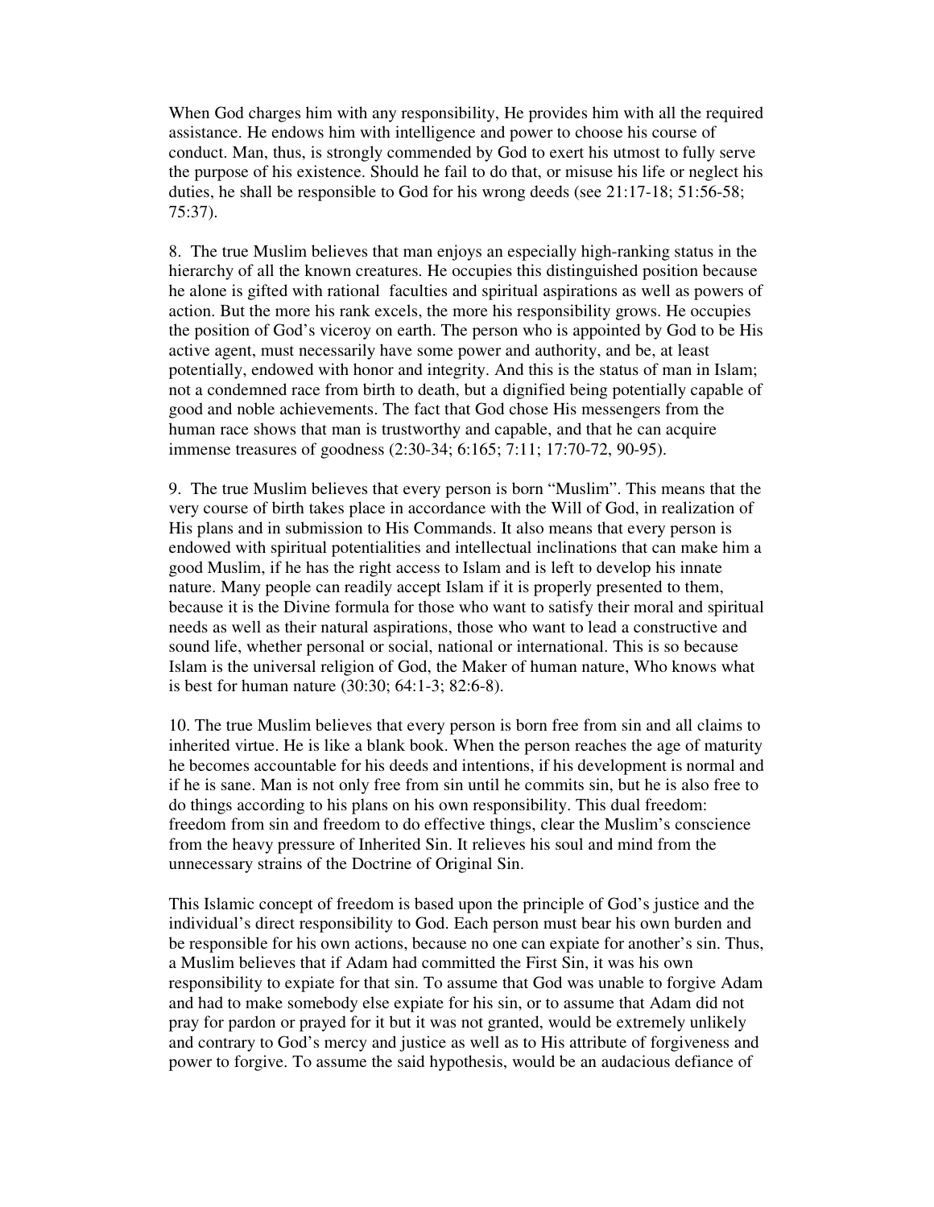When God charges him with any responsibility, He provides him with all the required assistance. He endows him with intelligence and power to choose his course of conduct. Man, thus, is strongly commended by God to exert his utmost to fully serve the purpose of his existence. Should he fail to do that, or misuse his life or neglect his duties, he shall be responsible to God for his wrong deeds (see 21:17-18; 51:56-58; 75:37).

8. The true Muslim believes that man enjoys an especially high-ranking status in the hierarchy of all the known creatures. He occupies this distinguished position because he alone is gifted with rational faculties and spiritual aspirations as well as powers of action. But the more his rank excels, the more his responsibility grows. He occupies the position of God's viceroy on earth. The person who is appointed by God to be His active agent, must necessarily have some power and authority, and be, at least potentially, endowed with honor and integrity. And this is the status of man in Islam; not a condemned race from birth to death, but a dignified being potentially capable of good and noble achievements. The fact that God chose His messengers from the human race shows that man is trustworthy and capable, and that he can acquire immense treasures of goodness (2:30-34; 6:165; 7:11; 17:70-72, 90-95).

9. The true Muslim believes that every person is born "Muslim". This means that the very course of birth takes place in accordance with the Will of God, in realization of His plans and in submission to His Commands. It also means that every person is endowed with spiritual potentialities and intellectual inclinations that can make him a good Muslim, if he has the right access to Islam and is left to develop his innate nature. Many people can readily accept Islam if it is properly presented to them, because it is the Divine formula for those who want to satisfy their moral and spiritual needs as well as their natural aspirations, those who want to lead a constructive and sound life, whether personal or social, national or international. This is so because Islam is the universal religion of God, the Maker of human nature, Who knows what is best for human nature (30:30; 64:1-3; 82:6-8).

10. The true Muslim believes that every person is born free from sin and all claims to inherited virtue. He is like a blank book. When the person reaches the age of maturity he becomes accountable for his deeds and intentions, if his development is normal and if he is sane. Man is not only free from sin until he commits sin, but he is also free to do things according to his plans on his own responsibility. This dual freedom: freedom from sin and freedom to do effective things, clear the Muslim's conscience from the heavy pressure of Inherited Sin. It relieves his soul and mind from the unnecessary strains of the Doctrine of Original Sin.

This Islamic concept of freedom is based upon the principle of God's justice and the individual's direct responsibility to God. Each person must bear his own burden and be responsible for his own actions, because no one can expiate for another's sin. Thus, a Muslim believes that if Adam had committed the First Sin, it was his own responsibility to expiate for that sin. To assume that God was unable to forgive Adam and had to make somebody else expiate for his sin, or to assume that Adam did not pray for pardon or prayed for it but it was not granted, would be extremely unlikely and contrary to God's mercy and justice as well as to His attribute of forgiveness and power to forgive. To assume the said hypothesis, would be an audacious defiance of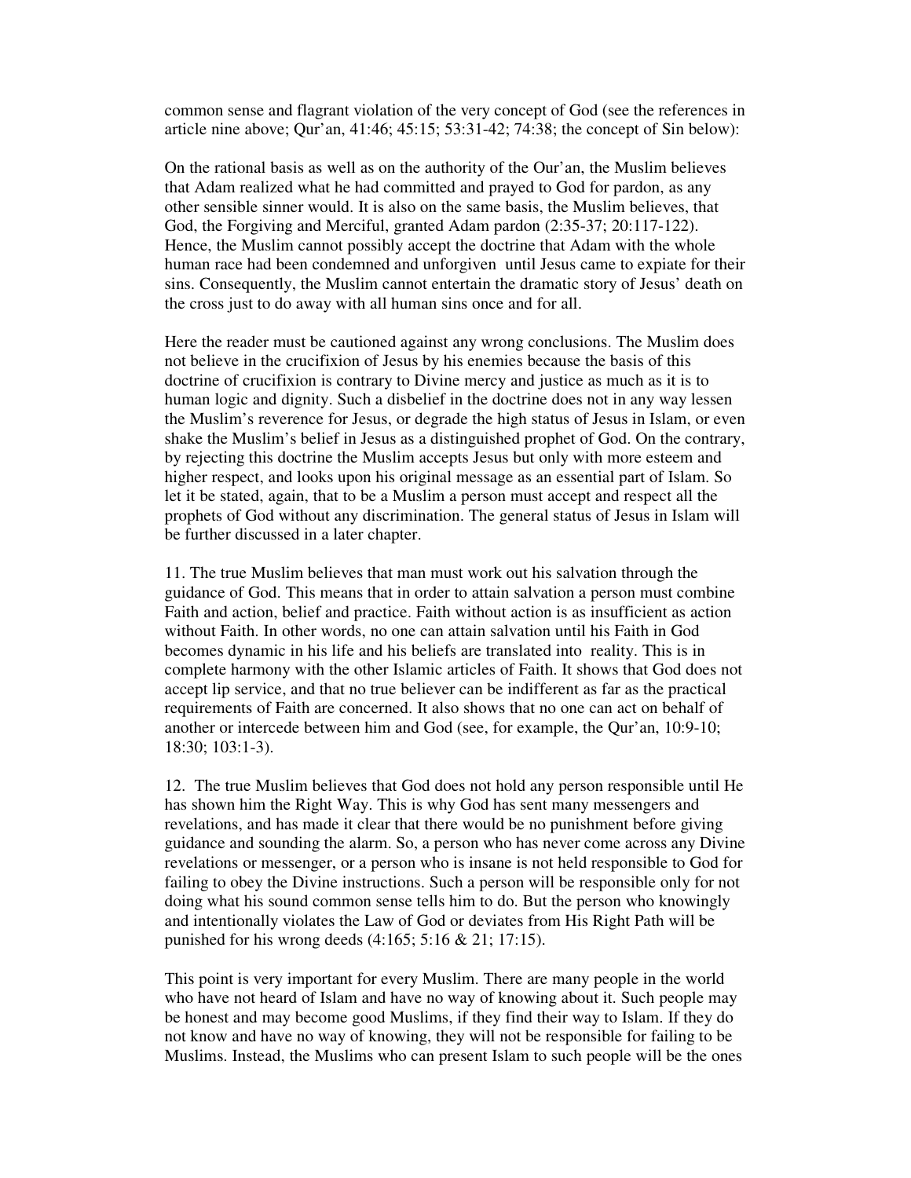common sense and flagrant violation of the very concept of God (see the references in article nine above; Qur'an, 41:46; 45:15; 53:31-42; 74:38; the concept of Sin below):

On the rational basis as well as on the authority of the Our'an, the Muslim believes that Adam realized what he had committed and prayed to God for pardon, as any other sensible sinner would. It is also on the same basis, the Muslim believes, that God, the Forgiving and Merciful, granted Adam pardon (2:35-37; 20:117-122). Hence, the Muslim cannot possibly accept the doctrine that Adam with the whole human race had been condemned and unforgiven until Jesus came to expiate for their sins. Consequently, the Muslim cannot entertain the dramatic story of Jesus' death on the cross just to do away with all human sins once and for all.

Here the reader must be cautioned against any wrong conclusions. The Muslim does not believe in the crucifixion of Jesus by his enemies because the basis of this doctrine of crucifixion is contrary to Divine mercy and justice as much as it is to human logic and dignity. Such a disbelief in the doctrine does not in any way lessen the Muslim's reverence for Jesus, or degrade the high status of Jesus in Islam, or even shake the Muslim's belief in Jesus as a distinguished prophet of God. On the contrary, by rejecting this doctrine the Muslim accepts Jesus but only with more esteem and higher respect, and looks upon his original message as an essential part of Islam. So let it be stated, again, that to be a Muslim a person must accept and respect all the prophets of God without any discrimination. The general status of Jesus in Islam will be further discussed in a later chapter.

11. The true Muslim believes that man must work out his salvation through the guidance of God. This means that in order to attain salvation a person must combine Faith and action, belief and practice. Faith without action is as insufficient as action without Faith. In other words, no one can attain salvation until his Faith in God becomes dynamic in his life and his beliefs are translated into reality. This is in complete harmony with the other Islamic articles of Faith. It shows that God does not accept lip service, and that no true believer can be indifferent as far as the practical requirements of Faith are concerned. It also shows that no one can act on behalf of another or intercede between him and God (see, for example, the Qur'an, 10:9-10; 18:30; 103:1-3).

12. The true Muslim believes that God does not hold any person responsible until He has shown him the Right Way. This is why God has sent many messengers and revelations, and has made it clear that there would be no punishment before giving guidance and sounding the alarm. So, a person who has never come across any Divine revelations or messenger, or a person who is insane is not held responsible to God for failing to obey the Divine instructions. Such a person will be responsible only for not doing what his sound common sense tells him to do. But the person who knowingly and intentionally violates the Law of God or deviates from His Right Path will be punished for his wrong deeds (4:165; 5:16 & 21; 17:15).

This point is very important for every Muslim. There are many people in the world who have not heard of Islam and have no way of knowing about it. Such people may be honest and may become good Muslims, if they find their way to Islam. If they do not know and have no way of knowing, they will not be responsible for failing to be Muslims. Instead, the Muslims who can present Islam to such people will be the ones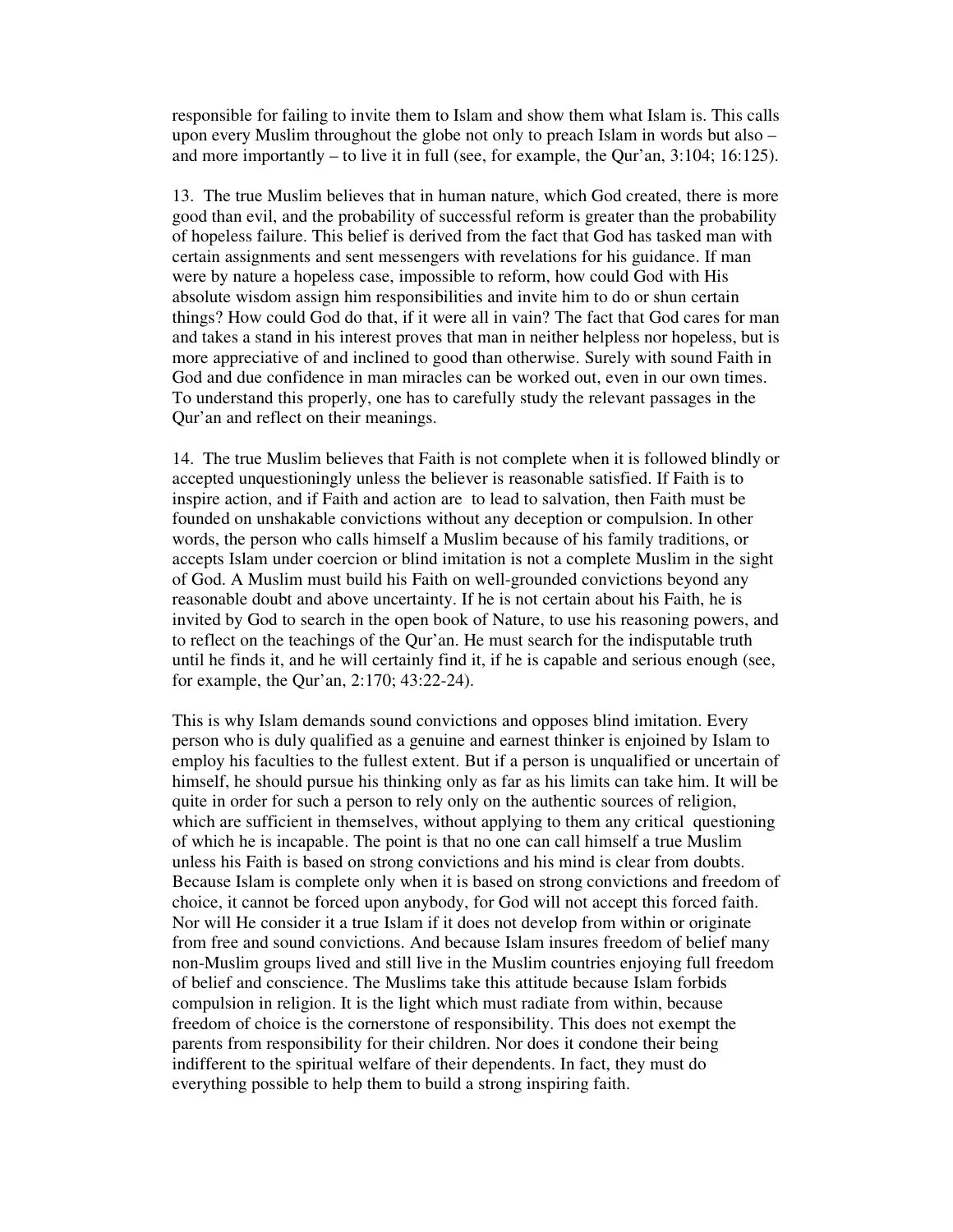responsible for failing to invite them to Islam and show them what Islam is. This calls upon every Muslim throughout the globe not only to preach Islam in words but also – and more importantly – to live it in full (see, for example, the Qur'an, 3:104; 16:125).

13. The true Muslim believes that in human nature, which God created, there is more good than evil, and the probability of successful reform is greater than the probability of hopeless failure. This belief is derived from the fact that God has tasked man with certain assignments and sent messengers with revelations for his guidance. If man were by nature a hopeless case, impossible to reform, how could God with His absolute wisdom assign him responsibilities and invite him to do or shun certain things? How could God do that, if it were all in vain? The fact that God cares for man and takes a stand in his interest proves that man in neither helpless nor hopeless, but is more appreciative of and inclined to good than otherwise. Surely with sound Faith in God and due confidence in man miracles can be worked out, even in our own times. To understand this properly, one has to carefully study the relevant passages in the Qur'an and reflect on their meanings.

14. The true Muslim believes that Faith is not complete when it is followed blindly or accepted unquestioningly unless the believer is reasonable satisfied. If Faith is to inspire action, and if Faith and action are to lead to salvation, then Faith must be founded on unshakable convictions without any deception or compulsion. In other words, the person who calls himself a Muslim because of his family traditions, or accepts Islam under coercion or blind imitation is not a complete Muslim in the sight of God. A Muslim must build his Faith on well-grounded convictions beyond any reasonable doubt and above uncertainty. If he is not certain about his Faith, he is invited by God to search in the open book of Nature, to use his reasoning powers, and to reflect on the teachings of the Qur'an. He must search for the indisputable truth until he finds it, and he will certainly find it, if he is capable and serious enough (see, for example, the Qur'an, 2:170; 43:22-24).

This is why Islam demands sound convictions and opposes blind imitation. Every person who is duly qualified as a genuine and earnest thinker is enjoined by Islam to employ his faculties to the fullest extent. But if a person is unqualified or uncertain of himself, he should pursue his thinking only as far as his limits can take him. It will be quite in order for such a person to rely only on the authentic sources of religion, which are sufficient in themselves, without applying to them any critical questioning of which he is incapable. The point is that no one can call himself a true Muslim unless his Faith is based on strong convictions and his mind is clear from doubts. Because Islam is complete only when it is based on strong convictions and freedom of choice, it cannot be forced upon anybody, for God will not accept this forced faith. Nor will He consider it a true Islam if it does not develop from within or originate from free and sound convictions. And because Islam insures freedom of belief many non-Muslim groups lived and still live in the Muslim countries enjoying full freedom of belief and conscience. The Muslims take this attitude because Islam forbids compulsion in religion. It is the light which must radiate from within, because freedom of choice is the cornerstone of responsibility. This does not exempt the parents from responsibility for their children. Nor does it condone their being indifferent to the spiritual welfare of their dependents. In fact, they must do everything possible to help them to build a strong inspiring faith.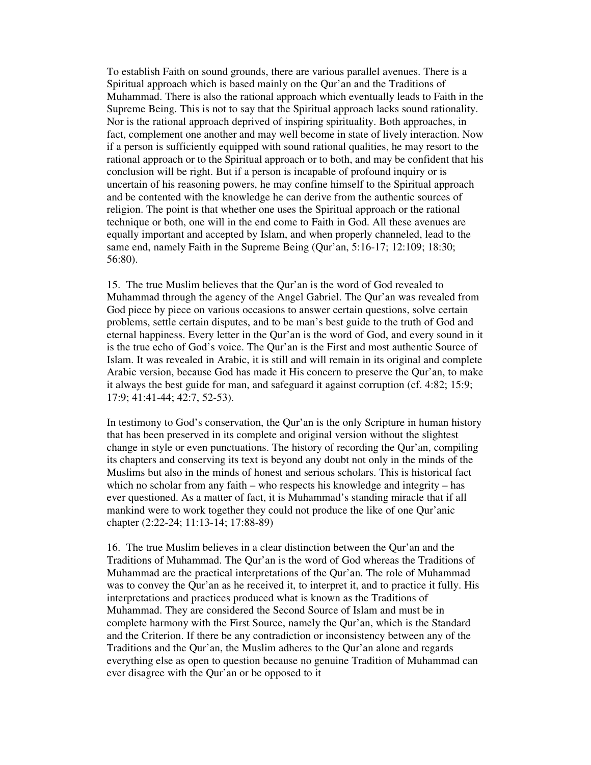To establish Faith on sound grounds, there are various parallel avenues. There is a Spiritual approach which is based mainly on the Qur'an and the Traditions of Muhammad. There is also the rational approach which eventually leads to Faith in the Supreme Being. This is not to say that the Spiritual approach lacks sound rationality. Nor is the rational approach deprived of inspiring spirituality. Both approaches, in fact, complement one another and may well become in state of lively interaction. Now if a person is sufficiently equipped with sound rational qualities, he may resort to the rational approach or to the Spiritual approach or to both, and may be confident that his conclusion will be right. But if a person is incapable of profound inquiry or is uncertain of his reasoning powers, he may confine himself to the Spiritual approach and be contented with the knowledge he can derive from the authentic sources of religion. The point is that whether one uses the Spiritual approach or the rational technique or both, one will in the end come to Faith in God. All these avenues are equally important and accepted by Islam, and when properly channeled, lead to the same end, namely Faith in the Supreme Being (Qur'an, 5:16-17; 12:109; 18:30; 56:80).

15. The true Muslim believes that the Qur'an is the word of God revealed to Muhammad through the agency of the Angel Gabriel. The Qur'an was revealed from God piece by piece on various occasions to answer certain questions, solve certain problems, settle certain disputes, and to be man's best guide to the truth of God and eternal happiness. Every letter in the Qur'an is the word of God, and every sound in it is the true echo of God's voice. The Qur'an is the First and most authentic Source of Islam. It was revealed in Arabic, it is still and will remain in its original and complete Arabic version, because God has made it His concern to preserve the Qur'an, to make it always the best guide for man, and safeguard it against corruption (cf. 4:82; 15:9; 17:9; 41:41-44; 42:7, 52-53).

In testimony to God's conservation, the Qur'an is the only Scripture in human history that has been preserved in its complete and original version without the slightest change in style or even punctuations. The history of recording the Qur'an, compiling its chapters and conserving its text is beyond any doubt not only in the minds of the Muslims but also in the minds of honest and serious scholars. This is historical fact which no scholar from any faith – who respects his knowledge and integrity – has ever questioned. As a matter of fact, it is Muhammad's standing miracle that if all mankind were to work together they could not produce the like of one Qur'anic chapter (2:22-24; 11:13-14; 17:88-89)

16. The true Muslim believes in a clear distinction between the Qur'an and the Traditions of Muhammad. The Qur'an is the word of God whereas the Traditions of Muhammad are the practical interpretations of the Qur'an. The role of Muhammad was to convey the Qur'an as he received it, to interpret it, and to practice it fully. His interpretations and practices produced what is known as the Traditions of Muhammad. They are considered the Second Source of Islam and must be in complete harmony with the First Source, namely the Qur'an, which is the Standard and the Criterion. If there be any contradiction or inconsistency between any of the Traditions and the Qur'an, the Muslim adheres to the Qur'an alone and regards everything else as open to question because no genuine Tradition of Muhammad can ever disagree with the Qur'an or be opposed to it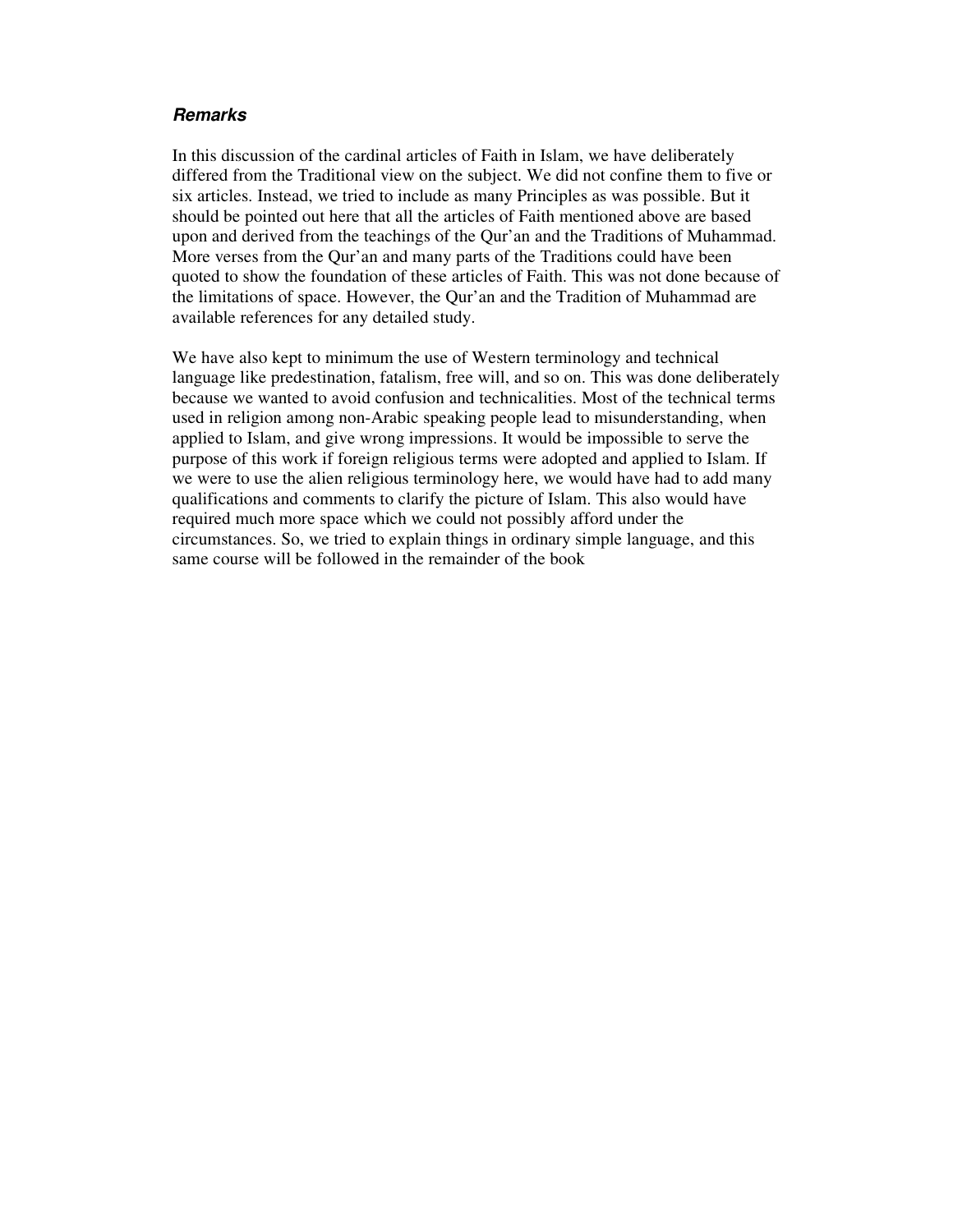### ***Remarks***

In this discussion of the cardinal articles of Faith in Islam, we have deliberately differed from the Traditional view on the subject. We did not confine them to five or six articles. Instead, we tried to include as many Principles as was possible. But it should be pointed out here that all the articles of Faith mentioned above are based upon and derived from the teachings of the Qur'an and the Traditions of Muhammad. More verses from the Qur'an and many parts of the Traditions could have been quoted to show the foundation of these articles of Faith. This was not done because of the limitations of space. However, the Qur'an and the Tradition of Muhammad are available references for any detailed study.

We have also kept to minimum the use of Western terminology and technical language like predestination, fatalism, free will, and so on. This was done deliberately because we wanted to avoid confusion and technicalities. Most of the technical terms used in religion among non-Arabic speaking people lead to misunderstanding, when applied to Islam, and give wrong impressions. It would be impossible to serve the purpose of this work if foreign religious terms were adopted and applied to Islam. If we were to use the alien religious terminology here, we would have had to add many qualifications and comments to clarify the picture of Islam. This also would have required much more space which we could not possibly afford under the circumstances. So, we tried to explain things in ordinary simple language, and this same course will be followed in the remainder of the book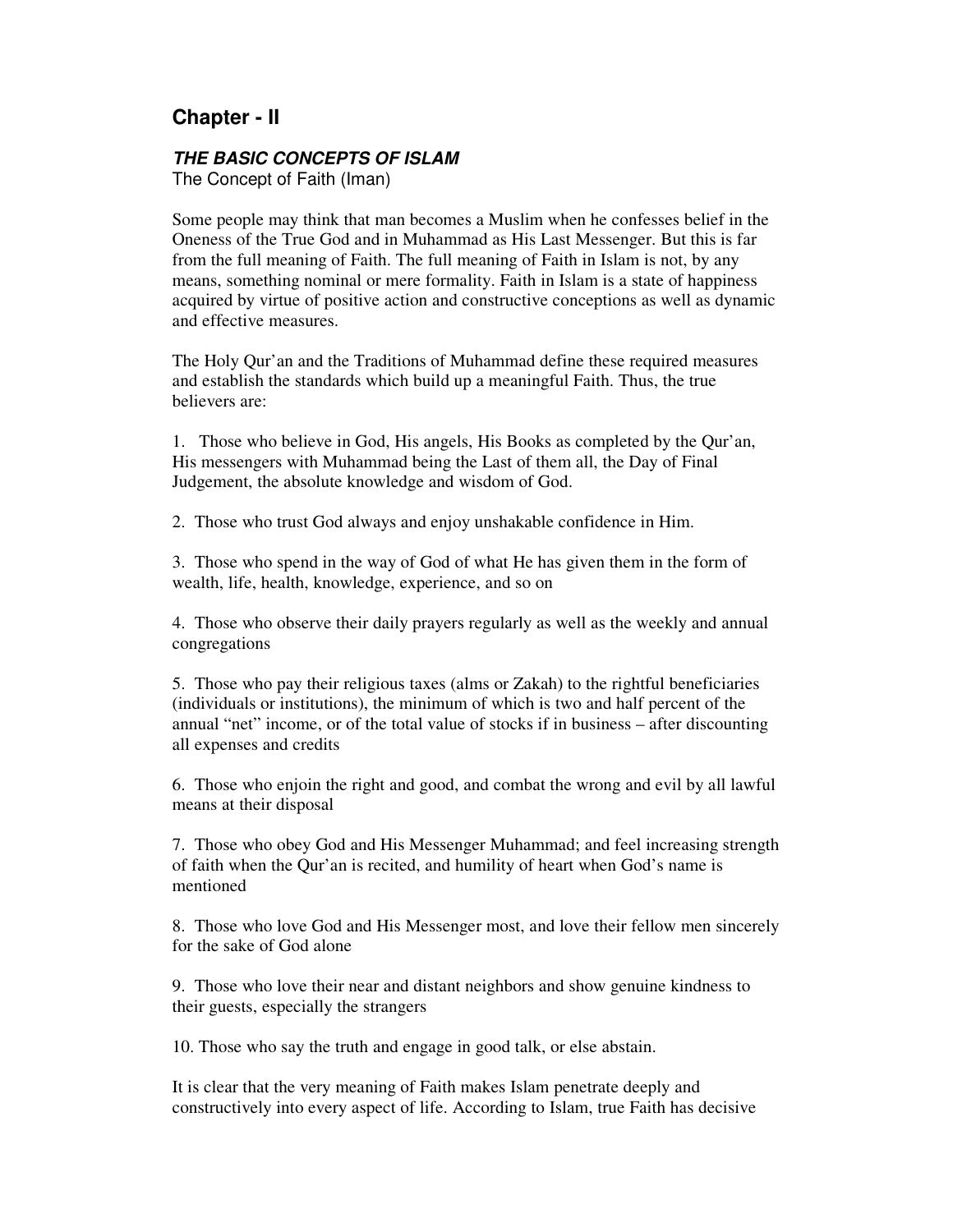## Chapter - II

### ***THE BASIC CONCEPTS OF ISLAM***

The Concept of Faith (Iman)

Some people may think that man becomes a Muslim when he confesses belief in the Oneness of the True God and in Muhammad as His Last Messenger. But this is far from the full meaning of Faith. The full meaning of Faith in Islam is not, by any means, something nominal or mere formality. Faith in Islam is a state of happiness acquired by virtue of positive action and constructive conceptions as well as dynamic and effective measures.

The Holy Qur'an and the Traditions of Muhammad define these required measures and establish the standards which build up a meaningful Faith. Thus, the true believers are:

1. Those who believe in God, His angels, His Books as completed by the Qur'an, His messengers with Muhammad being the Last of them all, the Day of Final Judgement, the absolute knowledge and wisdom of God.

2. Those who trust God always and enjoy unshakable confidence in Him.

3. Those who spend in the way of God of what He has given them in the form of wealth, life, health, knowledge, experience, and so on

4. Those who observe their daily prayers regularly as well as the weekly and annual congregations

5. Those who pay their religious taxes (alms or Zakah) to the rightful beneficiaries (individuals or institutions), the minimum of which is two and half percent of the annual "net" income, or of the total value of stocks if in business – after discounting all expenses and credits

6. Those who enjoin the right and good, and combat the wrong and evil by all lawful means at their disposal

7. Those who obey God and His Messenger Muhammad; and feel increasing strength of faith when the Qur'an is recited, and humility of heart when God's name is mentioned

8. Those who love God and His Messenger most, and love their fellow men sincerely for the sake of God alone

9. Those who love their near and distant neighbors and show genuine kindness to their guests, especially the strangers

10. Those who say the truth and engage in good talk, or else abstain.

It is clear that the very meaning of Faith makes Islam penetrate deeply and constructively into every aspect of life. According to Islam, true Faith has decisive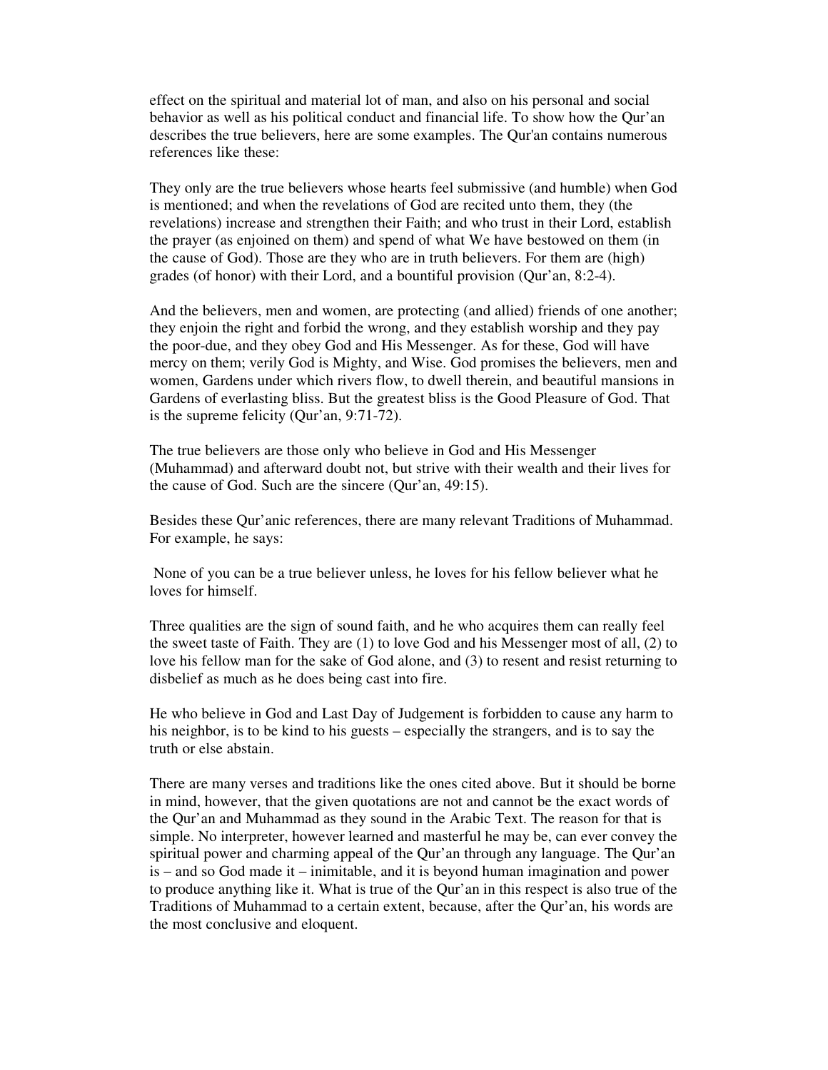effect on the spiritual and material lot of man, and also on his personal and social behavior as well as his political conduct and financial life. To show how the Qur'an describes the true believers, here are some examples. The Qur'an contains numerous references like these:

They only are the true believers whose hearts feel submissive (and humble) when God is mentioned; and when the revelations of God are recited unto them, they (the revelations) increase and strengthen their Faith; and who trust in their Lord, establish the prayer (as enjoined on them) and spend of what We have bestowed on them (in the cause of God). Those are they who are in truth believers. For them are (high) grades (of honor) with their Lord, and a bountiful provision (Qur'an, 8:2-4).

And the believers, men and women, are protecting (and allied) friends of one another; they enjoin the right and forbid the wrong, and they establish worship and they pay the poor-due, and they obey God and His Messenger. As for these, God will have mercy on them; verily God is Mighty, and Wise. God promises the believers, men and women, Gardens under which rivers flow, to dwell therein, and beautiful mansions in Gardens of everlasting bliss. But the greatest bliss is the Good Pleasure of God. That is the supreme felicity (Qur'an, 9:71-72).

The true believers are those only who believe in God and His Messenger (Muhammad) and afterward doubt not, but strive with their wealth and their lives for the cause of God. Such are the sincere (Qur'an, 49:15).

Besides these Qur'anic references, there are many relevant Traditions of Muhammad. For example, he says:

None of you can be a true believer unless, he loves for his fellow believer what he loves for himself.

Three qualities are the sign of sound faith, and he who acquires them can really feel the sweet taste of Faith. They are (1) to love God and his Messenger most of all, (2) to love his fellow man for the sake of God alone, and (3) to resent and resist returning to disbelief as much as he does being cast into fire.

He who believe in God and Last Day of Judgement is forbidden to cause any harm to his neighbor, is to be kind to his guests – especially the strangers, and is to say the truth or else abstain.

There are many verses and traditions like the ones cited above. But it should be borne in mind, however, that the given quotations are not and cannot be the exact words of the Qur'an and Muhammad as they sound in the Arabic Text. The reason for that is simple. No interpreter, however learned and masterful he may be, can ever convey the spiritual power and charming appeal of the Qur'an through any language. The Qur'an is – and so God made it – inimitable, and it is beyond human imagination and power to produce anything like it. What is true of the Qur'an in this respect is also true of the Traditions of Muhammad to a certain extent, because, after the Qur'an, his words are the most conclusive and eloquent.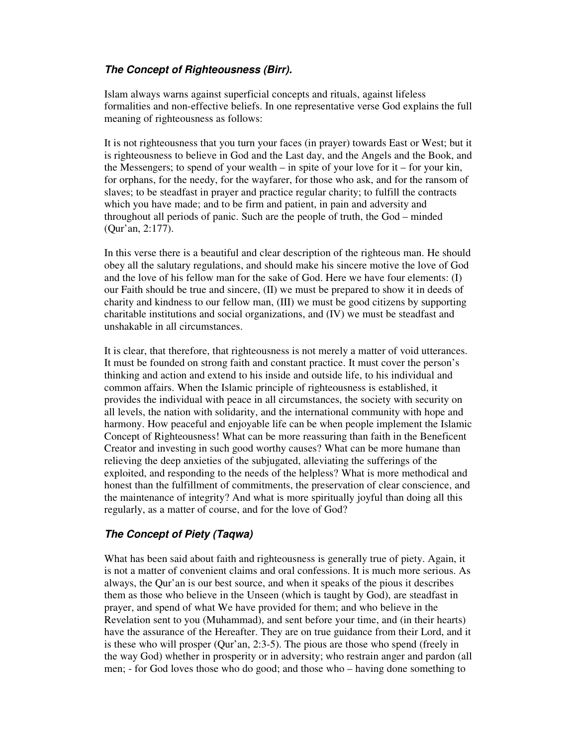### ***The Concept of Righteousness (Birr).***

Islam always warns against superficial concepts and rituals, against lifeless formalities and non-effective beliefs. In one representative verse God explains the full meaning of righteousness as follows:

It is not righteousness that you turn your faces (in prayer) towards East or West; but it is righteousness to believe in God and the Last day, and the Angels and the Book, and the Messengers; to spend of your wealth – in spite of your love for it – for your kin, for orphans, for the needy, for the wayfarer, for those who ask, and for the ransom of slaves; to be steadfast in prayer and practice regular charity; to fulfill the contracts which you have made; and to be firm and patient, in pain and adversity and throughout all periods of panic. Such are the people of truth, the God – minded (Qur'an, 2:177).

In this verse there is a beautiful and clear description of the righteous man. He should obey all the salutary regulations, and should make his sincere motive the love of God and the love of his fellow man for the sake of God. Here we have four elements: (I) our Faith should be true and sincere, (II) we must be prepared to show it in deeds of charity and kindness to our fellow man, (III) we must be good citizens by supporting charitable institutions and social organizations, and (IV) we must be steadfast and unshakable in all circumstances.

It is clear, that therefore, that righteousness is not merely a matter of void utterances. It must be founded on strong faith and constant practice. It must cover the person's thinking and action and extend to his inside and outside life, to his individual and common affairs. When the Islamic principle of righteousness is established, it provides the individual with peace in all circumstances, the society with security on all levels, the nation with solidarity, and the international community with hope and harmony. How peaceful and enjoyable life can be when people implement the Islamic Concept of Righteousness! What can be more reassuring than faith in the Beneficent Creator and investing in such good worthy causes? What can be more humane than relieving the deep anxieties of the subjugated, alleviating the sufferings of the exploited, and responding to the needs of the helpless? What is more methodical and honest than the fulfillment of commitments, the preservation of clear conscience, and the maintenance of integrity? And what is more spiritually joyful than doing all this regularly, as a matter of course, and for the love of God?

### ***The Concept of Piety (Taqwa)***

What has been said about faith and righteousness is generally true of piety. Again, it is not a matter of convenient claims and oral confessions. It is much more serious. As always, the Qur'an is our best source, and when it speaks of the pious it describes them as those who believe in the Unseen (which is taught by God), are steadfast in prayer, and spend of what We have provided for them; and who believe in the Revelation sent to you (Muhammad), and sent before your time, and (in their hearts) have the assurance of the Hereafter. They are on true guidance from their Lord, and it is these who will prosper (Qur'an, 2:3-5). The pious are those who spend (freely in the way God) whether in prosperity or in adversity; who restrain anger and pardon (all men; - for God loves those who do good; and those who – having done something to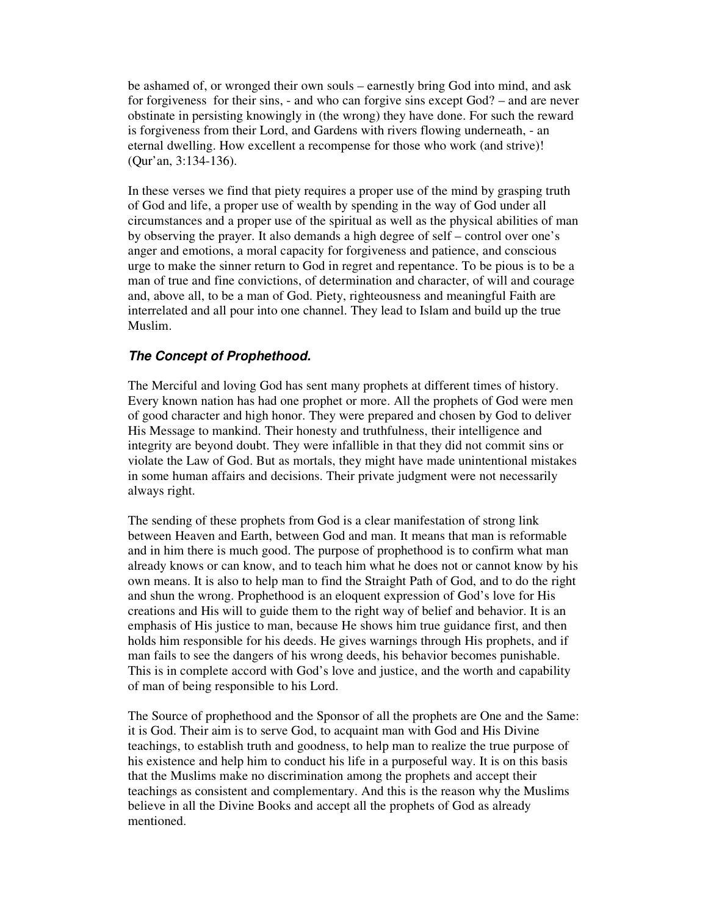be ashamed of, or wronged their own souls – earnestly bring God into mind, and ask for forgiveness for their sins, - and who can forgive sins except God? – and are never obstinate in persisting knowingly in (the wrong) they have done. For such the reward is forgiveness from their Lord, and Gardens with rivers flowing underneath, - an eternal dwelling. How excellent a recompense for those who work (and strive)! (Qur'an, 3:134-136).

In these verses we find that piety requires a proper use of the mind by grasping truth of God and life, a proper use of wealth by spending in the way of God under all circumstances and a proper use of the spiritual as well as the physical abilities of man by observing the prayer. It also demands a high degree of self – control over one's anger and emotions, a moral capacity for forgiveness and patience, and conscious urge to make the sinner return to God in regret and repentance. To be pious is to be a man of true and fine convictions, of determination and character, of will and courage and, above all, to be a man of God. Piety, righteousness and meaningful Faith are interrelated and all pour into one channel. They lead to Islam and build up the true Muslim.

### *The Concept of Prophethood.*

The Merciful and loving God has sent many prophets at different times of history. Every known nation has had one prophet or more. All the prophets of God were men of good character and high honor. They were prepared and chosen by God to deliver His Message to mankind. Their honesty and truthfulness, their intelligence and integrity are beyond doubt. They were infallible in that they did not commit sins or violate the Law of God. But as mortals, they might have made unintentional mistakes in some human affairs and decisions. Their private judgment were not necessarily always right.

The sending of these prophets from God is a clear manifestation of strong link between Heaven and Earth, between God and man. It means that man is reformable and in him there is much good. The purpose of prophethood is to confirm what man already knows or can know, and to teach him what he does not or cannot know by his own means. It is also to help man to find the Straight Path of God, and to do the right and shun the wrong. Prophethood is an eloquent expression of God's love for His creations and His will to guide them to the right way of belief and behavior. It is an emphasis of His justice to man, because He shows him true guidance first, and then holds him responsible for his deeds. He gives warnings through His prophets, and if man fails to see the dangers of his wrong deeds, his behavior becomes punishable. This is in complete accord with God's love and justice, and the worth and capability of man of being responsible to his Lord.

The Source of prophethood and the Sponsor of all the prophets are One and the Same: it is God. Their aim is to serve God, to acquaint man with God and His Divine teachings, to establish truth and goodness, to help man to realize the true purpose of his existence and help him to conduct his life in a purposeful way. It is on this basis that the Muslims make no discrimination among the prophets and accept their teachings as consistent and complementary. And this is the reason why the Muslims believe in all the Divine Books and accept all the prophets of God as already mentioned.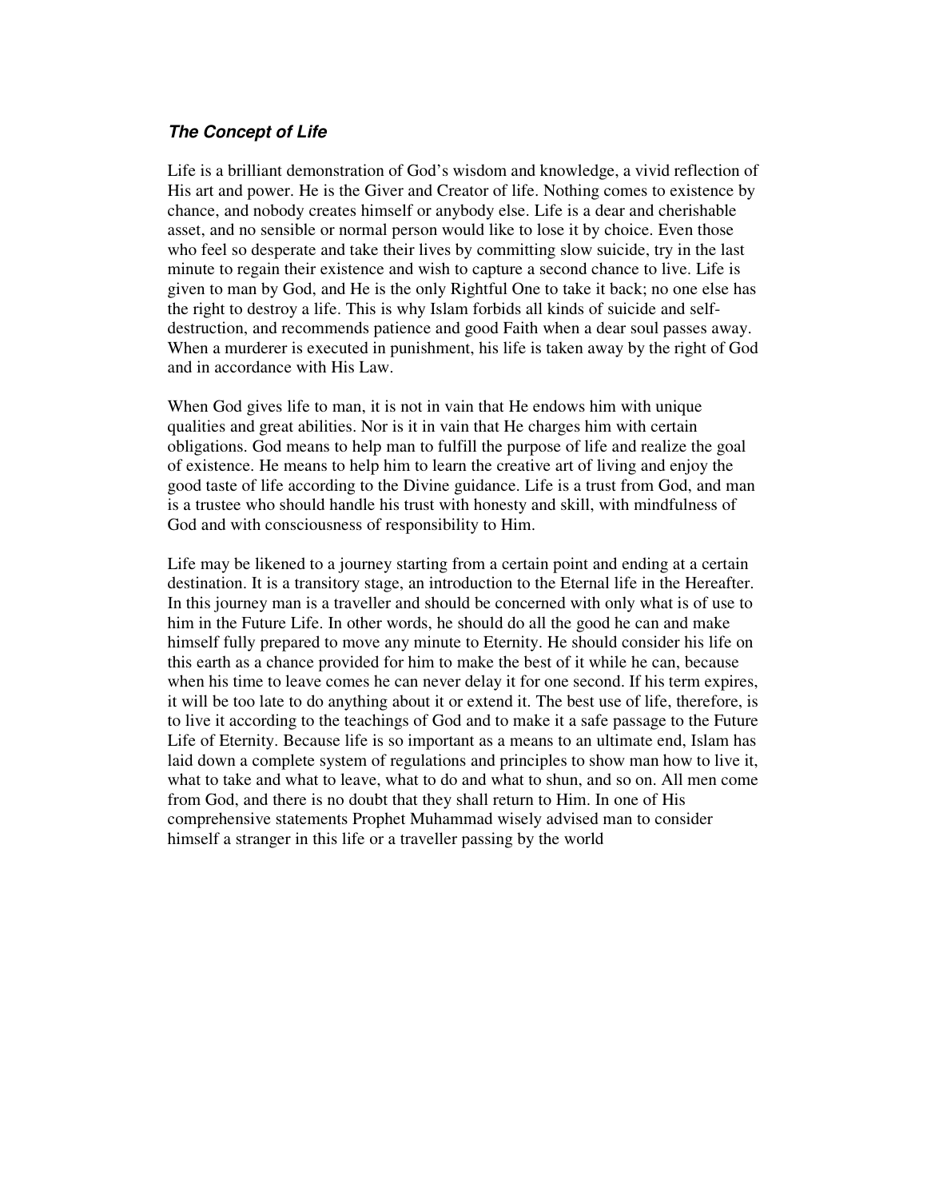### ***The Concept of Life***

Life is a brilliant demonstration of God's wisdom and knowledge, a vivid reflection of His art and power. He is the Giver and Creator of life. Nothing comes to existence by chance, and nobody creates himself or anybody else. Life is a dear and cherishable asset, and no sensible or normal person would like to lose it by choice. Even those who feel so desperate and take their lives by committing slow suicide, try in the last minute to regain their existence and wish to capture a second chance to live. Life is given to man by God, and He is the only Rightful One to take it back; no one else has the right to destroy a life. This is why Islam forbids all kinds of suicide and self-destruction, and recommends patience and good Faith when a dear soul passes away. When a murderer is executed in punishment, his life is taken away by the right of God and in accordance with His Law.

When God gives life to man, it is not in vain that He endows him with unique qualities and great abilities. Nor is it in vain that He charges him with certain obligations. God means to help man to fulfill the purpose of life and realize the goal of existence. He means to help him to learn the creative art of living and enjoy the good taste of life according to the Divine guidance. Life is a trust from God, and man is a trustee who should handle his trust with honesty and skill, with mindfulness of God and with consciousness of responsibility to Him.

Life may be likened to a journey starting from a certain point and ending at a certain destination. It is a transitory stage, an introduction to the Eternal life in the Hereafter. In this journey man is a traveller and should be concerned with only what is of use to him in the Future Life. In other words, he should do all the good he can and make himself fully prepared to move any minute to Eternity. He should consider his life on this earth as a chance provided for him to make the best of it while he can, because when his time to leave comes he can never delay it for one second. If his term expires, it will be too late to do anything about it or extend it. The best use of life, therefore, is to live it according to the teachings of God and to make it a safe passage to the Future Life of Eternity. Because life is so important as a means to an ultimate end, Islam has laid down a complete system of regulations and principles to show man how to live it, what to take and what to leave, what to do and what to shun, and so on. All men come from God, and there is no doubt that they shall return to Him. In one of His comprehensive statements Prophet Muhammad wisely advised man to consider himself a stranger in this life or a traveller passing by the world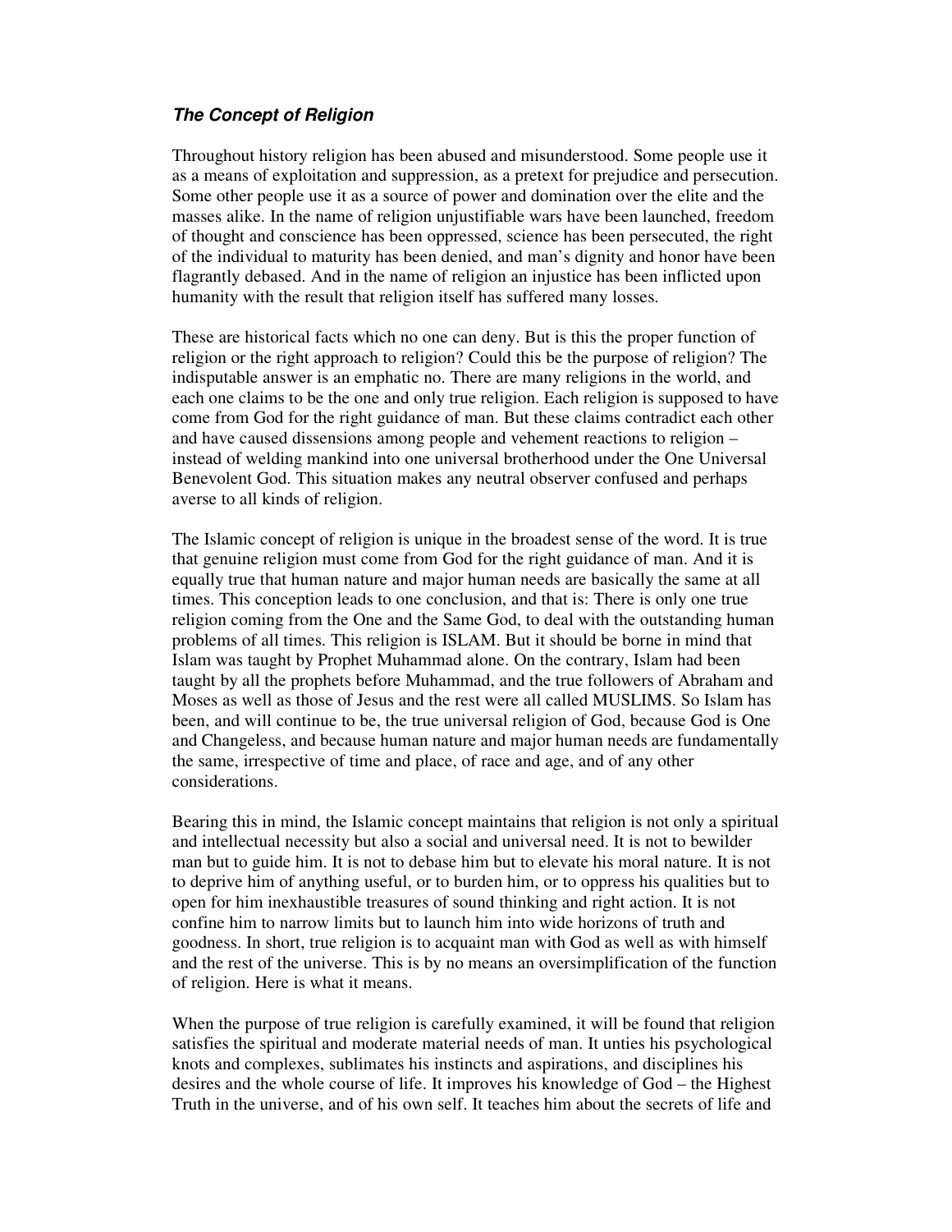### *The Concept of Religion*

Throughout history religion has been abused and misunderstood. Some people use it as a means of exploitation and suppression, as a pretext for prejudice and persecution. Some other people use it as a source of power and domination over the elite and the masses alike. In the name of religion unjustifiable wars have been launched, freedom of thought and conscience has been oppressed, science has been persecuted, the right of the individual to maturity has been denied, and man's dignity and honor have been flagrantly debased. And in the name of religion an injustice has been inflicted upon humanity with the result that religion itself has suffered many losses.

These are historical facts which no one can deny. But is this the proper function of religion or the right approach to religion? Could this be the purpose of religion? The indisputable answer is an emphatic no. There are many religions in the world, and each one claims to be the one and only true religion. Each religion is supposed to have come from God for the right guidance of man. But these claims contradict each other and have caused dissensions among people and vehement reactions to religion – instead of welding mankind into one universal brotherhood under the One Universal Benevolent God. This situation makes any neutral observer confused and perhaps averse to all kinds of religion.

The Islamic concept of religion is unique in the broadest sense of the word. It is true that genuine religion must come from God for the right guidance of man. And it is equally true that human nature and major human needs are basically the same at all times. This conception leads to one conclusion, and that is: There is only one true religion coming from the One and the Same God, to deal with the outstanding human problems of all times. This religion is ISLAM. But it should be borne in mind that Islam was taught by Prophet Muhammad alone. On the contrary, Islam had been taught by all the prophets before Muhammad, and the true followers of Abraham and Moses as well as those of Jesus and the rest were all called MUSLIMS. So Islam has been, and will continue to be, the true universal religion of God, because God is One and Changeless, and because human nature and major human needs are fundamentally the same, irrespective of time and place, of race and age, and of any other considerations.

Bearing this in mind, the Islamic concept maintains that religion is not only a spiritual and intellectual necessity but also a social and universal need. It is not to bewilder man but to guide him. It is not to debase him but to elevate his moral nature. It is not to deprive him of anything useful, or to burden him, or to oppress his qualities but to open for him inexhaustible treasures of sound thinking and right action. It is not confine him to narrow limits but to launch him into wide horizons of truth and goodness. In short, true religion is to acquaint man with God as well as with himself and the rest of the universe. This is by no means an oversimplification of the function of religion. Here is what it means.

When the purpose of true religion is carefully examined, it will be found that religion satisfies the spiritual and moderate material needs of man. It unties his psychological knots and complexes, sublimates his instincts and aspirations, and disciplines his desires and the whole course of life. It improves his knowledge of God – the Highest Truth in the universe, and of his own self. It teaches him about the secrets of life and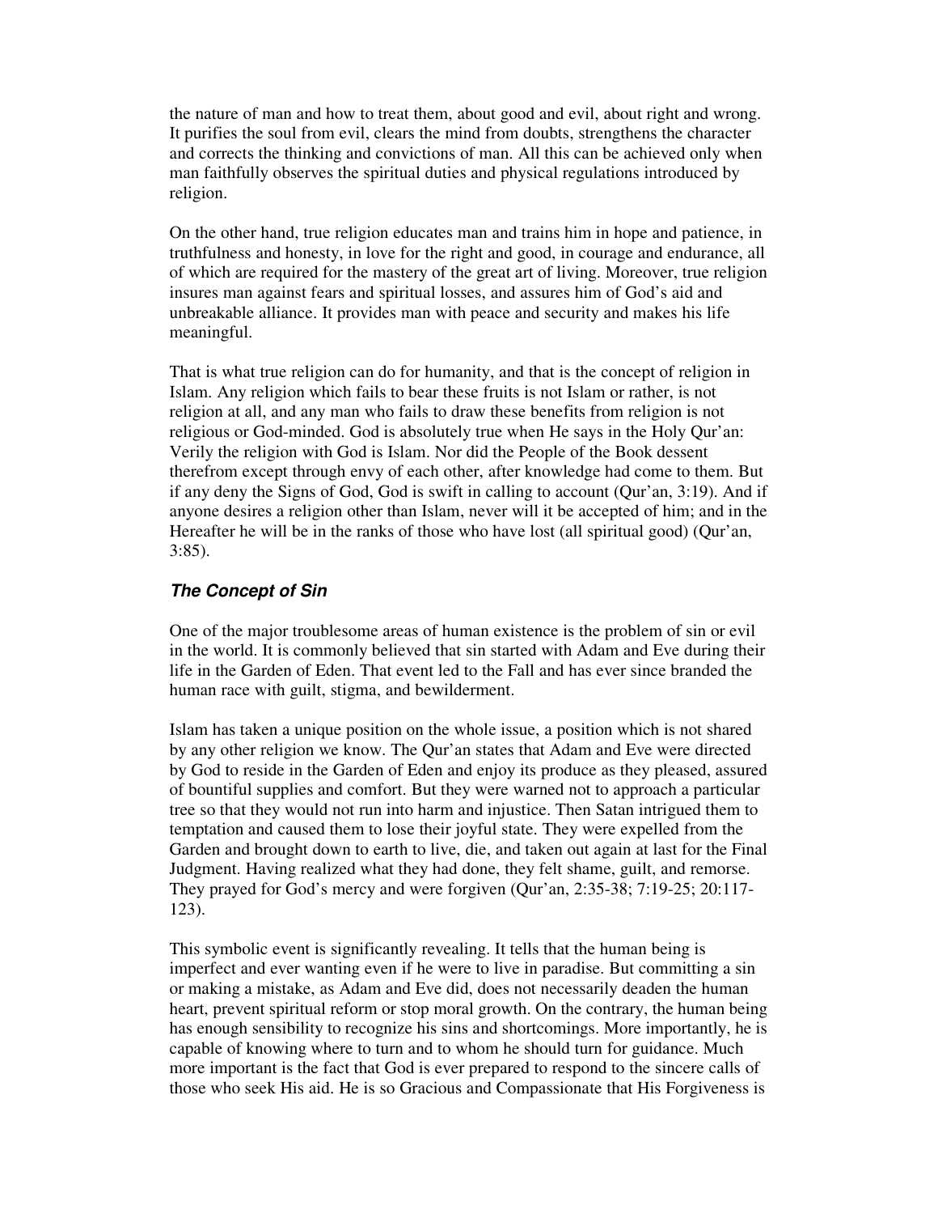the nature of man and how to treat them, about good and evil, about right and wrong. It purifies the soul from evil, clears the mind from doubts, strengthens the character and corrects the thinking and convictions of man. All this can be achieved only when man faithfully observes the spiritual duties and physical regulations introduced by religion.

On the other hand, true religion educates man and trains him in hope and patience, in truthfulness and honesty, in love for the right and good, in courage and endurance, all of which are required for the mastery of the great art of living. Moreover, true religion insures man against fears and spiritual losses, and assures him of God's aid and unbreakable alliance. It provides man with peace and security and makes his life meaningful.

That is what true religion can do for humanity, and that is the concept of religion in Islam. Any religion which fails to bear these fruits is not Islam or rather, is not religion at all, and any man who fails to draw these benefits from religion is not religious or God-minded. God is absolutely true when He says in the Holy Qur'an: Verily the religion with God is Islam. Nor did the People of the Book dessent therefrom except through envy of each other, after knowledge had come to them. But if any deny the Signs of God, God is swift in calling to account (Qur'an, 3:19). And if anyone desires a religion other than Islam, never will it be accepted of him; and in the Hereafter he will be in the ranks of those who have lost (all spiritual good) (Qur'an, 3:85).

### ***The Concept of Sin***

One of the major troublesome areas of human existence is the problem of sin or evil in the world. It is commonly believed that sin started with Adam and Eve during their life in the Garden of Eden. That event led to the Fall and has ever since branded the human race with guilt, stigma, and bewilderment.

Islam has taken a unique position on the whole issue, a position which is not shared by any other religion we know. The Qur'an states that Adam and Eve were directed by God to reside in the Garden of Eden and enjoy its produce as they pleased, assured of bountiful supplies and comfort. But they were warned not to approach a particular tree so that they would not run into harm and injustice. Then Satan intrigued them to temptation and caused them to lose their joyful state. They were expelled from the Garden and brought down to earth to live, die, and taken out again at last for the Final Judgment. Having realized what they had done, they felt shame, guilt, and remorse. They prayed for God's mercy and were forgiven (Qur'an, 2:35-38; 7:19-25; 20:117-123).

This symbolic event is significantly revealing. It tells that the human being is imperfect and ever wanting even if he were to live in paradise. But committing a sin or making a mistake, as Adam and Eve did, does not necessarily deaden the human heart, prevent spiritual reform or stop moral growth. On the contrary, the human being has enough sensibility to recognize his sins and shortcomings. More importantly, he is capable of knowing where to turn and to whom he should turn for guidance. Much more important is the fact that God is ever prepared to respond to the sincere calls of those who seek His aid. He is so Gracious and Compassionate that His Forgiveness is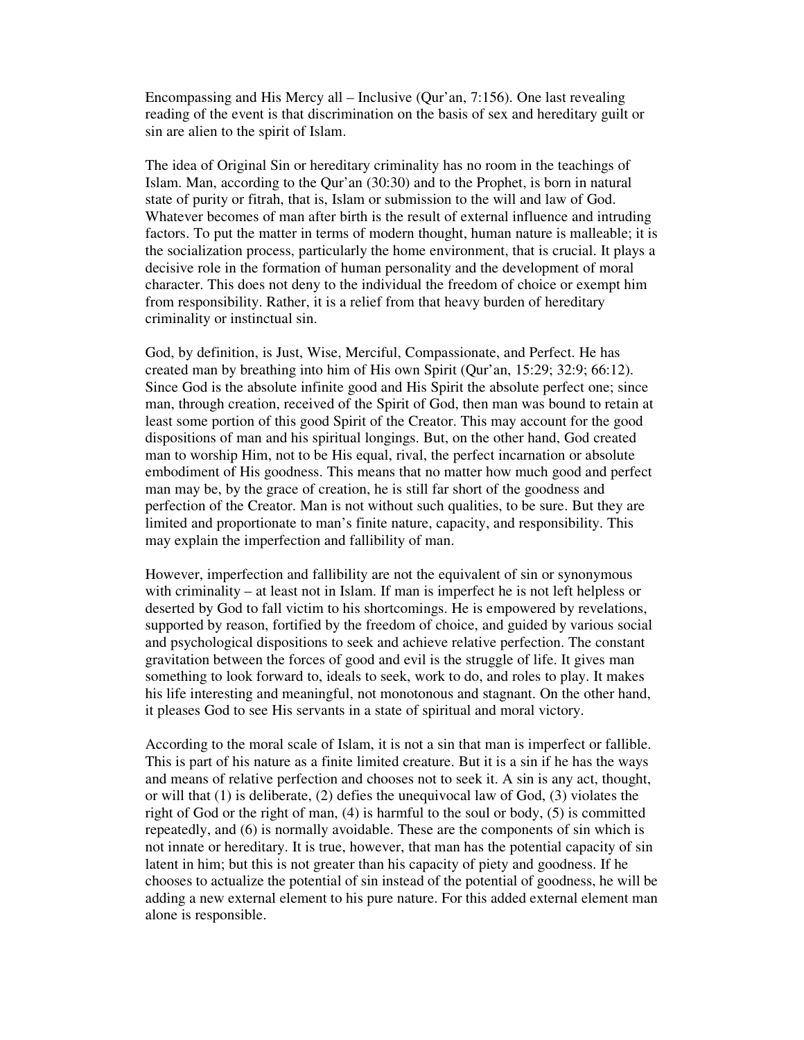Encompassing and His Mercy all – Inclusive (Qur'an, 7:156). One last revealing reading of the event is that discrimination on the basis of sex and hereditary guilt or sin are alien to the spirit of Islam.

The idea of Original Sin or hereditary criminality has no room in the teachings of Islam. Man, according to the Qur'an (30:30) and to the Prophet, is born in natural state of purity or fitrah, that is, Islam or submission to the will and law of God. Whatever becomes of man after birth is the result of external influence and intruding factors. To put the matter in terms of modern thought, human nature is malleable; it is the socialization process, particularly the home environment, that is crucial. It plays a decisive role in the formation of human personality and the development of moral character. This does not deny to the individual the freedom of choice or exempt him from responsibility. Rather, it is a relief from that heavy burden of hereditary criminality or instinctual sin.

God, by definition, is Just, Wise, Merciful, Compassionate, and Perfect. He has created man by breathing into him of His own Spirit (Qur'an, 15:29; 32:9; 66:12). Since God is the absolute infinite good and His Spirit the absolute perfect one; since man, through creation, received of the Spirit of God, then man was bound to retain at least some portion of this good Spirit of the Creator. This may account for the good dispositions of man and his spiritual longings. But, on the other hand, God created man to worship Him, not to be His equal, rival, the perfect incarnation or absolute embodiment of His goodness. This means that no matter how much good and perfect man may be, by the grace of creation, he is still far short of the goodness and perfection of the Creator. Man is not without such qualities, to be sure. But they are limited and proportionate to man's finite nature, capacity, and responsibility. This may explain the imperfection and fallibility of man.

However, imperfection and fallibility are not the equivalent of sin or synonymous with criminality – at least not in Islam. If man is imperfect he is not left helpless or deserted by God to fall victim to his shortcomings. He is empowered by revelations, supported by reason, fortified by the freedom of choice, and guided by various social and psychological dispositions to seek and achieve relative perfection. The constant gravitation between the forces of good and evil is the struggle of life. It gives man something to look forward to, ideals to seek, work to do, and roles to play. It makes his life interesting and meaningful, not monotonous and stagnant. On the other hand, it pleases God to see His servants in a state of spiritual and moral victory.

According to the moral scale of Islam, it is not a sin that man is imperfect or fallible. This is part of his nature as a finite limited creature. But it is a sin if he has the ways and means of relative perfection and chooses not to seek it. A sin is any act, thought, or will that (1) is deliberate, (2) defies the unequivocal law of God, (3) violates the right of God or the right of man, (4) is harmful to the soul or body, (5) is committed repeatedly, and (6) is normally avoidable. These are the components of sin which is not innate or hereditary. It is true, however, that man has the potential capacity of sin latent in him; but this is not greater than his capacity of piety and goodness. If he chooses to actualize the potential of sin instead of the potential of goodness, he will be adding a new external element to his pure nature. For this added external element man alone is responsible.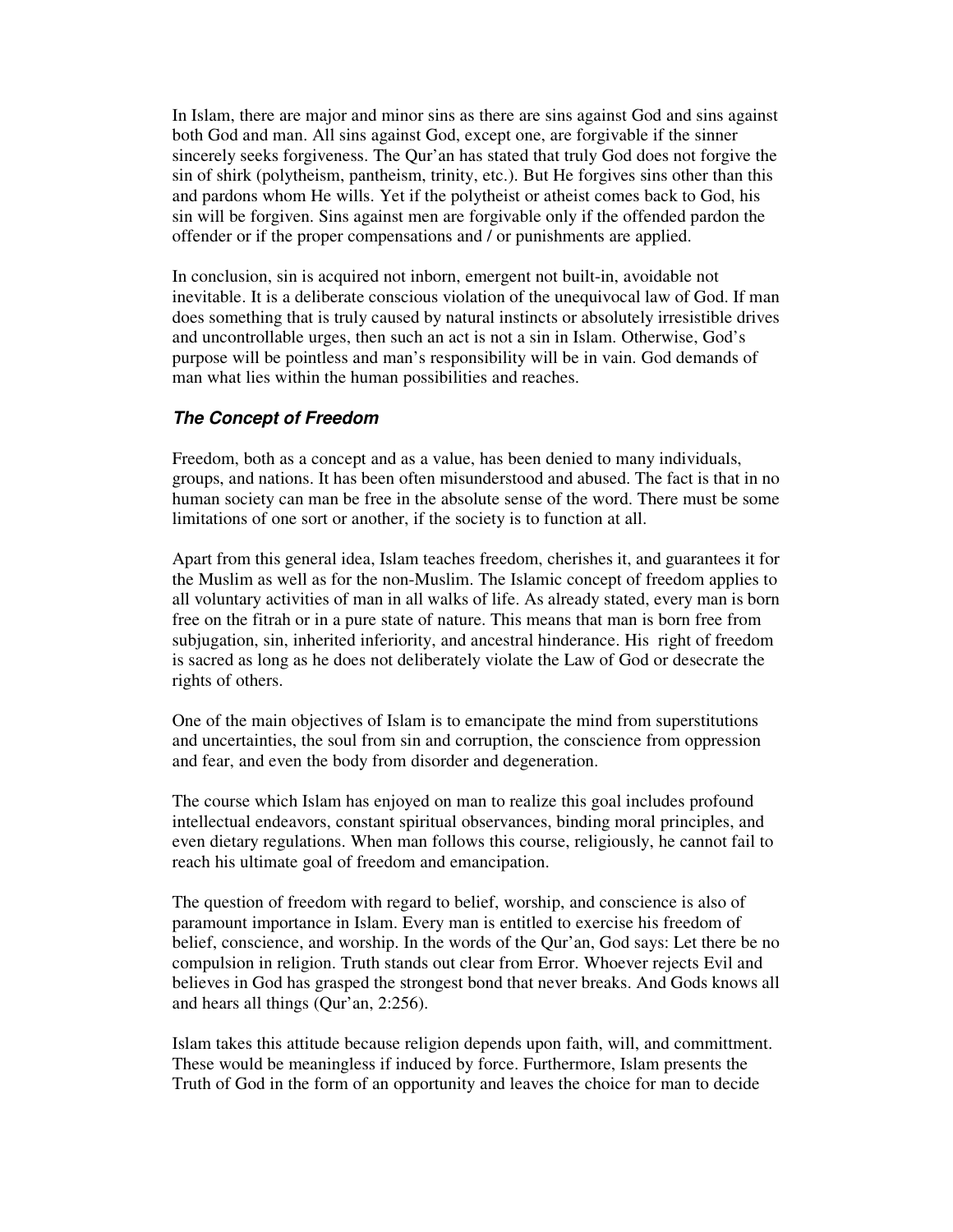In Islam, there are major and minor sins as there are sins against God and sins against both God and man. All sins against God, except one, are forgivable if the sinner sincerely seeks forgiveness. The Qur'an has stated that truly God does not forgive the sin of shirk (polytheism, pantheism, trinity, etc.). But He forgives sins other than this and pardons whom He wills. Yet if the polytheist or atheist comes back to God, his sin will be forgiven. Sins against men are forgivable only if the offended pardon the offender or if the proper compensations and / or punishments are applied.

In conclusion, sin is acquired not inborn, emergent not built-in, avoidable not inevitable. It is a deliberate conscious violation of the unequivocal law of God. If man does something that is truly caused by natural instincts or absolutely irresistible drives and uncontrollable urges, then such an act is not a sin in Islam. Otherwise, God's purpose will be pointless and man's responsibility will be in vain. God demands of man what lies within the human possibilities and reaches.

### *The Concept of Freedom*

Freedom, both as a concept and as a value, has been denied to many individuals, groups, and nations. It has been often misunderstood and abused. The fact is that in no human society can man be free in the absolute sense of the word. There must be some limitations of one sort or another, if the society is to function at all.

Apart from this general idea, Islam teaches freedom, cherishes it, and guarantees it for the Muslim as well as for the non-Muslim. The Islamic concept of freedom applies to all voluntary activities of man in all walks of life. As already stated, every man is born free on the fitrah or in a pure state of nature. This means that man is born free from subjugation, sin, inherited inferiority, and ancestral hinderance. His right of freedom is sacred as long as he does not deliberately violate the Law of God or desecrate the rights of others.

One of the main objectives of Islam is to emancipate the mind from superstitions and uncertainties, the soul from sin and corruption, the conscience from oppression and fear, and even the body from disorder and degeneration.

The course which Islam has enjoyed on man to realize this goal includes profound intellectual endeavors, constant spiritual observances, binding moral principles, and even dietary regulations. When man follows this course, religiously, he cannot fail to reach his ultimate goal of freedom and emancipation.

The question of freedom with regard to belief, worship, and conscience is also of paramount importance in Islam. Every man is entitled to exercise his freedom of belief, conscience, and worship. In the words of the Qur'an, God says: Let there be no compulsion in religion. Truth stands out clear from Error. Whoever rejects Evil and believes in God has grasped the strongest bond that never breaks. And Gods knows all and hears all things (Qur'an, 2:256).

Islam takes this attitude because religion depends upon faith, will, and committment. These would be meaningless if induced by force. Furthermore, Islam presents the Truth of God in the form of an opportunity and leaves the choice for man to decide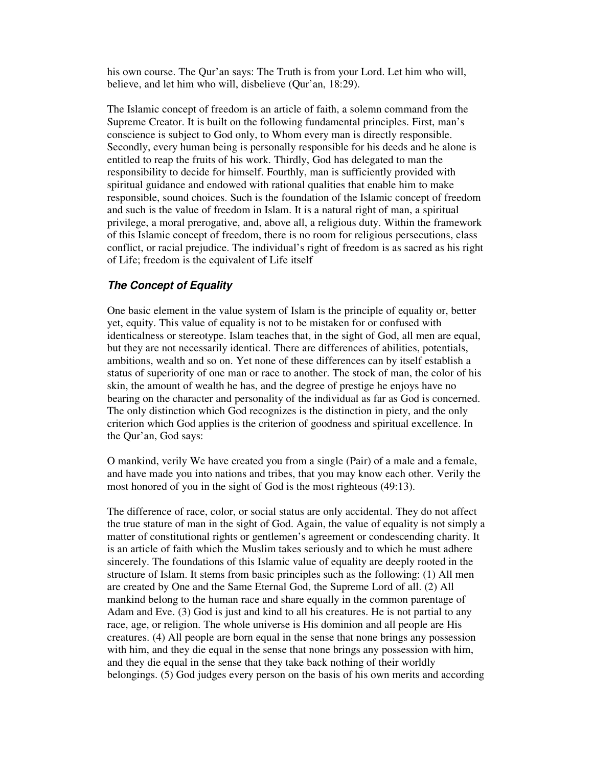his own course. The Qur'an says: The Truth is from your Lord. Let him who will, believe, and let him who will, disbelieve (Qur'an, 18:29).

The Islamic concept of freedom is an article of faith, a solemn command from the Supreme Creator. It is built on the following fundamental principles. First, man's conscience is subject to God only, to Whom every man is directly responsible. Secondly, every human being is personally responsible for his deeds and he alone is entitled to reap the fruits of his work. Thirdly, God has delegated to man the responsibility to decide for himself. Fourthly, man is sufficiently provided with spiritual guidance and endowed with rational qualities that enable him to make responsible, sound choices. Such is the foundation of the Islamic concept of freedom and such is the value of freedom in Islam. It is a natural right of man, a spiritual privilege, a moral prerogative, and, above all, a religious duty. Within the framework of this Islamic concept of freedom, there is no room for religious persecutions, class conflict, or racial prejudice. The individual's right of freedom is as sacred as his right of Life; freedom is the equivalent of Life itself

### *The Concept of Equality*

One basic element in the value system of Islam is the principle of equality or, better yet, equity. This value of equality is not to be mistaken for or confused with identicalness or stereotype. Islam teaches that, in the sight of God, all men are equal, but they are not necessarily identical. There are differences of abilities, potentials, ambitions, wealth and so on. Yet none of these differences can by itself establish a status of superiority of one man or race to another. The stock of man, the color of his skin, the amount of wealth he has, and the degree of prestige he enjoys have no bearing on the character and personality of the individual as far as God is concerned. The only distinction which God recognizes is the distinction in piety, and the only criterion which God applies is the criterion of goodness and spiritual excellence. In the Qur'an, God says:

O mankind, verily We have created you from a single (Pair) of a male and a female, and have made you into nations and tribes, that you may know each other. Verily the most honored of you in the sight of God is the most righteous (49:13).

The difference of race, color, or social status are only accidental. They do not affect the true stature of man in the sight of God. Again, the value of equality is not simply a matter of constitutional rights or gentlemen's agreement or condescending charity. It is an article of faith which the Muslim takes seriously and to which he must adhere sincerely. The foundations of this Islamic value of equality are deeply rooted in the structure of Islam. It stems from basic principles such as the following: (1) All men are created by One and the Same Eternal God, the Supreme Lord of all. (2) All mankind belong to the human race and share equally in the common parentage of Adam and Eve. (3) God is just and kind to all his creatures. He is not partial to any race, age, or religion. The whole universe is His dominion and all people are His creatures. (4) All people are born equal in the sense that none brings any possession with him, and they die equal in the sense that none brings any possession with him, and they die equal in the sense that they take back nothing of their worldly belongings. (5) God judges every person on the basis of his own merits and according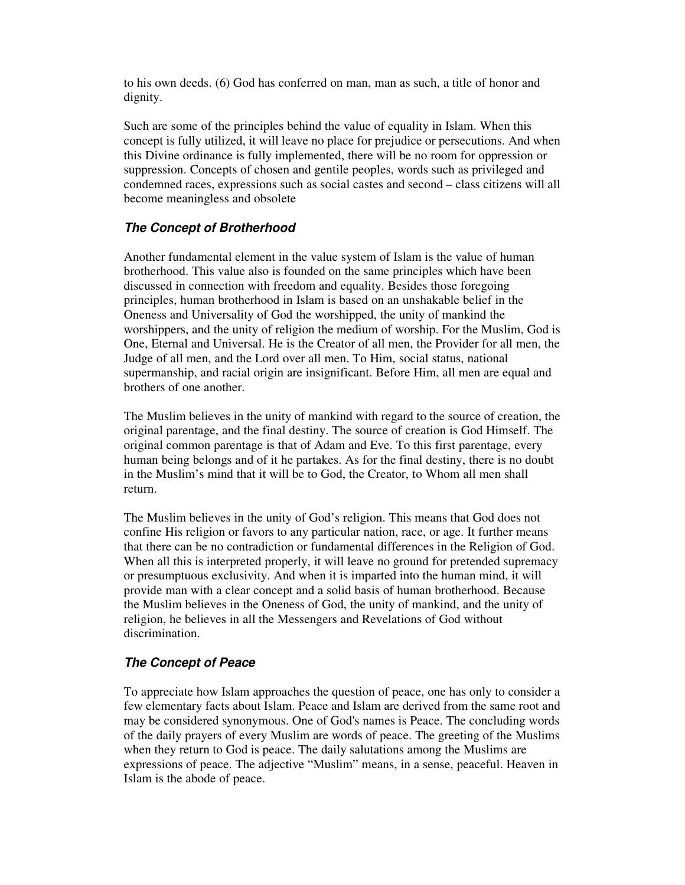to his own deeds. (6) God has conferred on man, man as such, a title of honor and dignity.

Such are some of the principles behind the value of equality in Islam. When this concept is fully utilized, it will leave no place for prejudice or persecutions. And when this Divine ordinance is fully implemented, there will be no room for oppression or suppression. Concepts of chosen and gentile peoples, words such as privileged and condemned races, expressions such as social castes and second – class citizens will all become meaningless and obsolete

### ***The Concept of Brotherhood***

Another fundamental element in the value system of Islam is the value of human brotherhood. This value also is founded on the same principles which have been discussed in connection with freedom and equality. Besides those foregoing principles, human brotherhood in Islam is based on an unshakable belief in the Oneness and Universality of God the worshipped, the unity of mankind the worshippers, and the unity of religion the medium of worship. For the Muslim, God is One, Eternal and Universal. He is the Creator of all men, the Provider for all men, the Judge of all men, and the Lord over all men. To Him, social status, national supermanship, and racial origin are insignificant. Before Him, all men are equal and brothers of one another.

The Muslim believes in the unity of mankind with regard to the source of creation, the original parentage, and the final destiny. The source of creation is God Himself. The original common parentage is that of Adam and Eve. To this first parentage, every human being belongs and of it he partakes. As for the final destiny, there is no doubt in the Muslim's mind that it will be to God, the Creator, to Whom all men shall return.

The Muslim believes in the unity of God's religion. This means that God does not confine His religion or favors to any particular nation, race, or age. It further means that there can be no contradiction or fundamental differences in the Religion of God. When all this is interpreted properly, it will leave no ground for pretended supremacy or presumptuous exclusivity. And when it is imparted into the human mind, it will provide man with a clear concept and a solid basis of human brotherhood. Because the Muslim believes in the Oneness of God, the unity of mankind, and the unity of religion, he believes in all the Messengers and Revelations of God without discrimination.

### ***The Concept of Peace***

To appreciate how Islam approaches the question of peace, one has only to consider a few elementary facts about Islam. Peace and Islam are derived from the same root and may be considered synonymous. One of God's names is Peace. The concluding words of the daily prayers of every Muslim are words of peace. The greeting of the Muslims when they return to God is peace. The daily salutations among the Muslims are expressions of peace. The adjective "Muslim" means, in a sense, peaceful. Heaven in Islam is the abode of peace.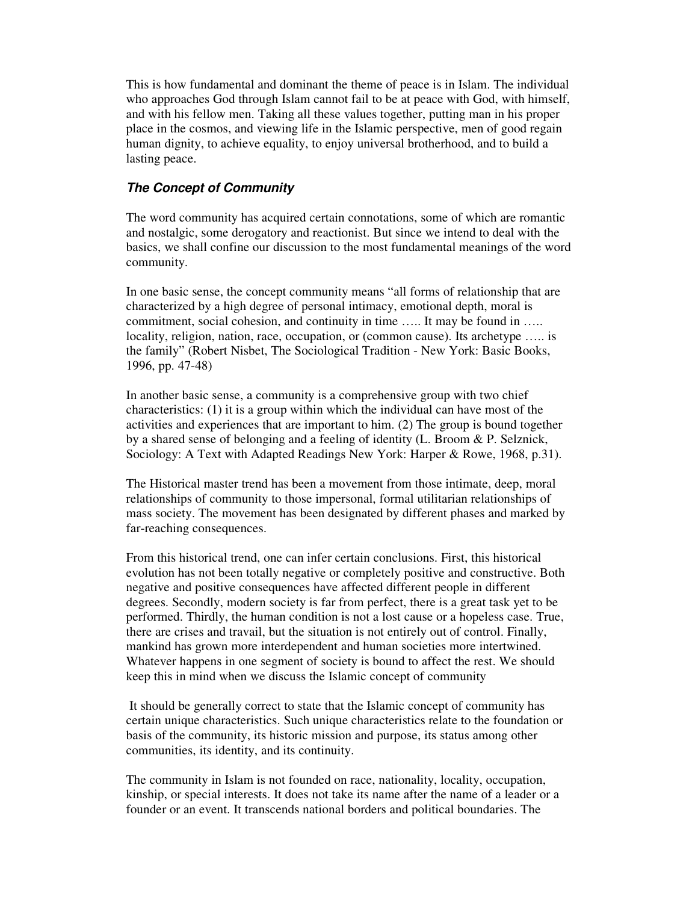This is how fundamental and dominant the theme of peace is in Islam. The individual who approaches God through Islam cannot fail to be at peace with God, with himself, and with his fellow men. Taking all these values together, putting man in his proper place in the cosmos, and viewing life in the Islamic perspective, men of good regain human dignity, to achieve equality, to enjoy universal brotherhood, and to build a lasting peace.

### ***The Concept of Community***

The word community has acquired certain connotations, some of which are romantic and nostalgic, some derogatory and reactionist. But since we intend to deal with the basics, we shall confine our discussion to the most fundamental meanings of the word community.

In one basic sense, the concept community means "all forms of relationship that are characterized by a high degree of personal intimacy, emotional depth, moral is commitment, social cohesion, and continuity in time ….. It may be found in ….. locality, religion, nation, race, occupation, or (common cause). Its archetype ….. is the family" (Robert Nisbet, The Sociological Tradition - New York: Basic Books, 1996, pp. 47-48)

In another basic sense, a community is a comprehensive group with two chief characteristics: (1) it is a group within which the individual can have most of the activities and experiences that are important to him. (2) The group is bound together by a shared sense of belonging and a feeling of identity (L. Broom & P. Selznick, Sociology: A Text with Adapted Readings New York: Harper & Rowe, 1968, p.31).

The Historical master trend has been a movement from those intimate, deep, moral relationships of community to those impersonal, formal utilitarian relationships of mass society. The movement has been designated by different phases and marked by far-reaching consequences.

From this historical trend, one can infer certain conclusions. First, this historical evolution has not been totally negative or completely positive and constructive. Both negative and positive consequences have affected different people in different degrees. Secondly, modern society is far from perfect, there is a great task yet to be performed. Thirdly, the human condition is not a lost cause or a hopeless case. True, there are crises and travail, but the situation is not entirely out of control. Finally, mankind has grown more interdependent and human societies more intertwined. Whatever happens in one segment of society is bound to affect the rest. We should keep this in mind when we discuss the Islamic concept of community

It should be generally correct to state that the Islamic concept of community has certain unique characteristics. Such unique characteristics relate to the foundation or basis of the community, its historic mission and purpose, its status among other communities, its identity, and its continuity.

The community in Islam is not founded on race, nationality, locality, occupation, kinship, or special interests. It does not take its name after the name of a leader or a founder or an event. It transcends national borders and political boundaries. The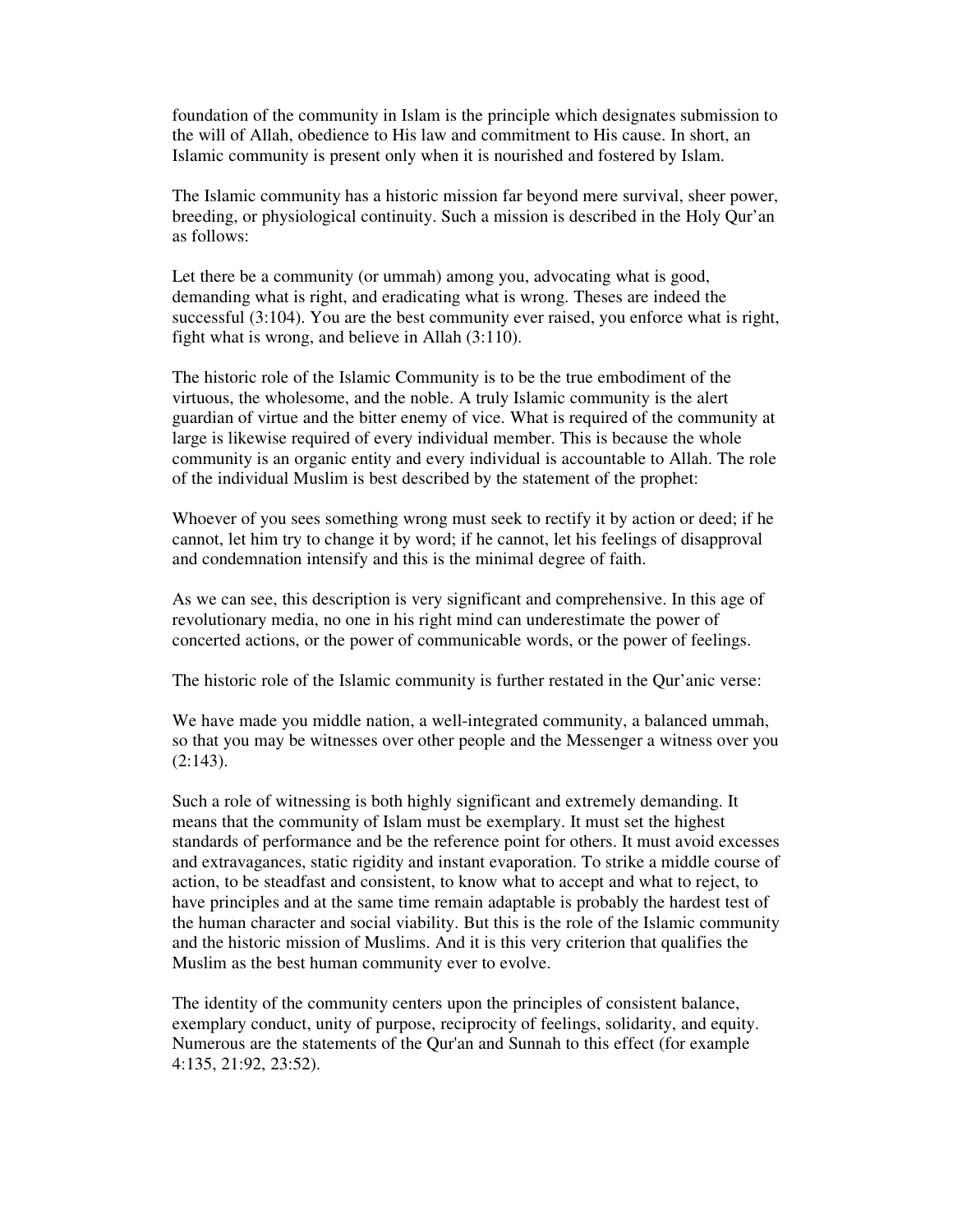foundation of the community in Islam is the principle which designates submission to the will of Allah, obedience to His law and commitment to His cause. In short, an Islamic community is present only when it is nourished and fostered by Islam.

The Islamic community has a historic mission far beyond mere survival, sheer power, breeding, or physiological continuity. Such a mission is described in the Holy Qur'an as follows:

Let there be a community (or ummah) among you, advocating what is good, demanding what is right, and eradicating what is wrong. Theses are indeed the successful (3:104). You are the best community ever raised, you enforce what is right, fight what is wrong, and believe in Allah (3:110).

The historic role of the Islamic Community is to be the true embodiment of the virtuous, the wholesome, and the noble. A truly Islamic community is the alert guardian of virtue and the bitter enemy of vice. What is required of the community at large is likewise required of every individual member. This is because the whole community is an organic entity and every individual is accountable to Allah. The role of the individual Muslim is best described by the statement of the prophet:

Whoever of you sees something wrong must seek to rectify it by action or deed; if he cannot, let him try to change it by word; if he cannot, let his feelings of disapproval and condemnation intensify and this is the minimal degree of faith.

As we can see, this description is very significant and comprehensive. In this age of revolutionary media, no one in his right mind can underestimate the power of concerted actions, or the power of communicable words, or the power of feelings.

The historic role of the Islamic community is further restated in the Qur'anic verse:

We have made you middle nation, a well-integrated community, a balanced ummah, so that you may be witnesses over other people and the Messenger a witness over you (2:143).

Such a role of witnessing is both highly significant and extremely demanding. It means that the community of Islam must be exemplary. It must set the highest standards of performance and be the reference point for others. It must avoid excesses and extravagances, static rigidity and instant evaporation. To strike a middle course of action, to be steadfast and consistent, to know what to accept and what to reject, to have principles and at the same time remain adaptable is probably the hardest test of the human character and social viability. But this is the role of the Islamic community and the historic mission of Muslims. And it is this very criterion that qualifies the Muslim as the best human community ever to evolve.

The identity of the community centers upon the principles of consistent balance, exemplary conduct, unity of purpose, reciprocity of feelings, solidarity, and equity. Numerous are the statements of the Qur'an and Sunnah to this effect (for example 4:135, 21:92, 23:52).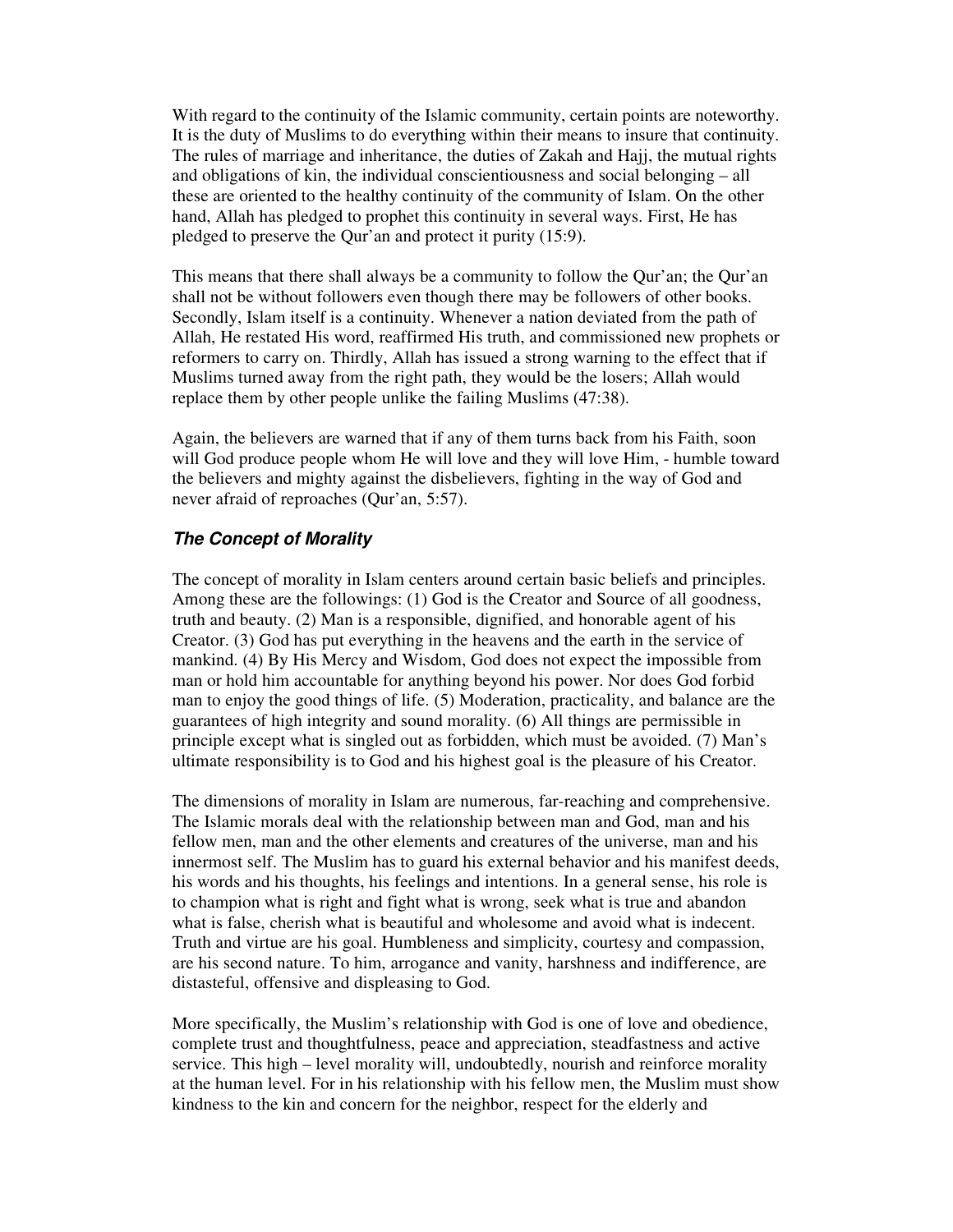With regard to the continuity of the Islamic community, certain points are noteworthy. It is the duty of Muslims to do everything within their means to insure that continuity. The rules of marriage and inheritance, the duties of Zakah and Hajj, the mutual rights and obligations of kin, the individual conscientiousness and social belonging – all these are oriented to the healthy continuity of the community of Islam. On the other hand, Allah has pledged to prophet this continuity in several ways. First, He has pledged to preserve the Qur'an and protect it purity (15:9).

This means that there shall always be a community to follow the Qur'an; the Qur'an shall not be without followers even though there may be followers of other books. Secondly, Islam itself is a continuity. Whenever a nation deviated from the path of Allah, He restated His word, reaffirmed His truth, and commissioned new prophets or reformers to carry on. Thirdly, Allah has issued a strong warning to the effect that if Muslims turned away from the right path, they would be the losers; Allah would replace them by other people unlike the failing Muslims (47:38).

Again, the believers are warned that if any of them turns back from his Faith, soon will God produce people whom He will love and they will love Him, - humble toward the believers and mighty against the disbelievers, fighting in the way of God and never afraid of reproaches (Qur'an, 5:57).

### *The Concept of Morality*

The concept of morality in Islam centers around certain basic beliefs and principles. Among these are the followings: (1) God is the Creator and Source of all goodness, truth and beauty. (2) Man is a responsible, dignified, and honorable agent of his Creator. (3) God has put everything in the heavens and the earth in the service of mankind. (4) By His Mercy and Wisdom, God does not expect the impossible from man or hold him accountable for anything beyond his power. Nor does God forbid man to enjoy the good things of life. (5) Moderation, practicality, and balance are the guarantees of high integrity and sound morality. (6) All things are permissible in principle except what is singled out as forbidden, which must be avoided. (7) Man's ultimate responsibility is to God and his highest goal is the pleasure of his Creator.

The dimensions of morality in Islam are numerous, far-reaching and comprehensive. The Islamic morals deal with the relationship between man and God, man and his fellow men, man and the other elements and creatures of the universe, man and his innermost self. The Muslim has to guard his external behavior and his manifest deeds, his words and his thoughts, his feelings and intentions. In a general sense, his role is to champion what is right and fight what is wrong, seek what is true and abandon what is false, cherish what is beautiful and wholesome and avoid what is indecent. Truth and virtue are his goal. Humbleness and simplicity, courtesy and compassion, are his second nature. To him, arrogance and vanity, harshness and indifference, are distasteful, offensive and displeasing to God.

More specifically, the Muslim's relationship with God is one of love and obedience, complete trust and thoughtfulness, peace and appreciation, steadfastness and active service. This high – level morality will, undoubtedly, nourish and reinforce morality at the human level. For in his relationship with his fellow men, the Muslim must show kindness to the kin and concern for the neighbor, respect for the elderly and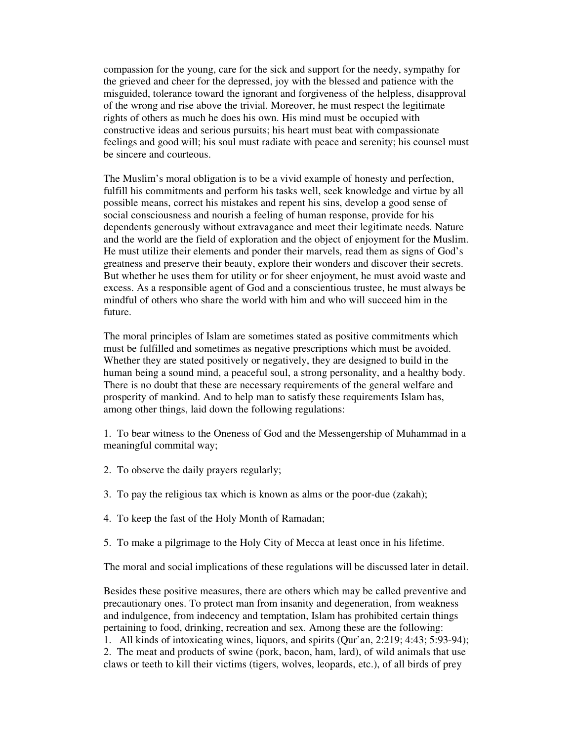compassion for the young, care for the sick and support for the needy, sympathy for the grieved and cheer for the depressed, joy with the blessed and patience with the misguided, tolerance toward the ignorant and forgiveness of the helpless, disapproval of the wrong and rise above the trivial. Moreover, he must respect the legitimate rights of others as much he does his own. His mind must be occupied with constructive ideas and serious pursuits; his heart must beat with compassionate feelings and good will; his soul must radiate with peace and serenity; his counsel must be sincere and courteous.

The Muslim's moral obligation is to be a vivid example of honesty and perfection, fulfill his commitments and perform his tasks well, seek knowledge and virtue by all possible means, correct his mistakes and repent his sins, develop a good sense of social consciousness and nourish a feeling of human response, provide for his dependents generously without extravagance and meet their legitimate needs. Nature and the world are the field of exploration and the object of enjoyment for the Muslim. He must utilize their elements and ponder their marvels, read them as signs of God's greatness and preserve their beauty, explore their wonders and discover their secrets. But whether he uses them for utility or for sheer enjoyment, he must avoid waste and excess. As a responsible agent of God and a conscientious trustee, he must always be mindful of others who share the world with him and who will succeed him in the future.

The moral principles of Islam are sometimes stated as positive commitments which must be fulfilled and sometimes as negative prescriptions which must be avoided. Whether they are stated positively or negatively, they are designed to build in the human being a sound mind, a peaceful soul, a strong personality, and a healthy body. There is no doubt that these are necessary requirements of the general welfare and prosperity of mankind. And to help man to satisfy these requirements Islam has, among other things, laid down the following regulations:

1. To bear witness to the Oneness of God and the Messengership of Muhammad in a meaningful commital way;

2. To observe the daily prayers regularly;

3. To pay the religious tax which is known as alms or the poor-due (zakah);

4. To keep the fast of the Holy Month of Ramadan;

5. To make a pilgrimage to the Holy City of Mecca at least once in his lifetime.

The moral and social implications of these regulations will be discussed later in detail.

Besides these positive measures, there are others which may be called preventive and precautionary ones. To protect man from insanity and degeneration, from weakness and indulgence, from indecency and temptation, Islam has prohibited certain things pertaining to food, drinking, recreation and sex. Among these are the following:

1. All kinds of intoxicating wines, liquors, and spirits (Qur'an, 2:219; 4:43; 5:93-94);
2. The meat and products of swine (pork, bacon, ham, lard), of wild animals that use claws or teeth to kill their victims (tigers, wolves, leopards, etc.), of all birds of prey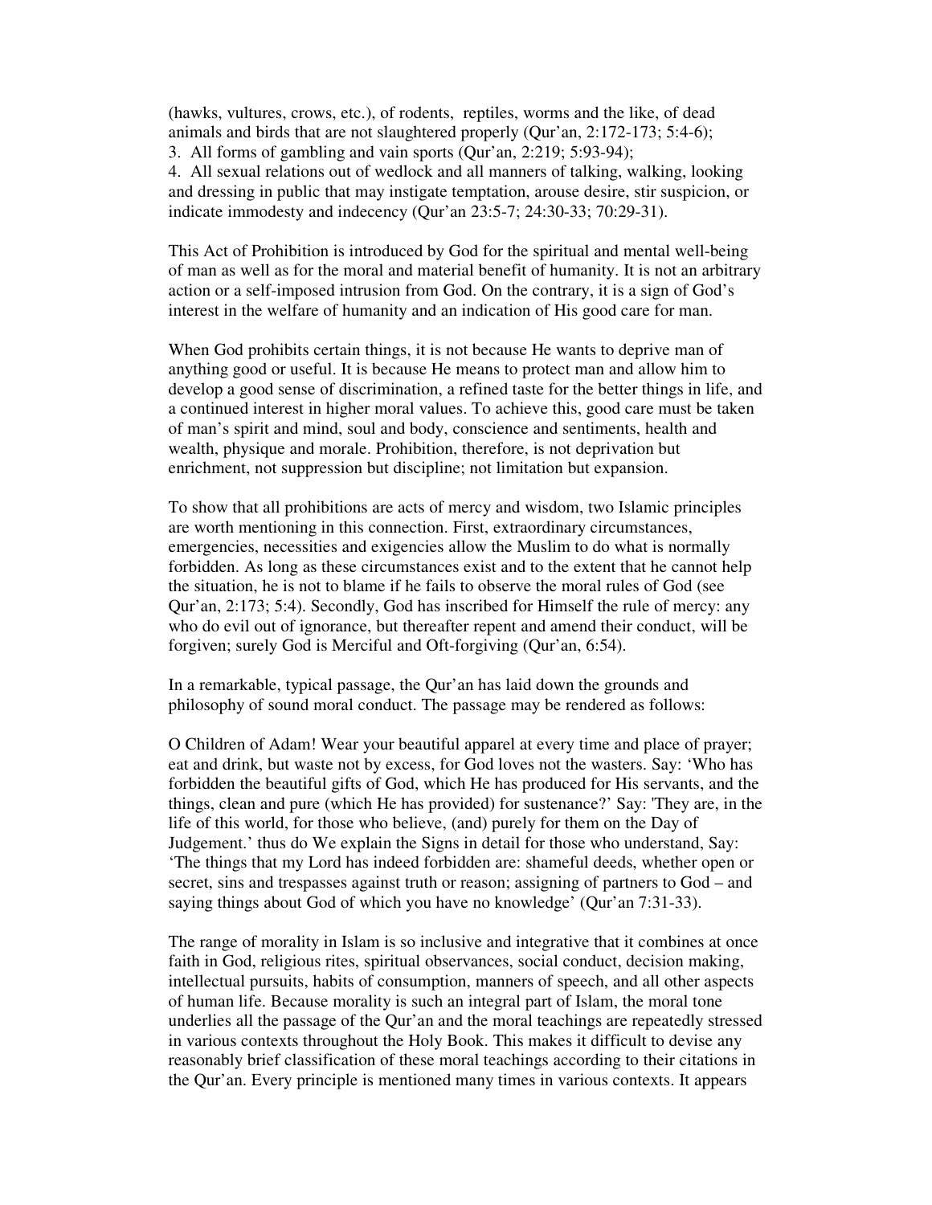(hawks, vultures, crows, etc.), of rodents, reptiles, worms and the like, of dead animals and birds that are not slaughtered properly (Qur'an, 2:172-173; 5:4-6);

3. All forms of gambling and vain sports (Qur'an, 2:219; 5:93-94);

4. All sexual relations out of wedlock and all manners of talking, walking, looking and dressing in public that may instigate temptation, arouse desire, stir suspicion, or indicate immodesty and indecency (Qur'an 23:5-7; 24:30-33; 70:29-31).

This Act of Prohibition is introduced by God for the spiritual and mental well-being of man as well as for the moral and material benefit of humanity. It is not an arbitrary action or a self-imposed intrusion from God. On the contrary, it is a sign of God's interest in the welfare of humanity and an indication of His good care for man.

When God prohibits certain things, it is not because He wants to deprive man of anything good or useful. It is because He means to protect man and allow him to develop a good sense of discrimination, a refined taste for the better things in life, and a continued interest in higher moral values. To achieve this, good care must be taken of man's spirit and mind, soul and body, conscience and sentiments, health and wealth, physique and morale. Prohibition, therefore, is not deprivation but enrichment, not suppression but discipline; not limitation but expansion.

To show that all prohibitions are acts of mercy and wisdom, two Islamic principles are worth mentioning in this connection. First, extraordinary circumstances, emergencies, necessities and exigencies allow the Muslim to do what is normally forbidden. As long as these circumstances exist and to the extent that he cannot help the situation, he is not to blame if he fails to observe the moral rules of God (see Qur'an, 2:173; 5:4). Secondly, God has inscribed for Himself the rule of mercy: any who do evil out of ignorance, but thereafter repent and amend their conduct, will be forgiven; surely God is Merciful and Oft-forgiving (Qur'an, 6:54).

In a remarkable, typical passage, the Qur'an has laid down the grounds and philosophy of sound moral conduct. The passage may be rendered as follows:

O Children of Adam! Wear your beautiful apparel at every time and place of prayer; eat and drink, but waste not by excess, for God loves not the wasters. Say: 'Who has forbidden the beautiful gifts of God, which He has produced for His servants, and the things, clean and pure (which He has provided) for sustenance?' Say: 'They are, in the life of this world, for those who believe, (and) purely for them on the Day of Judgement.' thus do We explain the Signs in detail for those who understand, Say: 'The things that my Lord has indeed forbidden are: shameful deeds, whether open or secret, sins and trespasses against truth or reason; assigning of partners to God – and saying things about God of which you have no knowledge' (Qur'an 7:31-33).

The range of morality in Islam is so inclusive and integrative that it combines at once faith in God, religious rites, spiritual observances, social conduct, decision making, intellectual pursuits, habits of consumption, manners of speech, and all other aspects of human life. Because morality is such an integral part of Islam, the moral tone underlies all the passage of the Qur'an and the moral teachings are repeatedly stressed in various contexts throughout the Holy Book. This makes it difficult to devise any reasonably brief classification of these moral teachings according to their citations in the Qur'an. Every principle is mentioned many times in various contexts. It appears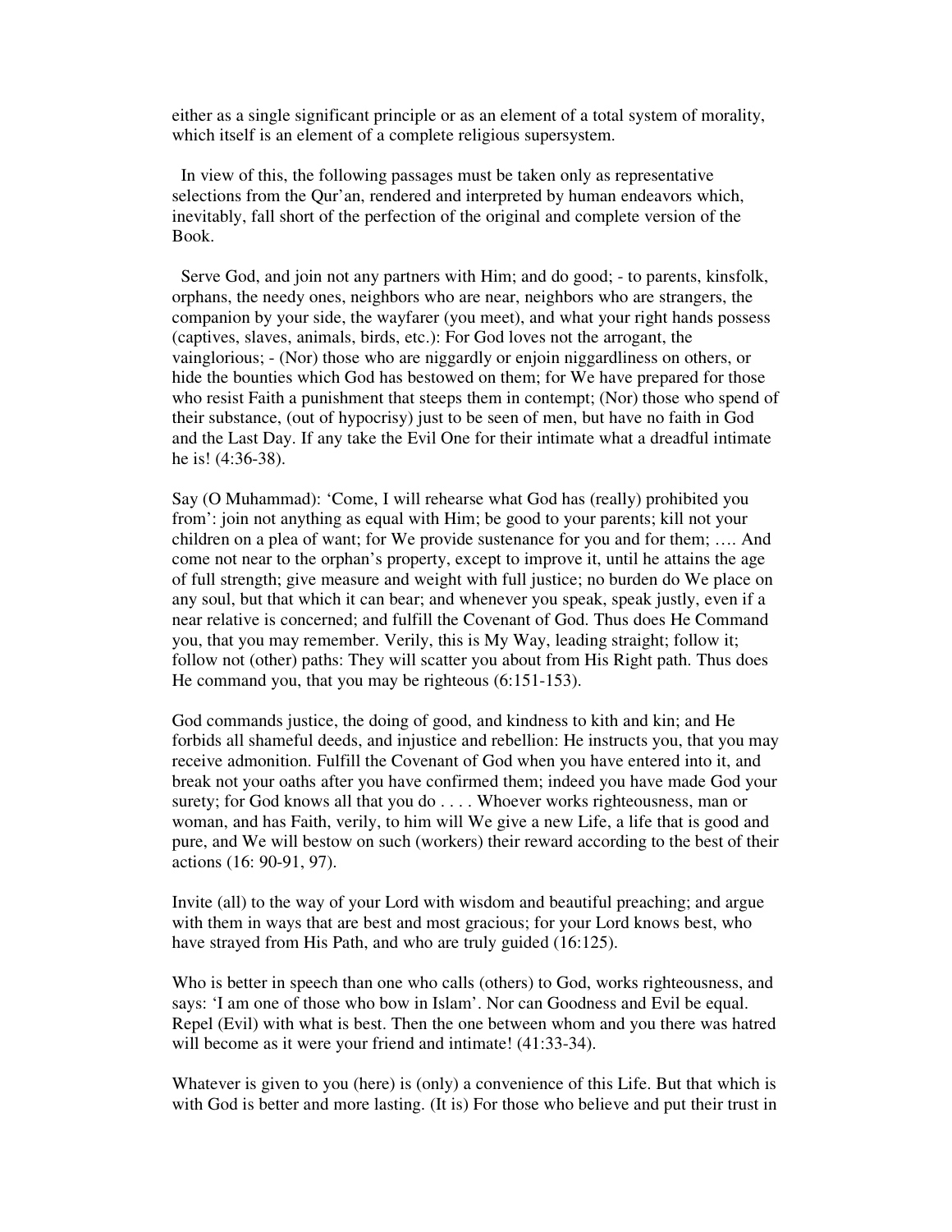either as a single significant principle or as an element of a total system of morality, which itself is an element of a complete religious supersystem.

In view of this, the following passages must be taken only as representative selections from the Qur'an, rendered and interpreted by human endeavors which, inevitably, fall short of the perfection of the original and complete version of the Book.

Serve God, and join not any partners with Him; and do good; - to parents, kinsfolk, orphans, the needy ones, neighbors who are near, neighbors who are strangers, the companion by your side, the wayfarer (you meet), and what your right hands possess (captives, slaves, animals, birds, etc.): For God loves not the arrogant, the vainglorious; - (Nor) those who are niggardly or enjoin niggardliness on others, or hide the bounties which God has bestowed on them; for We have prepared for those who resist Faith a punishment that steeps them in contempt; (Nor) those who spend of their substance, (out of hypocrisy) just to be seen of men, but have no faith in God and the Last Day. If any take the Evil One for their intimate what a dreadful intimate he is! (4:36-38).

Say (O Muhammad): 'Come, I will rehearse what God has (really) prohibited you from': join not anything as equal with Him; be good to your parents; kill not your children on a plea of want; for We provide sustenance for you and for them; …. And come not near to the orphan's property, except to improve it, until he attains the age of full strength; give measure and weight with full justice; no burden do We place on any soul, but that which it can bear; and whenever you speak, speak justly, even if a near relative is concerned; and fulfill the Covenant of God. Thus does He Command you, that you may remember. Verily, this is My Way, leading straight; follow it; follow not (other) paths: They will scatter you about from His Right path. Thus does He command you, that you may be righteous (6:151-153).

God commands justice, the doing of good, and kindness to kith and kin; and He forbids all shameful deeds, and injustice and rebellion: He instructs you, that you may receive admonition. Fulfill the Covenant of God when you have entered into it, and break not your oaths after you have confirmed them; indeed you have made God your surety; for God knows all that you do . . . . Whoever works righteousness, man or woman, and has Faith, verily, to him will We give a new Life, a life that is good and pure, and We will bestow on such (workers) their reward according to the best of their actions (16: 90-91, 97).

Invite (all) to the way of your Lord with wisdom and beautiful preaching; and argue with them in ways that are best and most gracious; for your Lord knows best, who have strayed from His Path, and who are truly guided (16:125).

Who is better in speech than one who calls (others) to God, works righteousness, and says: 'I am one of those who bow in Islam'. Nor can Goodness and Evil be equal. Repel (Evil) with what is best. Then the one between whom and you there was hatred will become as it were your friend and intimate! (41:33-34).

Whatever is given to you (here) is (only) a convenience of this Life. But that which is with God is better and more lasting. (It is) For those who believe and put their trust in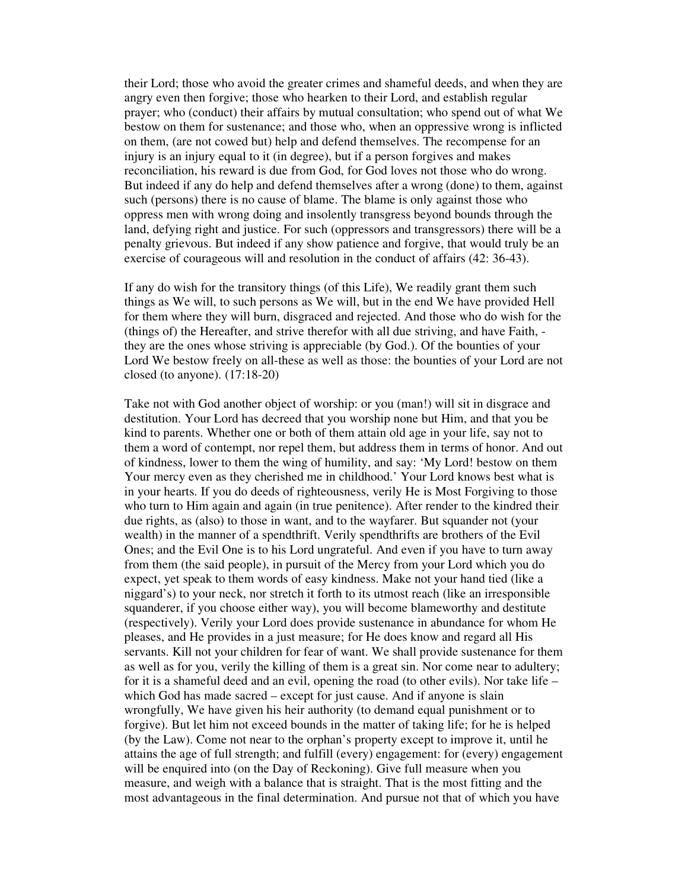their Lord; those who avoid the greater crimes and shameful deeds, and when they are angry even then forgive; those who hearken to their Lord, and establish regular prayer; who (conduct) their affairs by mutual consultation; who spend out of what We bestow on them for sustenance; and those who, when an oppressive wrong is inflicted on them, (are not cowed but) help and defend themselves. The recompense for an injury is an injury equal to it (in degree), but if a person forgives and makes reconciliation, his reward is due from God, for God loves not those who do wrong. But indeed if any do help and defend themselves after a wrong (done) to them, against such (persons) there is no cause of blame. The blame is only against those who oppress men with wrong doing and insolently transgress beyond bounds through the land, defying right and justice. For such (oppressors and transgressors) there will be a penalty grievous. But indeed if any show patience and forgive, that would truly be an exercise of courageous will and resolution in the conduct of affairs (42: 36-43).

If any do wish for the transitory things (of this Life), We readily grant them such things as We will, to such persons as We will, but in the end We have provided Hell for them where they will burn, disgraced and rejected. And those who do wish for the (things of) the Hereafter, and strive therefor with all due striving, and have Faith, - they are the ones whose striving is appreciable (by God.). Of the bounties of your Lord We bestow freely on all-these as well as those: the bounties of your Lord are not closed (to anyone). (17:18-20)

Take not with God another object of worship: or you (man!) will sit in disgrace and destitution. Your Lord has decreed that you worship none but Him, and that you be kind to parents. Whether one or both of them attain old age in your life, say not to them a word of contempt, nor repel them, but address them in terms of honor. And out of kindness, lower to them the wing of humility, and say: 'My Lord! bestow on them Your mercy even as they cherished me in childhood.' Your Lord knows best what is in your hearts. If you do deeds of righteousness, verily He is Most Forgiving to those who turn to Him again and again (in true penitence). After render to the kindred their due rights, as (also) to those in want, and to the wayfarer. But squander not (your wealth) in the manner of a spendthrift. Verily spendthrifts are brothers of the Evil Ones; and the Evil One is to his Lord ungrateful. And even if you have to turn away from them (the said people), in pursuit of the Mercy from your Lord which you do expect, yet speak to them words of easy kindness. Make not your hand tied (like a niggard's) to your neck, nor stretch it forth to its utmost reach (like an irresponsible squanderer, if you choose either way), you will become blameworthy and destitute (respectively). Verily your Lord does provide sustenance in abundance for whom He pleases, and He provides in a just measure; for He does know and regard all His servants. Kill not your children for fear of want. We shall provide sustenance for them as well as for you, verily the killing of them is a great sin. Nor come near to adultery; for it is a shameful deed and an evil, opening the road (to other evils). Nor take life – which God has made sacred – except for just cause. And if anyone is slain wrongfully, We have given his heir authority (to demand equal punishment or to forgive). But let him not exceed bounds in the matter of taking life; for he is helped (by the Law). Come not near to the orphan's property except to improve it, until he attains the age of full strength; and fulfill (every) engagement: for (every) engagement will be enquired into (on the Day of Reckoning). Give full measure when you measure, and weigh with a balance that is straight. That is the most fitting and the most advantageous in the final determination. And pursue not that of which you have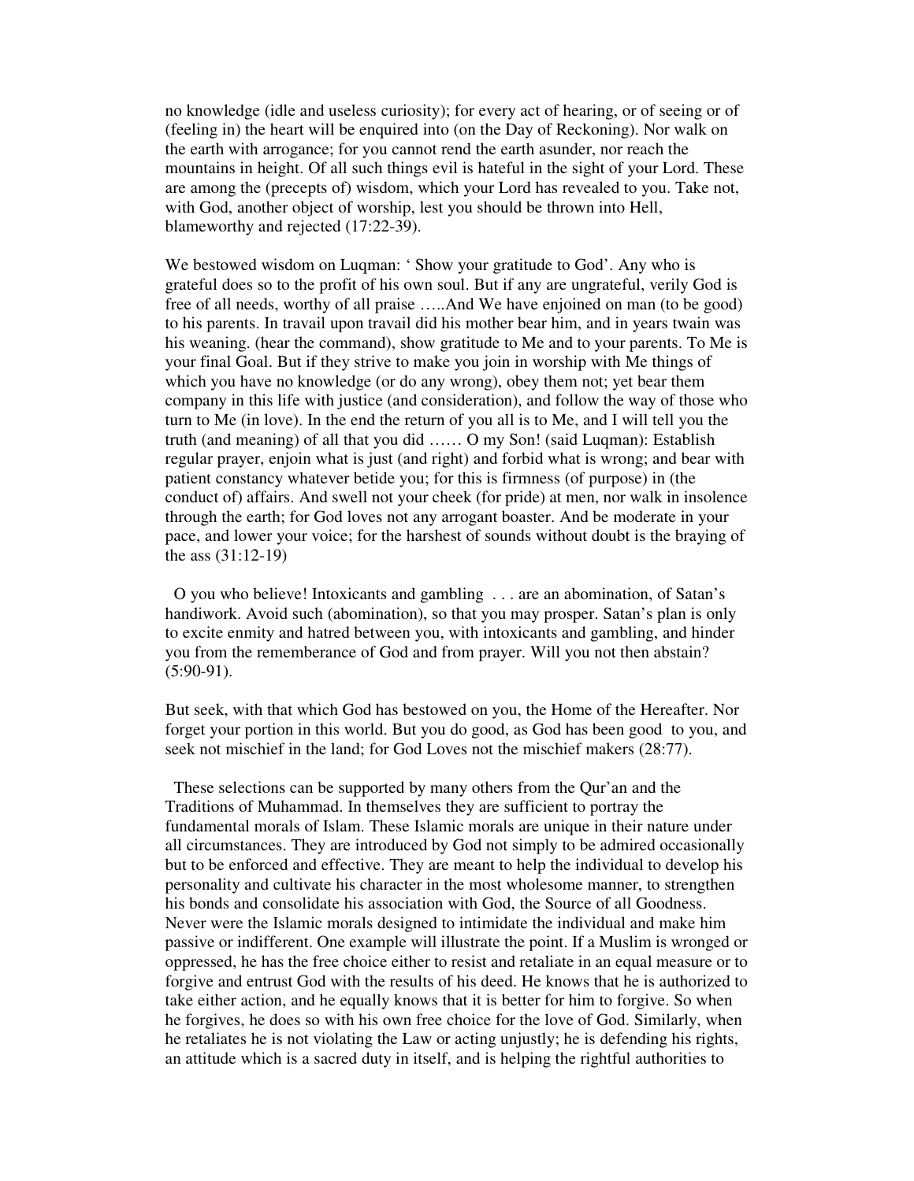no knowledge (idle and useless curiosity); for every act of hearing, or of seeing or of (feeling in) the heart will be enquired into (on the Day of Reckoning). Nor walk on the earth with arrogance; for you cannot rend the earth asunder, nor reach the mountains in height. Of all such things evil is hateful in the sight of your Lord. These are among the (precepts of) wisdom, which your Lord has revealed to you. Take not, with God, another object of worship, lest you should be thrown into Hell, blameworthy and rejected (17:22-39).

We bestowed wisdom on Luqman: ' Show your gratitude to God'. Any who is grateful does so to the profit of his own soul. But if any are ungrateful, verily God is free of all needs, worthy of all praise …..And We have enjoined on man (to be good) to his parents. In travail upon travail did his mother bear him, and in years twain was his weaning. (hear the command), show gratitude to Me and to your parents. To Me is your final Goal. But if they strive to make you join in worship with Me things of which you have no knowledge (or do any wrong), obey them not; yet bear them company in this life with justice (and consideration), and follow the way of those who turn to Me (in love). In the end the return of you all is to Me, and I will tell you the truth (and meaning) of all that you did …… O my Son! (said Luqman): Establish regular prayer, enjoin what is just (and right) and forbid what is wrong; and bear with patient constancy whatever betide you; for this is firmness (of purpose) in (the conduct of) affairs. And swell not your cheek (for pride) at men, nor walk in insolence through the earth; for God loves not any arrogant boaster. And be moderate in your pace, and lower your voice; for the harshest of sounds without doubt is the braying of the ass (31:12-19)

O you who believe! Intoxicants and gambling . . . are an abomination, of Satan's handiwork. Avoid such (abomination), so that you may prosper. Satan's plan is only to excite enmity and hatred between you, with intoxicants and gambling, and hinder you from the rememberance of God and from prayer. Will you not then abstain? (5:90-91).

But seek, with that which God has bestowed on you, the Home of the Hereafter. Nor forget your portion in this world. But you do good, as God has been good to you, and seek not mischief in the land; for God Loves not the mischief makers (28:77).

These selections can be supported by many others from the Qur'an and the Traditions of Muhammad. In themselves they are sufficient to portray the fundamental morals of Islam. These Islamic morals are unique in their nature under all circumstances. They are introduced by God not simply to be admired occasionally but to be enforced and effective. They are meant to help the individual to develop his personality and cultivate his character in the most wholesome manner, to strengthen his bonds and consolidate his association with God, the Source of all Goodness. Never were the Islamic morals designed to intimidate the individual and make him passive or indifferent. One example will illustrate the point. If a Muslim is wronged or oppressed, he has the free choice either to resist and retaliate in an equal measure or to forgive and entrust God with the results of his deed. He knows that he is authorized to take either action, and he equally knows that it is better for him to forgive. So when he forgives, he does so with his own free choice for the love of God. Similarly, when he retaliates he is not violating the Law or acting unjustly; he is defending his rights, an attitude which is a sacred duty in itself, and is helping the rightful authorities to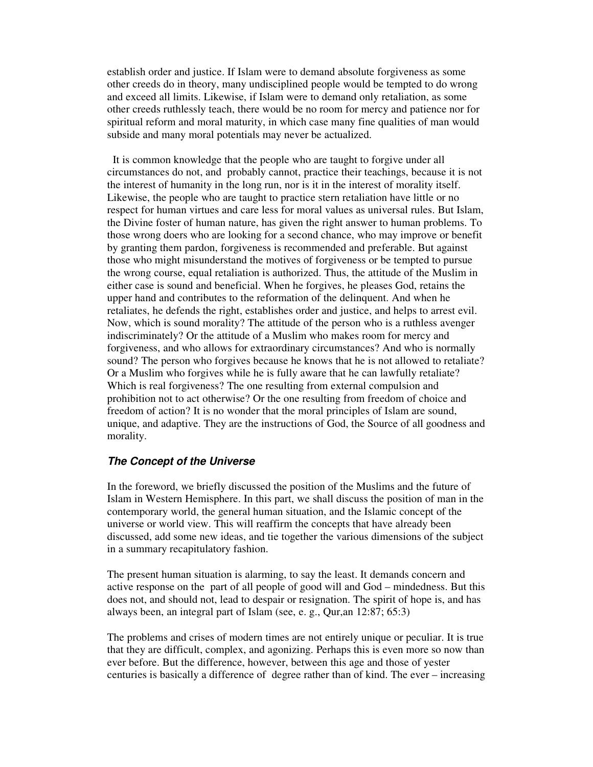establish order and justice. If Islam were to demand absolute forgiveness as some other creeds do in theory, many undisciplined people would be tempted to do wrong and exceed all limits. Likewise, if Islam were to demand only retaliation, as some other creeds ruthlessly teach, there would be no room for mercy and patience nor for spiritual reform and moral maturity, in which case many fine qualities of man would subside and many moral potentials may never be actualized.

It is common knowledge that the people who are taught to forgive under all circumstances do not, and probably cannot, practice their teachings, because it is not the interest of humanity in the long run, nor is it in the interest of morality itself. Likewise, the people who are taught to practice stern retaliation have little or no respect for human virtues and care less for moral values as universal rules. But Islam, the Divine foster of human nature, has given the right answer to human problems. To those wrong doers who are looking for a second chance, who may improve or benefit by granting them pardon, forgiveness is recommended and preferable. But against those who might misunderstand the motives of forgiveness or be tempted to pursue the wrong course, equal retaliation is authorized. Thus, the attitude of the Muslim in either case is sound and beneficial. When he forgives, he pleases God, retains the upper hand and contributes to the reformation of the delinquent. And when he retaliates, he defends the right, establishes order and justice, and helps to arrest evil. Now, which is sound morality? The attitude of the person who is a ruthless avenger indiscriminately? Or the attitude of a Muslim who makes room for mercy and forgiveness, and who allows for extraordinary circumstances? And who is normally sound? The person who forgives because he knows that he is not allowed to retaliate? Or a Muslim who forgives while he is fully aware that he can lawfully retaliate? Which is real forgiveness? The one resulting from external compulsion and prohibition not to act otherwise? Or the one resulting from freedom of choice and freedom of action? It is no wonder that the moral principles of Islam are sound, unique, and adaptive. They are the instructions of God, the Source of all goodness and morality.

### *The Concept of the Universe*

In the foreword, we briefly discussed the position of the Muslims and the future of Islam in Western Hemisphere. In this part, we shall discuss the position of man in the contemporary world, the general human situation, and the Islamic concept of the universe or world view. This will reaffirm the concepts that have already been discussed, add some new ideas, and tie together the various dimensions of the subject in a summary recapitulatory fashion.

The present human situation is alarming, to say the least. It demands concern and active response on the part of all people of good will and God – mindedness. But this does not, and should not, lead to despair or resignation. The spirit of hope is, and has always been, an integral part of Islam (see, e. g., Qur,an 12:87; 65:3)

The problems and crises of modern times are not entirely unique or peculiar. It is true that they are difficult, complex, and agonizing. Perhaps this is even more so now than ever before. But the difference, however, between this age and those of yester centuries is basically a difference of degree rather than of kind. The ever – increasing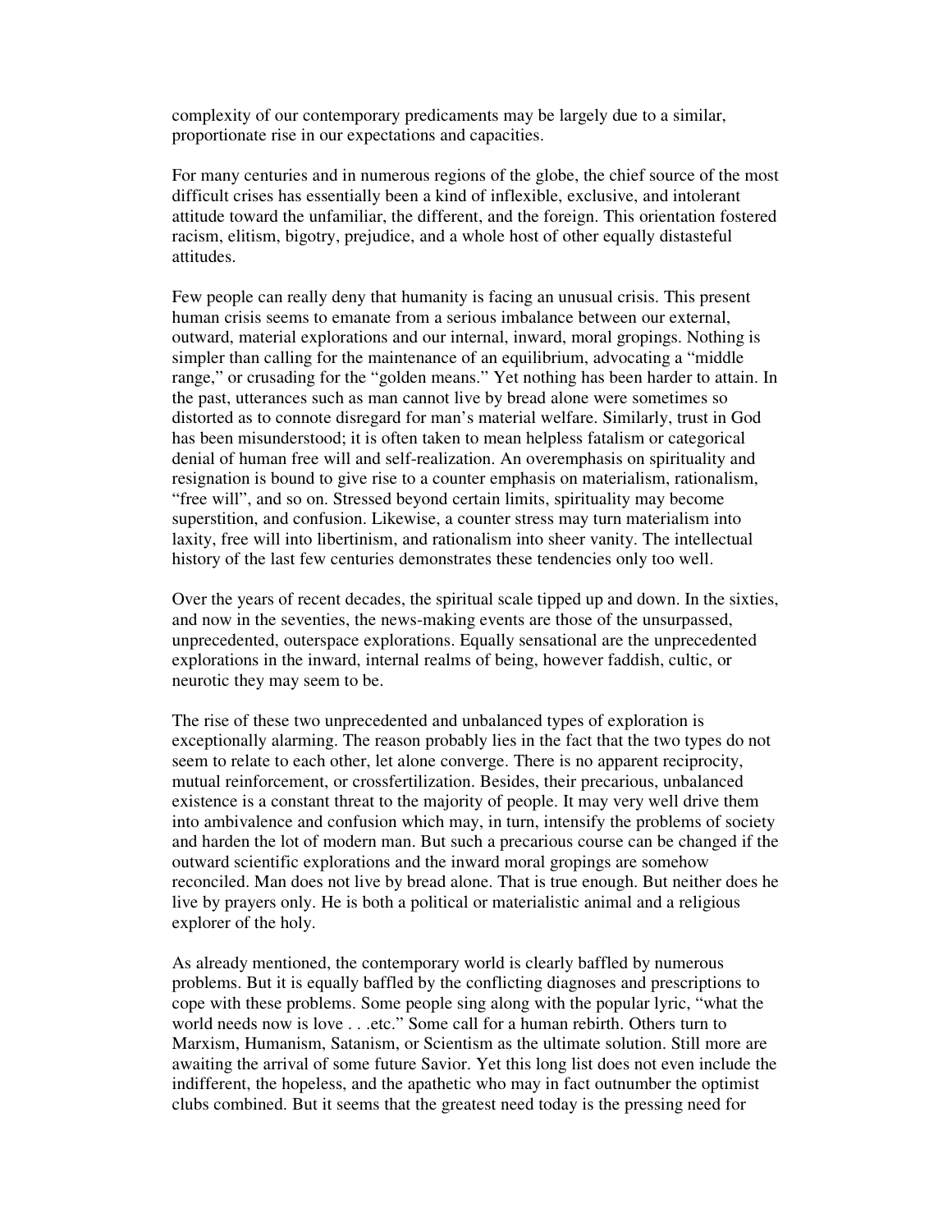complexity of our contemporary predicaments may be largely due to a similar, proportionate rise in our expectations and capacities.

For many centuries and in numerous regions of the globe, the chief source of the most difficult crises has essentially been a kind of inflexible, exclusive, and intolerant attitude toward the unfamiliar, the different, and the foreign. This orientation fostered racism, elitism, bigotry, prejudice, and a whole host of other equally distasteful attitudes.

Few people can really deny that humanity is facing an unusual crisis. This present human crisis seems to emanate from a serious imbalance between our external, outward, material explorations and our internal, inward, moral gropings. Nothing is simpler than calling for the maintenance of an equilibrium, advocating a "middle range," or crusading for the "golden means." Yet nothing has been harder to attain. In the past, utterances such as man cannot live by bread alone were sometimes so distorted as to connote disregard for man's material welfare. Similarly, trust in God has been misunderstood; it is often taken to mean helpless fatalism or categorical denial of human free will and self-realization. An overemphasis on spirituality and resignation is bound to give rise to a counter emphasis on materialism, rationalism, "free will", and so on. Stressed beyond certain limits, spirituality may become superstition, and confusion. Likewise, a counter stress may turn materialism into laxity, free will into libertinism, and rationalism into sheer vanity. The intellectual history of the last few centuries demonstrates these tendencies only too well.

Over the years of recent decades, the spiritual scale tipped up and down. In the sixties, and now in the seventies, the news-making events are those of the unsurpassed, unprecedented, outerspace explorations. Equally sensational are the unprecedented explorations in the inward, internal realms of being, however faddish, cultic, or neurotic they may seem to be.

The rise of these two unprecedented and unbalanced types of exploration is exceptionally alarming. The reason probably lies in the fact that the two types do not seem to relate to each other, let alone converge. There is no apparent reciprocity, mutual reinforcement, or crossfertilization. Besides, their precarious, unbalanced existence is a constant threat to the majority of people. It may very well drive them into ambivalence and confusion which may, in turn, intensify the problems of society and harden the lot of modern man. But such a precarious course can be changed if the outward scientific explorations and the inward moral gropings are somehow reconciled. Man does not live by bread alone. That is true enough. But neither does he live by prayers only. He is both a political or materialistic animal and a religious explorer of the holy.

As already mentioned, the contemporary world is clearly baffled by numerous problems. But it is equally baffled by the conflicting diagnoses and prescriptions to cope with these problems. Some people sing along with the popular lyric, "what the world needs now is love . . .etc." Some call for a human rebirth. Others turn to Marxism, Humanism, Satanism, or Scientism as the ultimate solution. Still more are awaiting the arrival of some future Savior. Yet this long list does not even include the indifferent, the hopeless, and the apathetic who may in fact outnumber the optimist clubs combined. But it seems that the greatest need today is the pressing need for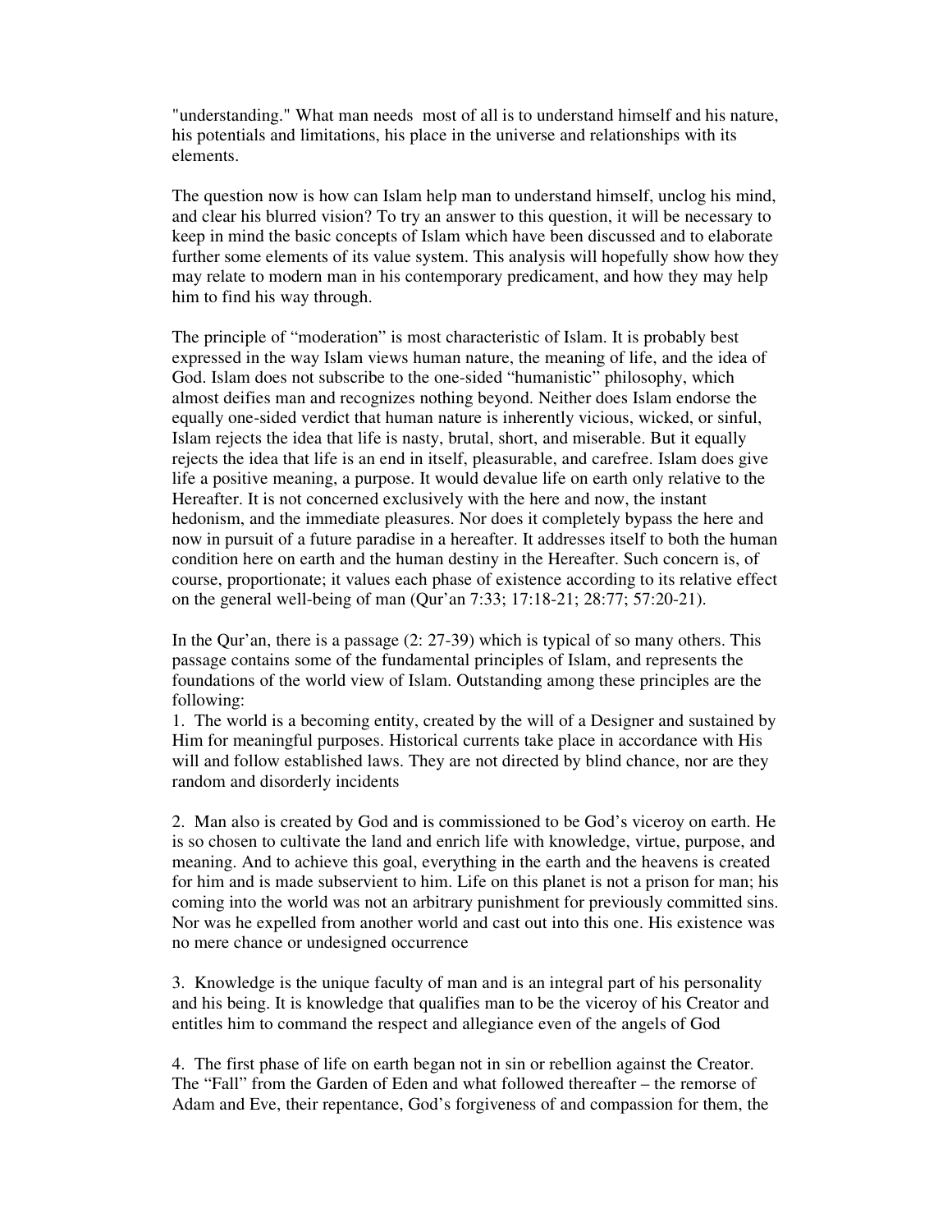"understanding." What man needs most of all is to understand himself and his nature, his potentials and limitations, his place in the universe and relationships with its elements.

The question now is how can Islam help man to understand himself, unclog his mind, and clear his blurred vision? To try an answer to this question, it will be necessary to keep in mind the basic concepts of Islam which have been discussed and to elaborate further some elements of its value system. This analysis will hopefully show how they may relate to modern man in his contemporary predicament, and how they may help him to find his way through.

The principle of "moderation" is most characteristic of Islam. It is probably best expressed in the way Islam views human nature, the meaning of life, and the idea of God. Islam does not subscribe to the one-sided "humanistic" philosophy, which almost deifies man and recognizes nothing beyond. Neither does Islam endorse the equally one-sided verdict that human nature is inherently vicious, wicked, or sinful, Islam rejects the idea that life is nasty, brutal, short, and miserable. But it equally rejects the idea that life is an end in itself, pleasurable, and carefree. Islam does give life a positive meaning, a purpose. It would devalue life on earth only relative to the Hereafter. It is not concerned exclusively with the here and now, the instant hedonism, and the immediate pleasures. Nor does it completely bypass the here and now in pursuit of a future paradise in a hereafter. It addresses itself to both the human condition here on earth and the human destiny in the Hereafter. Such concern is, of course, proportionate; it values each phase of existence according to its relative effect on the general well-being of man (Qur'an 7:33; 17:18-21; 28:77; 57:20-21).

In the Qur'an, there is a passage (2: 27-39) which is typical of so many others. This passage contains some of the fundamental principles of Islam, and represents the foundations of the world view of Islam. Outstanding among these principles are the following:

1. The world is a becoming entity, created by the will of a Designer and sustained by Him for meaningful purposes. Historical currents take place in accordance with His will and follow established laws. They are not directed by blind chance, nor are they random and disorderly incidents

2. Man also is created by God and is commissioned to be God's viceroy on earth. He is so chosen to cultivate the land and enrich life with knowledge, virtue, purpose, and meaning. And to achieve this goal, everything in the earth and the heavens is created for him and is made subservient to him. Life on this planet is not a prison for man; his coming into the world was not an arbitrary punishment for previously committed sins. Nor was he expelled from another world and cast out into this one. His existence was no mere chance or undesigned occurrence

3. Knowledge is the unique faculty of man and is an integral part of his personality and his being. It is knowledge that qualifies man to be the viceroy of his Creator and entitles him to command the respect and allegiance even of the angels of God

4. The first phase of life on earth began not in sin or rebellion against the Creator. The "Fall" from the Garden of Eden and what followed thereafter – the remorse of Adam and Eve, their repentance, God's forgiveness of and compassion for them, the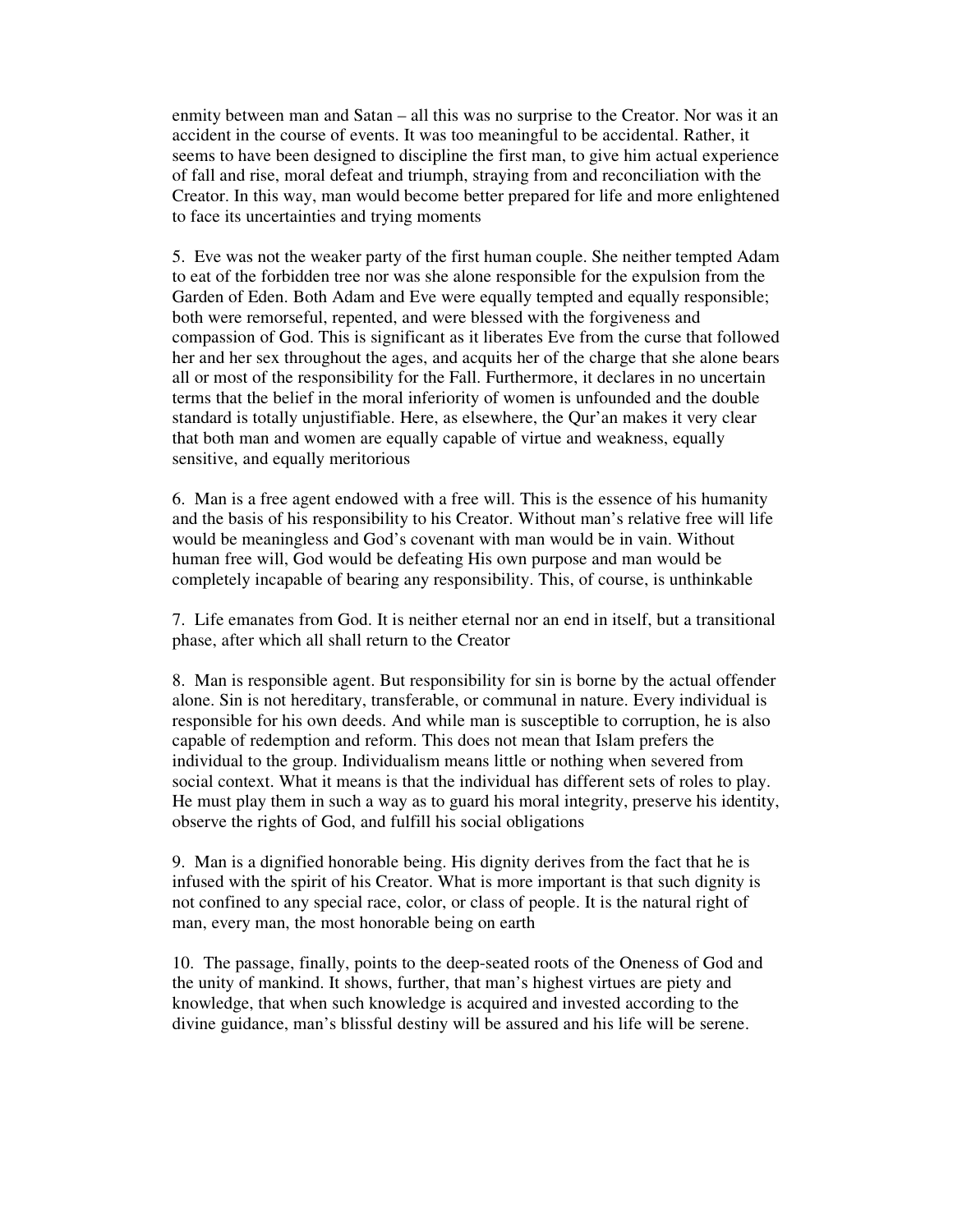enmity between man and Satan – all this was no surprise to the Creator. Nor was it an accident in the course of events. It was too meaningful to be accidental. Rather, it seems to have been designed to discipline the first man, to give him actual experience of fall and rise, moral defeat and triumph, straying from and reconciliation with the Creator. In this way, man would become better prepared for life and more enlightened to face its uncertainties and trying moments

5. Eve was not the weaker party of the first human couple. She neither tempted Adam to eat of the forbidden tree nor was she alone responsible for the expulsion from the Garden of Eden. Both Adam and Eve were equally tempted and equally responsible; both were remorseful, repented, and were blessed with the forgiveness and compassion of God. This is significant as it liberates Eve from the curse that followed her and her sex throughout the ages, and acquits her of the charge that she alone bears all or most of the responsibility for the Fall. Furthermore, it declares in no uncertain terms that the belief in the moral inferiority of women is unfounded and the double standard is totally unjustifiable. Here, as elsewhere, the Qur'an makes it very clear that both man and women are equally capable of virtue and weakness, equally sensitive, and equally meritorious

6. Man is a free agent endowed with a free will. This is the essence of his humanity and the basis of his responsibility to his Creator. Without man's relative free will life would be meaningless and God's covenant with man would be in vain. Without human free will, God would be defeating His own purpose and man would be completely incapable of bearing any responsibility. This, of course, is unthinkable

7. Life emanates from God. It is neither eternal nor an end in itself, but a transitional phase, after which all shall return to the Creator

8. Man is responsible agent. But responsibility for sin is borne by the actual offender alone. Sin is not hereditary, transferable, or communal in nature. Every individual is responsible for his own deeds. And while man is susceptible to corruption, he is also capable of redemption and reform. This does not mean that Islam prefers the individual to the group. Individualism means little or nothing when severed from social context. What it means is that the individual has different sets of roles to play. He must play them in such a way as to guard his moral integrity, preserve his identity, observe the rights of God, and fulfill his social obligations

9. Man is a dignified honorable being. His dignity derives from the fact that he is infused with the spirit of his Creator. What is more important is that such dignity is not confined to any special race, color, or class of people. It is the natural right of man, every man, the most honorable being on earth

10. The passage, finally, points to the deep-seated roots of the Oneness of God and the unity of mankind. It shows, further, that man's highest virtues are piety and knowledge, that when such knowledge is acquired and invested according to the divine guidance, man's blissful destiny will be assured and his life will be serene.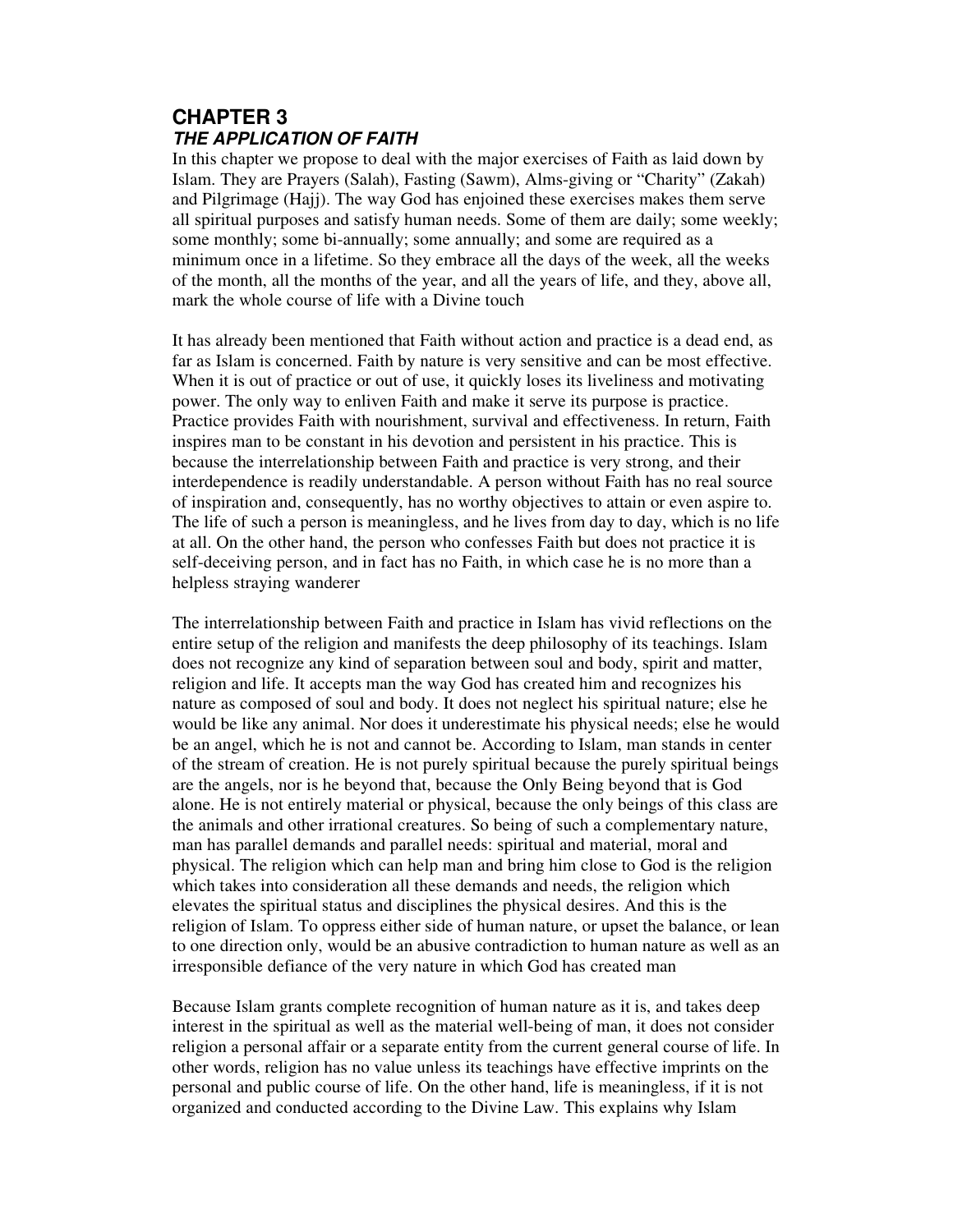# CHAPTER 3

## *THE APPLICATION OF FAITH*

In this chapter we propose to deal with the major exercises of Faith as laid down by Islam. They are Prayers (Salah), Fasting (Sawm), Alms-giving or "Charity" (Zakah) and Pilgrimage (Hajj). The way God has enjoined these exercises makes them serve all spiritual purposes and satisfy human needs. Some of them are daily; some weekly; some monthly; some bi-annually; some annually; and some are required as a minimum once in a lifetime. So they embrace all the days of the week, all the weeks of the month, all the months of the year, and all the years of life, and they, above all, mark the whole course of life with a Divine touch

It has already been mentioned that Faith without action and practice is a dead end, as far as Islam is concerned. Faith by nature is very sensitive and can be most effective. When it is out of practice or out of use, it quickly loses its liveliness and motivating power. The only way to enliven Faith and make it serve its purpose is practice. Practice provides Faith with nourishment, survival and effectiveness. In return, Faith inspires man to be constant in his devotion and persistent in his practice. This is because the interrelationship between Faith and practice is very strong, and their interdependence is readily understandable. A person without Faith has no real source of inspiration and, consequently, has no worthy objectives to attain or even aspire to. The life of such a person is meaningless, and he lives from day to day, which is no life at all. On the other hand, the person who confesses Faith but does not practice it is self-deceiving person, and in fact has no Faith, in which case he is no more than a helpless straying wanderer

The interrelationship between Faith and practice in Islam has vivid reflections on the entire setup of the religion and manifests the deep philosophy of its teachings. Islam does not recognize any kind of separation between soul and body, spirit and matter, religion and life. It accepts man the way God has created him and recognizes his nature as composed of soul and body. It does not neglect his spiritual nature; else he would be like any animal. Nor does it underestimate his physical needs; else he would be an angel, which he is not and cannot be. According to Islam, man stands in center of the stream of creation. He is not purely spiritual because the purely spiritual beings are the angels, nor is he beyond that, because the Only Being beyond that is God alone. He is not entirely material or physical, because the only beings of this class are the animals and other irrational creatures. So being of such a complementary nature, man has parallel demands and parallel needs: spiritual and material, moral and physical. The religion which can help man and bring him close to God is the religion which takes into consideration all these demands and needs, the religion which elevates the spiritual status and disciplines the physical desires. And this is the religion of Islam. To oppress either side of human nature, or upset the balance, or lean to one direction only, would be an abusive contradiction to human nature as well as an irresponsible defiance of the very nature in which God has created man

Because Islam grants complete recognition of human nature as it is, and takes deep interest in the spiritual as well as the material well-being of man, it does not consider religion a personal affair or a separate entity from the current general course of life. In other words, religion has no value unless its teachings have effective imprints on the personal and public course of life. On the other hand, life is meaningless, if it is not organized and conducted according to the Divine Law. This explains why Islam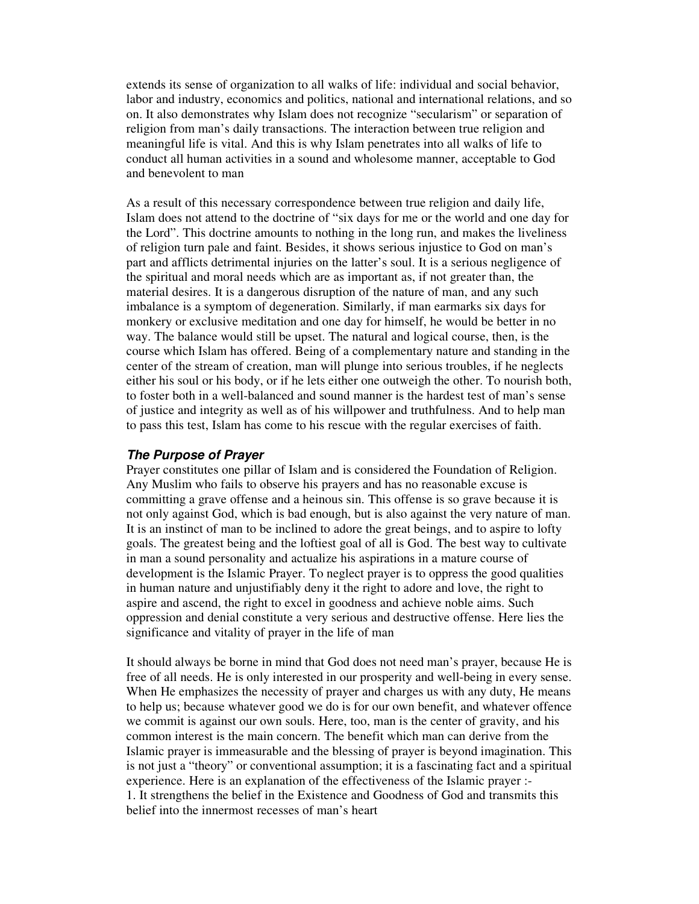extends its sense of organization to all walks of life: individual and social behavior, labor and industry, economics and politics, national and international relations, and so on. It also demonstrates why Islam does not recognize "secularism" or separation of religion from man's daily transactions. The interaction between true religion and meaningful life is vital. And this is why Islam penetrates into all walks of life to conduct all human activities in a sound and wholesome manner, acceptable to God and benevolent to man

As a result of this necessary correspondence between true religion and daily life, Islam does not attend to the doctrine of "six days for me or the world and one day for the Lord". This doctrine amounts to nothing in the long run, and makes the liveliness of religion turn pale and faint. Besides, it shows serious injustice to God on man's part and afflicts detrimental injuries on the latter's soul. It is a serious negligence of the spiritual and moral needs which are as important as, if not greater than, the material desires. It is a dangerous disruption of the nature of man, and any such imbalance is a symptom of degeneration. Similarly, if man earmarks six days for monkery or exclusive meditation and one day for himself, he would be better in no way. The balance would still be upset. The natural and logical course, then, is the course which Islam has offered. Being of a complementary nature and standing in the center of the stream of creation, man will plunge into serious troubles, if he neglects either his soul or his body, or if he lets either one outweigh the other. To nourish both, to foster both in a well-balanced and sound manner is the hardest test of man's sense of justice and integrity as well as of his willpower and truthfulness. And to help man to pass this test, Islam has come to his rescue with the regular exercises of faith.

### ***The Purpose of Prayer***

Prayer constitutes one pillar of Islam and is considered the Foundation of Religion. Any Muslim who fails to observe his prayers and has no reasonable excuse is committing a grave offense and a heinous sin. This offense is so grave because it is not only against God, which is bad enough, but is also against the very nature of man. It is an instinct of man to be inclined to adore the great beings, and to aspire to lofty goals. The greatest being and the loftiest goal of all is God. The best way to cultivate in man a sound personality and actualize his aspirations in a mature course of development is the Islamic Prayer. To neglect prayer is to oppress the good qualities in human nature and unjustifiably deny it the right to adore and love, the right to aspire and ascend, the right to excel in goodness and achieve noble aims. Such oppression and denial constitute a very serious and destructive offense. Here lies the significance and vitality of prayer in the life of man

It should always be borne in mind that God does not need man's prayer, because He is free of all needs. He is only interested in our prosperity and well-being in every sense. When He emphasizes the necessity of prayer and charges us with any duty, He means to help us; because whatever good we do is for our own benefit, and whatever offence we commit is against our own souls. Here, too, man is the center of gravity, and his common interest is the main concern. The benefit which man can derive from the Islamic prayer is immeasurable and the blessing of prayer is beyond imagination. This is not just a "theory" or conventional assumption; it is a fascinating fact and a spiritual experience. Here is an explanation of the effectiveness of the Islamic prayer :-

1. It strengthens the belief in the Existence and Goodness of God and transmits this belief into the innermost recesses of man's heart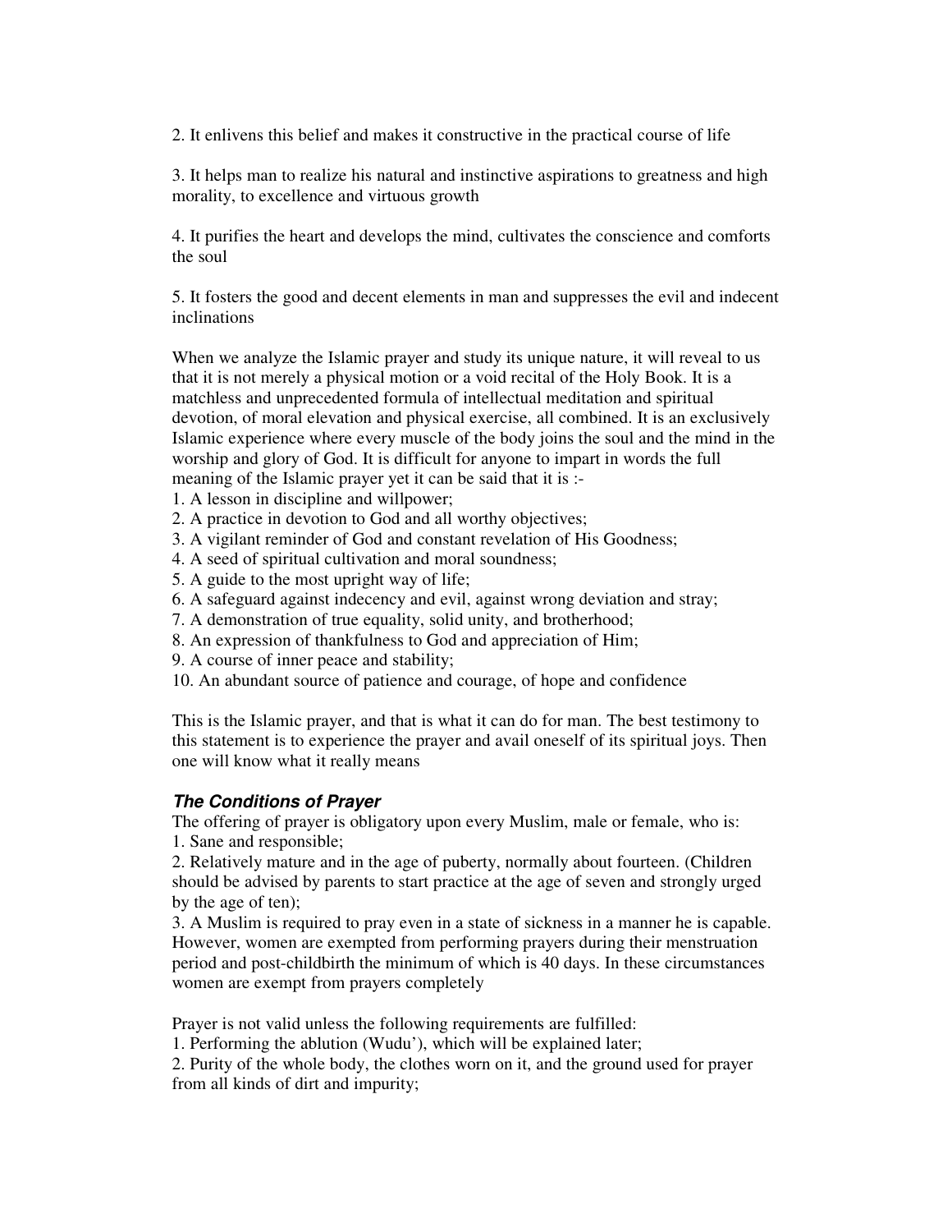2. It enlivens this belief and makes it constructive in the practical course of life

3. It helps man to realize his natural and instinctive aspirations to greatness and high morality, to excellence and virtuous growth

4. It purifies the heart and develops the mind, cultivates the conscience and comforts the soul

5. It fosters the good and decent elements in man and suppresses the evil and indecent inclinations

When we analyze the Islamic prayer and study its unique nature, it will reveal to us that it is not merely a physical motion or a void recital of the Holy Book. It is a matchless and unprecedented formula of intellectual meditation and spiritual devotion, of moral elevation and physical exercise, all combined. It is an exclusively Islamic experience where every muscle of the body joins the soul and the mind in the worship and glory of God. It is difficult for anyone to impart in words the full meaning of the Islamic prayer yet it can be said that it is :-

1. A lesson in discipline and willpower;
2. A practice in devotion to God and all worthy objectives;
3. A vigilant reminder of God and constant revelation of His Goodness;
4. A seed of spiritual cultivation and moral soundness;
5. A guide to the most upright way of life;
6. A safeguard against indecency and evil, against wrong deviation and stray;
7. A demonstration of true equality, solid unity, and brotherhood;
8. An expression of thankfulness to God and appreciation of Him;
9. A course of inner peace and stability;
10. An abundant source of patience and courage, of hope and confidence

This is the Islamic prayer, and that is what it can do for man. The best testimony to this statement is to experience the prayer and avail oneself of its spiritual joys. Then one will know what it really means

### *The Conditions of Prayer*

The offering of prayer is obligatory upon every Muslim, male or female, who is:

1. Sane and responsible;
2. Relatively mature and in the age of puberty, normally about fourteen. (Children should be advised by parents to start practice at the age of seven and strongly urged by the age of ten);
3. A Muslim is required to pray even in a state of sickness in a manner he is capable. However, women are exempted from performing prayers during their menstruation period and post-childbirth the minimum of which is 40 days. In these circumstances women are exempt from prayers completely

Prayer is not valid unless the following requirements are fulfilled:

1. Performing the ablution (Wudu'), which will be explained later;
2. Purity of the whole body, the clothes worn on it, and the ground used for prayer from all kinds of dirt and impurity;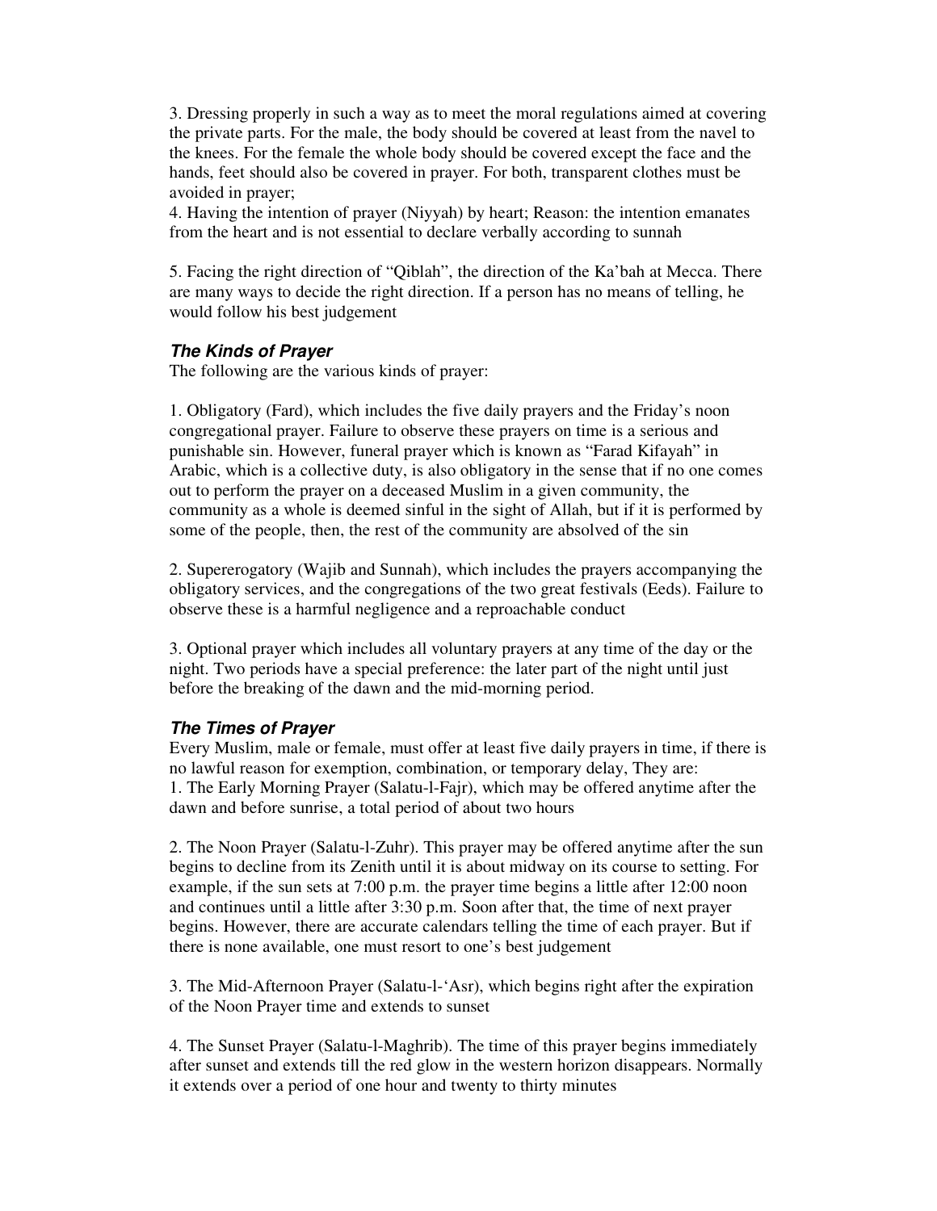3. Dressing properly in such a way as to meet the moral regulations aimed at covering the private parts. For the male, the body should be covered at least from the navel to the knees. For the female the whole body should be covered except the face and the hands, feet should also be covered in prayer. For both, transparent clothes must be avoided in prayer;

4. Having the intention of prayer (Niyyah) by heart; Reason: the intention emanates from the heart and is not essential to declare verbally according to sunnah

5. Facing the right direction of "Qiblah", the direction of the Ka'bah at Mecca. There are many ways to decide the right direction. If a person has no means of telling, he would follow his best judgement

### *The Kinds of Prayer*

The following are the various kinds of prayer:

1. Obligatory (Fard), which includes the five daily prayers and the Friday's noon congregational prayer. Failure to observe these prayers on time is a serious and punishable sin. However, funeral prayer which is known as "Farad Kifayah" in Arabic, which is a collective duty, is also obligatory in the sense that if no one comes out to perform the prayer on a deceased Muslim in a given community, the community as a whole is deemed sinful in the sight of Allah, but if it is performed by some of the people, then, the rest of the community are absolved of the sin

2. Supererogatory (Wajib and Sunnah), which includes the prayers accompanying the obligatory services, and the congregations of the two great festivals (Eeds). Failure to observe these is a harmful negligence and a reproachable conduct

3. Optional prayer which includes all voluntary prayers at any time of the day or the night. Two periods have a special preference: the later part of the night until just before the breaking of the dawn and the mid-morning period.

### *The Times of Prayer*

Every Muslim, male or female, must offer at least five daily prayers in time, if there is no lawful reason for exemption, combination, or temporary delay, They are:

1. The Early Morning Prayer (Salatu-l-Fajr), which may be offered anytime after the dawn and before sunrise, a total period of about two hours

2. The Noon Prayer (Salatu-l-Zuhr). This prayer may be offered anytime after the sun begins to decline from its Zenith until it is about midway on its course to setting. For example, if the sun sets at 7:00 p.m. the prayer time begins a little after 12:00 noon and continues until a little after 3:30 p.m. Soon after that, the time of next prayer begins. However, there are accurate calendars telling the time of each prayer. But if there is none available, one must resort to one's best judgement

3. The Mid-Afternoon Prayer (Salatu-l-'Asr), which begins right after the expiration of the Noon Prayer time and extends to sunset

4. The Sunset Prayer (Salatu-l-Maghrib). The time of this prayer begins immediately after sunset and extends till the red glow in the western horizon disappears. Normally it extends over a period of one hour and twenty to thirty minutes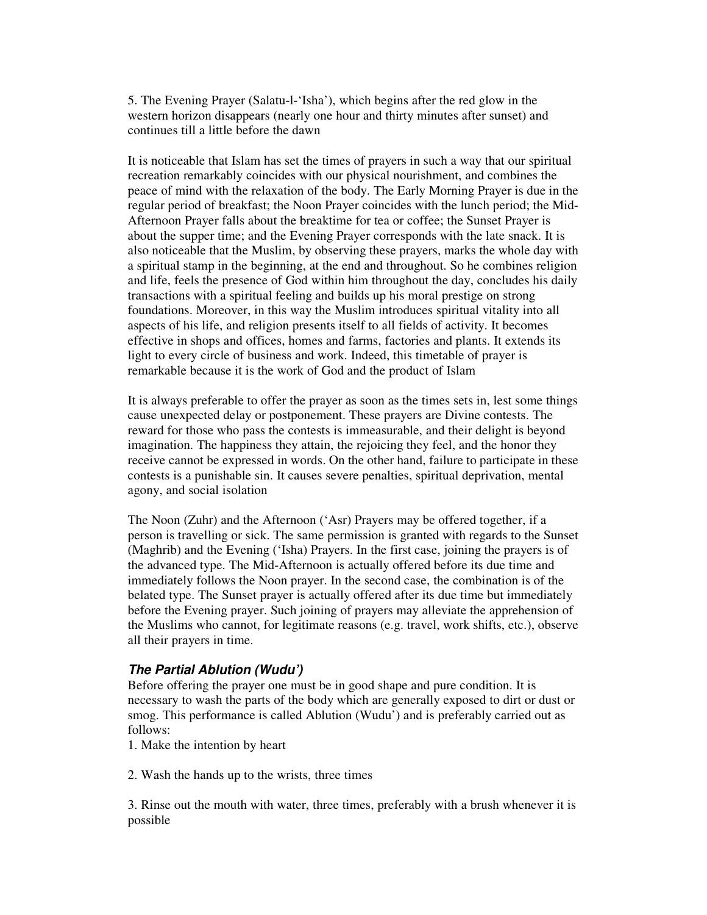5. The Evening Prayer (Salatu-l-'Isha'), which begins after the red glow in the western horizon disappears (nearly one hour and thirty minutes after sunset) and continues till a little before the dawn

It is noticeable that Islam has set the times of prayers in such a way that our spiritual recreation remarkably coincides with our physical nourishment, and combines the peace of mind with the relaxation of the body. The Early Morning Prayer is due in the regular period of breakfast; the Noon Prayer coincides with the lunch period; the Mid-Afternoon Prayer falls about the breaktime for tea or coffee; the Sunset Prayer is about the supper time; and the Evening Prayer corresponds with the late snack. It is also noticeable that the Muslim, by observing these prayers, marks the whole day with a spiritual stamp in the beginning, at the end and throughout. So he combines religion and life, feels the presence of God within him throughout the day, concludes his daily transactions with a spiritual feeling and builds up his moral prestige on strong foundations. Moreover, in this way the Muslim introduces spiritual vitality into all aspects of his life, and religion presents itself to all fields of activity. It becomes effective in shops and offices, homes and farms, factories and plants. It extends its light to every circle of business and work. Indeed, this timetable of prayer is remarkable because it is the work of God and the product of Islam

It is always preferable to offer the prayer as soon as the times sets in, lest some things cause unexpected delay or postponement. These prayers are Divine contests. The reward for those who pass the contests is immeasurable, and their delight is beyond imagination. The happiness they attain, the rejoicing they feel, and the honor they receive cannot be expressed in words. On the other hand, failure to participate in these contests is a punishable sin. It causes severe penalties, spiritual deprivation, mental agony, and social isolation

The Noon (Zuhr) and the Afternoon ('Asr) Prayers may be offered together, if a person is travelling or sick. The same permission is granted with regards to the Sunset (Maghrib) and the Evening ('Isha) Prayers. In the first case, joining the prayers is of the advanced type. The Mid-Afternoon is actually offered before its due time and immediately follows the Noon prayer. In the second case, the combination is of the belated type. The Sunset prayer is actually offered after its due time but immediately before the Evening prayer. Such joining of prayers may alleviate the apprehension of the Muslims who cannot, for legitimate reasons (e.g. travel, work shifts, etc.), observe all their prayers in time.

### *The Partial Ablution (Wudu')*

Before offering the prayer one must be in good shape and pure condition. It is necessary to wash the parts of the body which are generally exposed to dirt or dust or smog. This performance is called Ablution (Wudu') and is preferably carried out as follows:

1. Make the intention by heart

2. Wash the hands up to the wrists, three times

3. Rinse out the mouth with water, three times, preferably with a brush whenever it is possible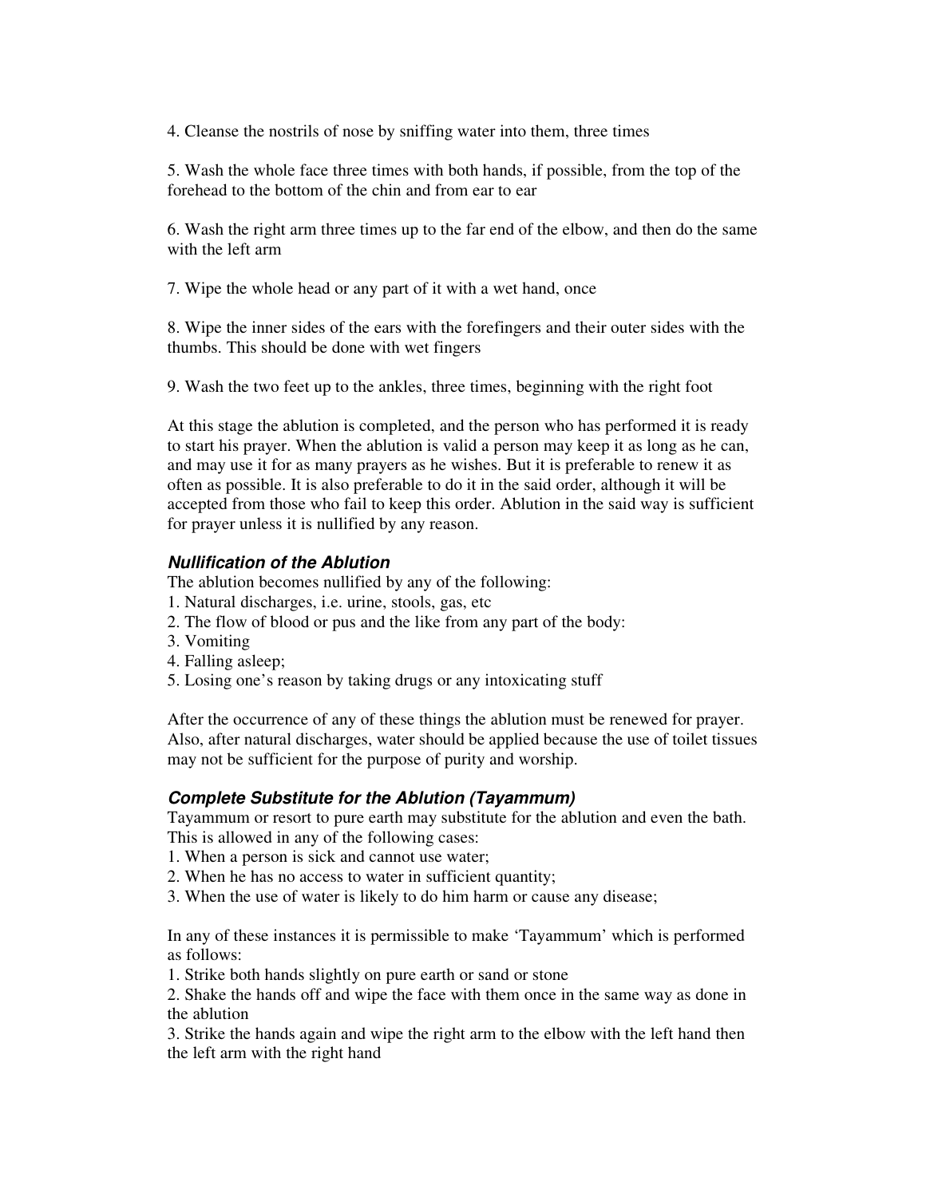4. Cleanse the nostrils of nose by sniffing water into them, three times

5. Wash the whole face three times with both hands, if possible, from the top of the forehead to the bottom of the chin and from ear to ear

6. Wash the right arm three times up to the far end of the elbow, and then do the same with the left arm

7. Wipe the whole head or any part of it with a wet hand, once

8. Wipe the inner sides of the ears with the forefingers and their outer sides with the thumbs. This should be done with wet fingers

9. Wash the two feet up to the ankles, three times, beginning with the right foot

At this stage the ablution is completed, and the person who has performed it is ready to start his prayer. When the ablution is valid a person may keep it as long as he can, and may use it for as many prayers as he wishes. But it is preferable to renew it as often as possible. It is also preferable to do it in the said order, although it will be accepted from those who fail to keep this order. Ablution in the said way is sufficient for prayer unless it is nullified by any reason.

### *Nullification of the Ablution*

The ablution becomes nullified by any of the following:

1. Natural discharges, i.e. urine, stools, gas, etc
2. The flow of blood or pus and the like from any part of the body:
3. Vomiting
4. Falling asleep;
5. Losing one's reason by taking drugs or any intoxicating stuff

After the occurrence of any of these things the ablution must be renewed for prayer. Also, after natural discharges, water should be applied because the use of toilet tissues may not be sufficient for the purpose of purity and worship.

### *Complete Substitute for the Ablution (Tayammum)*

Tayammum or resort to pure earth may substitute for the ablution and even the bath. This is allowed in any of the following cases:

1. When a person is sick and cannot use water;
2. When he has no access to water in sufficient quantity;
3. When the use of water is likely to do him harm or cause any disease;

In any of these instances it is permissible to make 'Tayammum' which is performed as follows:

1. Strike both hands slightly on pure earth or sand or stone
2. Shake the hands off and wipe the face with them once in the same way as done in the ablution
3. Strike the hands again and wipe the right arm to the elbow with the left hand then the left arm with the right hand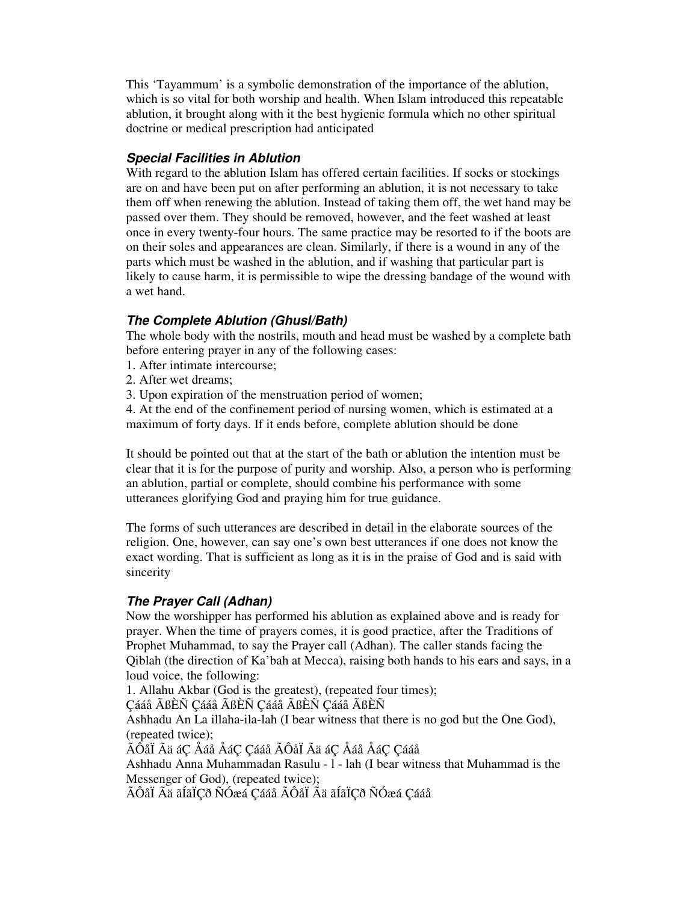This 'Tayammum' is a symbolic demonstration of the importance of the ablution, which is so vital for both worship and health. When Islam introduced this repeatable ablution, it brought along with it the best hygienic formula which no other spiritual doctrine or medical prescription had anticipated

### *Special Facilities in Ablution*

With regard to the ablution Islam has offered certain facilities. If socks or stockings are on and have been put on after performing an ablution, it is not necessary to take them off when renewing the ablution. Instead of taking them off, the wet hand may be passed over them. They should be removed, however, and the feet washed at least once in every twenty-four hours. The same practice may be resorted to if the boots are on their soles and appearances are clean. Similarly, if there is a wound in any of the parts which must be washed in the ablution, and if washing that particular part is likely to cause harm, it is permissible to wipe the dressing bandage of the wound with a wet hand.

### *The Complete Ablution (Ghusl/Bath)*

The whole body with the nostrils, mouth and head must be washed by a complete bath before entering prayer in any of the following cases:

1. After intimate intercourse;
2. After wet dreams;
3. Upon expiration of the menstruation period of women;
4. At the end of the confinement period of nursing women, which is estimated at a maximum of forty days. If it ends before, complete ablution should be done

It should be pointed out that at the start of the bath or ablution the intention must be clear that it is for the purpose of purity and worship. Also, a person who is performing an ablution, partial or complete, should combine his performance with some utterances glorifying God and praying him for true guidance.

The forms of such utterances are described in detail in the elaborate sources of the religion. One, however, can say one's own best utterances if one does not know the exact wording. That is sufficient as long as it is in the praise of God and is said with sincerity

### *The Prayer Call (Adhan)*

Now the worshipper has performed his ablution as explained above and is ready for prayer. When the time of prayers comes, it is good practice, after the Traditions of Prophet Muhammad, to say the Prayer call (Adhan). The caller stands facing the Qiblah (the direction of Ka'bah at Mecca), raising both hands to his ears and says, in a loud voice, the following:

1. Allahu Akbar (God is the greatest), (repeated four times);

Çááå ÃßÈÑ Çááå ÃßÈÑ Çááå ÃßÈÑ Çááå ÃßÈÑ

Ashhadu An La illaha-ila-lah (I bear witness that there is no god but the One God), (repeated twice);

ÃÔåÏ Ãä áÇ Åáå ÅáÇ Çááå ÃÔåÏ Ãä áÇ Åáå ÅáÇ Çááå

Ashhadu Anna Muhammadan Rasulu - l - lah (I bear witness that Muhammad is the Messenger of God), (repeated twice);

ÃÔåÏ Ãä ãÍãÏÇð ÑÓæá Çááå ÃÔåÏ Ãä ãÍãÏÇð ÑÓæá Çááå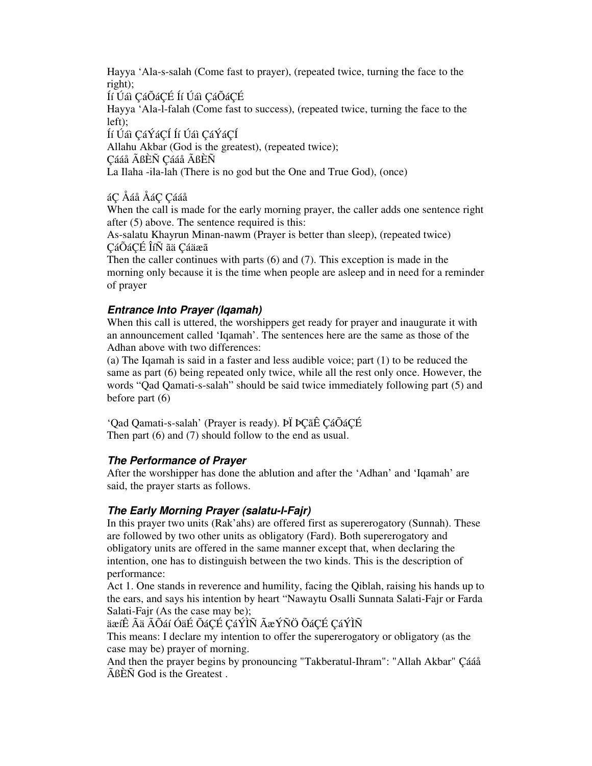Hayya ‘Ala-s-salah (Come fast to prayer), (repeated twice, turning the face to the right);

Íí Úáì ÇáÕáÇÉ Íí Úáì ÇáÕáÇÉ

Hayya ‘Ala-l-falah (Come fast to success), (repeated twice, turning the face to the left);

Íí Úáì ÇáÝáÇÍ Íí Úáì ÇáÝáÇÍ

Allahu Akbar (God is the greatest), (repeated twice);

Çááå ÃßÈÑ Çááå ÃßÈÑ

La Ilaha -ila-lah (There is no god but the One and True God), (once)

áÇ Åáå ÅáÇ Çááå

When the call is made for the early morning prayer, the caller adds one sentence right after (5) above. The sentence required is this:

As-salatu Khayrun Minan-nawm (Prayer is better than sleep), (repeated twice)

ÇáÕáÇÉ ÎíÑ ãä Çáäæã

Then the caller continues with parts (6) and (7). This exception is made in the morning only because it is the time when people are asleep and in need for a reminder of prayer

### *Entrance Into Prayer (Iqamah)*

When this call is uttered, the worshippers get ready for prayer and inaugurate it with an announcement called ‘Iqamah’. The sentences here are the same as those of the Adhan above with two differences:

(a) The Iqamah is said in a faster and less audible voice; part (1) to be reduced the same as part (6) being repeated only twice, while all the rest only once. However, the words “Qad Qamati-s-salah” should be said twice immediately following part (5) and before part (6)

‘Qad Qamati-s-salah’ (Prayer is ready). ÞÏ ÞÇãÊ ÇáÕáÇÉ

Then part (6) and (7) should follow to the end as usual.

### *The Performance of Prayer*

After the worshipper has done the ablution and after the ‘Adhan’ and ‘Iqamah’ are said, the prayer starts as follows.

### *The Early Morning Prayer (salatu-l-Fajr)*

In this prayer two units (Rak’ahs) are offered first as supererogatory (Sunnah). These are followed by two other units as obligatory (Fard). Both supererogatory and obligatory units are offered in the same manner except that, when declaring the intention, one has to distinguish between the two kinds. This is the description of performance:

Act 1. One stands in reverence and humility, facing the Qiblah, raising his hands up to the ears, and says his intention by heart “Nawaytu Osalli Sunnata Salati-Fajr or Farda Salati-Fajr (As the case may be);

äæíÊ Ãä ÃÕáí ÓäÉ ÕáÇÉ ÇáÝÌÑ ÃæÝÑÖ ÕáÇÉ ÇáÝÌÑ

This means: I declare my intention to offer the supererogatory or obligatory (as the case may be) prayer of morning.

And then the prayer begins by pronouncing "Takberatul-Ihram": "Allah Akbar" Çááå ÃßÈÑ God is the Greatest .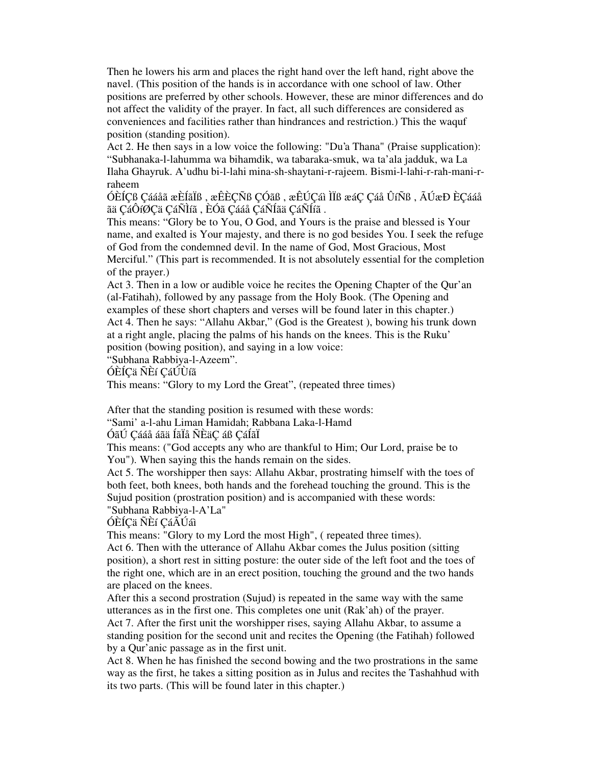Then he lowers his arm and places the right hand over the left hand, right above the navel. (This position of the hands is in accordance with one school of law. Other positions are preferred by other schools. However, these are minor differences and do not affect the validity of the prayer. In fact, all such differences are considered as conveniences and facilities rather than hindrances and restriction.) This the waquf position (standing position).

Act 2. He then says in a low voice the following: "Du'a Thana" (Praise supplication): "Subhanaka-l-lahumma wa bihamdik, wa tabaraka-smuk, wa ta'ala jadduk, wa La Ilaha Ghayruk. A'udhu bi-l-lahi mina-sh-shaytani-r-rajeem. Bismi-l-lahi-r-rah-mani-r-raheem

ÓÈÍÇß Çáááåã æÈÍãÏß , æÊÈÇÑß ÇÓãß , æÊÚÇáì ÌÏß æáÇ Çáå ÛíÑß , ÃÚæÐ ÈÇááå ãä ÇáÔíØÇä ÇáÑÌíã , ÈÓã Çááå ÇáÑÍãä ÇáÑÍíã .

This means: "Glory be to You, O God, and Yours is the praise and blessed is Your name, and exalted is Your majesty, and there is no god besides You. I seek the refuge of God from the condemned devil. In the name of God, Most Gracious, Most Merciful." (This part is recommended. It is not absolutely essential for the completion of the prayer.)

Act 3. Then in a low or audible voice he recites the Opening Chapter of the Qur'an (al-Fatihah), followed by any passage from the Holy Book. (The Opening and examples of these short chapters and verses will be found later in this chapter.)

Act 4. Then he says: "Allahu Akbar," (God is the Greatest ), bowing his trunk down at a right angle, placing the palms of his hands on the knees. This is the Ruku' position (bowing position), and saying in a low voice:

"Subhana Rabbiya-l-Azeem".

ÓÈÍÇä ÑÈí ÇáÚÙíã

This means: "Glory to my Lord the Great", (repeated three times)

After that the standing position is resumed with these words:

"Sami' a-l-ahu Liman Hamidah; Rabbana Laka-l-Hamd

ÓãÚ Çááå áãä ÍãÏå ÑÈäÇ áß ÇáÍãÏ

This means: ("God accepts any who are thankful to Him; Our Lord, praise be to You"). When saying this the hands remain on the sides.

Act 5. The worshipper then says: Allahu Akbar, prostrating himself with the toes of both feet, both knees, both hands and the forehead touching the ground. This is the Sujud position (prostration position) and is accompanied with these words:

"Subhana Rabbiya-l-A'La"

ÓÈÍÇä ÑÈí ÇáÃÚáì

This means: "Glory to my Lord the most High", ( repeated three times).

Act 6. Then with the utterance of Allahu Akbar comes the Julus position (sitting position), a short rest in sitting posture: the outer side of the left foot and the toes of the right one, which are in an erect position, touching the ground and the two hands are placed on the knees.

After this a second prostration (Sujud) is repeated in the same way with the same utterances as in the first one. This completes one unit (Rak'ah) of the prayer.

Act 7. After the first unit the worshipper rises, saying Allahu Akbar, to assume a standing position for the second unit and recites the Opening (the Fatihah) followed by a Qur'anic passage as in the first unit.

Act 8. When he has finished the second bowing and the two prostrations in the same way as the first, he takes a sitting position as in Julus and recites the Tashahhud with its two parts. (This will be found later in this chapter.)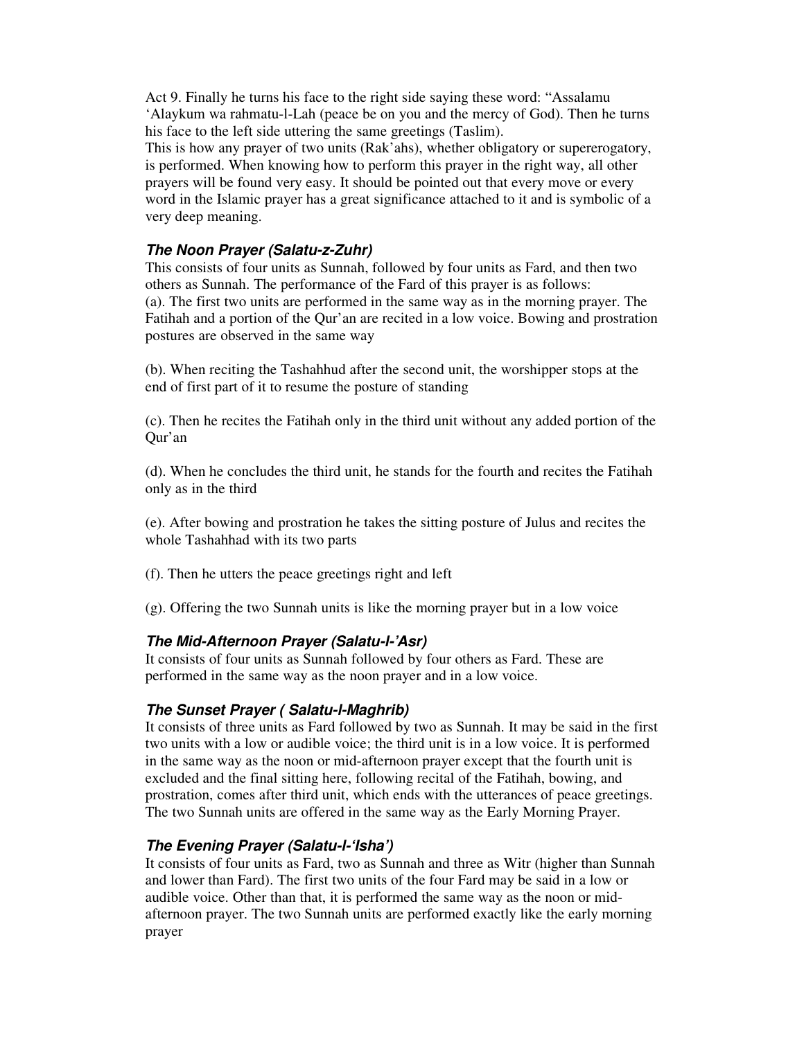Act 9. Finally he turns his face to the right side saying these word: "Assalamu 'Alaykum wa rahmatu-l-Lah (peace be on you and the mercy of God). Then he turns his face to the left side uttering the same greetings (Taslim).
This is how any prayer of two units (Rak'ahs), whether obligatory or supererogatory, is performed. When knowing how to perform this prayer in the right way, all other prayers will be found very easy. It should be pointed out that every move or every word in the Islamic prayer has a great significance attached to it and is symbolic of a very deep meaning.

### *The Noon Prayer (Salatu-z-Zuhr)*

This consists of four units as Sunnah, followed by four units as Fard, and then two others as Sunnah. The performance of the Fard of this prayer is as follows:
(a). The first two units are performed in the same way as in the morning prayer. The Fatihah and a portion of the Qur'an are recited in a low voice. Bowing and prostration postures are observed in the same way

(b). When reciting the Tashahhud after the second unit, the worshipper stops at the end of first part of it to resume the posture of standing

(c). Then he recites the Fatihah only in the third unit without any added portion of the Qur'an

(d). When he concludes the third unit, he stands for the fourth and recites the Fatihah only as in the third

(e). After bowing and prostration he takes the sitting posture of Julus and recites the whole Tashahhad with its two parts

(f). Then he utters the peace greetings right and left

(g). Offering the two Sunnah units is like the morning prayer but in a low voice

### *The Mid-Afternoon Prayer (Salatu-l-'Asr)*

It consists of four units as Sunnah followed by four others as Fard. These are performed in the same way as the noon prayer and in a low voice.

### *The Sunset Prayer ( Salatu-l-Maghrib)*

It consists of three units as Fard followed by two as Sunnah. It may be said in the first two units with a low or audible voice; the third unit is in a low voice. It is performed in the same way as the noon or mid-afternoon prayer except that the fourth unit is excluded and the final sitting here, following recital of the Fatihah, bowing, and prostration, comes after third unit, which ends with the utterances of peace greetings. The two Sunnah units are offered in the same way as the Early Morning Prayer.

### *The Evening Prayer (Salatu-l-'Isha')*

It consists of four units as Fard, two as Sunnah and three as Witr (higher than Sunnah and lower than Fard). The first two units of the four Fard may be said in a low or audible voice. Other than that, it is performed the same way as the noon or mid-afternoon prayer. The two Sunnah units are performed exactly like the early morning prayer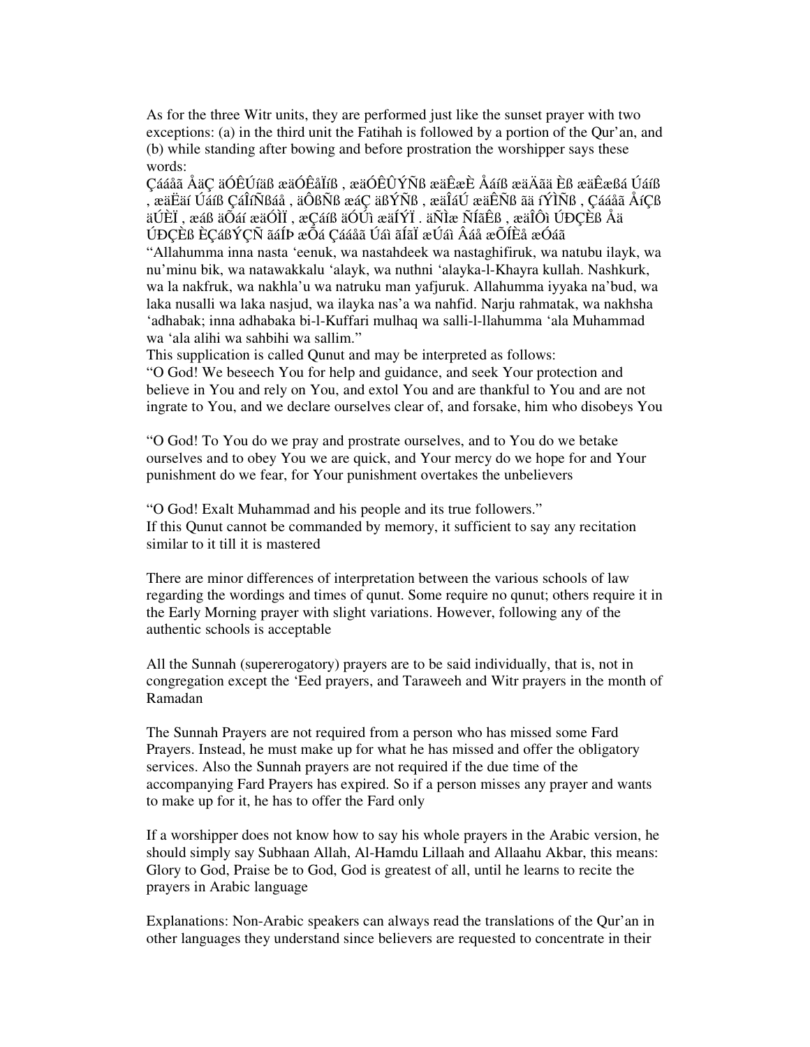As for the three Witr units, they are performed just like the sunset prayer with two exceptions: (a) in the third unit the Fatihah is followed by a portion of the Qur'an, and (b) while standing after bowing and before prostration the worshipper says these words:

Çááåã ÅäÇ äÓÊÚíäß æäÓÊåÏíß , æäÓÊÛÝÑß æäÊæÈ Åáíß æäÄãä Èß æäÊæßá Úáíß , æäËäí Úáíß ÇáÎíÑ ßáå , äÔßÑß æáÇ äßÝÑß , æäÎáÚ æäÊÑß ãä íÝÌÑß , Çááåã ÅíÇß äÚÈÏ , æáß äÕáí æäÓÌÏ , æÇáíß äÓÚì æäÍÝÏ . äÑÌæ ÑÍãÊß , æäÎÔì ÚÐÇÈß Åä ÚÐÇÈß ÈÇáßÝÇÑ ãáÍÞ æÕá Çááåã Úáì ãÍãÏ æÚáì Âáå æÕÍÈå æÓáã

"Allahumma inna nasta 'eenuk, wa nastahdeek wa nastaghifiruk, wa natubu ilayk, wa nu'minu bik, wa natawakkalu 'alayk, wa nuthni 'alayka-l-Khayra kullah. Nashkurk, wa la nakfruk, wa nakhla'u wa natruku man yafjuruk. Allahumma iyyaka na'bud, wa laka nusalli wa laka nasjud, wa ilayka nas'a wa nahfid. Narju rahmatak, wa nakhsha 'adhabak; inna adhabaka bi-l-Kuffari mulhaq wa salli-l-llahumma 'ala Muhammad wa 'ala alihi wa sahbihi wa sallim."

This supplication is called Qunut and may be interpreted as follows:

"O God! We beseech You for help and guidance, and seek Your protection and believe in You and rely on You, and extol You and are thankful to You and are not ingrate to You, and we declare ourselves clear of, and forsake, him who disobeys You

"O God! To You do we pray and prostrate ourselves, and to You do we betake ourselves and to obey You we are quick, and Your mercy do we hope for and Your punishment do we fear, for Your punishment overtakes the unbelievers

"O God! Exalt Muhammad and his people and its true followers."

If this Qunut cannot be commanded by memory, it sufficient to say any recitation similar to it till it is mastered

There are minor differences of interpretation between the various schools of law regarding the wordings and times of qunut. Some require no qunut; others require it in the Early Morning prayer with slight variations. However, following any of the authentic schools is acceptable

All the Sunnah (supererogatory) prayers are to be said individually, that is, not in congregation except the 'Eed prayers, and Taraweeh and Witr prayers in the month of Ramadan

The Sunnah Prayers are not required from a person who has missed some Fard Prayers. Instead, he must make up for what he has missed and offer the obligatory services. Also the Sunnah prayers are not required if the due time of the accompanying Fard Prayers has expired. So if a person misses any prayer and wants to make up for it, he has to offer the Fard only

If a worshipper does not know how to say his whole prayers in the Arabic version, he should simply say Subhaan Allah, Al-Hamdu Lillaah and Allaahu Akbar, this means: Glory to God, Praise be to God, God is greatest of all, until he learns to recite the prayers in Arabic language

Explanations: Non-Arabic speakers can always read the translations of the Qur'an in other languages they understand since believers are requested to concentrate in their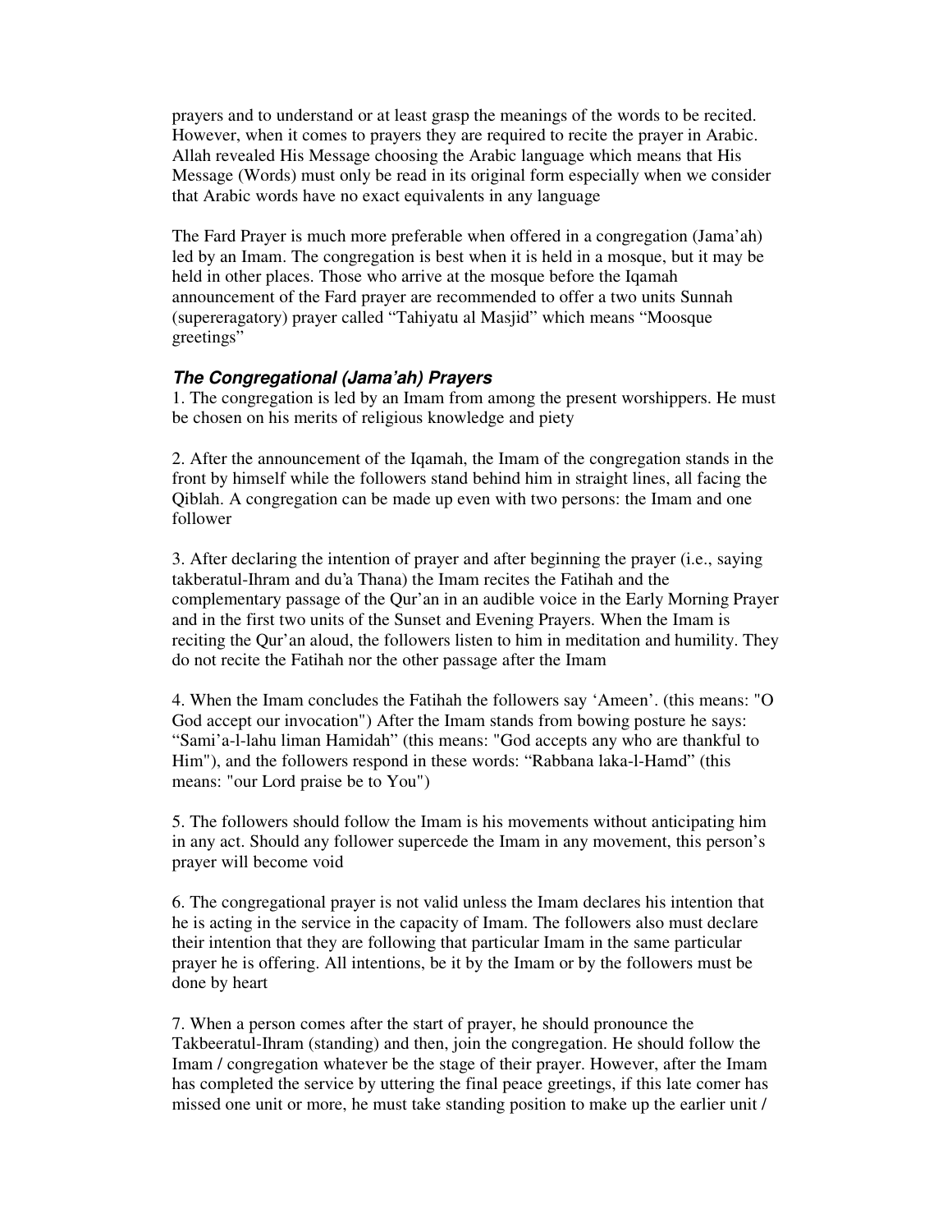prayers and to understand or at least grasp the meanings of the words to be recited. However, when it comes to prayers they are required to recite the prayer in Arabic. Allah revealed His Message choosing the Arabic language which means that His Message (Words) must only be read in its original form especially when we consider that Arabic words have no exact equivalents in any language

The Fard Prayer is much more preferable when offered in a congregation (Jama'ah) led by an Imam. The congregation is best when it is held in a mosque, but it may be held in other places. Those who arrive at the mosque before the Iqamah announcement of the Fard prayer are recommended to offer a two units Sunnah (supereragatory) prayer called "Tahiyatu al Masjid" which means "Moosque greetings"

### ***The Congregational (Jama'ah) Prayers***

1. The congregation is led by an Imam from among the present worshippers. He must be chosen on his merits of religious knowledge and piety

2. After the announcement of the Iqamah, the Imam of the congregation stands in the front by himself while the followers stand behind him in straight lines, all facing the Qiblah. A congregation can be made up even with two persons: the Imam and one follower

3. After declaring the intention of prayer and after beginning the prayer (i.e., saying takberatul-Ihram and du'a Thana) the Imam recites the Fatihah and the complementary passage of the Qur'an in an audible voice in the Early Morning Prayer and in the first two units of the Sunset and Evening Prayers. When the Imam is reciting the Qur'an aloud, the followers listen to him in meditation and humility. They do not recite the Fatihah nor the other passage after the Imam

4. When the Imam concludes the Fatihah the followers say 'Ameen'. (this means: "O God accept our invocation") After the Imam stands from bowing posture he says: "Sami'a-l-lahu liman Hamidah" (this means: "God accepts any who are thankful to Him"), and the followers respond in these words: "Rabbana laka-l-Hamd" (this means: "our Lord praise be to You")

5. The followers should follow the Imam is his movements without anticipating him in any act. Should any follower supercede the Imam in any movement, this person's prayer will become void

6. The congregational prayer is not valid unless the Imam declares his intention that he is acting in the service in the capacity of Imam. The followers also must declare their intention that they are following that particular Imam in the same particular prayer he is offering. All intentions, be it by the Imam or by the followers must be done by heart

7. When a person comes after the start of prayer, he should pronounce the Takbeeratul-Ihram (standing) and then, join the congregation. He should follow the Imam / congregation whatever be the stage of their prayer. However, after the Imam has completed the service by uttering the final peace greetings, if this late comer has missed one unit or more, he must take standing position to make up the earlier unit /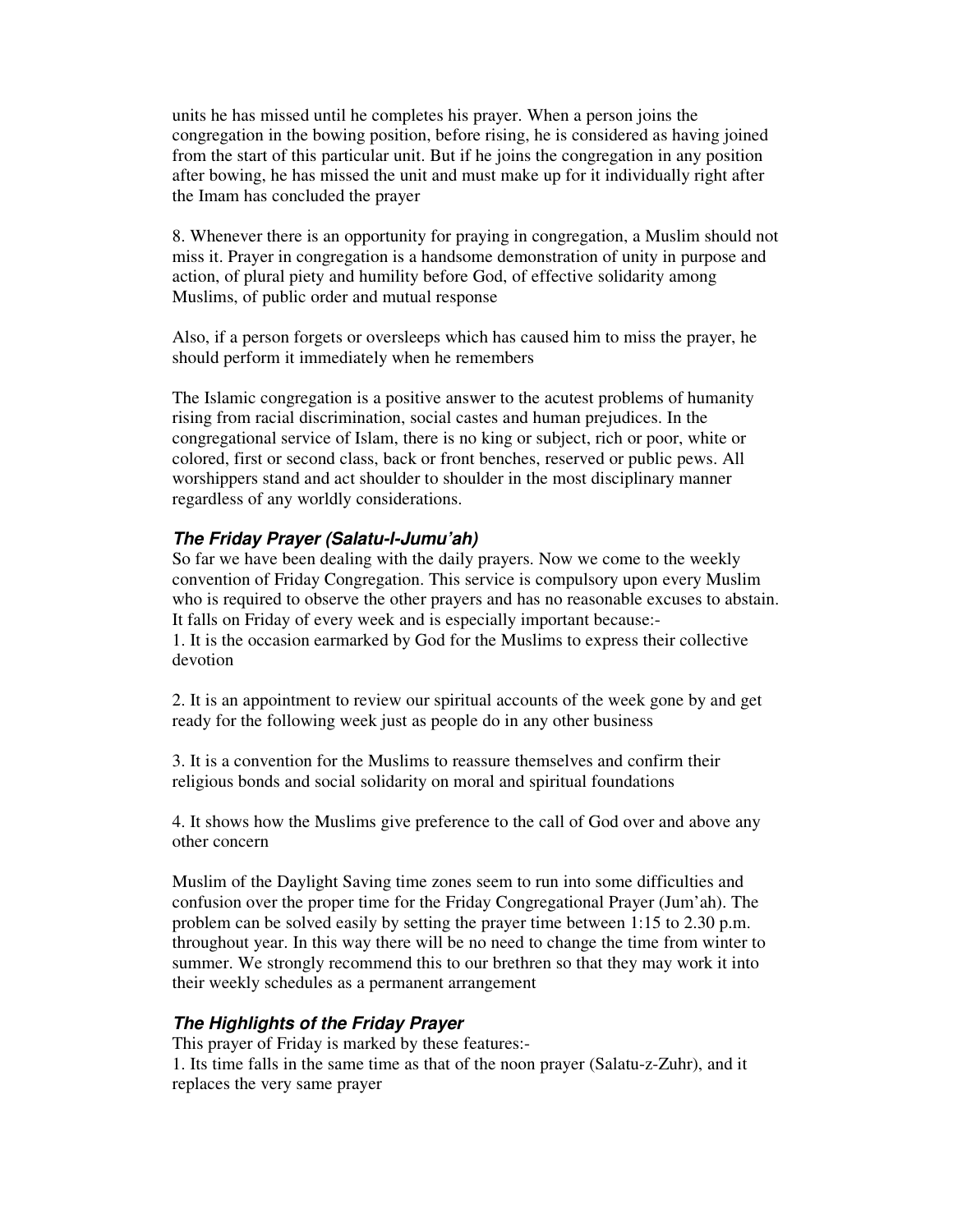units he has missed until he completes his prayer. When a person joins the congregation in the bowing position, before rising, he is considered as having joined from the start of this particular unit. But if he joins the congregation in any position after bowing, he has missed the unit and must make up for it individually right after the Imam has concluded the prayer

8. Whenever there is an opportunity for praying in congregation, a Muslim should not miss it. Prayer in congregation is a handsome demonstration of unity in purpose and action, of plural piety and humility before God, of effective solidarity among Muslims, of public order and mutual response

Also, if a person forgets or oversleeps which has caused him to miss the prayer, he should perform it immediately when he remembers

The Islamic congregation is a positive answer to the acutest problems of humanity rising from racial discrimination, social castes and human prejudices. In the congregational service of Islam, there is no king or subject, rich or poor, white or colored, first or second class, back or front benches, reserved or public pews. All worshippers stand and act shoulder to shoulder in the most disciplinary manner regardless of any worldly considerations.

### *The Friday Prayer (Salatu-l-Jumu'ah)*

So far we have been dealing with the daily prayers. Now we come to the weekly convention of Friday Congregation. This service is compulsory upon every Muslim who is required to observe the other prayers and has no reasonable excuses to abstain. It falls on Friday of every week and is especially important because:-

1. It is the occasion earmarked by God for the Muslims to express their collective devotion

2. It is an appointment to review our spiritual accounts of the week gone by and get ready for the following week just as people do in any other business

3. It is a convention for the Muslims to reassure themselves and confirm their religious bonds and social solidarity on moral and spiritual foundations

4. It shows how the Muslims give preference to the call of God over and above any other concern

Muslim of the Daylight Saving time zones seem to run into some difficulties and confusion over the proper time for the Friday Congregational Prayer (Jum'ah). The problem can be solved easily by setting the prayer time between 1:15 to 2.30 p.m. throughout year. In this way there will be no need to change the time from winter to summer. We strongly recommend this to our brethren so that they may work it into their weekly schedules as a permanent arrangement

### *The Highlights of the Friday Prayer*

This prayer of Friday is marked by these features:-

1. Its time falls in the same time as that of the noon prayer (Salatu-z-Zuhr), and it replaces the very same prayer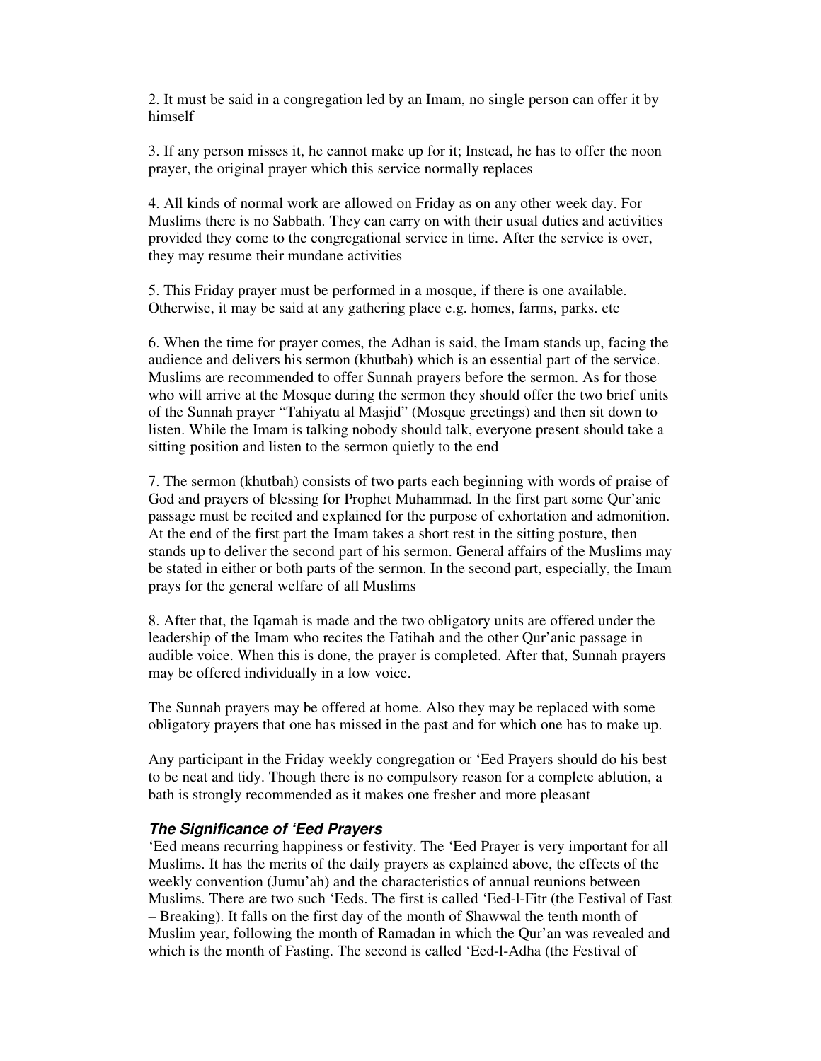2. It must be said in a congregation led by an Imam, no single person can offer it by himself

3. If any person misses it, he cannot make up for it; Instead, he has to offer the noon prayer, the original prayer which this service normally replaces

4. All kinds of normal work are allowed on Friday as on any other week day. For Muslims there is no Sabbath. They can carry on with their usual duties and activities provided they come to the congregational service in time. After the service is over, they may resume their mundane activities

5. This Friday prayer must be performed in a mosque, if there is one available. Otherwise, it may be said at any gathering place e.g. homes, farms, parks. etc

6. When the time for prayer comes, the Adhan is said, the Imam stands up, facing the audience and delivers his sermon (khutbah) which is an essential part of the service. Muslims are recommended to offer Sunnah prayers before the sermon. As for those who will arrive at the Mosque during the sermon they should offer the two brief units of the Sunnah prayer "Tahiyatu al Masjid" (Mosque greetings) and then sit down to listen. While the Imam is talking nobody should talk, everyone present should take a sitting position and listen to the sermon quietly to the end

7. The sermon (khutbah) consists of two parts each beginning with words of praise of God and prayers of blessing for Prophet Muhammad. In the first part some Qur'anic passage must be recited and explained for the purpose of exhortation and admonition. At the end of the first part the Imam takes a short rest in the sitting posture, then stands up to deliver the second part of his sermon. General affairs of the Muslims may be stated in either or both parts of the sermon. In the second part, especially, the Imam prays for the general welfare of all Muslims

8. After that, the Iqamah is made and the two obligatory units are offered under the leadership of the Imam who recites the Fatihah and the other Qur'anic passage in audible voice. When this is done, the prayer is completed. After that, Sunnah prayers may be offered individually in a low voice.

The Sunnah prayers may be offered at home. Also they may be replaced with some obligatory prayers that one has missed in the past and for which one has to make up.

Any participant in the Friday weekly congregation or 'Eed Prayers should do his best to be neat and tidy. Though there is no compulsory reason for a complete ablution, a bath is strongly recommended as it makes one fresher and more pleasant

### *The Significance of 'Eed Prayers*

'Eed means recurring happiness or festivity. The 'Eed Prayer is very important for all Muslims. It has the merits of the daily prayers as explained above, the effects of the weekly convention (Jumu'ah) and the characteristics of annual reunions between Muslims. There are two such 'Eeds. The first is called 'Eed-l-Fitr (the Festival of Fast – Breaking). It falls on the first day of the month of Shawwal the tenth month of Muslim year, following the month of Ramadan in which the Qur'an was revealed and which is the month of Fasting. The second is called 'Eed-l-Adha (the Festival of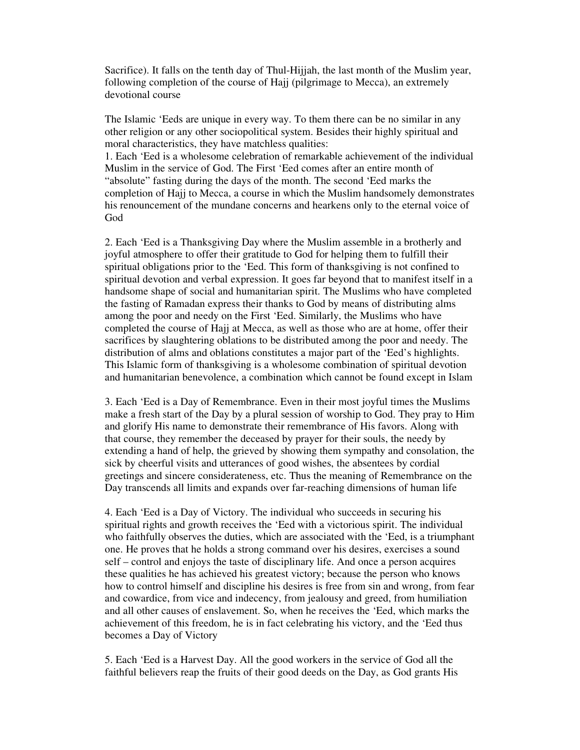Sacrifice). It falls on the tenth day of Thul-Hijjah, the last month of the Muslim year, following completion of the course of Hajj (pilgrimage to Mecca), an extremely devotional course

The Islamic 'Eeds are unique in every way. To them there can be no similar in any other religion or any other sociopolitical system. Besides their highly spiritual and moral characteristics, they have matchless qualities:

1. Each 'Eed is a wholesome celebration of remarkable achievement of the individual Muslim in the service of God. The First 'Eed comes after an entire month of "absolute" fasting during the days of the month. The second 'Eed marks the completion of Hajj to Mecca, a course in which the Muslim handsomely demonstrates his renouncement of the mundane concerns and hearkens only to the eternal voice of God

2. Each 'Eed is a Thanksgiving Day where the Muslim assemble in a brotherly and joyful atmosphere to offer their gratitude to God for helping them to fulfill their spiritual obligations prior to the 'Eed. This form of thanksgiving is not confined to spiritual devotion and verbal expression. It goes far beyond that to manifest itself in a handsome shape of social and humanitarian spirit. The Muslims who have completed the fasting of Ramadan express their thanks to God by means of distributing alms among the poor and needy on the First 'Eed. Similarly, the Muslims who have completed the course of Hajj at Mecca, as well as those who are at home, offer their sacrifices by slaughtering oblations to be distributed among the poor and needy. The distribution of alms and oblations constitutes a major part of the 'Eed's highlights. This Islamic form of thanksgiving is a wholesome combination of spiritual devotion and humanitarian benevolence, a combination which cannot be found except in Islam

3. Each 'Eed is a Day of Remembrance. Even in their most joyful times the Muslims make a fresh start of the Day by a plural session of worship to God. They pray to Him and glorify His name to demonstrate their remembrance of His favors. Along with that course, they remember the deceased by prayer for their souls, the needy by extending a hand of help, the grieved by showing them sympathy and consolation, the sick by cheerful visits and utterances of good wishes, the absentees by cordial greetings and sincere considerateness, etc. Thus the meaning of Remembrance on the Day transcends all limits and expands over far-reaching dimensions of human life

4. Each 'Eed is a Day of Victory. The individual who succeeds in securing his spiritual rights and growth receives the 'Eed with a victorious spirit. The individual who faithfully observes the duties, which are associated with the 'Eed, is a triumphant one. He proves that he holds a strong command over his desires, exercises a sound self – control and enjoys the taste of disciplinary life. And once a person acquires these qualities he has achieved his greatest victory; because the person who knows how to control himself and discipline his desires is free from sin and wrong, from fear and cowardice, from vice and indecency, from jealousy and greed, from humiliation and all other causes of enslavement. So, when he receives the 'Eed, which marks the achievement of this freedom, he is in fact celebrating his victory, and the 'Eed thus becomes a Day of Victory

5. Each 'Eed is a Harvest Day. All the good workers in the service of God all the faithful believers reap the fruits of their good deeds on the Day, as God grants His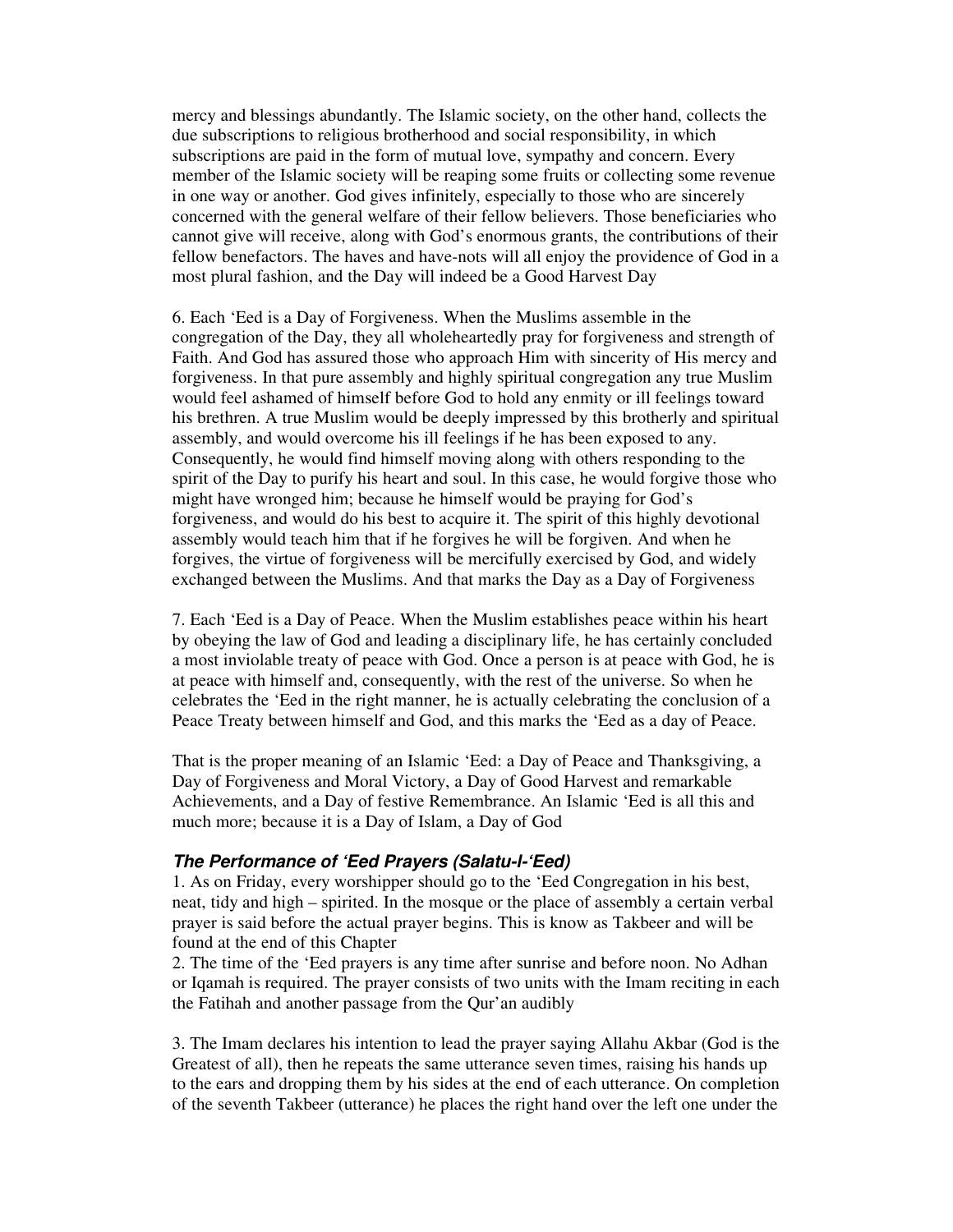mercy and blessings abundantly. The Islamic society, on the other hand, collects the due subscriptions to religious brotherhood and social responsibility, in which subscriptions are paid in the form of mutual love, sympathy and concern. Every member of the Islamic society will be reaping some fruits or collecting some revenue in one way or another. God gives infinitely, especially to those who are sincerely concerned with the general welfare of their fellow believers. Those beneficiaries who cannot give will receive, along with God's enormous grants, the contributions of their fellow benefactors. The haves and have-nots will all enjoy the providence of God in a most plural fashion, and the Day will indeed be a Good Harvest Day

6. Each 'Eed is a Day of Forgiveness. When the Muslims assemble in the congregation of the Day, they all wholeheartedly pray for forgiveness and strength of Faith. And God has assured those who approach Him with sincerity of His mercy and forgiveness. In that pure assembly and highly spiritual congregation any true Muslim would feel ashamed of himself before God to hold any enmity or ill feelings toward his brethren. A true Muslim would be deeply impressed by this brotherly and spiritual assembly, and would overcome his ill feelings if he has been exposed to any. Consequently, he would find himself moving along with others responding to the spirit of the Day to purify his heart and soul. In this case, he would forgive those who might have wronged him; because he himself would be praying for God's forgiveness, and would do his best to acquire it. The spirit of this highly devotional assembly would teach him that if he forgives he will be forgiven. And when he forgives, the virtue of forgiveness will be mercifully exercised by God, and widely exchanged between the Muslims. And that marks the Day as a Day of Forgiveness

7. Each 'Eed is a Day of Peace. When the Muslim establishes peace within his heart by obeying the law of God and leading a disciplinary life, he has certainly concluded a most inviolable treaty of peace with God. Once a person is at peace with God, he is at peace with himself and, consequently, with the rest of the universe. So when he celebrates the 'Eed in the right manner, he is actually celebrating the conclusion of a Peace Treaty between himself and God, and this marks the 'Eed as a day of Peace.

That is the proper meaning of an Islamic 'Eed: a Day of Peace and Thanksgiving, a Day of Forgiveness and Moral Victory, a Day of Good Harvest and remarkable Achievements, and a Day of festive Remembrance. An Islamic 'Eed is all this and much more; because it is a Day of Islam, a Day of God

### *The Performance of 'Eed Prayers (Salatu-l-'Eed)*

1. As on Friday, every worshipper should go to the 'Eed Congregation in his best, neat, tidy and high – spirited. In the mosque or the place of assembly a certain verbal prayer is said before the actual prayer begins. This is know as Takbeer and will be found at the end of this Chapter
2. The time of the 'Eed prayers is any time after sunrise and before noon. No Adhan or Iqamah is required. The prayer consists of two units with the Imam reciting in each the Fatihah and another passage from the Qur'an audibly

3. The Imam declares his intention to lead the prayer saying Allahu Akbar (God is the Greatest of all), then he repeats the same utterance seven times, raising his hands up to the ears and dropping them by his sides at the end of each utterance. On completion of the seventh Takbeer (utterance) he places the right hand over the left one under the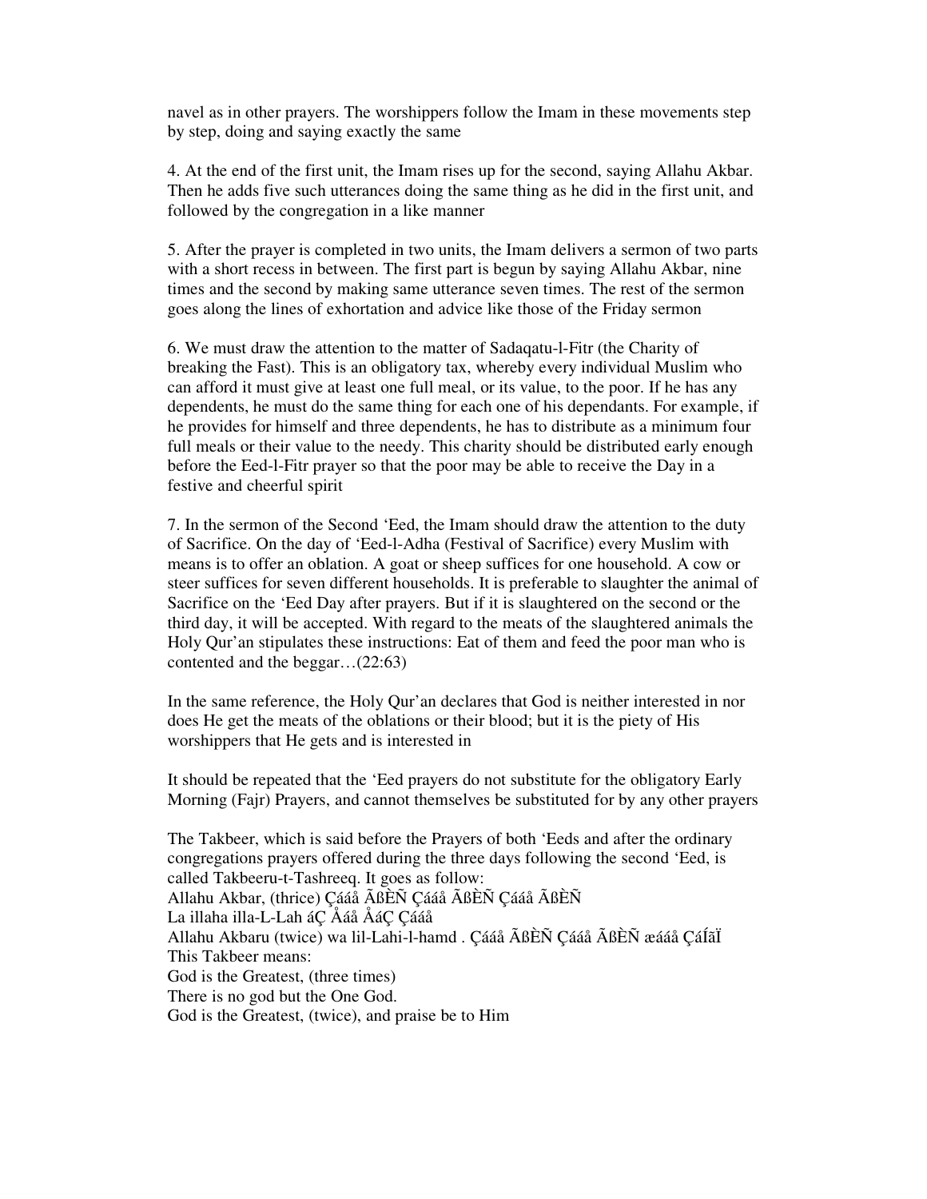navel as in other prayers. The worshippers follow the Imam in these movements step by step, doing and saying exactly the same

4. At the end of the first unit, the Imam rises up for the second, saying Allahu Akbar. Then he adds five such utterances doing the same thing as he did in the first unit, and followed by the congregation in a like manner

5. After the prayer is completed in two units, the Imam delivers a sermon of two parts with a short recess in between. The first part is begun by saying Allahu Akbar, nine times and the second by making same utterance seven times. The rest of the sermon goes along the lines of exhortation and advice like those of the Friday sermon

6. We must draw the attention to the matter of Sadaqatu-l-Fitr (the Charity of breaking the Fast). This is an obligatory tax, whereby every individual Muslim who can afford it must give at least one full meal, or its value, to the poor. If he has any dependents, he must do the same thing for each one of his dependants. For example, if he provides for himself and three dependents, he has to distribute as a minimum four full meals or their value to the needy. This charity should be distributed early enough before the Eed-l-Fitr prayer so that the poor may be able to receive the Day in a festive and cheerful spirit

7. In the sermon of the Second 'Eed, the Imam should draw the attention to the duty of Sacrifice. On the day of 'Eed-l-Adha (Festival of Sacrifice) every Muslim with means is to offer an oblation. A goat or sheep suffices for one household. A cow or steer suffices for seven different households. It is preferable to slaughter the animal of Sacrifice on the 'Eed Day after prayers. But if it is slaughtered on the second or the third day, it will be accepted. With regard to the meats of the slaughtered animals the Holy Qur'an stipulates these instructions: Eat of them and feed the poor man who is contented and the beggar…(22:63)

In the same reference, the Holy Qur'an declares that God is neither interested in nor does He get the meats of the oblations or their blood; but it is the piety of His worshippers that He gets and is interested in

It should be repeated that the 'Eed prayers do not substitute for the obligatory Early Morning (Fajr) Prayers, and cannot themselves be substituted for by any other prayers

The Takbeer, which is said before the Prayers of both 'Eeds and after the ordinary congregations prayers offered during the three days following the second 'Eed, is called Takbeeru-t-Tashreeq. It goes as follow:
Allahu Akbar, (thrice) Çááå ÃßÈÑ Çááå ÃßÈÑ Çááå ÃßÈÑ
La illaha illa-L-Lah áÇ Åáå ÅáÇ Çááå
Allahu Akbaru (twice) wa lil-Lahi-l-hamd . Çááå ÃßÈÑ Çááå ÃßÈÑ æááå ÇáÍãÏ
This Takbeer means:
God is the Greatest, (three times)
There is no god but the One God.
God is the Greatest, (twice), and praise be to Him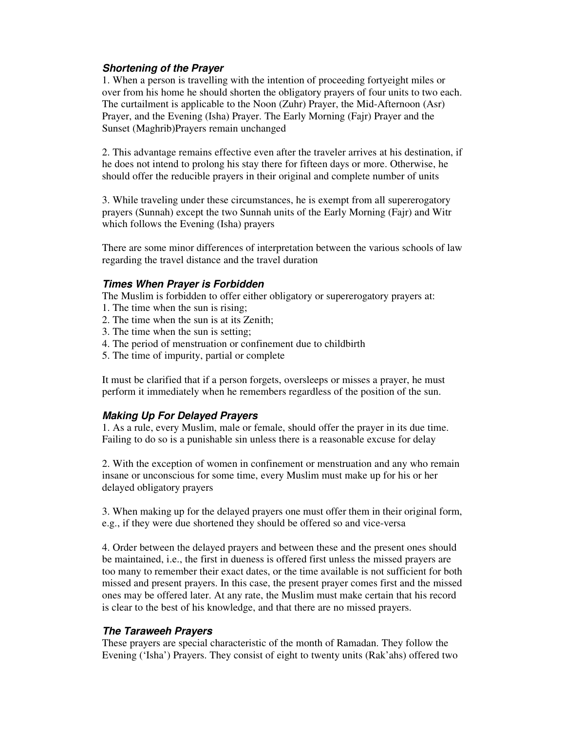### ***Shortening of the Prayer***

1. When a person is travelling with the intention of proceeding fortyeight miles or over from his home he should shorten the obligatory prayers of four units to two each. The curtailment is applicable to the Noon (Zuhr) Prayer, the Mid-Afternoon (Asr) Prayer, and the Evening (Isha) Prayer. The Early Morning (Fajr) Prayer and the Sunset (Maghrib)Prayers remain unchanged

2. This advantage remains effective even after the traveler arrives at his destination, if he does not intend to prolong his stay there for fifteen days or more. Otherwise, he should offer the reducible prayers in their original and complete number of units

3. While traveling under these circumstances, he is exempt from all supererogatory prayers (Sunnah) except the two Sunnah units of the Early Morning (Fajr) and Witr which follows the Evening (Isha) prayers

There are some minor differences of interpretation between the various schools of law regarding the travel distance and the travel duration

### ***Times When Prayer is Forbidden***

The Muslim is forbidden to offer either obligatory or supererogatory prayers at:
1. The time when the sun is rising;
2. The time when the sun is at its Zenith;
3. The time when the sun is setting;
4. The period of menstruation or confinement due to childbirth
5. The time of impurity, partial or complete

It must be clarified that if a person forgets, oversleeps or misses a prayer, he must perform it immediately when he remembers regardless of the position of the sun.

### ***Making Up For Delayed Prayers***

1. As a rule, every Muslim, male or female, should offer the prayer in its due time. Failing to do so is a punishable sin unless there is a reasonable excuse for delay

2. With the exception of women in confinement or menstruation and any who remain insane or unconscious for some time, every Muslim must make up for his or her delayed obligatory prayers

3. When making up for the delayed prayers one must offer them in their original form, e.g., if they were due shortened they should be offered so and vice-versa

4. Order between the delayed prayers and between these and the present ones should be maintained, i.e., the first in dueness is offered first unless the missed prayers are too many to remember their exact dates, or the time available is not sufficient for both missed and present prayers. In this case, the present prayer comes first and the missed ones may be offered later. At any rate, the Muslim must make certain that his record is clear to the best of his knowledge, and that there are no missed prayers.

### ***The Taraweeh Prayers***

These prayers are special characteristic of the month of Ramadan. They follow the Evening ('Isha') Prayers. They consist of eight to twenty units (Rak'ahs) offered two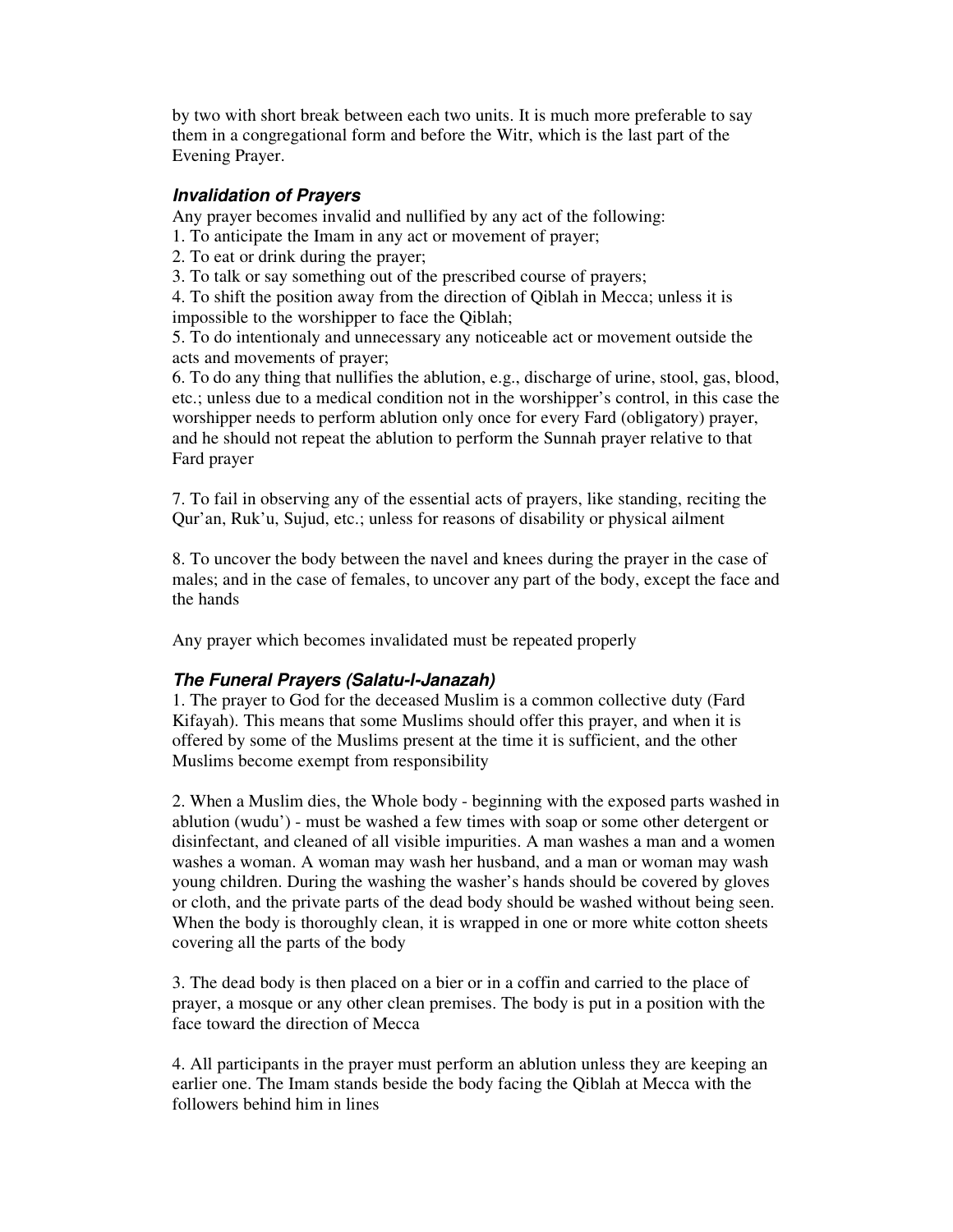by two with short break between each two units. It is much more preferable to say them in a congregational form and before the Witr, which is the last part of the Evening Prayer.

### *Invalidation of Prayers*

Any prayer becomes invalid and nullified by any act of the following:

1. To anticipate the Imam in any act or movement of prayer;
2. To eat or drink during the prayer;
3. To talk or say something out of the prescribed course of prayers;
4. To shift the position away from the direction of Qiblah in Mecca; unless it is impossible to the worshipper to face the Qiblah;
5. To do intentionaly and unnecessary any noticeable act or movement outside the acts and movements of prayer;
6. To do any thing that nullifies the ablution, e.g., discharge of urine, stool, gas, blood, etc.; unless due to a medical condition not in the worshipper's control, in this case the worshipper needs to perform ablution only once for every Fard (obligatory) prayer, and he should not repeat the ablution to perform the Sunnah prayer relative to that Fard prayer

7. To fail in observing any of the essential acts of prayers, like standing, reciting the Qur'an, Ruk'u, Sujud, etc.; unless for reasons of disability or physical ailment

8. To uncover the body between the navel and knees during the prayer in the case of males; and in the case of females, to uncover any part of the body, except the face and the hands

Any prayer which becomes invalidated must be repeated properly

### *The Funeral Prayers (Salatu-I-Janazah)*

1. The prayer to God for the deceased Muslim is a common collective duty (Fard Kifayah). This means that some Muslims should offer this prayer, and when it is offered by some of the Muslims present at the time it is sufficient, and the other Muslims become exempt from responsibility

2. When a Muslim dies, the Whole body - beginning with the exposed parts washed in ablution (wudu') - must be washed a few times with soap or some other detergent or disinfectant, and cleaned of all visible impurities. A man washes a man and a women washes a woman. A woman may wash her husband, and a man or woman may wash young children. During the washing the washer's hands should be covered by gloves or cloth, and the private parts of the dead body should be washed without being seen. When the body is thoroughly clean, it is wrapped in one or more white cotton sheets covering all the parts of the body

3. The dead body is then placed on a bier or in a coffin and carried to the place of prayer, a mosque or any other clean premises. The body is put in a position with the face toward the direction of Mecca

4. All participants in the prayer must perform an ablution unless they are keeping an earlier one. The Imam stands beside the body facing the Qiblah at Mecca with the followers behind him in lines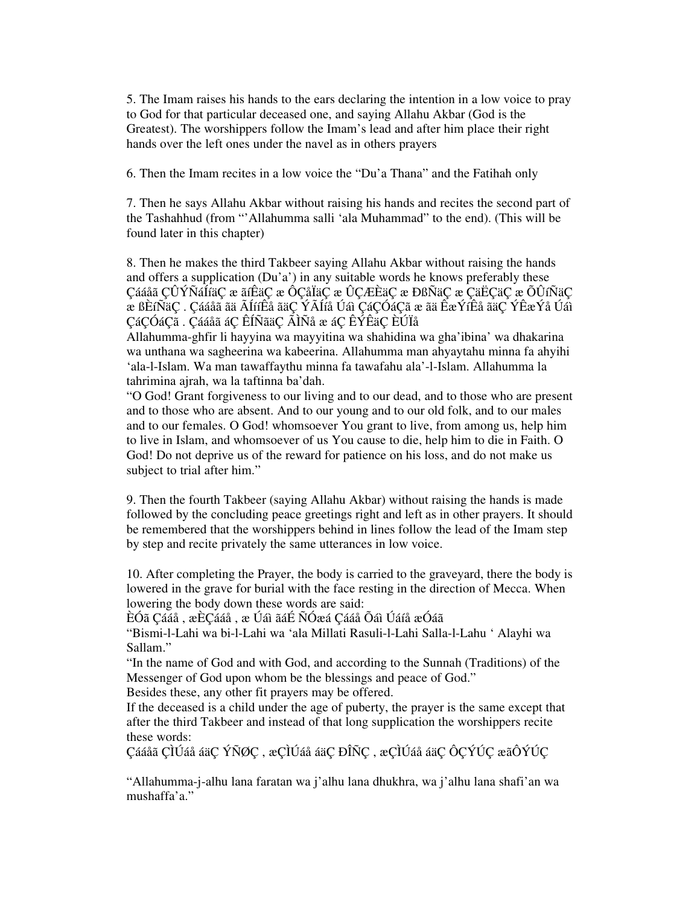5. The Imam raises his hands to the ears declaring the intention in a low voice to pray to God for that particular deceased one, and saying Allahu Akbar (God is the Greatest). The worshippers follow the Imam's lead and after him place their right hands over the left ones under the navel as in others prayers

6. Then the Imam recites in a low voice the "Du'a Thana" and the Fatihah only

7. Then he says Allahu Akbar without raising his hands and recites the second part of the Tashahhud (from "'Allahumma salli 'ala Muhammad" to the end). (This will be found later in this chapter)

8. Then he makes the third Takbeer saying Allahu Akbar without raising the hands and offers a supplication (Du'a') in any suitable words he knows preferably these Çááåã ÇÛÝÑáÍíäÇ æ ãíÊäÇ æ ÔÇåÏäÇ æ ÛÇÆÈäÇ æ ÐßÑäÇ æ ÇäËÇäÇ æ ÕÛíÑäÇ æ ßÈíÑäÇ . Çááåã ãä ÃÍííÊå ãäÇ ÝÃÍíå Úáì ÇáÇÓáÇã æ ãä ÊæÝíÊå ãäÇ ÝÊæÝå Úáì ÇáÇÓáÇã . Çááåã áÇ ÊÍÑãäÇ ÃÌÑå æ áÇ ÊÝÊäÇ ÈÚÏå

Allahumma-ghfir li hayyina wa mayyitina wa shahidina wa gha'ibina' wa dhakarina wa unthana wa sagheerina wa kabeerina. Allahumma man ahyaytahu minna fa ahyihi 'ala-l-Islam. Wa man tawaffaythu minna fa tawafahu ala'-l-Islam. Allahumma la tahrimina ajrah, wa la taftinna ba'dah.

"O God! Grant forgiveness to our living and to our dead, and to those who are present and to those who are absent. And to our young and to our old folk, and to our males and to our females. O God! whomsoever You grant to live, from among us, help him to live in Islam, and whomsoever of us You cause to die, help him to die in Faith. O God! Do not deprive us of the reward for patience on his loss, and do not make us subject to trial after him."

9. Then the fourth Takbeer (saying Allahu Akbar) without raising the hands is made followed by the concluding peace greetings right and left as in other prayers. It should be remembered that the worshippers behind in lines follow the lead of the Imam step by step and recite privately the same utterances in low voice.

10. After completing the Prayer, the body is carried to the graveyard, there the body is lowered in the grave for burial with the face resting in the direction of Mecca. When lowering the body down these words are said:

ÈÓã Çááå , æÈÇááå , æ Úáì ãáÉ ÑÓæá Çááå Õáì Úáíå æÓáã

"Bismi-l-Lahi wa bi-l-Lahi wa 'ala Millati Rasuli-l-Lahi Salla-l-Lahu ' Alayhi wa Sallam."

"In the name of God and with God, and according to the Sunnah (Traditions) of the Messenger of God upon whom be the blessings and peace of God."

Besides these, any other fit prayers may be offered.

If the deceased is a child under the age of puberty, the prayer is the same except that after the third Takbeer and instead of that long supplication the worshippers recite these words:

Çááåã ÇÌÚáå áäÇ ÝÑØÇ , æÇÌÚáå áäÇ ÐÎÑÇ , æÇÌÚáå áäÇ ÔÇÝÚÇ æãÔÝÚÇ

"Allahumma-j-alhu lana faratan wa j'alhu lana dhukhra, wa j'alhu lana shafi'an wa mushaffa'a."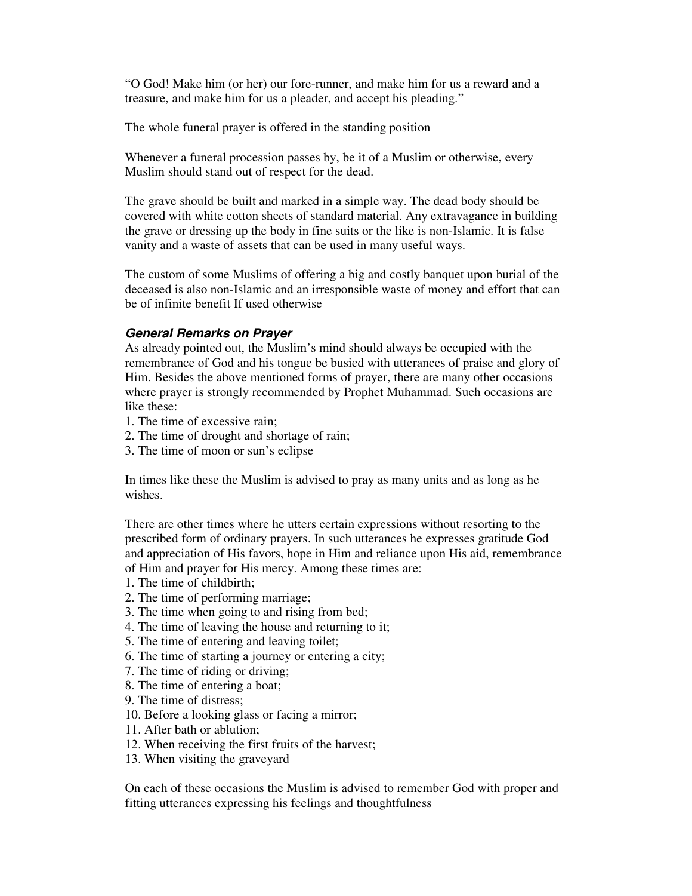"O God! Make him (or her) our fore-runner, and make him for us a reward and a treasure, and make him for us a pleader, and accept his pleading."

The whole funeral prayer is offered in the standing position

Whenever a funeral procession passes by, be it of a Muslim or otherwise, every Muslim should stand out of respect for the dead.

The grave should be built and marked in a simple way. The dead body should be covered with white cotton sheets of standard material. Any extravagance in building the grave or dressing up the body in fine suits or the like is non-Islamic. It is false vanity and a waste of assets that can be used in many useful ways.

The custom of some Muslims of offering a big and costly banquet upon burial of the deceased is also non-Islamic and an irresponsible waste of money and effort that can be of infinite benefit If used otherwise

### *General Remarks on Prayer*

As already pointed out, the Muslim's mind should always be occupied with the remembrance of God and his tongue be busied with utterances of praise and glory of Him. Besides the above mentioned forms of prayer, there are many other occasions where prayer is strongly recommended by Prophet Muhammad. Such occasions are like these:

1. The time of excessive rain;
2. The time of drought and shortage of rain;
3. The time of moon or sun's eclipse

In times like these the Muslim is advised to pray as many units and as long as he wishes.

There are other times where he utters certain expressions without resorting to the prescribed form of ordinary prayers. In such utterances he expresses gratitude God and appreciation of His favors, hope in Him and reliance upon His aid, remembrance of Him and prayer for His mercy. Among these times are:

1. The time of childbirth;
2. The time of performing marriage;
3. The time when going to and rising from bed;
4. The time of leaving the house and returning to it;
5. The time of entering and leaving toilet;
6. The time of starting a journey or entering a city;
7. The time of riding or driving;
8. The time of entering a boat;
9. The time of distress;
10. Before a looking glass or facing a mirror;
11. After bath or ablution;
12. When receiving the first fruits of the harvest;
13. When visiting the graveyard

On each of these occasions the Muslim is advised to remember God with proper and fitting utterances expressing his feelings and thoughtfulness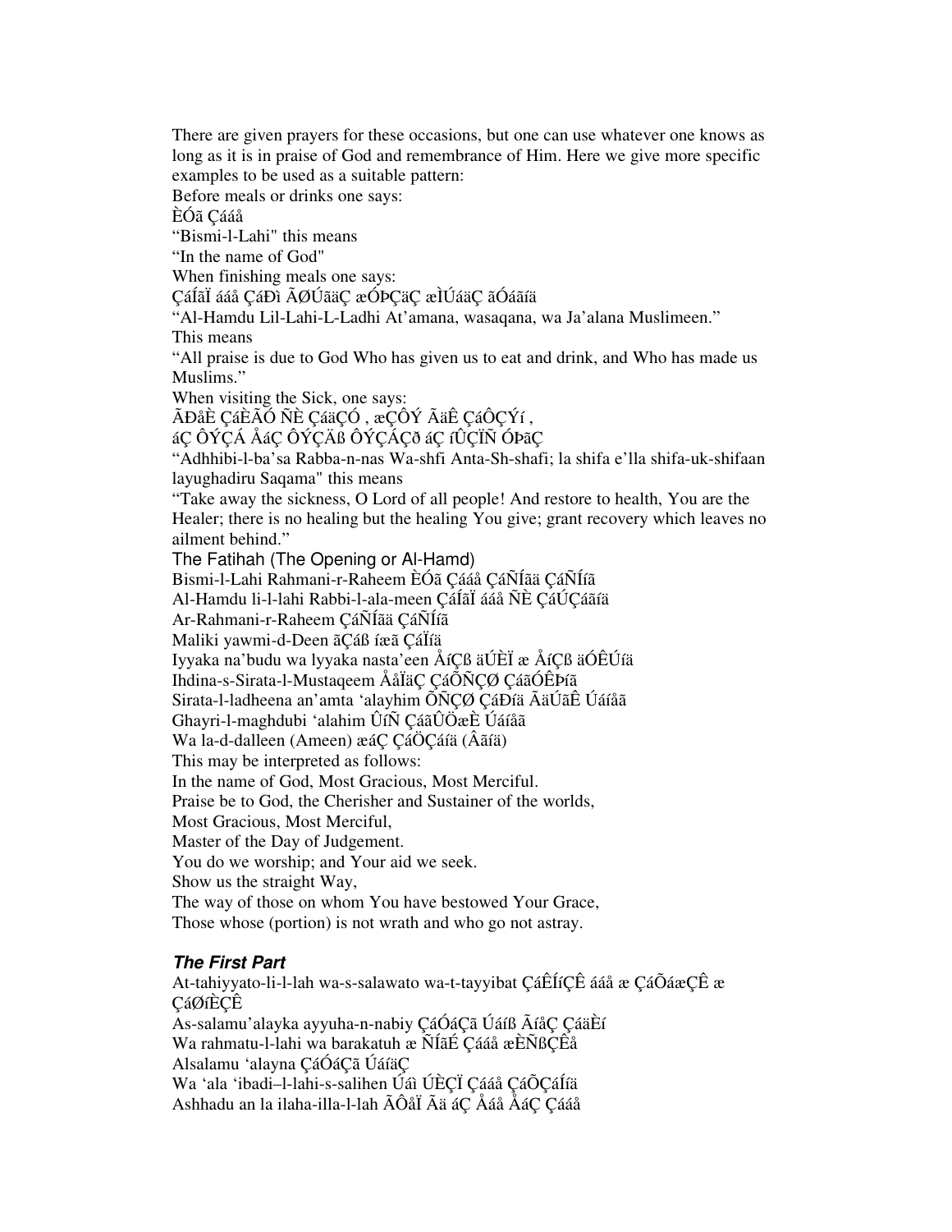There are given prayers for these occasions, but one can use whatever one knows as long as it is in praise of God and remembrance of Him. Here we give more specific examples to be used as a suitable pattern:

Before meals or drinks one says:

ÈÓã Çááå

“Bismi-l-Lahi" this means

“In the name of God"

When finishing meals one says:

ÇáÍãÏ ááå ÇáÐì ÃØÚãäÇ æÓÞÇäÇ æÌÚáäÇ ãÓáãíä

“Al-Hamdu Lil-Lahi-L-Ladhi At’amana, wasaqana, wa Ja’alana Muslimeen.”

This means

“All praise is due to God Who has given us to eat and drink, and Who has made us Muslims.”

When visiting the Sick, one says:

ÃÐåÈ ÇáÈÃÓ ÑÈ ÇáäÇÓ , æÇÔÝ ÃäÊ ÇáÔÇÝí ,

áÇ ÔÝÇÁ ÅáÇ ÔÝÇÄß ÔÝÇÁÇð áÇ íÛÇÏÑ ÓÞãÇ

“Adhhibi-l-ba’sa Rabba-n-nas Wa-shfi Anta-Sh-shafi; la shifa e’lla shifa-uk-shifaan layughadiru Saqama" this means

“Take away the sickness, O Lord of all people! And restore to health, You are the Healer; there is no healing but the healing You give; grant recovery which leaves no ailment behind.”

The Fatihah (The Opening or Al-Hamd)

Bismi-l-Lahi Rahmani-r-Raheem ÈÓã Çááå ÇáÑÍãä ÇáÑÍíã

Al-Hamdu li-l-lahi Rabbi-l-ala-meen ÇáÍãÏ ááå ÑÈ ÇáÚÇáãíä

Ar-Rahmani-r-Raheem ÇáÑÍãä ÇáÑÍíã

Maliki yawmi-d-Deen ãÇáß íæã ÇáÏíä

Iyyaka na’budu wa lyyaka nasta’een ÅíÇß äÚÈÏ æ ÅíÇß äÓÊÚíä

Ihdina-s-Sirata-l-Mustaqeem ÅåÏäÇ ÇáÕÑÇØ ÇáãÓÊÞíã

Sirata-l-ladheena an’amta ‘alayhim ÕÑÇØ ÇáÐíä ÃäÚãÊ Úáíåã

Ghayri-l-maghdubi ‘alahim ÛíÑ ÇáãÛÖæÈ Úáíåã

Wa la-d-dalleen (Ameen) æáÇ ÇáÖÇáíä (Âãíä)

This may be interpreted as follows:

In the name of God, Most Gracious, Most Merciful.

Praise be to God, the Cherisher and Sustainer of the worlds,

Most Gracious, Most Merciful,

Master of the Day of Judgement.

You do we worship; and Your aid we seek.

Show us the straight Way,

The way of those on whom You have bestowed Your Grace,

Those whose (portion) is not wrath and who go not astray.

### ***The First Part***

At-tahiyyato-li-l-lah wa-s-salawato wa-t-tayyibat ÇáÊÍíÇÊ ááå æ ÇáÕáæÇÊ æ ÇáØíÈÇÊ

As-salamu’alayka ayyuha-n-nabiy ÇáÓáÇã Úáíß ÃíåÇ ÇáäÈí

Wa rahmatu-l-lahi wa barakatuh æ ÑÍãÉ Çááå æÈÑßÇÊå

Alsalamu ‘alayna ÇáÓáÇã ÚáíäÇ

Wa ‘ala ‘ibadi–l-lahi-s-salihen Úáì ÚÈÇÏ Çááå ÇáÕÇáÍíä

Ashhadu an la ilaha-illa-l-lah ÃÔåÏ Ãä áÇ Åáå ÅáÇ Çááå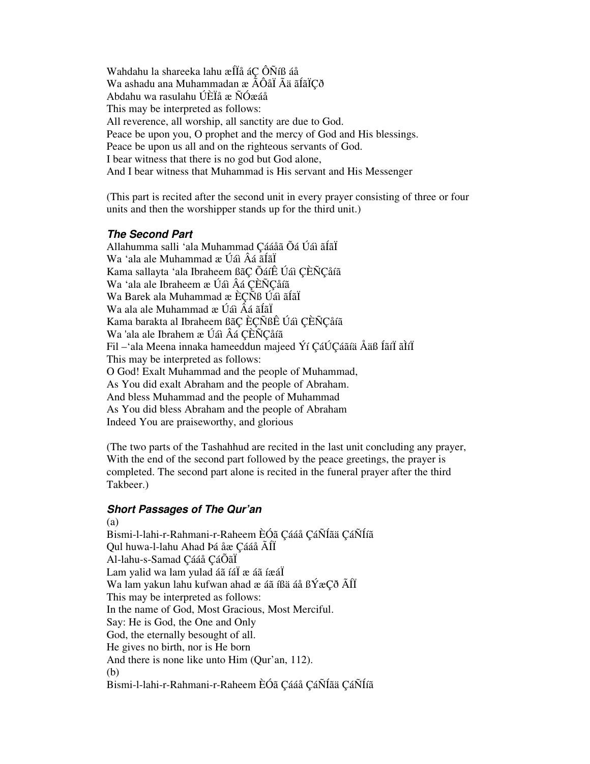Wahdahu la shareeka lahu æÍÏå áÇ ÔÑíß áå
Wa ashadu ana Muhammadan æ ÃÔåÏ Ãä ãÍãÏÇð
Abdahu wa rasulahu ÚÈÏå æ ÑÓæáå
This may be interpreted as follows:
All reverence, all worship, all sanctity are due to God.
Peace be upon you, O prophet and the mercy of God and His blessings.
Peace be upon us all and on the righteous servants of God.
I bear witness that there is no god but God alone,
And I bear witness that Muhammad is His servant and His Messenger

(This part is recited after the second unit in every prayer consisting of three or four units and then the worshipper stands up for the third unit.)

### ***The Second Part***

Allahumma salli 'ala Muhammad Çááåã Õá Úáì ãÍãÏ
Wa 'ala ale Muhammad æ Úáì Âá ãÍãÏ
Kama sallayta 'ala Ibraheem ßãÇ ÕáíÊ Úáì ÇÈÑÇåíã
Wa 'ala ale Ibraheem æ Úáì Âá ÇÈÑÇåíã
Wa Barek ala Muhammad æ ÈÇÑß Úáì ãÍãÏ
Wa ala ale Muhammad æ Úáì Âá ãÍãÏ
Kama barakta al Ibraheem ßãÇ ÈÇÑßÊ Úáì ÇÈÑÇåíã
Wa 'ala ale Ibrahem æ Úáì Âá ÇÈÑÇåíã
Fil –'ala Meena innaka hameeddun majeed Ýí ÇáÚÇáãíä Åäß ÍãíÏ ãÌíÏ
This may be interpreted as follows:
O God! Exalt Muhammad and the people of Muhammad,
As You did exalt Abraham and the people of Abraham.
And bless Muhammad and the people of Muhammad
As You did bless Abraham and the people of Abraham
Indeed You are praiseworthy, and glorious

(The two parts of the Tashahhud are recited in the last unit concluding any prayer, With the end of the second part followed by the peace greetings, the prayer is completed. The second part alone is recited in the funeral prayer after the third Takbeer.)

### ***Short Passages of The Qur'an***

(a)
Bismi-l-lahi-r-Rahmani-r-Raheem ÈÓã Çááå ÇáÑÍãä ÇáÑÍíã
Qul huwa-l-lahu Ahad Þá åæ Çááå ÃÍÏ
Al-lahu-s-Samad Çááå ÇáÕãÏ
Lam yalid wa lam yulad áã íáÏ æ áã íæáÏ
Wa lam yakun lahu kufwan ahad æ áã íßä áå ßÝæÇð ÃÍÏ
This may be interpreted as follows:
In the name of God, Most Gracious, Most Merciful.
Say: He is God, the One and Only
God, the eternally besought of all.
He gives no birth, nor is He born
And there is none like unto Him (Qur'an, 112).
(b)
Bismi-l-lahi-r-Rahmani-r-Raheem ÈÓã Çááå ÇáÑÍãä ÇáÑÍíã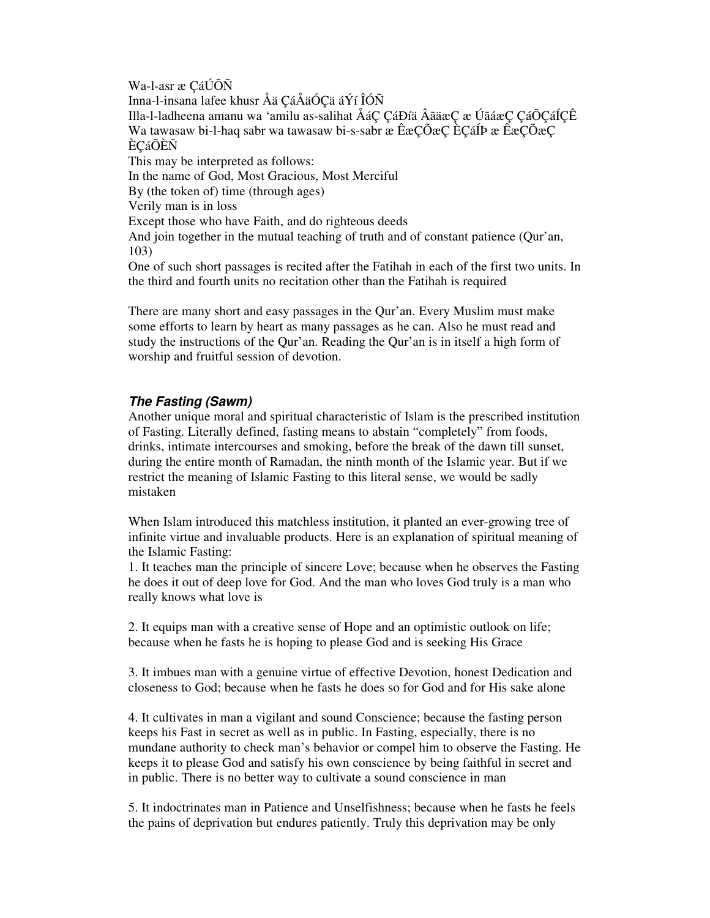Wa-l-asr æ ÇáÚÕÑ

Inna-l-insana lafee khusr Åä ÇáÅäÓÇä áÝí ÎÓÑ

Illa-l-ladheena amanu wa 'amilu as-salihat ÅáÇ ÇáÐíä ÂãäæÇ æ ÚãáæÇ ÇáÕÇáÍÇÊ

Wa tawasaw bi-l-haq sabr wa tawasaw bi-s-sabr æ ÊæÇÕæÇ ÈÇáÍÞ æ ÊæÇÕæÇ ÈÇáÕÈÑ

This may be interpreted as follows:

In the name of God, Most Gracious, Most Merciful

By (the token of) time (through ages)

Verily man is in loss

Except those who have Faith, and do righteous deeds

And join together in the mutual teaching of truth and of constant patience (Qur'an, 103)

One of such short passages is recited after the Fatihah in each of the first two units. In the third and fourth units no recitation other than the Fatihah is required

There are many short and easy passages in the Qur'an. Every Muslim must make some efforts to learn by heart as many passages as he can. Also he must read and study the instructions of the Qur'an. Reading the Qur'an is in itself a high form of worship and fruitful session of devotion.

### ***The Fasting (Sawm)***

Another unique moral and spiritual characteristic of Islam is the prescribed institution of Fasting. Literally defined, fasting means to abstain "completely" from foods, drinks, intimate intercourses and smoking, before the break of the dawn till sunset, during the entire month of Ramadan, the ninth month of the Islamic year. But if we restrict the meaning of Islamic Fasting to this literal sense, we would be sadly mistaken

When Islam introduced this matchless institution, it planted an ever-growing tree of infinite virtue and invaluable products. Here is an explanation of spiritual meaning of the Islamic Fasting:

1. It teaches man the principle of sincere Love; because when he observes the Fasting he does it out of deep love for God. And the man who loves God truly is a man who really knows what love is

2. It equips man with a creative sense of Hope and an optimistic outlook on life; because when he fasts he is hoping to please God and is seeking His Grace

3. It imbues man with a genuine virtue of effective Devotion, honest Dedication and closeness to God; because when he fasts he does so for God and for His sake alone

4. It cultivates in man a vigilant and sound Conscience; because the fasting person keeps his Fast in secret as well as in public. In Fasting, especially, there is no mundane authority to check man's behavior or compel him to observe the Fasting. He keeps it to please God and satisfy his own conscience by being faithful in secret and in public. There is no better way to cultivate a sound conscience in man

5. It indoctrinates man in Patience and Unselfishness; because when he fasts he feels the pains of deprivation but endures patiently. Truly this deprivation may be only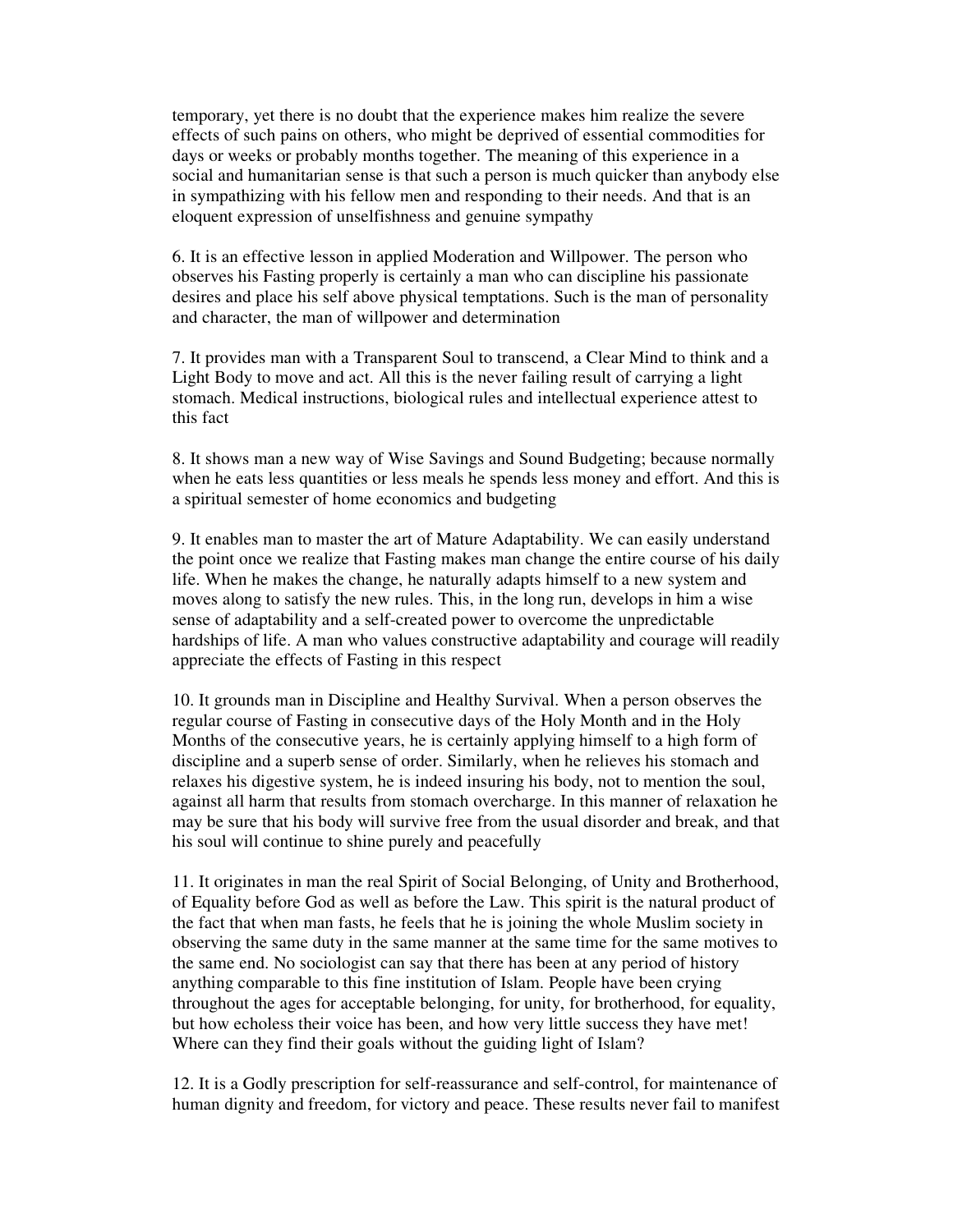temporary, yet there is no doubt that the experience makes him realize the severe effects of such pains on others, who might be deprived of essential commodities for days or weeks or probably months together. The meaning of this experience in a social and humanitarian sense is that such a person is much quicker than anybody else in sympathizing with his fellow men and responding to their needs. And that is an eloquent expression of unselfishness and genuine sympathy

6. It is an effective lesson in applied Moderation and Willpower. The person who observes his Fasting properly is certainly a man who can discipline his passionate desires and place his self above physical temptations. Such is the man of personality and character, the man of willpower and determination

7. It provides man with a Transparent Soul to transcend, a Clear Mind to think and a Light Body to move and act. All this is the never failing result of carrying a light stomach. Medical instructions, biological rules and intellectual experience attest to this fact

8. It shows man a new way of Wise Savings and Sound Budgeting; because normally when he eats less quantities or less meals he spends less money and effort. And this is a spiritual semester of home economics and budgeting

9. It enables man to master the art of Mature Adaptability. We can easily understand the point once we realize that Fasting makes man change the entire course of his daily life. When he makes the change, he naturally adapts himself to a new system and moves along to satisfy the new rules. This, in the long run, develops in him a wise sense of adaptability and a self-created power to overcome the unpredictable hardships of life. A man who values constructive adaptability and courage will readily appreciate the effects of Fasting in this respect

10. It grounds man in Discipline and Healthy Survival. When a person observes the regular course of Fasting in consecutive days of the Holy Month and in the Holy Months of the consecutive years, he is certainly applying himself to a high form of discipline and a superb sense of order. Similarly, when he relieves his stomach and relaxes his digestive system, he is indeed insuring his body, not to mention the soul, against all harm that results from stomach overcharge. In this manner of relaxation he may be sure that his body will survive free from the usual disorder and break, and that his soul will continue to shine purely and peacefully

11. It originates in man the real Spirit of Social Belonging, of Unity and Brotherhood, of Equality before God as well as before the Law. This spirit is the natural product of the fact that when man fasts, he feels that he is joining the whole Muslim society in observing the same duty in the same manner at the same time for the same motives to the same end. No sociologist can say that there has been at any period of history anything comparable to this fine institution of Islam. People have been crying throughout the ages for acceptable belonging, for unity, for brotherhood, for equality, but how echoless their voice has been, and how very little success they have met! Where can they find their goals without the guiding light of Islam?

12. It is a Godly prescription for self-reassurance and self-control, for maintenance of human dignity and freedom, for victory and peace. These results never fail to manifest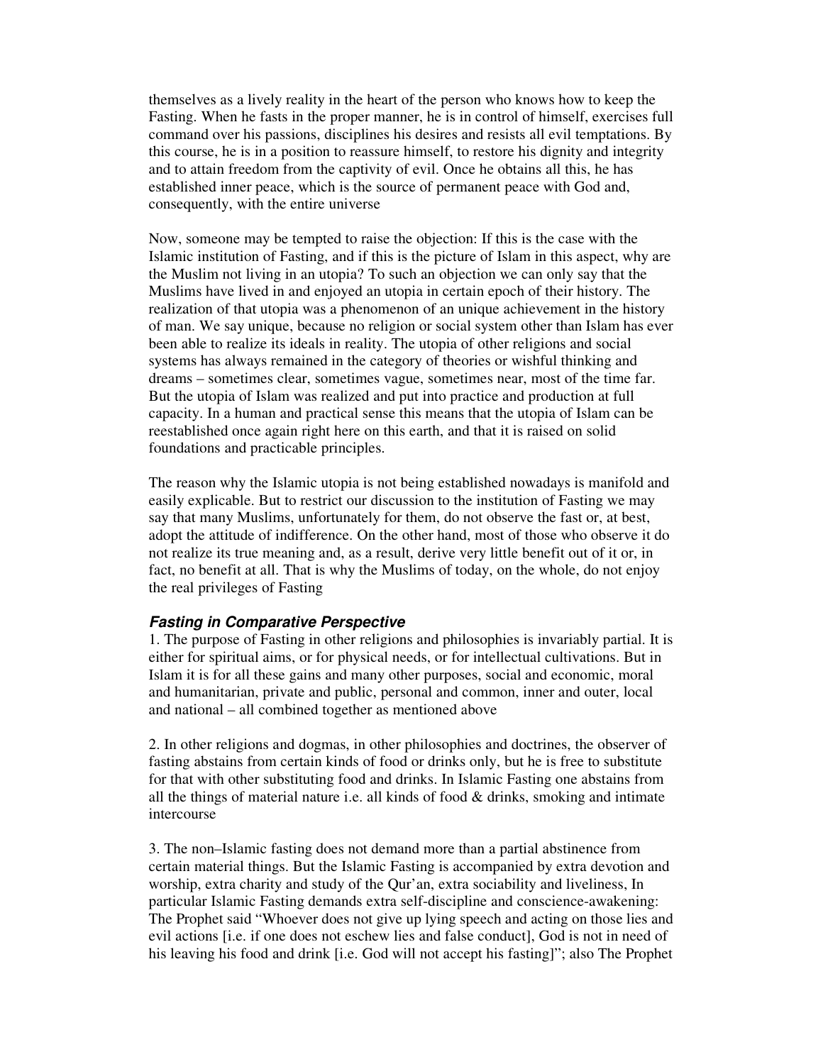themselves as a lively reality in the heart of the person who knows how to keep the Fasting. When he fasts in the proper manner, he is in control of himself, exercises full command over his passions, disciplines his desires and resists all evil temptations. By this course, he is in a position to reassure himself, to restore his dignity and integrity and to attain freedom from the captivity of evil. Once he obtains all this, he has established inner peace, which is the source of permanent peace with God and, consequently, with the entire universe

Now, someone may be tempted to raise the objection: If this is the case with the Islamic institution of Fasting, and if this is the picture of Islam in this aspect, why are the Muslim not living in an utopia? To such an objection we can only say that the Muslims have lived in and enjoyed an utopia in certain epoch of their history. The realization of that utopia was a phenomenon of an unique achievement in the history of man. We say unique, because no religion or social system other than Islam has ever been able to realize its ideals in reality. The utopia of other religions and social systems has always remained in the category of theories or wishful thinking and dreams – sometimes clear, sometimes vague, sometimes near, most of the time far. But the utopia of Islam was realized and put into practice and production at full capacity. In a human and practical sense this means that the utopia of Islam can be reestablished once again right here on this earth, and that it is raised on solid foundations and practicable principles.

The reason why the Islamic utopia is not being established nowadays is manifold and easily explicable. But to restrict our discussion to the institution of Fasting we may say that many Muslims, unfortunately for them, do not observe the fast or, at best, adopt the attitude of indifference. On the other hand, most of those who observe it do not realize its true meaning and, as a result, derive very little benefit out of it or, in fact, no benefit at all. That is why the Muslims of today, on the whole, do not enjoy the real privileges of Fasting

### *Fasting in Comparative Perspective*

1. The purpose of Fasting in other religions and philosophies is invariably partial. It is either for spiritual aims, or for physical needs, or for intellectual cultivations. But in Islam it is for all these gains and many other purposes, social and economic, moral and humanitarian, private and public, personal and common, inner and outer, local and national – all combined together as mentioned above

2. In other religions and dogmas, in other philosophies and doctrines, the observer of fasting abstains from certain kinds of food or drinks only, but he is free to substitute for that with other substituting food and drinks. In Islamic Fasting one abstains from all the things of material nature i.e. all kinds of food & drinks, smoking and intimate intercourse

3. The non–Islamic fasting does not demand more than a partial abstinence from certain material things. But the Islamic Fasting is accompanied by extra devotion and worship, extra charity and study of the Qur'an, extra sociability and liveliness, In particular Islamic Fasting demands extra self-discipline and conscience-awakening: The Prophet said "Whoever does not give up lying speech and acting on those lies and evil actions [i.e. if one does not eschew lies and false conduct], God is not in need of his leaving his food and drink [i.e. God will not accept his fasting]"; also The Prophet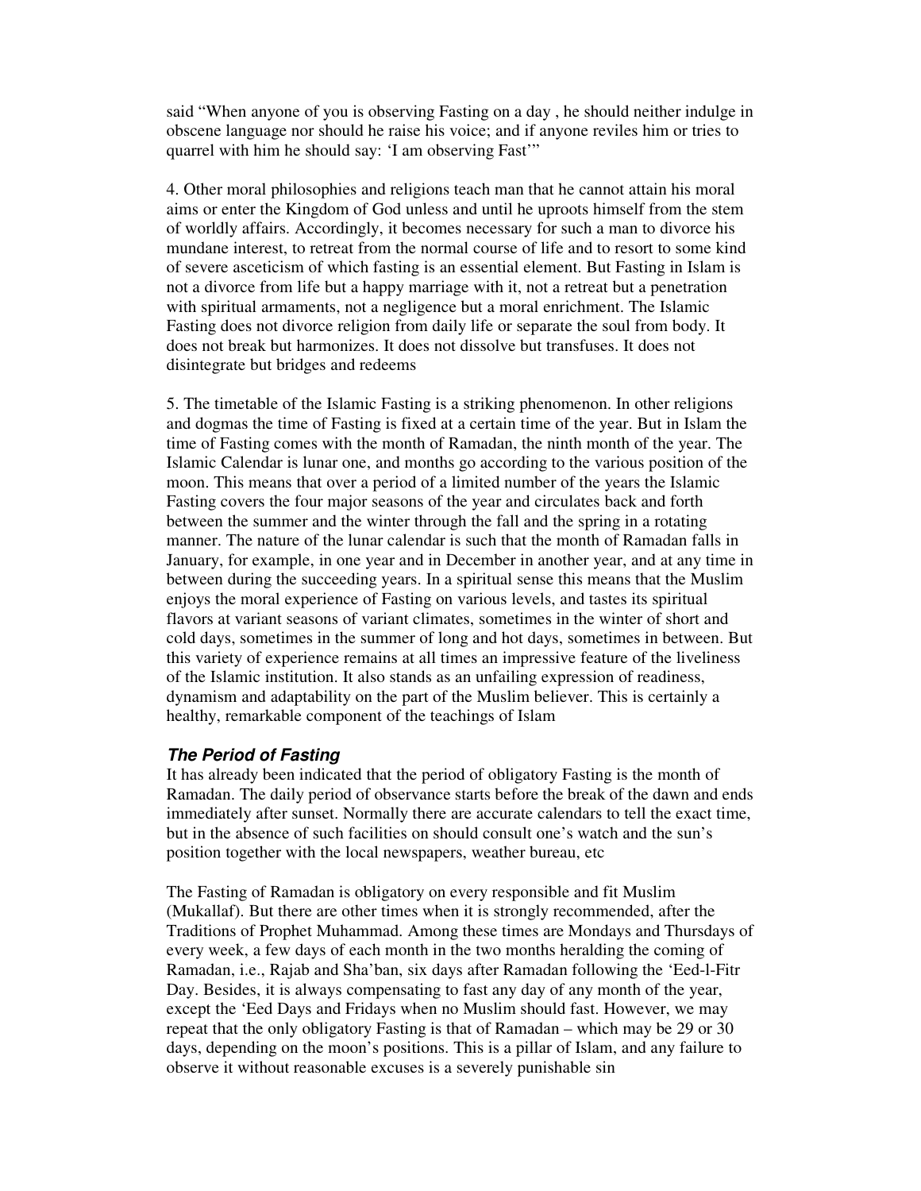said "When anyone of you is observing Fasting on a day , he should neither indulge in obscene language nor should he raise his voice; and if anyone reviles him or tries to quarrel with him he should say: 'I am observing Fast'"

4. Other moral philosophies and religions teach man that he cannot attain his moral aims or enter the Kingdom of God unless and until he uproots himself from the stem of worldly affairs. Accordingly, it becomes necessary for such a man to divorce his mundane interest, to retreat from the normal course of life and to resort to some kind of severe asceticism of which fasting is an essential element. But Fasting in Islam is not a divorce from life but a happy marriage with it, not a retreat but a penetration with spiritual armaments, not a negligence but a moral enrichment. The Islamic Fasting does not divorce religion from daily life or separate the soul from body. It does not break but harmonizes. It does not dissolve but transfuses. It does not disintegrate but bridges and redeems

5. The timetable of the Islamic Fasting is a striking phenomenon. In other religions and dogmas the time of Fasting is fixed at a certain time of the year. But in Islam the time of Fasting comes with the month of Ramadan, the ninth month of the year. The Islamic Calendar is lunar one, and months go according to the various position of the moon. This means that over a period of a limited number of the years the Islamic Fasting covers the four major seasons of the year and circulates back and forth between the summer and the winter through the fall and the spring in a rotating manner. The nature of the lunar calendar is such that the month of Ramadan falls in January, for example, in one year and in December in another year, and at any time in between during the succeeding years. In a spiritual sense this means that the Muslim enjoys the moral experience of Fasting on various levels, and tastes its spiritual flavors at variant seasons of variant climates, sometimes in the winter of short and cold days, sometimes in the summer of long and hot days, sometimes in between. But this variety of experience remains at all times an impressive feature of the liveliness of the Islamic institution. It also stands as an unfailing expression of readiness, dynamism and adaptability on the part of the Muslim believer. This is certainly a healthy, remarkable component of the teachings of Islam

### *The Period of Fasting*

It has already been indicated that the period of obligatory Fasting is the month of Ramadan. The daily period of observance starts before the break of the dawn and ends immediately after sunset. Normally there are accurate calendars to tell the exact time, but in the absence of such facilities on should consult one's watch and the sun's position together with the local newspapers, weather bureau, etc

The Fasting of Ramadan is obligatory on every responsible and fit Muslim (Mukallaf). But there are other times when it is strongly recommended, after the Traditions of Prophet Muhammad. Among these times are Mondays and Thursdays of every week, a few days of each month in the two months heralding the coming of Ramadan, i.e., Rajab and Sha'ban, six days after Ramadan following the 'Eed-l-Fitr Day. Besides, it is always compensating to fast any day of any month of the year, except the 'Eed Days and Fridays when no Muslim should fast. However, we may repeat that the only obligatory Fasting is that of Ramadan – which may be 29 or 30 days, depending on the moon's positions. This is a pillar of Islam, and any failure to observe it without reasonable excuses is a severely punishable sin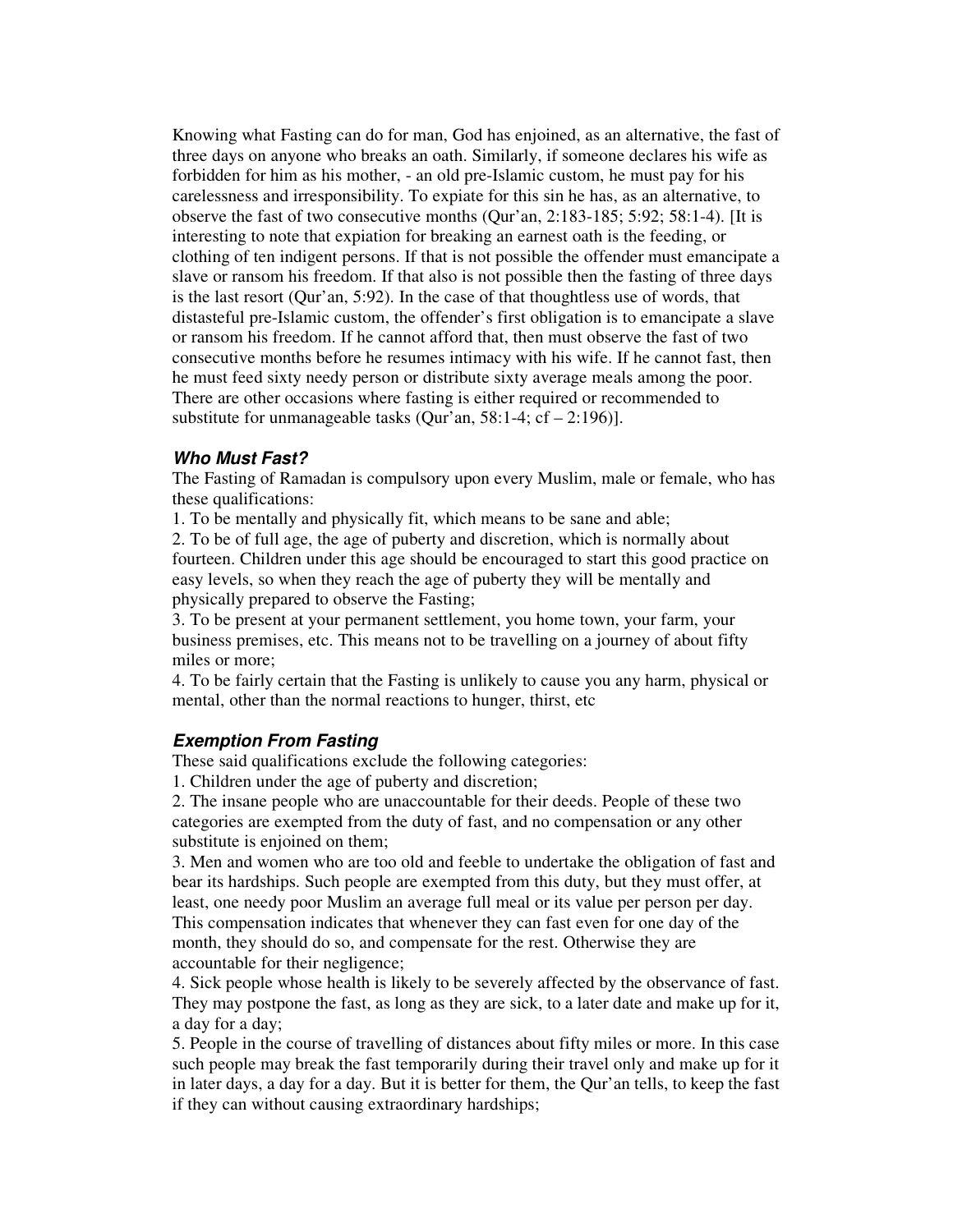Knowing what Fasting can do for man, God has enjoined, as an alternative, the fast of three days on anyone who breaks an oath. Similarly, if someone declares his wife as forbidden for him as his mother, - an old pre-Islamic custom, he must pay for his carelessness and irresponsibility. To expiate for this sin he has, as an alternative, to observe the fast of two consecutive months (Qur'an, 2:183-185; 5:92; 58:1-4). [It is interesting to note that expiation for breaking an earnest oath is the feeding, or clothing of ten indigent persons. If that is not possible the offender must emancipate a slave or ransom his freedom. If that also is not possible then the fasting of three days is the last resort (Qur'an, 5:92). In the case of that thoughtless use of words, that distasteful pre-Islamic custom, the offender's first obligation is to emancipate a slave or ransom his freedom. If he cannot afford that, then must observe the fast of two consecutive months before he resumes intimacy with his wife. If he cannot fast, then he must feed sixty needy person or distribute sixty average meals among the poor. There are other occasions where fasting is either required or recommended to substitute for unmanageable tasks (Qur'an, 58:1-4; cf – 2:196)].

### ***Who Must Fast?***

The Fasting of Ramadan is compulsory upon every Muslim, male or female, who has these qualifications:

1. To be mentally and physically fit, which means to be sane and able;
2. To be of full age, the age of puberty and discretion, which is normally about fourteen. Children under this age should be encouraged to start this good practice on easy levels, so when they reach the age of puberty they will be mentally and physically prepared to observe the Fasting;
3. To be present at your permanent settlement, you home town, your farm, your business premises, etc. This means not to be travelling on a journey of about fifty miles or more;
4. To be fairly certain that the Fasting is unlikely to cause you any harm, physical or mental, other than the normal reactions to hunger, thirst, etc

### ***Exemption From Fasting***

These said qualifications exclude the following categories:

1. Children under the age of puberty and discretion;
2. The insane people who are unaccountable for their deeds. People of these two categories are exempted from the duty of fast, and no compensation or any other substitute is enjoined on them;
3. Men and women who are too old and feeble to undertake the obligation of fast and bear its hardships. Such people are exempted from this duty, but they must offer, at least, one needy poor Muslim an average full meal or its value per person per day. This compensation indicates that whenever they can fast even for one day of the month, they should do so, and compensate for the rest. Otherwise they are accountable for their negligence;
4. Sick people whose health is likely to be severely affected by the observance of fast. They may postpone the fast, as long as they are sick, to a later date and make up for it, a day for a day;
5. People in the course of travelling of distances about fifty miles or more. In this case such people may break the fast temporarily during their travel only and make up for it in later days, a day for a day. But it is better for them, the Qur'an tells, to keep the fast if they can without causing extraordinary hardships;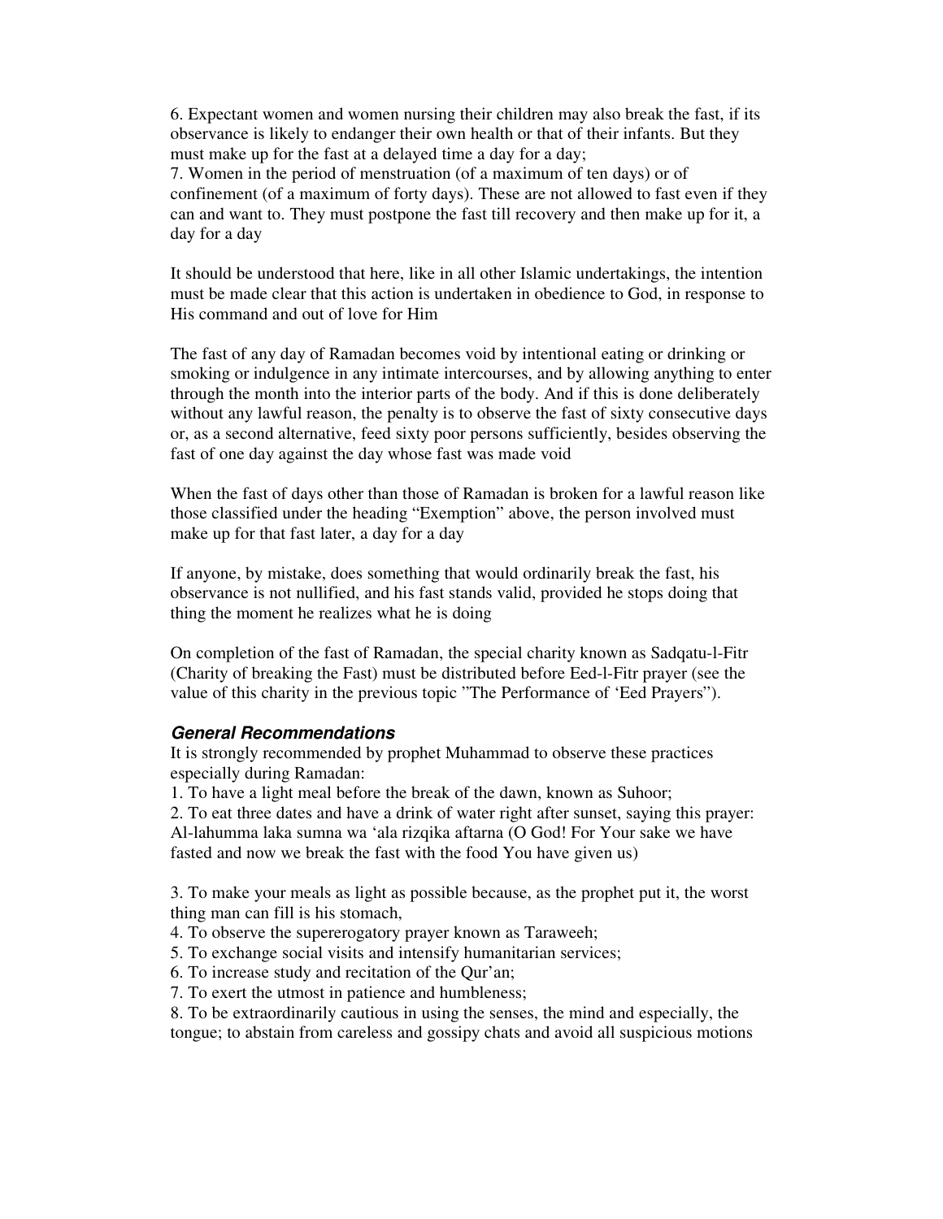6. Expectant women and women nursing their children may also break the fast, if its observance is likely to endanger their own health or that of their infants. But they must make up for the fast at a delayed time a day for a day;

7. Women in the period of menstruation (of a maximum of ten days) or of confinement (of a maximum of forty days). These are not allowed to fast even if they can and want to. They must postpone the fast till recovery and then make up for it, a day for a day

It should be understood that here, like in all other Islamic undertakings, the intention must be made clear that this action is undertaken in obedience to God, in response to His command and out of love for Him

The fast of any day of Ramadan becomes void by intentional eating or drinking or smoking or indulgence in any intimate intercourses, and by allowing anything to enter through the month into the interior parts of the body. And if this is done deliberately without any lawful reason, the penalty is to observe the fast of sixty consecutive days or, as a second alternative, feed sixty poor persons sufficiently, besides observing the fast of one day against the day whose fast was made void

When the fast of days other than those of Ramadan is broken for a lawful reason like those classified under the heading "Exemption" above, the person involved must make up for that fast later, a day for a day

If anyone, by mistake, does something that would ordinarily break the fast, his observance is not nullified, and his fast stands valid, provided he stops doing that thing the moment he realizes what he is doing

On completion of the fast of Ramadan, the special charity known as Sadqatu-l-Fitr (Charity of breaking the Fast) must be distributed before Eed-l-Fitr prayer (see the value of this charity in the previous topic "The Performance of 'Eed Prayers").

### *General Recommendations*

It is strongly recommended by prophet Muhammad to observe these practices especially during Ramadan:

1. To have a light meal before the break of the dawn, known as Suhoor;
2. To eat three dates and have a drink of water right after sunset, saying this prayer: Al-lahumma laka sumna wa 'ala rizqika aftarna (O God! For Your sake we have fasted and now we break the fast with the food You have given us)

3. To make your meals as light as possible because, as the prophet put it, the worst thing man can fill is his stomach,
4. To observe the supererogatory prayer known as Taraweeh;
5. To exchange social visits and intensify humanitarian services;
6. To increase study and recitation of the Qur'an;
7. To exert the utmost in patience and humbleness;
8. To be extraordinarily cautious in using the senses, the mind and especially, the tongue; to abstain from careless and gossipy chats and avoid all suspicious motions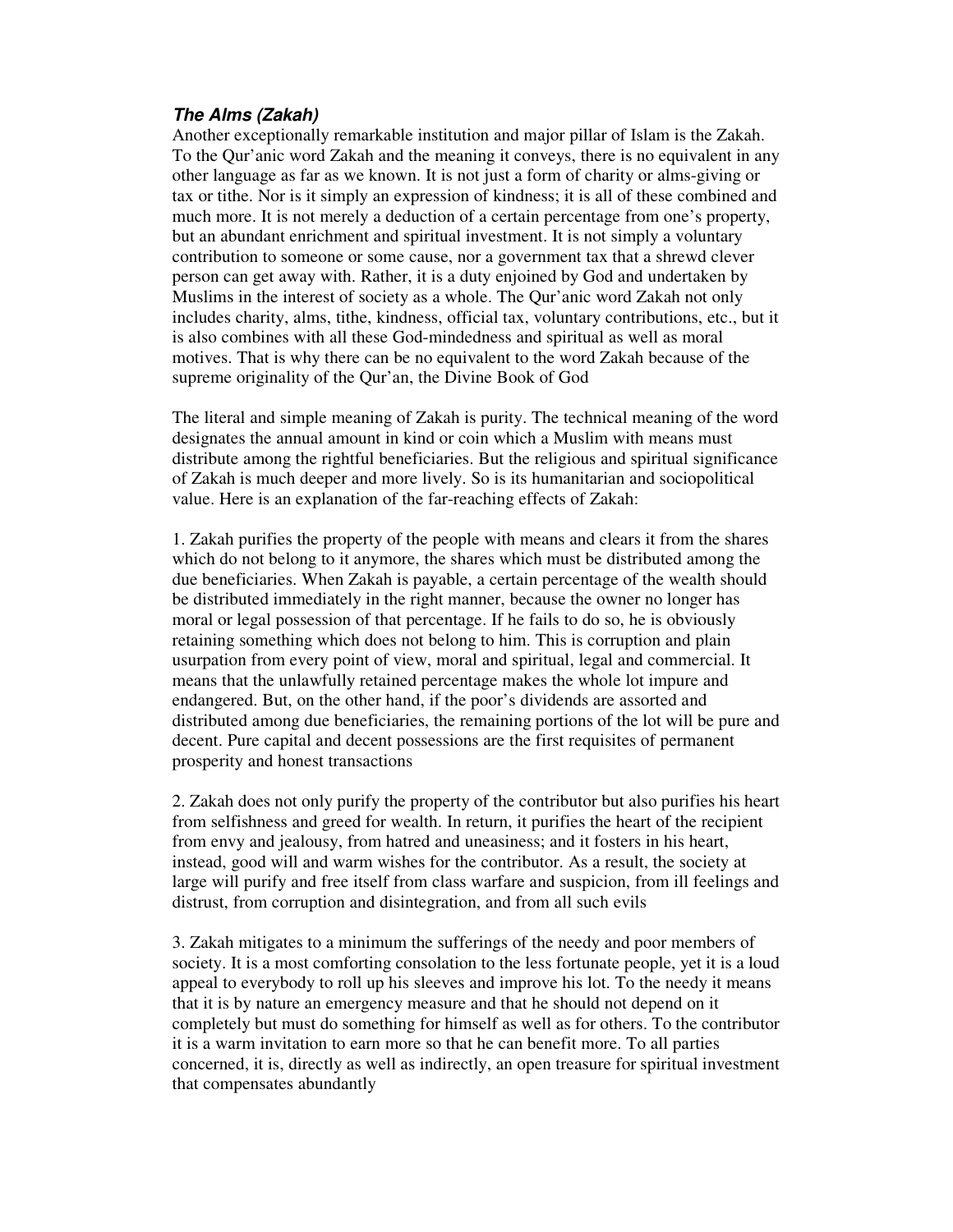### ***The Alms (Zakah)***

Another exceptionally remarkable institution and major pillar of Islam is the Zakah. To the Qur'anic word Zakah and the meaning it conveys, there is no equivalent in any other language as far as we known. It is not just a form of charity or alms-giving or tax or tithe. Nor is it simply an expression of kindness; it is all of these combined and much more. It is not merely a deduction of a certain percentage from one's property, but an abundant enrichment and spiritual investment. It is not simply a voluntary contribution to someone or some cause, nor a government tax that a shrewd clever person can get away with. Rather, it is a duty enjoined by God and undertaken by Muslims in the interest of society as a whole. The Qur'anic word Zakah not only includes charity, alms, tithe, kindness, official tax, voluntary contributions, etc., but it is also combines with all these God-mindedness and spiritual as well as moral motives. That is why there can be no equivalent to the word Zakah because of the supreme originality of the Qur'an, the Divine Book of God

The literal and simple meaning of Zakah is purity. The technical meaning of the word designates the annual amount in kind or coin which a Muslim with means must distribute among the rightful beneficiaries. But the religious and spiritual significance of Zakah is much deeper and more lively. So is its humanitarian and sociopolitical value. Here is an explanation of the far-reaching effects of Zakah:

1. Zakah purifies the property of the people with means and clears it from the shares which do not belong to it anymore, the shares which must be distributed among the due beneficiaries. When Zakah is payable, a certain percentage of the wealth should be distributed immediately in the right manner, because the owner no longer has moral or legal possession of that percentage. If he fails to do so, he is obviously retaining something which does not belong to him. This is corruption and plain usurpation from every point of view, moral and spiritual, legal and commercial. It means that the unlawfully retained percentage makes the whole lot impure and endangered. But, on the other hand, if the poor's dividends are assorted and distributed among due beneficiaries, the remaining portions of the lot will be pure and decent. Pure capital and decent possessions are the first requisites of permanent prosperity and honest transactions

2. Zakah does not only purify the property of the contributor but also purifies his heart from selfishness and greed for wealth. In return, it purifies the heart of the recipient from envy and jealousy, from hatred and uneasiness; and it fosters in his heart, instead, good will and warm wishes for the contributor. As a result, the society at large will purify and free itself from class warfare and suspicion, from ill feelings and distrust, from corruption and disintegration, and from all such evils

3. Zakah mitigates to a minimum the sufferings of the needy and poor members of society. It is a most comforting consolation to the less fortunate people, yet it is a loud appeal to everybody to roll up his sleeves and improve his lot. To the needy it means that it is by nature an emergency measure and that he should not depend on it completely but must do something for himself as well as for others. To the contributor it is a warm invitation to earn more so that he can benefit more. To all parties concerned, it is, directly as well as indirectly, an open treasure for spiritual investment that compensates abundantly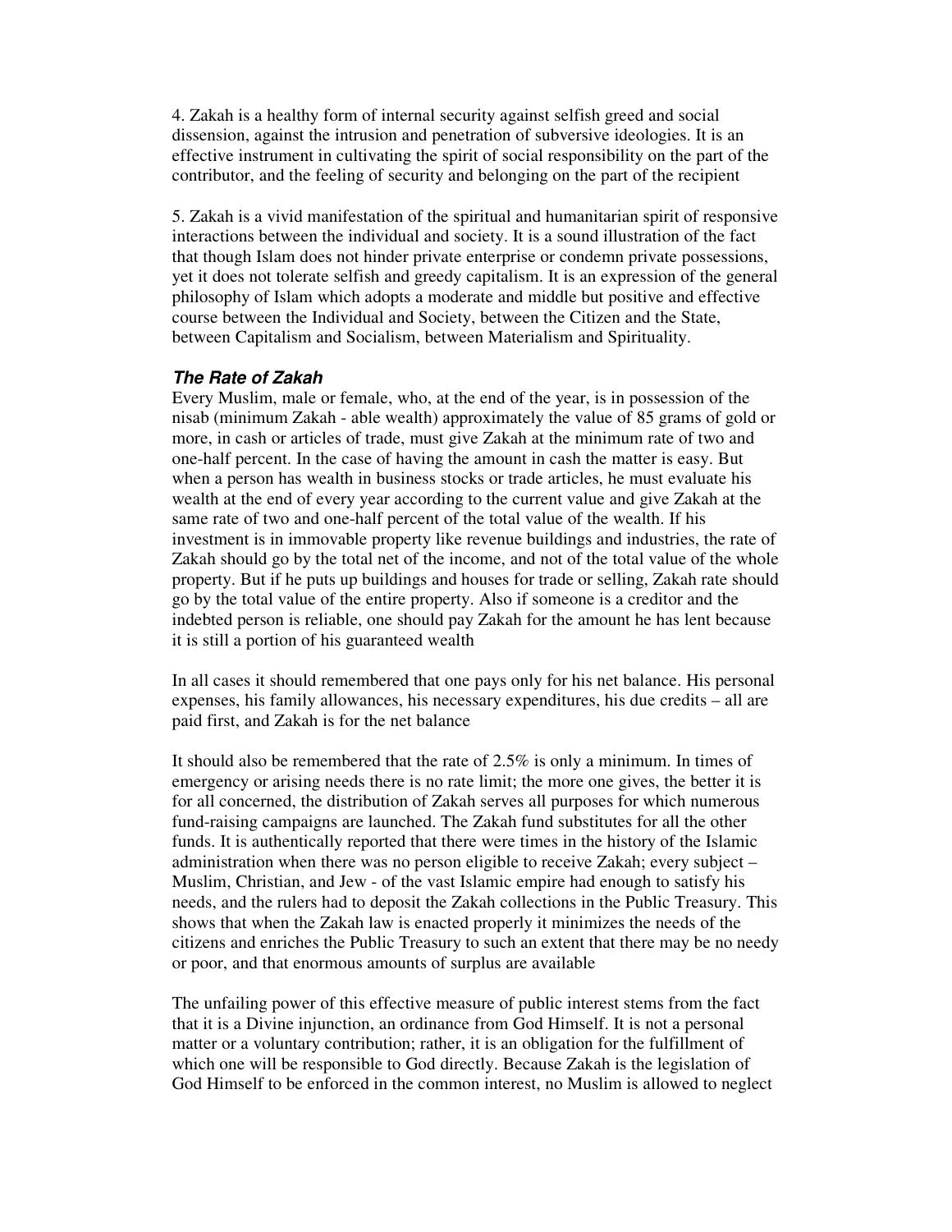4. Zakah is a healthy form of internal security against selfish greed and social dissension, against the intrusion and penetration of subversive ideologies. It is an effective instrument in cultivating the spirit of social responsibility on the part of the contributor, and the feeling of security and belonging on the part of the recipient

5. Zakah is a vivid manifestation of the spiritual and humanitarian spirit of responsive interactions between the individual and society. It is a sound illustration of the fact that though Islam does not hinder private enterprise or condemn private possessions, yet it does not tolerate selfish and greedy capitalism. It is an expression of the general philosophy of Islam which adopts a moderate and middle but positive and effective course between the Individual and Society, between the Citizen and the State, between Capitalism and Socialism, between Materialism and Spirituality.

### ***The Rate of Zakah***

Every Muslim, male or female, who, at the end of the year, is in possession of the nisab (minimum Zakah - able wealth) approximately the value of 85 grams of gold or more, in cash or articles of trade, must give Zakah at the minimum rate of two and one-half percent. In the case of having the amount in cash the matter is easy. But when a person has wealth in business stocks or trade articles, he must evaluate his wealth at the end of every year according to the current value and give Zakah at the same rate of two and one-half percent of the total value of the wealth. If his investment is in immovable property like revenue buildings and industries, the rate of Zakah should go by the total net of the income, and not of the total value of the whole property. But if he puts up buildings and houses for trade or selling, Zakah rate should go by the total value of the entire property. Also if someone is a creditor and the indebted person is reliable, one should pay Zakah for the amount he has lent because it is still a portion of his guaranteed wealth

In all cases it should remembered that one pays only for his net balance. His personal expenses, his family allowances, his necessary expenditures, his due credits – all are paid first, and Zakah is for the net balance

It should also be remembered that the rate of 2.5% is only a minimum. In times of emergency or arising needs there is no rate limit; the more one gives, the better it is for all concerned, the distribution of Zakah serves all purposes for which numerous fund-raising campaigns are launched. The Zakah fund substitutes for all the other funds. It is authentically reported that there were times in the history of the Islamic administration when there was no person eligible to receive Zakah; every subject – Muslim, Christian, and Jew - of the vast Islamic empire had enough to satisfy his needs, and the rulers had to deposit the Zakah collections in the Public Treasury. This shows that when the Zakah law is enacted properly it minimizes the needs of the citizens and enriches the Public Treasury to such an extent that there may be no needy or poor, and that enormous amounts of surplus are available

The unfailing power of this effective measure of public interest stems from the fact that it is a Divine injunction, an ordinance from God Himself. It is not a personal matter or a voluntary contribution; rather, it is an obligation for the fulfillment of which one will be responsible to God directly. Because Zakah is the legislation of God Himself to be enforced in the common interest, no Muslim is allowed to neglect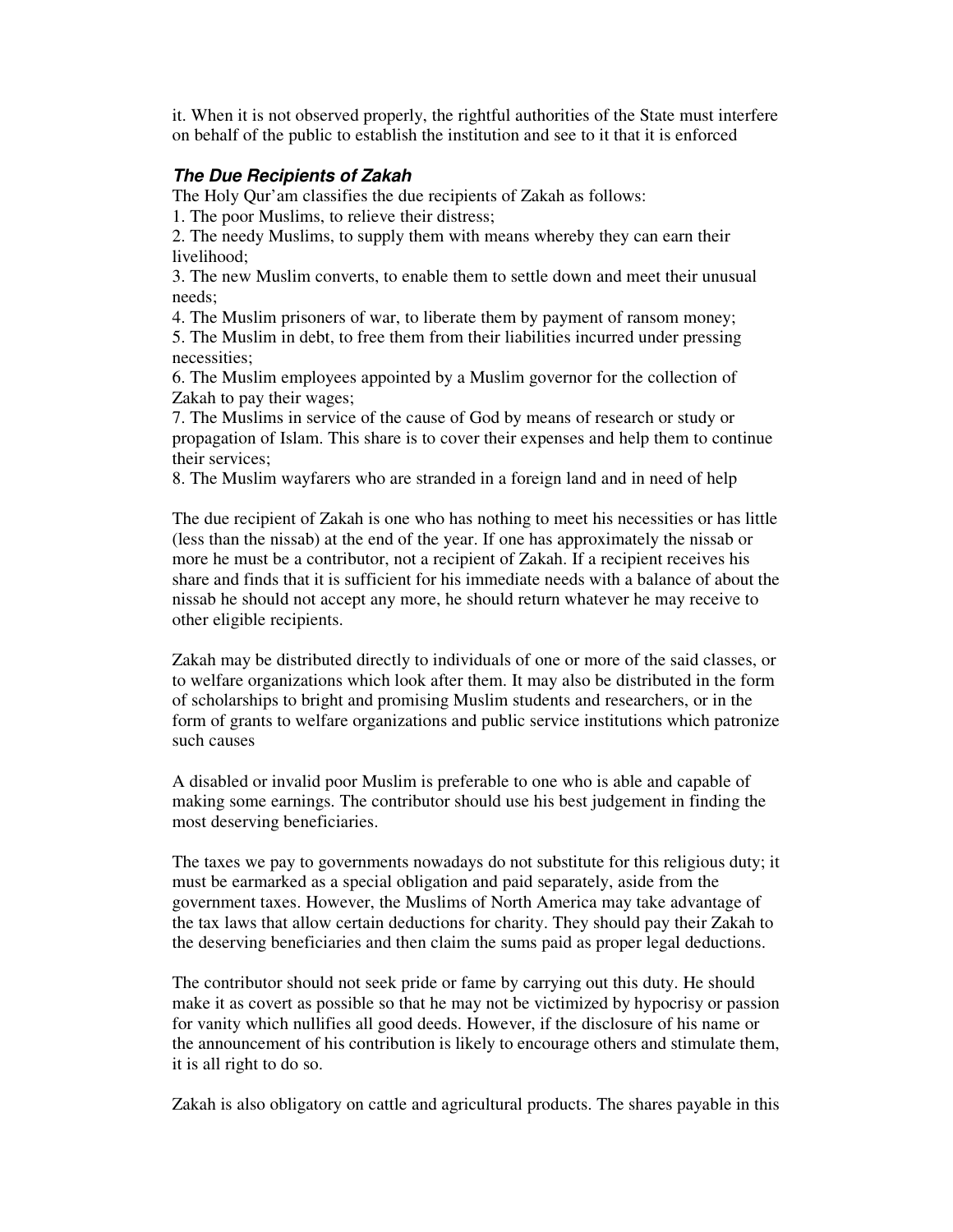it. When it is not observed properly, the rightful authorities of the State must interfere on behalf of the public to establish the institution and see to it that it is enforced

### *The Due Recipients of Zakah*

The Holy Qur'am classifies the due recipients of Zakah as follows:

1. The poor Muslims, to relieve their distress;
2. The needy Muslims, to supply them with means whereby they can earn their livelihood;
3. The new Muslim converts, to enable them to settle down and meet their unusual needs;
4. The Muslim prisoners of war, to liberate them by payment of ransom money;
5. The Muslim in debt, to free them from their liabilities incurred under pressing necessities;
6. The Muslim employees appointed by a Muslim governor for the collection of Zakah to pay their wages;
7. The Muslims in service of the cause of God by means of research or study or propagation of Islam. This share is to cover their expenses and help them to continue their services;
8. The Muslim wayfarers who are stranded in a foreign land and in need of help

The due recipient of Zakah is one who has nothing to meet his necessities or has little (less than the nissab) at the end of the year. If one has approximately the nissab or more he must be a contributor, not a recipient of Zakah. If a recipient receives his share and finds that it is sufficient for his immediate needs with a balance of about the nissab he should not accept any more, he should return whatever he may receive to other eligible recipients.

Zakah may be distributed directly to individuals of one or more of the said classes, or to welfare organizations which look after them. It may also be distributed in the form of scholarships to bright and promising Muslim students and researchers, or in the form of grants to welfare organizations and public service institutions which patronize such causes

A disabled or invalid poor Muslim is preferable to one who is able and capable of making some earnings. The contributor should use his best judgement in finding the most deserving beneficiaries.

The taxes we pay to governments nowadays do not substitute for this religious duty; it must be earmarked as a special obligation and paid separately, aside from the government taxes. However, the Muslims of North America may take advantage of the tax laws that allow certain deductions for charity. They should pay their Zakah to the deserving beneficiaries and then claim the sums paid as proper legal deductions.

The contributor should not seek pride or fame by carrying out this duty. He should make it as covert as possible so that he may not be victimized by hypocrisy or passion for vanity which nullifies all good deeds. However, if the disclosure of his name or the announcement of his contribution is likely to encourage others and stimulate them, it is all right to do so.

Zakah is also obligatory on cattle and agricultural products. The shares payable in this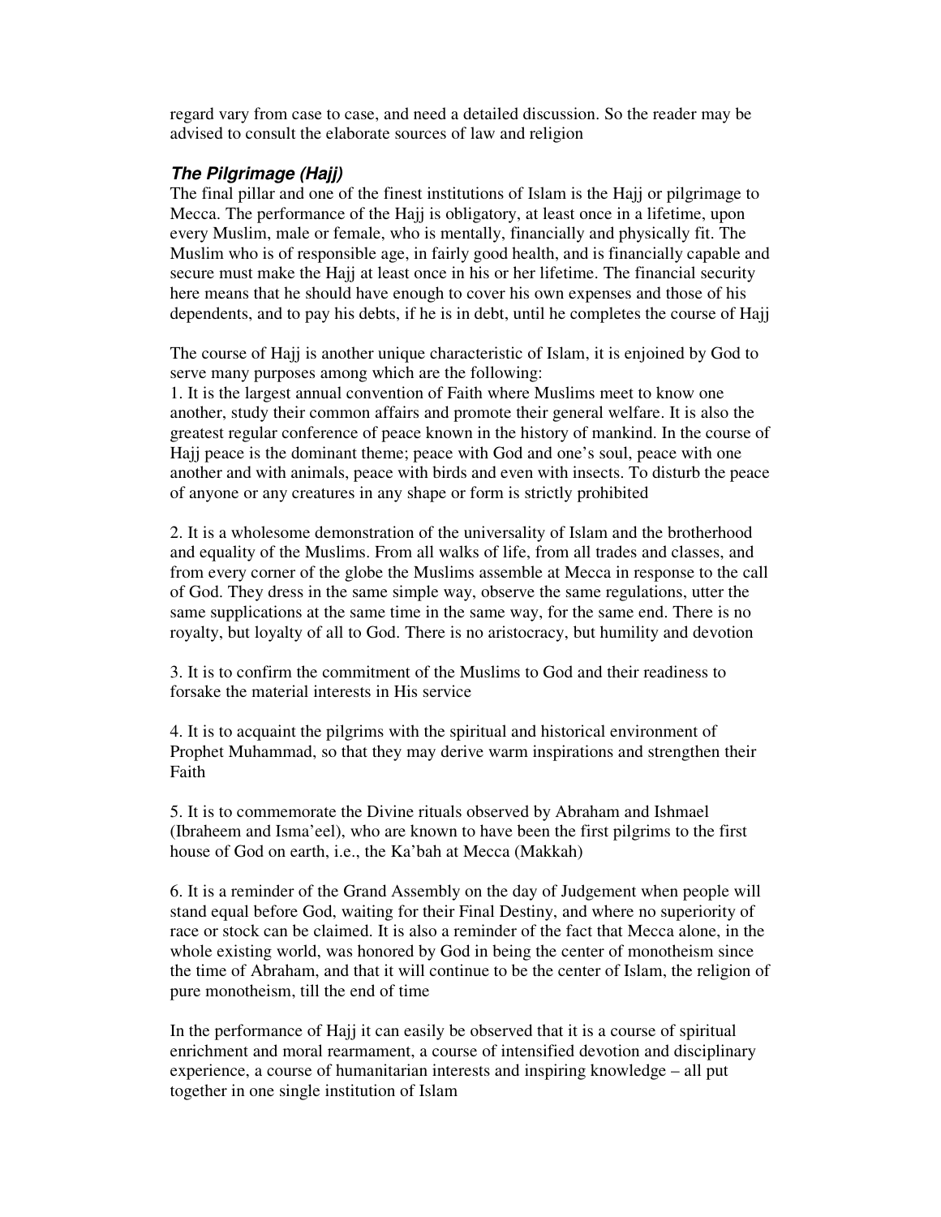regard vary from case to case, and need a detailed discussion. So the reader may be advised to consult the elaborate sources of law and religion

### *The Pilgrimage (Hajj)*

The final pillar and one of the finest institutions of Islam is the Hajj or pilgrimage to Mecca. The performance of the Hajj is obligatory, at least once in a lifetime, upon every Muslim, male or female, who is mentally, financially and physically fit. The Muslim who is of responsible age, in fairly good health, and is financially capable and secure must make the Hajj at least once in his or her lifetime. The financial security here means that he should have enough to cover his own expenses and those of his dependents, and to pay his debts, if he is in debt, until he completes the course of Hajj

The course of Hajj is another unique characteristic of Islam, it is enjoined by God to serve many purposes among which are the following:

1. It is the largest annual convention of Faith where Muslims meet to know one another, study their common affairs and promote their general welfare. It is also the greatest regular conference of peace known in the history of mankind. In the course of Hajj peace is the dominant theme; peace with God and one's soul, peace with one another and with animals, peace with birds and even with insects. To disturb the peace of anyone or any creatures in any shape or form is strictly prohibited

2. It is a wholesome demonstration of the universality of Islam and the brotherhood and equality of the Muslims. From all walks of life, from all trades and classes, and from every corner of the globe the Muslims assemble at Mecca in response to the call of God. They dress in the same simple way, observe the same regulations, utter the same supplications at the same time in the same way, for the same end. There is no royalty, but loyalty of all to God. There is no aristocracy, but humility and devotion

3. It is to confirm the commitment of the Muslims to God and their readiness to forsake the material interests in His service

4. It is to acquaint the pilgrims with the spiritual and historical environment of Prophet Muhammad, so that they may derive warm inspirations and strengthen their Faith

5. It is to commemorate the Divine rituals observed by Abraham and Ishmael (Ibraheem and Isma'eel), who are known to have been the first pilgrims to the first house of God on earth, i.e., the Ka'bah at Mecca (Makkah)

6. It is a reminder of the Grand Assembly on the day of Judgement when people will stand equal before God, waiting for their Final Destiny, and where no superiority of race or stock can be claimed. It is also a reminder of the fact that Mecca alone, in the whole existing world, was honored by God in being the center of monotheism since the time of Abraham, and that it will continue to be the center of Islam, the religion of pure monotheism, till the end of time

In the performance of Hajj it can easily be observed that it is a course of spiritual enrichment and moral rearmament, a course of intensified devotion and disciplinary experience, a course of humanitarian interests and inspiring knowledge – all put together in one single institution of Islam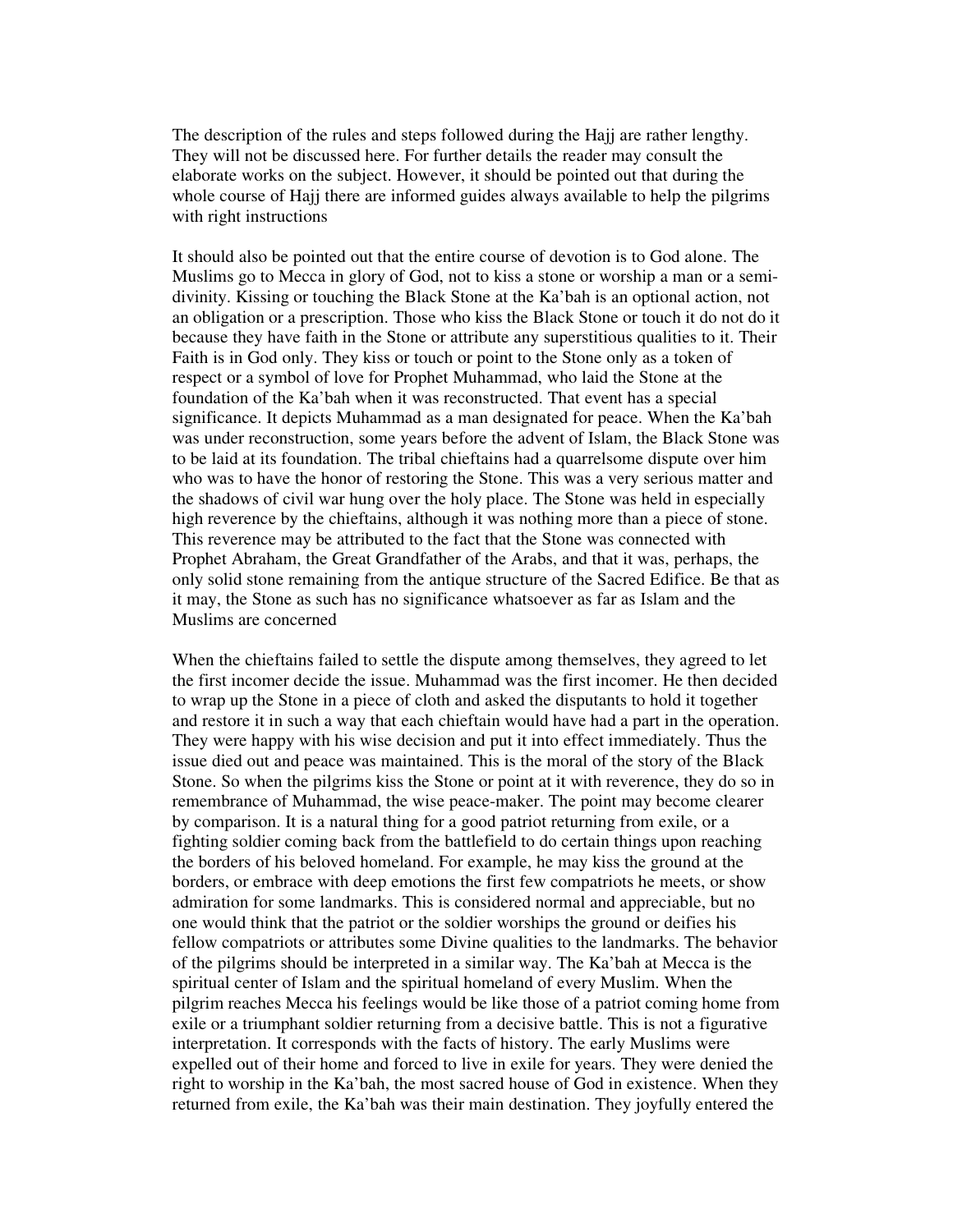The description of the rules and steps followed during the Hajj are rather lengthy. They will not be discussed here. For further details the reader may consult the elaborate works on the subject. However, it should be pointed out that during the whole course of Hajj there are informed guides always available to help the pilgrims with right instructions

It should also be pointed out that the entire course of devotion is to God alone. The Muslims go to Mecca in glory of God, not to kiss a stone or worship a man or a semi-divinity. Kissing or touching the Black Stone at the Ka'bah is an optional action, not an obligation or a prescription. Those who kiss the Black Stone or touch it do not do it because they have faith in the Stone or attribute any superstitious qualities to it. Their Faith is in God only. They kiss or touch or point to the Stone only as a token of respect or a symbol of love for Prophet Muhammad, who laid the Stone at the foundation of the Ka'bah when it was reconstructed. That event has a special significance. It depicts Muhammad as a man designated for peace. When the Ka'bah was under reconstruction, some years before the advent of Islam, the Black Stone was to be laid at its foundation. The tribal chieftains had a quarrelsome dispute over him who was to have the honor of restoring the Stone. This was a very serious matter and the shadows of civil war hung over the holy place. The Stone was held in especially high reverence by the chieftains, although it was nothing more than a piece of stone. This reverence may be attributed to the fact that the Stone was connected with Prophet Abraham, the Great Grandfather of the Arabs, and that it was, perhaps, the only solid stone remaining from the antique structure of the Sacred Edifice. Be that as it may, the Stone as such has no significance whatsoever as far as Islam and the Muslims are concerned

When the chieftains failed to settle the dispute among themselves, they agreed to let the first incomer decide the issue. Muhammad was the first incomer. He then decided to wrap up the Stone in a piece of cloth and asked the disputants to hold it together and restore it in such a way that each chieftain would have had a part in the operation. They were happy with his wise decision and put it into effect immediately. Thus the issue died out and peace was maintained. This is the moral of the story of the Black Stone. So when the pilgrims kiss the Stone or point at it with reverence, they do so in remembrance of Muhammad, the wise peace-maker. The point may become clearer by comparison. It is a natural thing for a good patriot returning from exile, or a fighting soldier coming back from the battlefield to do certain things upon reaching the borders of his beloved homeland. For example, he may kiss the ground at the borders, or embrace with deep emotions the first few compatriots he meets, or show admiration for some landmarks. This is considered normal and appreciable, but no one would think that the patriot or the soldier worships the ground or deifies his fellow compatriots or attributes some Divine qualities to the landmarks. The behavior of the pilgrims should be interpreted in a similar way. The Ka'bah at Mecca is the spiritual center of Islam and the spiritual homeland of every Muslim. When the pilgrim reaches Mecca his feelings would be like those of a patriot coming home from exile or a triumphant soldier returning from a decisive battle. This is not a figurative interpretation. It corresponds with the facts of history. The early Muslims were expelled out of their home and forced to live in exile for years. They were denied the right to worship in the Ka'bah, the most sacred house of God in existence. When they returned from exile, the Ka'bah was their main destination. They joyfully entered the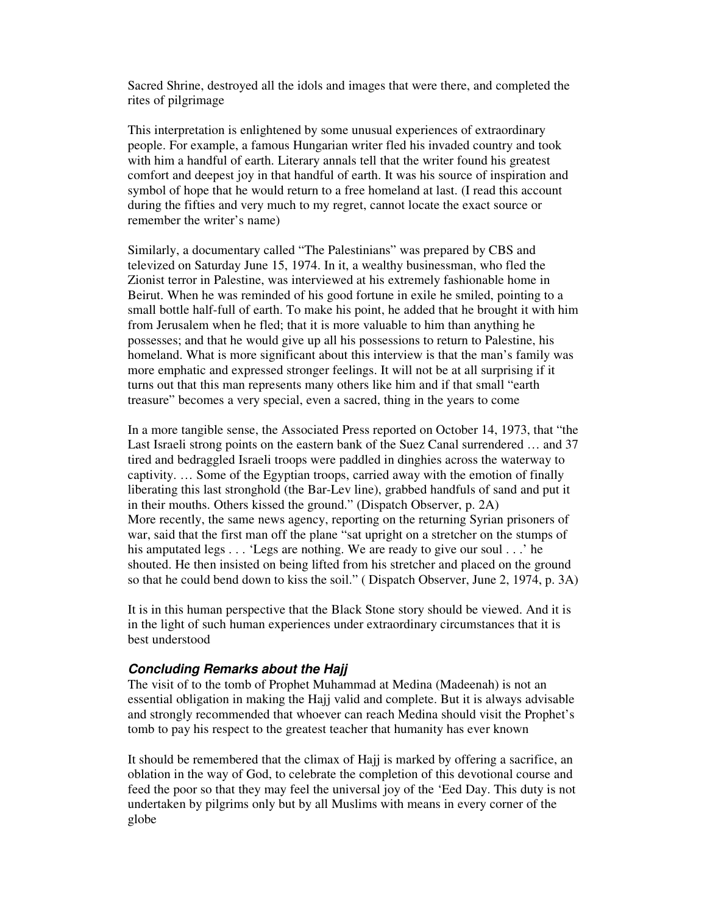Sacred Shrine, destroyed all the idols and images that were there, and completed the rites of pilgrimage

This interpretation is enlightened by some unusual experiences of extraordinary people. For example, a famous Hungarian writer fled his invaded country and took with him a handful of earth. Literary annals tell that the writer found his greatest comfort and deepest joy in that handful of earth. It was his source of inspiration and symbol of hope that he would return to a free homeland at last. (I read this account during the fifties and very much to my regret, cannot locate the exact source or remember the writer's name)

Similarly, a documentary called "The Palestinians" was prepared by CBS and televized on Saturday June 15, 1974. In it, a wealthy businessman, who fled the Zionist terror in Palestine, was interviewed at his extremely fashionable home in Beirut. When he was reminded of his good fortune in exile he smiled, pointing to a small bottle half-full of earth. To make his point, he added that he brought it with him from Jerusalem when he fled; that it is more valuable to him than anything he possesses; and that he would give up all his possessions to return to Palestine, his homeland. What is more significant about this interview is that the man's family was more emphatic and expressed stronger feelings. It will not be at all surprising if it turns out that this man represents many others like him and if that small "earth treasure" becomes a very special, even a sacred, thing in the years to come

In a more tangible sense, the Associated Press reported on October 14, 1973, that "the Last Israeli strong points on the eastern bank of the Suez Canal surrendered … and 37 tired and bedraggled Israeli troops were paddled in dinghies across the waterway to captivity. … Some of the Egyptian troops, carried away with the emotion of finally liberating this last stronghold (the Bar-Lev line), grabbed handfuls of sand and put it in their mouths. Others kissed the ground." (Dispatch Observer, p. 2A)
More recently, the same news agency, reporting on the returning Syrian prisoners of war, said that the first man off the plane "sat upright on a stretcher on the stumps of his amputated legs . . . 'Legs are nothing. We are ready to give our soul . . .' he shouted. He then insisted on being lifted from his stretcher and placed on the ground so that he could bend down to kiss the soil." ( Dispatch Observer, June 2, 1974, p. 3A)

It is in this human perspective that the Black Stone story should be viewed. And it is in the light of such human experiences under extraordinary circumstances that it is best understood

### *Concluding Remarks about the Hajj*

The visit of to the tomb of Prophet Muhammad at Medina (Madeenah) is not an essential obligation in making the Hajj valid and complete. But it is always advisable and strongly recommended that whoever can reach Medina should visit the Prophet's tomb to pay his respect to the greatest teacher that humanity has ever known

It should be remembered that the climax of Hajj is marked by offering a sacrifice, an oblation in the way of God, to celebrate the completion of this devotional course and feed the poor so that they may feel the universal joy of the 'Eed Day. This duty is not undertaken by pilgrims only but by all Muslims with means in every corner of the globe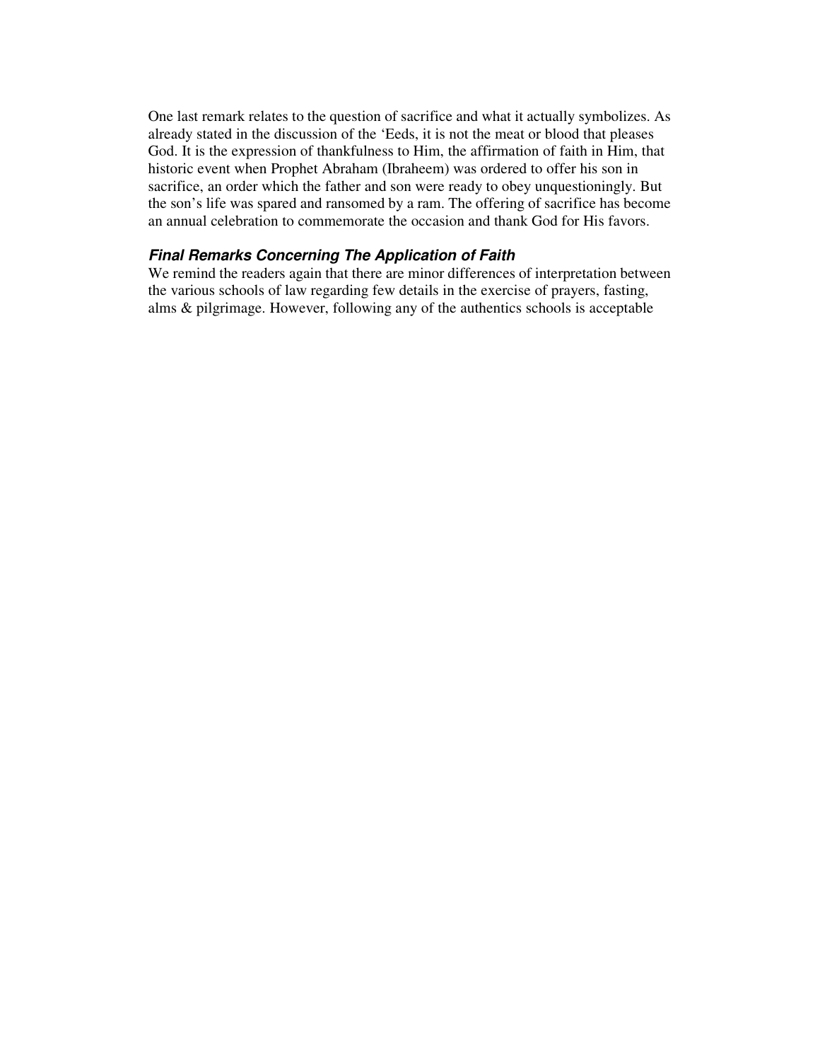One last remark relates to the question of sacrifice and what it actually symbolizes. As already stated in the discussion of the 'Eeds, it is not the meat or blood that pleases God. It is the expression of thankfulness to Him, the affirmation of faith in Him, that historic event when Prophet Abraham (Ibraheem) was ordered to offer his son in sacrifice, an order which the father and son were ready to obey unquestioningly. But the son's life was spared and ransomed by a ram. The offering of sacrifice has become an annual celebration to commemorate the occasion and thank God for His favors.

### *Final Remarks Concerning The Application of Faith*

We remind the readers again that there are minor differences of interpretation between the various schools of law regarding few details in the exercise of prayers, fasting, alms & pilgrimage. However, following any of the authentics schools is acceptable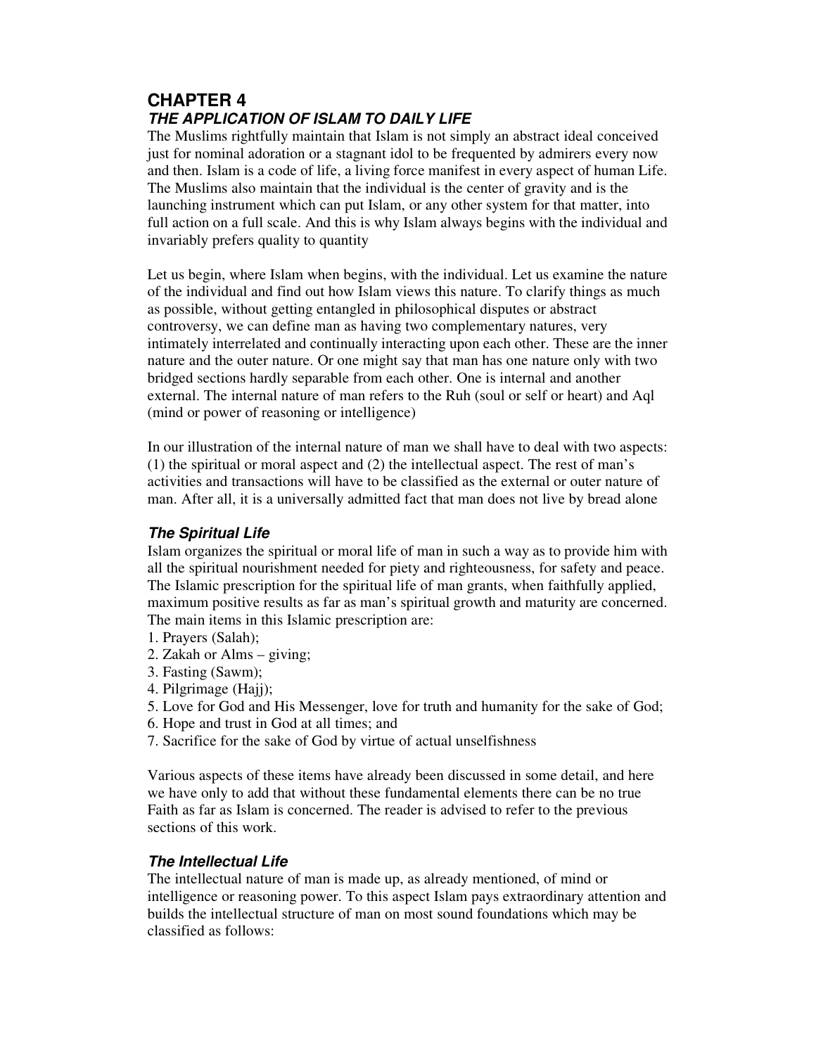# CHAPTER 4

## *THE APPLICATION OF ISLAM TO DAILY LIFE*

The Muslims rightfully maintain that Islam is not simply an abstract ideal conceived just for nominal adoration or a stagnant idol to be frequented by admirers every now and then. Islam is a code of life, a living force manifest in every aspect of human Life. The Muslims also maintain that the individual is the center of gravity and is the launching instrument which can put Islam, or any other system for that matter, into full action on a full scale. And this is why Islam always begins with the individual and invariably prefers quality to quantity

Let us begin, where Islam when begins, with the individual. Let us examine the nature of the individual and find out how Islam views this nature. To clarify things as much as possible, without getting entangled in philosophical disputes or abstract controversy, we can define man as having two complementary natures, very intimately interrelated and continually interacting upon each other. These are the inner nature and the outer nature. Or one might say that man has one nature only with two bridged sections hardly separable from each other. One is internal and another external. The internal nature of man refers to the Ruh (soul or self or heart) and Aql (mind or power of reasoning or intelligence)

In our illustration of the internal nature of man we shall have to deal with two aspects: (1) the spiritual or moral aspect and (2) the intellectual aspect. The rest of man's activities and transactions will have to be classified as the external or outer nature of man. After all, it is a universally admitted fact that man does not live by bread alone

### *The Spiritual Life*

Islam organizes the spiritual or moral life of man in such a way as to provide him with all the spiritual nourishment needed for piety and righteousness, for safety and peace. The Islamic prescription for the spiritual life of man grants, when faithfully applied, maximum positive results as far as man's spiritual growth and maturity are concerned. The main items in this Islamic prescription are:

1. Prayers (Salah);
2. Zakah or Alms – giving;
3. Fasting (Sawm);
4. Pilgrimage (Hajj);
5. Love for God and His Messenger, love for truth and humanity for the sake of God;
6. Hope and trust in God at all times; and
7. Sacrifice for the sake of God by virtue of actual unselfishness

Various aspects of these items have already been discussed in some detail, and here we have only to add that without these fundamental elements there can be no true Faith as far as Islam is concerned. The reader is advised to refer to the previous sections of this work.

### *The Intellectual Life*

The intellectual nature of man is made up, as already mentioned, of mind or intelligence or reasoning power. To this aspect Islam pays extraordinary attention and builds the intellectual structure of man on most sound foundations which may be classified as follows: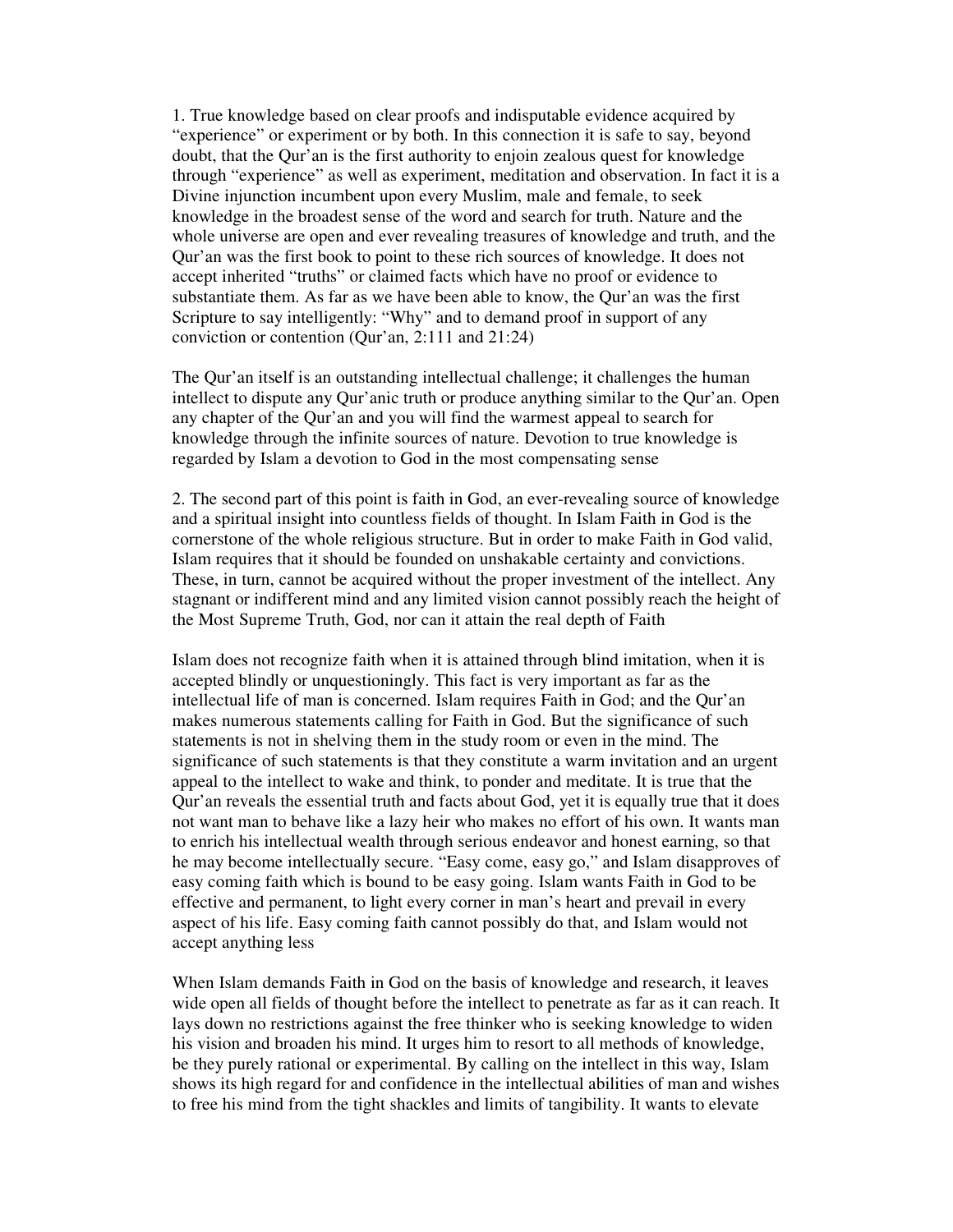1. True knowledge based on clear proofs and indisputable evidence acquired by "experience" or experiment or by both. In this connection it is safe to say, beyond doubt, that the Qur'an is the first authority to enjoin zealous quest for knowledge through "experience" as well as experiment, meditation and observation. In fact it is a Divine injunction incumbent upon every Muslim, male and female, to seek knowledge in the broadest sense of the word and search for truth. Nature and the whole universe are open and ever revealing treasures of knowledge and truth, and the Qur'an was the first book to point to these rich sources of knowledge. It does not accept inherited "truths" or claimed facts which have no proof or evidence to substantiate them. As far as we have been able to know, the Qur'an was the first Scripture to say intelligently: "Why" and to demand proof in support of any conviction or contention (Qur'an, 2:111 and 21:24)

The Qur'an itself is an outstanding intellectual challenge; it challenges the human intellect to dispute any Qur'anic truth or produce anything similar to the Qur'an. Open any chapter of the Qur'an and you will find the warmest appeal to search for knowledge through the infinite sources of nature. Devotion to true knowledge is regarded by Islam a devotion to God in the most compensating sense

2. The second part of this point is faith in God, an ever-revealing source of knowledge and a spiritual insight into countless fields of thought. In Islam Faith in God is the cornerstone of the whole religious structure. But in order to make Faith in God valid, Islam requires that it should be founded on unshakable certainty and convictions. These, in turn, cannot be acquired without the proper investment of the intellect. Any stagnant or indifferent mind and any limited vision cannot possibly reach the height of the Most Supreme Truth, God, nor can it attain the real depth of Faith

Islam does not recognize faith when it is attained through blind imitation, when it is accepted blindly or unquestioningly. This fact is very important as far as the intellectual life of man is concerned. Islam requires Faith in God; and the Qur'an makes numerous statements calling for Faith in God. But the significance of such statements is not in shelving them in the study room or even in the mind. The significance of such statements is that they constitute a warm invitation and an urgent appeal to the intellect to wake and think, to ponder and meditate. It is true that the Qur'an reveals the essential truth and facts about God, yet it is equally true that it does not want man to behave like a lazy heir who makes no effort of his own. It wants man to enrich his intellectual wealth through serious endeavor and honest earning, so that he may become intellectually secure. "Easy come, easy go," and Islam disapproves of easy coming faith which is bound to be easy going. Islam wants Faith in God to be effective and permanent, to light every corner in man's heart and prevail in every aspect of his life. Easy coming faith cannot possibly do that, and Islam would not accept anything less

When Islam demands Faith in God on the basis of knowledge and research, it leaves wide open all fields of thought before the intellect to penetrate as far as it can reach. It lays down no restrictions against the free thinker who is seeking knowledge to widen his vision and broaden his mind. It urges him to resort to all methods of knowledge, be they purely rational or experimental. By calling on the intellect in this way, Islam shows its high regard for and confidence in the intellectual abilities of man and wishes to free his mind from the tight shackles and limits of tangibility. It wants to elevate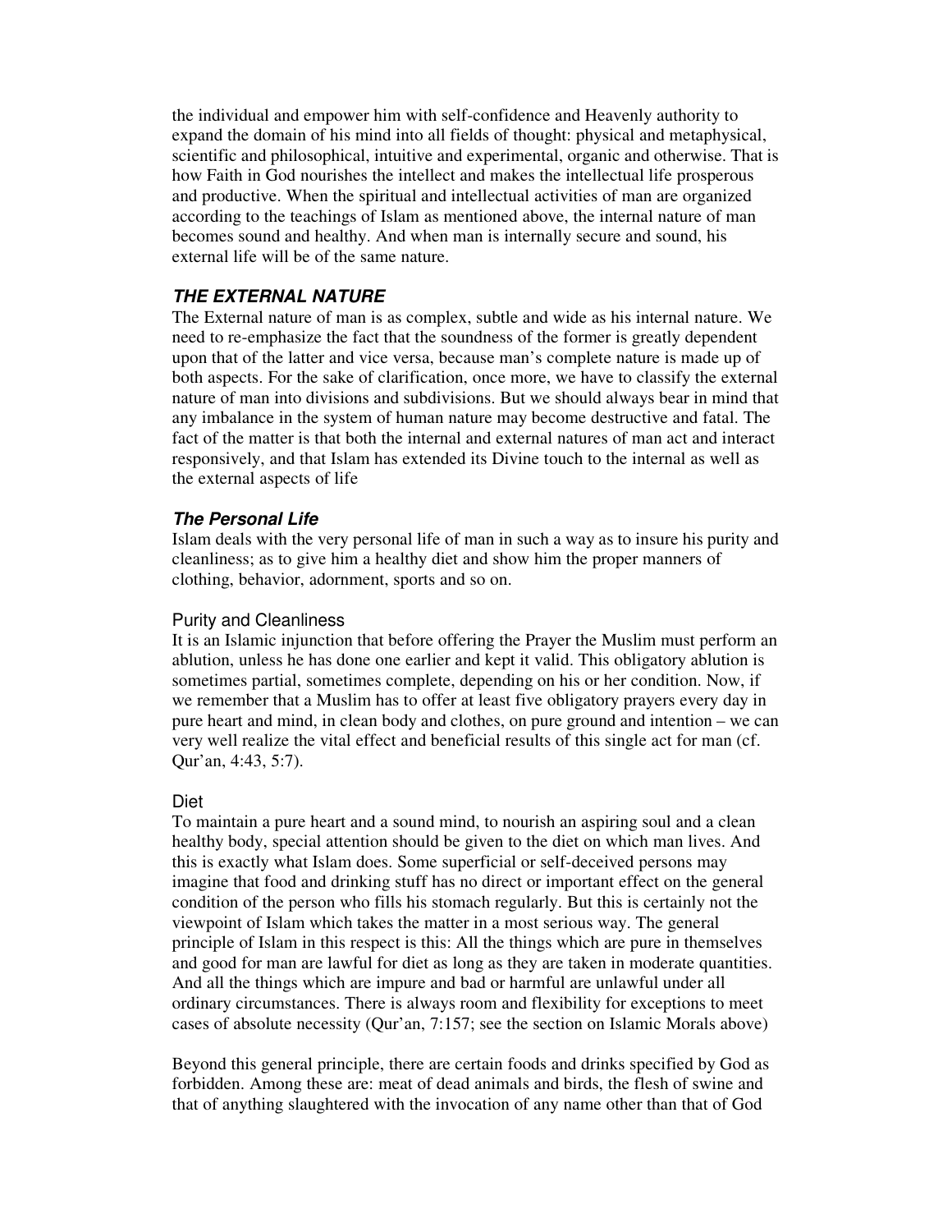the individual and empower him with self-confidence and Heavenly authority to expand the domain of his mind into all fields of thought: physical and metaphysical, scientific and philosophical, intuitive and experimental, organic and otherwise. That is how Faith in God nourishes the intellect and makes the intellectual life prosperous and productive. When the spiritual and intellectual activities of man are organized according to the teachings of Islam as mentioned above, the internal nature of man becomes sound and healthy. And when man is internally secure and sound, his external life will be of the same nature.

## *THE EXTERNAL NATURE*

The External nature of man is as complex, subtle and wide as his internal nature. We need to re-emphasize the fact that the soundness of the former is greatly dependent upon that of the latter and vice versa, because man's complete nature is made up of both aspects. For the sake of clarification, once more, we have to classify the external nature of man into divisions and subdivisions. But we should always bear in mind that any imbalance in the system of human nature may become destructive and fatal. The fact of the matter is that both the internal and external natures of man act and interact responsively, and that Islam has extended its Divine touch to the internal as well as the external aspects of life

### *The Personal Life*

Islam deals with the very personal life of man in such a way as to insure his purity and cleanliness; as to give him a healthy diet and show him the proper manners of clothing, behavior, adornment, sports and so on.

#### Purity and Cleanliness

It is an Islamic injunction that before offering the Prayer the Muslim must perform an ablution, unless he has done one earlier and kept it valid. This obligatory ablution is sometimes partial, sometimes complete, depending on his or her condition. Now, if we remember that a Muslim has to offer at least five obligatory prayers every day in pure heart and mind, in clean body and clothes, on pure ground and intention – we can very well realize the vital effect and beneficial results of this single act for man (cf. Qur'an, 4:43, 5:7).

#### Diet

To maintain a pure heart and a sound mind, to nourish an aspiring soul and a clean healthy body, special attention should be given to the diet on which man lives. And this is exactly what Islam does. Some superficial or self-deceived persons may imagine that food and drinking stuff has no direct or important effect on the general condition of the person who fills his stomach regularly. But this is certainly not the viewpoint of Islam which takes the matter in a most serious way. The general principle of Islam in this respect is this: All the things which are pure in themselves and good for man are lawful for diet as long as they are taken in moderate quantities. And all the things which are impure and bad or harmful are unlawful under all ordinary circumstances. There is always room and flexibility for exceptions to meet cases of absolute necessity (Qur'an, 7:157; see the section on Islamic Morals above)

Beyond this general principle, there are certain foods and drinks specified by God as forbidden. Among these are: meat of dead animals and birds, the flesh of swine and that of anything slaughtered with the invocation of any name other than that of God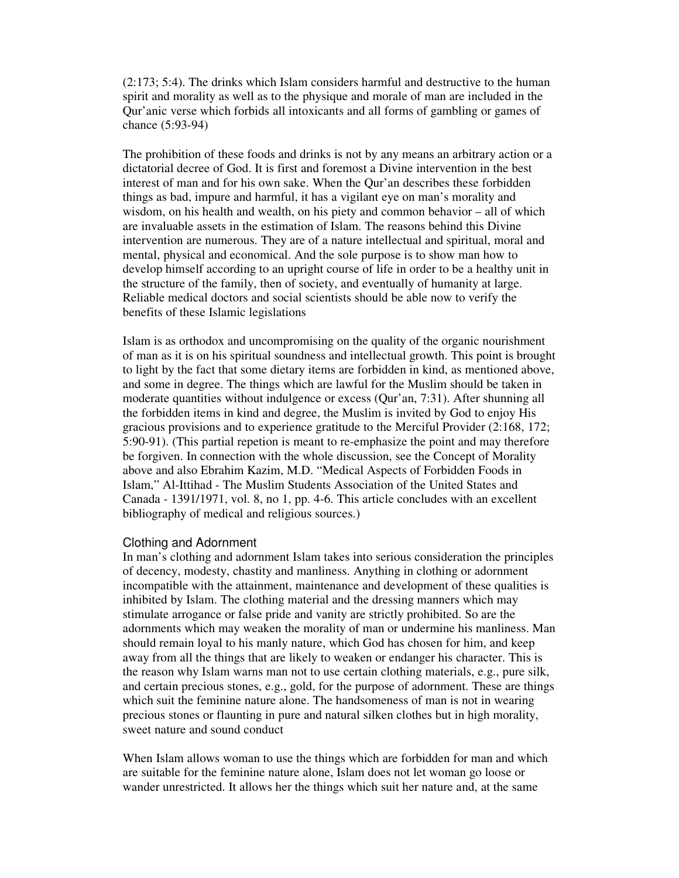(2:173; 5:4). The drinks which Islam considers harmful and destructive to the human spirit and morality as well as to the physique and morale of man are included in the Qur'anic verse which forbids all intoxicants and all forms of gambling or games of chance (5:93-94)

The prohibition of these foods and drinks is not by any means an arbitrary action or a dictatorial decree of God. It is first and foremost a Divine intervention in the best interest of man and for his own sake. When the Qur'an describes these forbidden things as bad, impure and harmful, it has a vigilant eye on man's morality and wisdom, on his health and wealth, on his piety and common behavior – all of which are invaluable assets in the estimation of Islam. The reasons behind this Divine intervention are numerous. They are of a nature intellectual and spiritual, moral and mental, physical and economical. And the sole purpose is to show man how to develop himself according to an upright course of life in order to be a healthy unit in the structure of the family, then of society, and eventually of humanity at large. Reliable medical doctors and social scientists should be able now to verify the benefits of these Islamic legislations

Islam is as orthodox and uncompromising on the quality of the organic nourishment of man as it is on his spiritual soundness and intellectual growth. This point is brought to light by the fact that some dietary items are forbidden in kind, as mentioned above, and some in degree. The things which are lawful for the Muslim should be taken in moderate quantities without indulgence or excess (Qur'an, 7:31). After shunning all the forbidden items in kind and degree, the Muslim is invited by God to enjoy His gracious provisions and to experience gratitude to the Merciful Provider (2:168, 172; 5:90-91). (This partial repetion is meant to re-emphasize the point and may therefore be forgiven. In connection with the whole discussion, see the Concept of Morality above and also Ebrahim Kazim, M.D. "Medical Aspects of Forbidden Foods in Islam," Al-Ittihad - The Muslim Students Association of the United States and Canada - 1391/1971, vol. 8, no 1, pp. 4-6. This article concludes with an excellent bibliography of medical and religious sources.)

### Clothing and Adornment

In man's clothing and adornment Islam takes into serious consideration the principles of decency, modesty, chastity and manliness. Anything in clothing or adornment incompatible with the attainment, maintenance and development of these qualities is inhibited by Islam. The clothing material and the dressing manners which may stimulate arrogance or false pride and vanity are strictly prohibited. So are the adornments which may weaken the morality of man or undermine his manliness. Man should remain loyal to his manly nature, which God has chosen for him, and keep away from all the things that are likely to weaken or endanger his character. This is the reason why Islam warns man not to use certain clothing materials, e.g., pure silk, and certain precious stones, e.g., gold, for the purpose of adornment. These are things which suit the feminine nature alone. The handsomeness of man is not in wearing precious stones or flaunting in pure and natural silken clothes but in high morality, sweet nature and sound conduct

When Islam allows woman to use the things which are forbidden for man and which are suitable for the feminine nature alone, Islam does not let woman go loose or wander unrestricted. It allows her the things which suit her nature and, at the same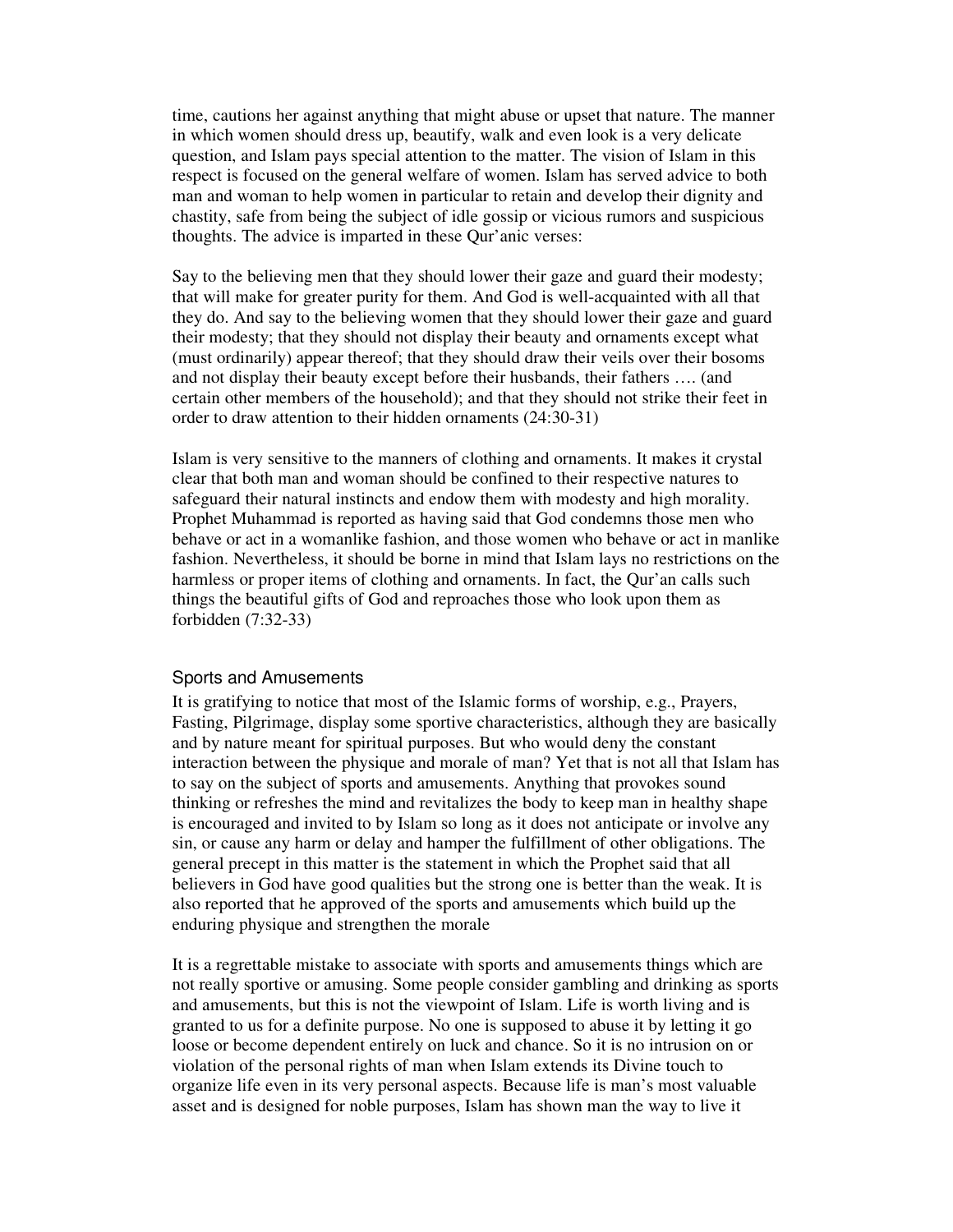time, cautions her against anything that might abuse or upset that nature. The manner in which women should dress up, beautify, walk and even look is a very delicate question, and Islam pays special attention to the matter. The vision of Islam in this respect is focused on the general welfare of women. Islam has served advice to both man and woman to help women in particular to retain and develop their dignity and chastity, safe from being the subject of idle gossip or vicious rumors and suspicious thoughts. The advice is imparted in these Qur'anic verses:

Say to the believing men that they should lower their gaze and guard their modesty; that will make for greater purity for them. And God is well-acquainted with all that they do. And say to the believing women that they should lower their gaze and guard their modesty; that they should not display their beauty and ornaments except what (must ordinarily) appear thereof; that they should draw their veils over their bosoms and not display their beauty except before their husbands, their fathers …. (and certain other members of the household); and that they should not strike their feet in order to draw attention to their hidden ornaments (24:30-31)

Islam is very sensitive to the manners of clothing and ornaments. It makes it crystal clear that both man and woman should be confined to their respective natures to safeguard their natural instincts and endow them with modesty and high morality. Prophet Muhammad is reported as having said that God condemns those men who behave or act in a womanlike fashion, and those women who behave or act in manlike fashion. Nevertheless, it should be borne in mind that Islam lays no restrictions on the harmless or proper items of clothing and ornaments. In fact, the Qur'an calls such things the beautiful gifts of God and reproaches those who look upon them as forbidden (7:32-33)

## Sports and Amusements

It is gratifying to notice that most of the Islamic forms of worship, e.g., Prayers, Fasting, Pilgrimage, display some sportive characteristics, although they are basically and by nature meant for spiritual purposes. But who would deny the constant interaction between the physique and morale of man? Yet that is not all that Islam has to say on the subject of sports and amusements. Anything that provokes sound thinking or refreshes the mind and revitalizes the body to keep man in healthy shape is encouraged and invited to by Islam so long as it does not anticipate or involve any sin, or cause any harm or delay and hamper the fulfillment of other obligations. The general precept in this matter is the statement in which the Prophet said that all believers in God have good qualities but the strong one is better than the weak. It is also reported that he approved of the sports and amusements which build up the enduring physique and strengthen the morale

It is a regrettable mistake to associate with sports and amusements things which are not really sportive or amusing. Some people consider gambling and drinking as sports and amusements, but this is not the viewpoint of Islam. Life is worth living and is granted to us for a definite purpose. No one is supposed to abuse it by letting it go loose or become dependent entirely on luck and chance. So it is no intrusion on or violation of the personal rights of man when Islam extends its Divine touch to organize life even in its very personal aspects. Because life is man's most valuable asset and is designed for noble purposes, Islam has shown man the way to live it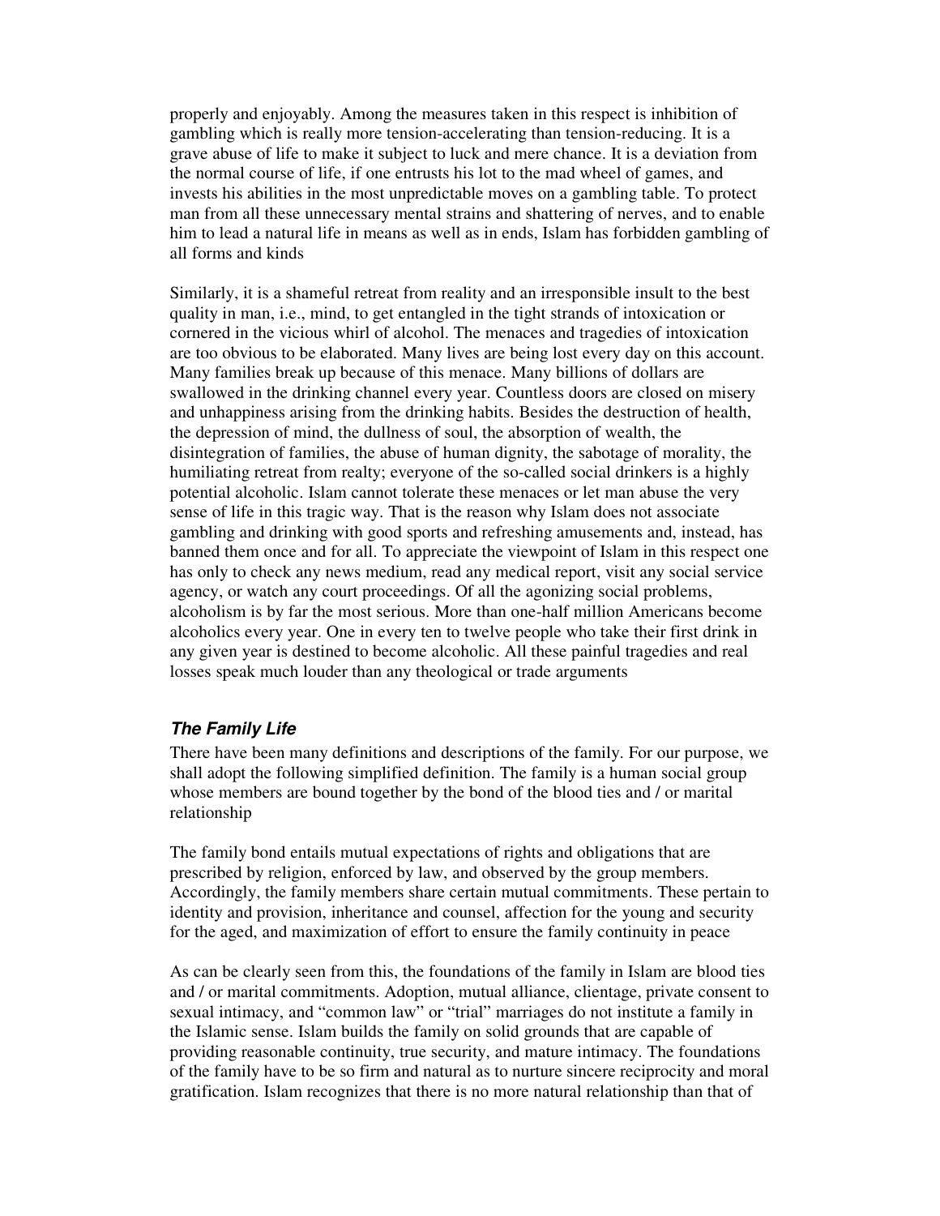properly and enjoyably. Among the measures taken in this respect is inhibition of gambling which is really more tension-accelerating than tension-reducing. It is a grave abuse of life to make it subject to luck and mere chance. It is a deviation from the normal course of life, if one entrusts his lot to the mad wheel of games, and invests his abilities in the most unpredictable moves on a gambling table. To protect man from all these unnecessary mental strains and shattering of nerves, and to enable him to lead a natural life in means as well as in ends, Islam has forbidden gambling of all forms and kinds

Similarly, it is a shameful retreat from reality and an irresponsible insult to the best quality in man, i.e., mind, to get entangled in the tight strands of intoxication or cornered in the vicious whirl of alcohol. The menaces and tragedies of intoxication are too obvious to be elaborated. Many lives are being lost every day on this account. Many families break up because of this menace. Many billions of dollars are swallowed in the drinking channel every year. Countless doors are closed on misery and unhappiness arising from the drinking habits. Besides the destruction of health, the depression of mind, the dullness of soul, the absorption of wealth, the disintegration of families, the abuse of human dignity, the sabotage of morality, the humiliating retreat from realty; everyone of the so-called social drinkers is a highly potential alcoholic. Islam cannot tolerate these menaces or let man abuse the very sense of life in this tragic way. That is the reason why Islam does not associate gambling and drinking with good sports and refreshing amusements and, instead, has banned them once and for all. To appreciate the viewpoint of Islam in this respect one has only to check any news medium, read any medical report, visit any social service agency, or watch any court proceedings. Of all the agonizing social problems, alcoholism is by far the most serious. More than one-half million Americans become alcoholics every year. One in every ten to twelve people who take their first drink in any given year is destined to become alcoholic. All these painful tragedies and real losses speak much louder than any theological or trade arguments

### *The Family Life*

There have been many definitions and descriptions of the family. For our purpose, we shall adopt the following simplified definition. The family is a human social group whose members are bound together by the bond of the blood ties and / or marital relationship

The family bond entails mutual expectations of rights and obligations that are prescribed by religion, enforced by law, and observed by the group members. Accordingly, the family members share certain mutual commitments. These pertain to identity and provision, inheritance and counsel, affection for the young and security for the aged, and maximization of effort to ensure the family continuity in peace

As can be clearly seen from this, the foundations of the family in Islam are blood ties and / or marital commitments. Adoption, mutual alliance, clientage, private consent to sexual intimacy, and "common law" or "trial" marriages do not institute a family in the Islamic sense. Islam builds the family on solid grounds that are capable of providing reasonable continuity, true security, and mature intimacy. The foundations of the family have to be so firm and natural as to nurture sincere reciprocity and moral gratification. Islam recognizes that there is no more natural relationship than that of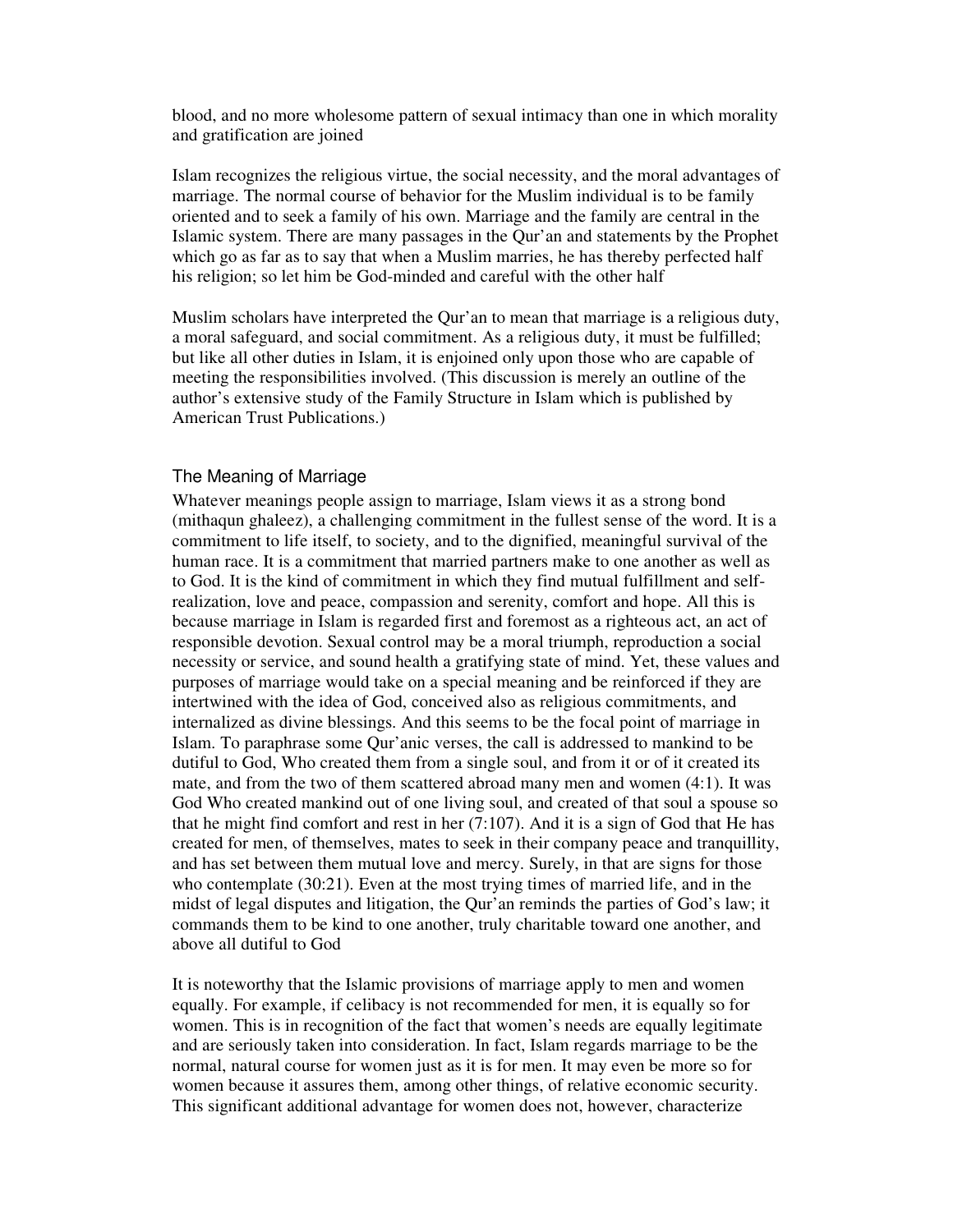blood, and no more wholesome pattern of sexual intimacy than one in which morality and gratification are joined

Islam recognizes the religious virtue, the social necessity, and the moral advantages of marriage. The normal course of behavior for the Muslim individual is to be family oriented and to seek a family of his own. Marriage and the family are central in the Islamic system. There are many passages in the Qur'an and statements by the Prophet which go as far as to say that when a Muslim marries, he has thereby perfected half his religion; so let him be God-minded and careful with the other half

Muslim scholars have interpreted the Qur'an to mean that marriage is a religious duty, a moral safeguard, and social commitment. As a religious duty, it must be fulfilled; but like all other duties in Islam, it is enjoined only upon those who are capable of meeting the responsibilities involved. (This discussion is merely an outline of the author's extensive study of the Family Structure in Islam which is published by American Trust Publications.)

## The Meaning of Marriage

Whatever meanings people assign to marriage, Islam views it as a strong bond (mithaqun ghaleez), a challenging commitment in the fullest sense of the word. It is a commitment to life itself, to society, and to the dignified, meaningful survival of the human race. It is a commitment that married partners make to one another as well as to God. It is the kind of commitment in which they find mutual fulfillment and self-realization, love and peace, compassion and serenity, comfort and hope. All this is because marriage in Islam is regarded first and foremost as a righteous act, an act of responsible devotion. Sexual control may be a moral triumph, reproduction a social necessity or service, and sound health a gratifying state of mind. Yet, these values and purposes of marriage would take on a special meaning and be reinforced if they are intertwined with the idea of God, conceived also as religious commitments, and internalized as divine blessings. And this seems to be the focal point of marriage in Islam. To paraphrase some Qur'anic verses, the call is addressed to mankind to be dutiful to God, Who created them from a single soul, and from it or of it created its mate, and from the two of them scattered abroad many men and women (4:1). It was God Who created mankind out of one living soul, and created of that soul a spouse so that he might find comfort and rest in her (7:107). And it is a sign of God that He has created for men, of themselves, mates to seek in their company peace and tranquillity, and has set between them mutual love and mercy. Surely, in that are signs for those who contemplate (30:21). Even at the most trying times of married life, and in the midst of legal disputes and litigation, the Qur'an reminds the parties of God's law; it commands them to be kind to one another, truly charitable toward one another, and above all dutiful to God

It is noteworthy that the Islamic provisions of marriage apply to men and women equally. For example, if celibacy is not recommended for men, it is equally so for women. This is in recognition of the fact that women's needs are equally legitimate and are seriously taken into consideration. In fact, Islam regards marriage to be the normal, natural course for women just as it is for men. It may even be more so for women because it assures them, among other things, of relative economic security. This significant additional advantage for women does not, however, characterize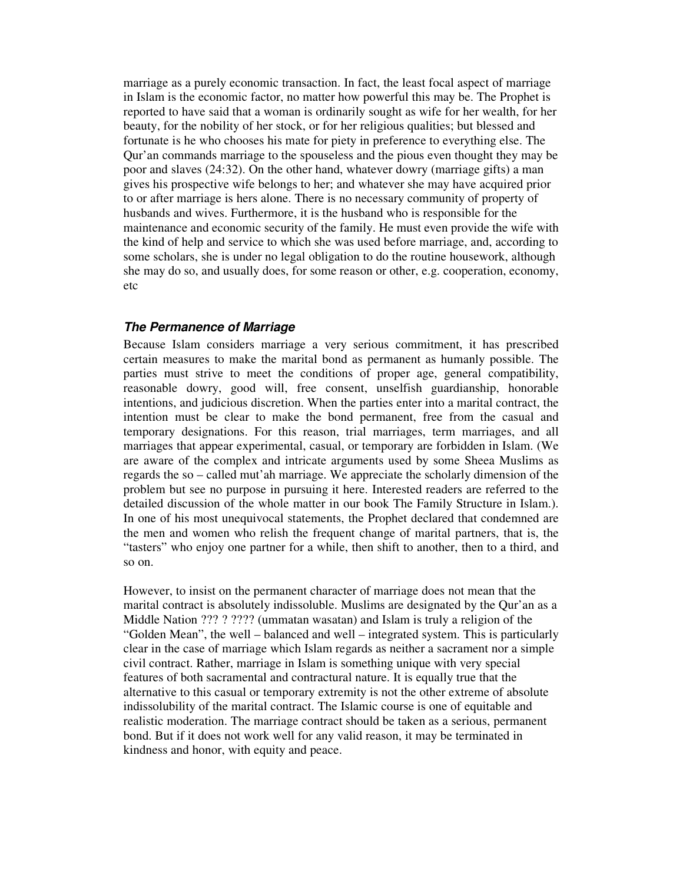marriage as a purely economic transaction. In fact, the least focal aspect of marriage in Islam is the economic factor, no matter how powerful this may be. The Prophet is reported to have said that a woman is ordinarily sought as wife for her wealth, for her beauty, for the nobility of her stock, or for her religious qualities; but blessed and fortunate is he who chooses his mate for piety in preference to everything else. The Qur'an commands marriage to the spouseless and the pious even thought they may be poor and slaves (24:32). On the other hand, whatever dowry (marriage gifts) a man gives his prospective wife belongs to her; and whatever she may have acquired prior to or after marriage is hers alone. There is no necessary community of property of husbands and wives. Furthermore, it is the husband who is responsible for the maintenance and economic security of the family. He must even provide the wife with the kind of help and service to which she was used before marriage, and, according to some scholars, she is under no legal obligation to do the routine housework, although she may do so, and usually does, for some reason or other, e.g. cooperation, economy, etc

### *The Permanence of Marriage*

Because Islam considers marriage a very serious commitment, it has prescribed certain measures to make the marital bond as permanent as humanly possible. The parties must strive to meet the conditions of proper age, general compatibility, reasonable dowry, good will, free consent, unselfish guardianship, honorable intentions, and judicious discretion. When the parties enter into a marital contract, the intention must be clear to make the bond permanent, free from the casual and temporary designations. For this reason, trial marriages, term marriages, and all marriages that appear experimental, casual, or temporary are forbidden in Islam. (We are aware of the complex and intricate arguments used by some Sheea Muslims as regards the so – called mut'ah marriage. We appreciate the scholarly dimension of the problem but see no purpose in pursuing it here. Interested readers are referred to the detailed discussion of the whole matter in our book The Family Structure in Islam.). In one of his most unequivocal statements, the Prophet declared that condemned are the men and women who relish the frequent change of marital partners, that is, the "tasters" who enjoy one partner for a while, then shift to another, then to a third, and so on.

However, to insist on the permanent character of marriage does not mean that the marital contract is absolutely indissoluble. Muslims are designated by the Qur'an as a Middle Nation ??? ? ???? (ummatan wasatan) and Islam is truly a religion of the "Golden Mean", the well – balanced and well – integrated system. This is particularly clear in the case of marriage which Islam regards as neither a sacrament nor a simple civil contract. Rather, marriage in Islam is something unique with very special features of both sacramental and contractural nature. It is equally true that the alternative to this casual or temporary extremity is not the other extreme of absolute indissolubility of the marital contract. The Islamic course is one of equitable and realistic moderation. The marriage contract should be taken as a serious, permanent bond. But if it does not work well for any valid reason, it may be terminated in kindness and honor, with equity and peace.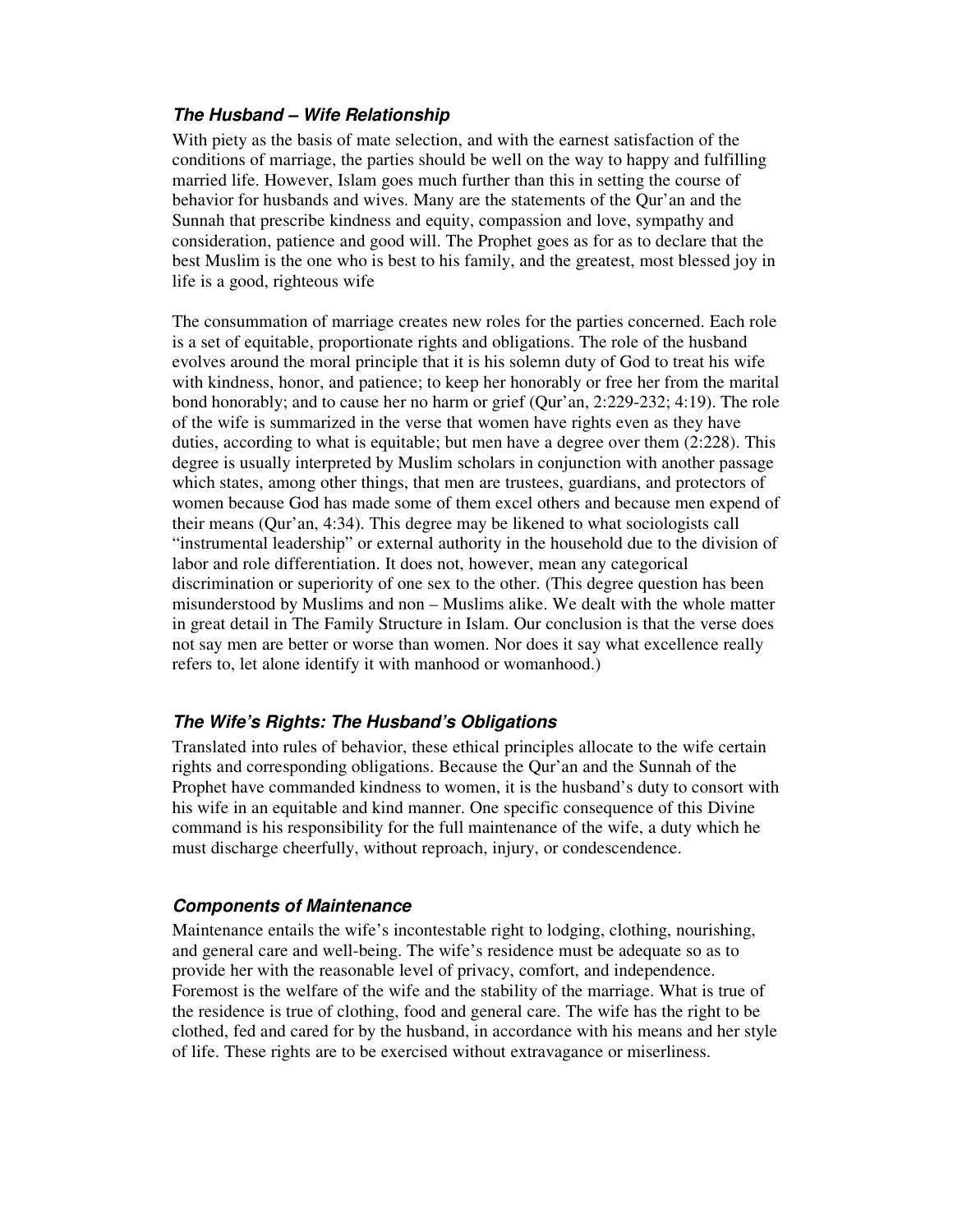### *The Husband – Wife Relationship*

With piety as the basis of mate selection, and with the earnest satisfaction of the conditions of marriage, the parties should be well on the way to happy and fulfilling married life. However, Islam goes much further than this in setting the course of behavior for husbands and wives. Many are the statements of the Qur'an and the Sunnah that prescribe kindness and equity, compassion and love, sympathy and consideration, patience and good will. The Prophet goes as for as to declare that the best Muslim is the one who is best to his family, and the greatest, most blessed joy in life is a good, righteous wife

The consummation of marriage creates new roles for the parties concerned. Each role is a set of equitable, proportionate rights and obligations. The role of the husband evolves around the moral principle that it is his solemn duty of God to treat his wife with kindness, honor, and patience; to keep her honorably or free her from the marital bond honorably; and to cause her no harm or grief (Qur'an, 2:229-232; 4:19). The role of the wife is summarized in the verse that women have rights even as they have duties, according to what is equitable; but men have a degree over them (2:228). This degree is usually interpreted by Muslim scholars in conjunction with another passage which states, among other things, that men are trustees, guardians, and protectors of women because God has made some of them excel others and because men expend of their means (Qur'an, 4:34). This degree may be likened to what sociologists call "instrumental leadership" or external authority in the household due to the division of labor and role differentiation. It does not, however, mean any categorical discrimination or superiority of one sex to the other. (This degree question has been misunderstood by Muslims and non – Muslims alike. We dealt with the whole matter in great detail in The Family Structure in Islam. Our conclusion is that the verse does not say men are better or worse than women. Nor does it say what excellence really refers to, let alone identify it with manhood or womanhood.)

### *The Wife's Rights: The Husband's Obligations*

Translated into rules of behavior, these ethical principles allocate to the wife certain rights and corresponding obligations. Because the Qur'an and the Sunnah of the Prophet have commanded kindness to women, it is the husband's duty to consort with his wife in an equitable and kind manner. One specific consequence of this Divine command is his responsibility for the full maintenance of the wife, a duty which he must discharge cheerfully, without reproach, injury, or condescendence.

### *Components of Maintenance*

Maintenance entails the wife's incontestable right to lodging, clothing, nourishing, and general care and well-being. The wife's residence must be adequate so as to provide her with the reasonable level of privacy, comfort, and independence. Foremost is the welfare of the wife and the stability of the marriage. What is true of the residence is true of clothing, food and general care. The wife has the right to be clothed, fed and cared for by the husband, in accordance with his means and her style of life. These rights are to be exercised without extravagance or miserliness.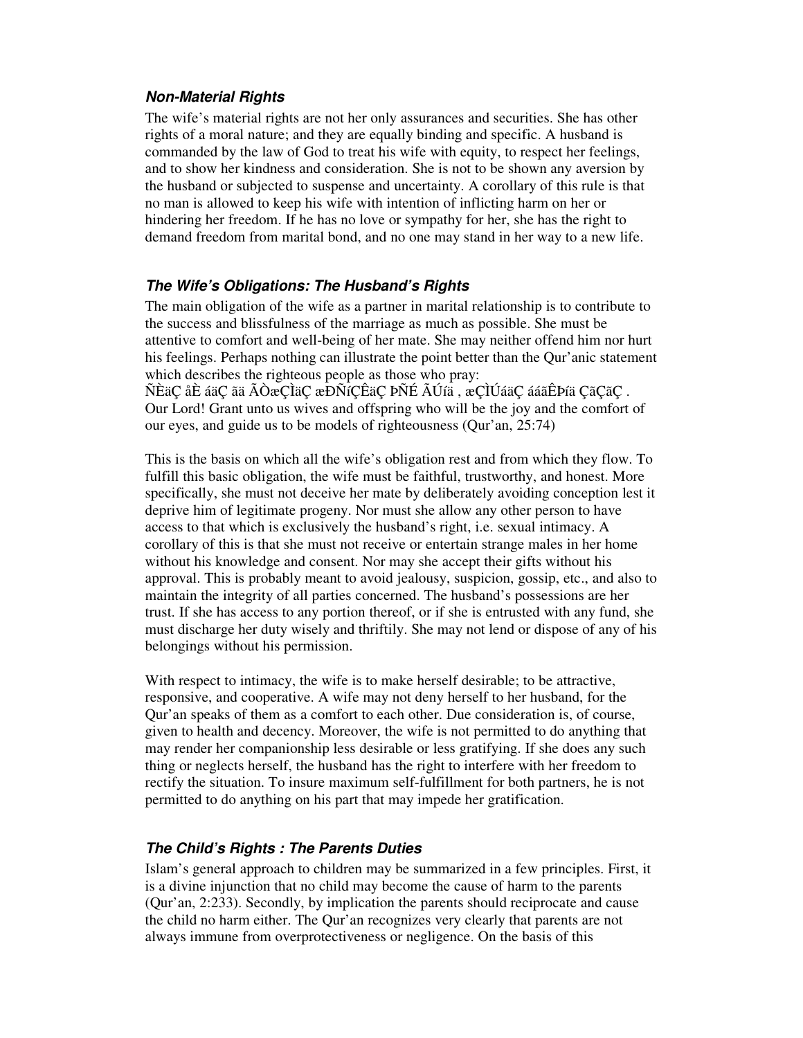### *Non-Material Rights*

The wife's material rights are not her only assurances and securities. She has other rights of a moral nature; and they are equally binding and specific. A husband is commanded by the law of God to treat his wife with equity, to respect her feelings, and to show her kindness and consideration. She is not to be shown any aversion by the husband or subjected to suspense and uncertainty. A corollary of this rule is that no man is allowed to keep his wife with intention of inflicting harm on her or hindering her freedom. If he has no love or sympathy for her, she has the right to demand freedom from marital bond, and no one may stand in her way to a new life.

### *The Wife's Obligations: The Husband's Rights*

The main obligation of the wife as a partner in marital relationship is to contribute to the success and blissfulness of the marriage as much as possible. She must be attentive to comfort and well-being of her mate. She may neither offend him nor hurt his feelings. Perhaps nothing can illustrate the point better than the Qur'anic statement which describes the righteous people as those who pray:
ÑÈäÇ åÈ áäÇ ãä ÃÒæÇÌäÇ æÐÑíÇÊäÇ ÞÑÉ ÃÚíä , æÇÌÚáäÇ ááãÊÞíä ÇãÇãÇ .
Our Lord! Grant unto us wives and offspring who will be the joy and the comfort of our eyes, and guide us to be models of righteousness (Qur'an, 25:74)

This is the basis on which all the wife's obligation rest and from which they flow. To fulfill this basic obligation, the wife must be faithful, trustworthy, and honest. More specifically, she must not deceive her mate by deliberately avoiding conception lest it deprive him of legitimate progeny. Nor must she allow any other person to have access to that which is exclusively the husband's right, i.e. sexual intimacy. A corollary of this is that she must not receive or entertain strange males in her home without his knowledge and consent. Nor may she accept their gifts without his approval. This is probably meant to avoid jealousy, suspicion, gossip, etc., and also to maintain the integrity of all parties concerned. The husband's possessions are her trust. If she has access to any portion thereof, or if she is entrusted with any fund, she must discharge her duty wisely and thriftily. She may not lend or dispose of any of his belongings without his permission.

With respect to intimacy, the wife is to make herself desirable; to be attractive, responsive, and cooperative. A wife may not deny herself to her husband, for the Qur'an speaks of them as a comfort to each other. Due consideration is, of course, given to health and decency. Moreover, the wife is not permitted to do anything that may render her companionship less desirable or less gratifying. If she does any such thing or neglects herself, the husband has the right to interfere with her freedom to rectify the situation. To insure maximum self-fulfillment for both partners, he is not permitted to do anything on his part that may impede her gratification.

### *The Child's Rights : The Parents Duties*

Islam's general approach to children may be summarized in a few principles. First, it is a divine injunction that no child may become the cause of harm to the parents (Qur'an, 2:233). Secondly, by implication the parents should reciprocate and cause the child no harm either. The Qur'an recognizes very clearly that parents are not always immune from overprotectiveness or negligence. On the basis of this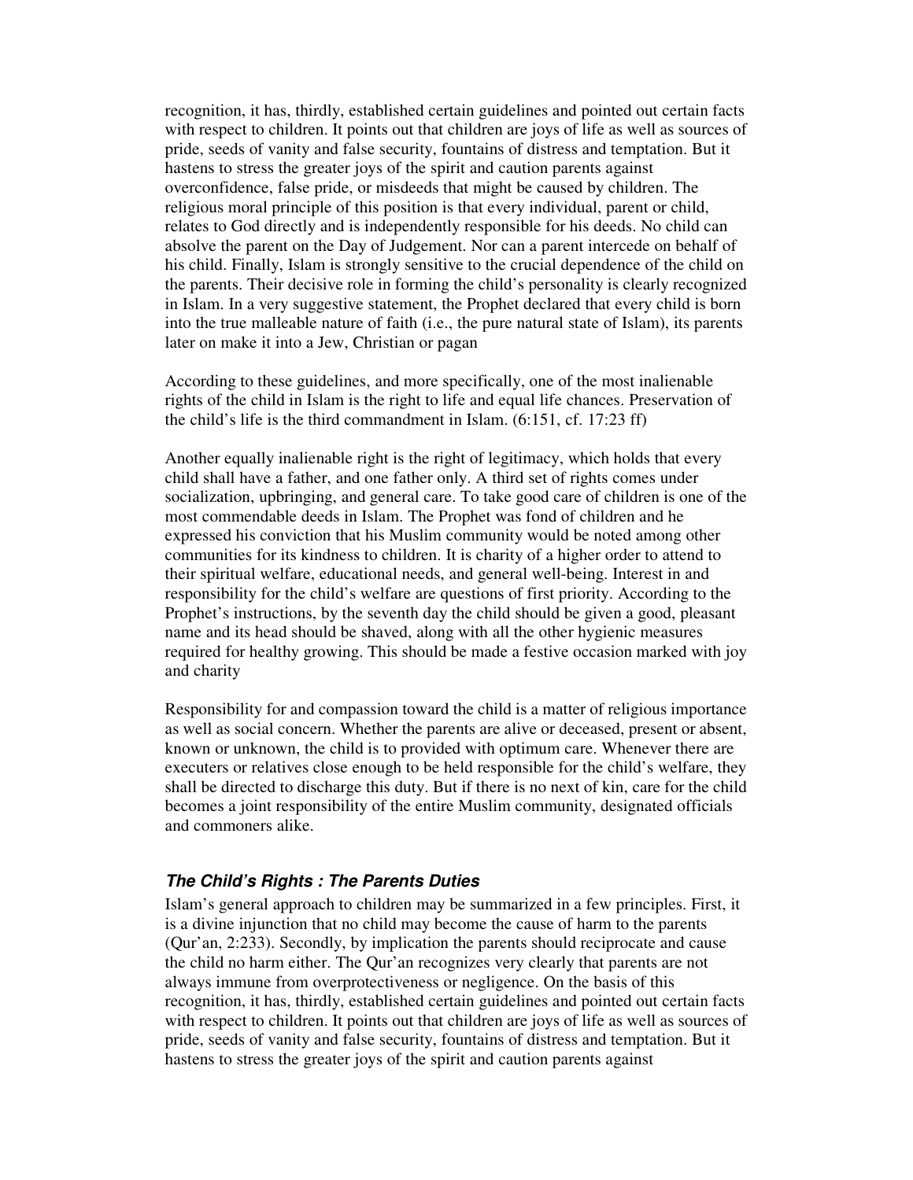recognition, it has, thirdly, established certain guidelines and pointed out certain facts with respect to children. It points out that children are joys of life as well as sources of pride, seeds of vanity and false security, fountains of distress and temptation. But it hastens to stress the greater joys of the spirit and caution parents against overconfidence, false pride, or misdeeds that might be caused by children. The religious moral principle of this position is that every individual, parent or child, relates to God directly and is independently responsible for his deeds. No child can absolve the parent on the Day of Judgement. Nor can a parent intercede on behalf of his child. Finally, Islam is strongly sensitive to the crucial dependence of the child on the parents. Their decisive role in forming the child's personality is clearly recognized in Islam. In a very suggestive statement, the Prophet declared that every child is born into the true malleable nature of faith (i.e., the pure natural state of Islam), its parents later on make it into a Jew, Christian or pagan

According to these guidelines, and more specifically, one of the most inalienable rights of the child in Islam is the right to life and equal life chances. Preservation of the child's life is the third commandment in Islam. (6:151, cf. 17:23 ff)

Another equally inalienable right is the right of legitimacy, which holds that every child shall have a father, and one father only. A third set of rights comes under socialization, upbringing, and general care. To take good care of children is one of the most commendable deeds in Islam. The Prophet was fond of children and he expressed his conviction that his Muslim community would be noted among other communities for its kindness to children. It is charity of a higher order to attend to their spiritual welfare, educational needs, and general well-being. Interest in and responsibility for the child's welfare are questions of first priority. According to the Prophet's instructions, by the seventh day the child should be given a good, pleasant name and its head should be shaved, along with all the other hygienic measures required for healthy growing. This should be made a festive occasion marked with joy and charity

Responsibility for and compassion toward the child is a matter of religious importance as well as social concern. Whether the parents are alive or deceased, present or absent, known or unknown, the child is to provided with optimum care. Whenever there are executers or relatives close enough to be held responsible for the child's welfare, they shall be directed to discharge this duty. But if there is no next of kin, care for the child becomes a joint responsibility of the entire Muslim community, designated officials and commoners alike.

### ***The Child's Rights : The Parents Duties***

Islam's general approach to children may be summarized in a few principles. First, it is a divine injunction that no child may become the cause of harm to the parents (Qur'an, 2:233). Secondly, by implication the parents should reciprocate and cause the child no harm either. The Qur'an recognizes very clearly that parents are not always immune from overprotectiveness or negligence. On the basis of this recognition, it has, thirdly, established certain guidelines and pointed out certain facts with respect to children. It points out that children are joys of life as well as sources of pride, seeds of vanity and false security, fountains of distress and temptation. But it hastens to stress the greater joys of the spirit and caution parents against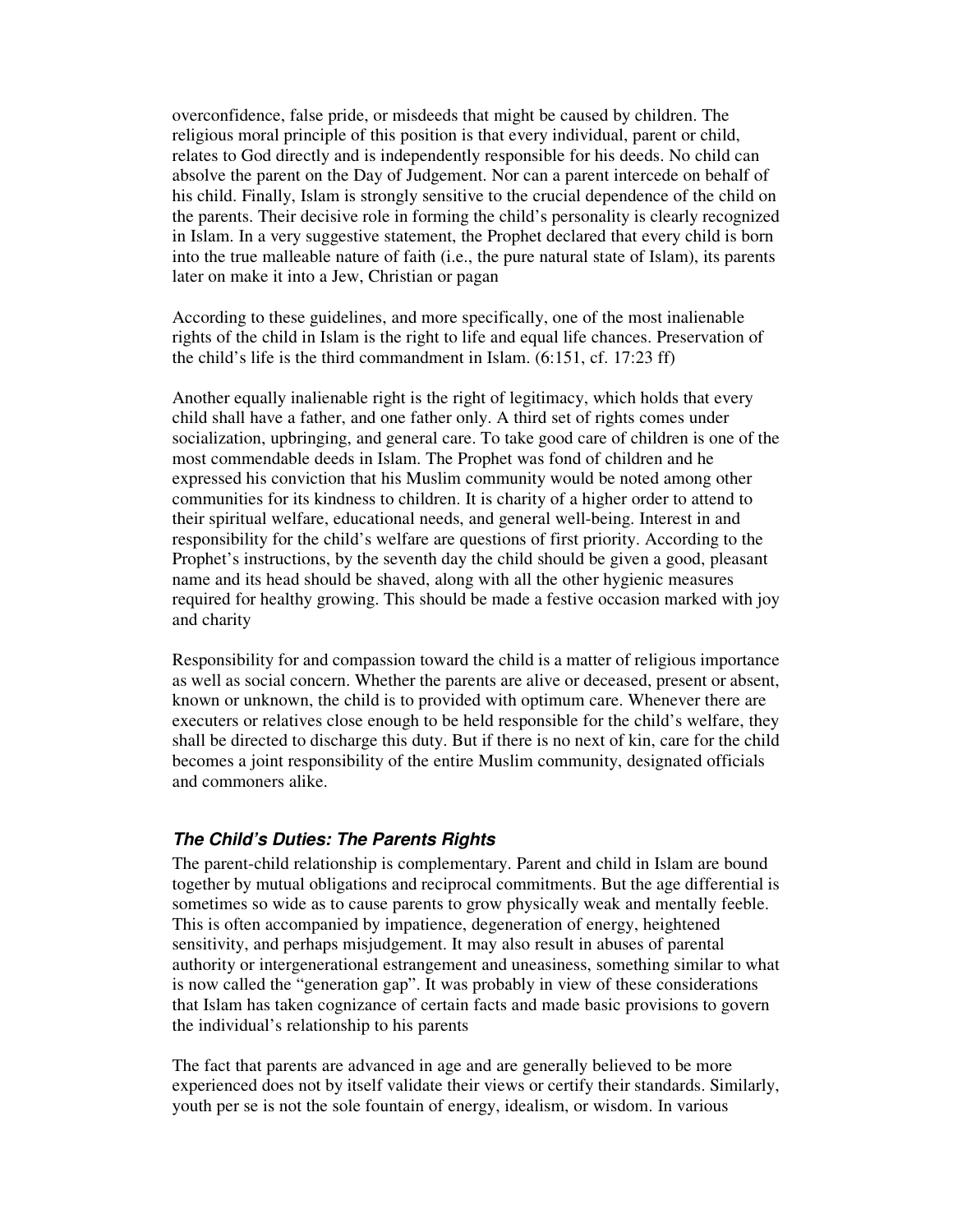overconfidence, false pride, or misdeeds that might be caused by children. The religious moral principle of this position is that every individual, parent or child, relates to God directly and is independently responsible for his deeds. No child can absolve the parent on the Day of Judgement. Nor can a parent intercede on behalf of his child. Finally, Islam is strongly sensitive to the crucial dependence of the child on the parents. Their decisive role in forming the child's personality is clearly recognized in Islam. In a very suggestive statement, the Prophet declared that every child is born into the true malleable nature of faith (i.e., the pure natural state of Islam), its parents later on make it into a Jew, Christian or pagan

According to these guidelines, and more specifically, one of the most inalienable rights of the child in Islam is the right to life and equal life chances. Preservation of the child's life is the third commandment in Islam. (6:151, cf. 17:23 ff)

Another equally inalienable right is the right of legitimacy, which holds that every child shall have a father, and one father only. A third set of rights comes under socialization, upbringing, and general care. To take good care of children is one of the most commendable deeds in Islam. The Prophet was fond of children and he expressed his conviction that his Muslim community would be noted among other communities for its kindness to children. It is charity of a higher order to attend to their spiritual welfare, educational needs, and general well-being. Interest in and responsibility for the child's welfare are questions of first priority. According to the Prophet's instructions, by the seventh day the child should be given a good, pleasant name and its head should be shaved, along with all the other hygienic measures required for healthy growing. This should be made a festive occasion marked with joy and charity

Responsibility for and compassion toward the child is a matter of religious importance as well as social concern. Whether the parents are alive or deceased, present or absent, known or unknown, the child is to provided with optimum care. Whenever there are executers or relatives close enough to be held responsible for the child's welfare, they shall be directed to discharge this duty. But if there is no next of kin, care for the child becomes a joint responsibility of the entire Muslim community, designated officials and commoners alike.

### *The Child's Duties: The Parents Rights*

The parent-child relationship is complementary. Parent and child in Islam are bound together by mutual obligations and reciprocal commitments. But the age differential is sometimes so wide as to cause parents to grow physically weak and mentally feeble. This is often accompanied by impatience, degeneration of energy, heightened sensitivity, and perhaps misjudgement. It may also result in abuses of parental authority or intergenerational estrangement and uneasiness, something similar to what is now called the "generation gap". It was probably in view of these considerations that Islam has taken cognizance of certain facts and made basic provisions to govern the individual's relationship to his parents

The fact that parents are advanced in age and are generally believed to be more experienced does not by itself validate their views or certify their standards. Similarly, youth per se is not the sole fountain of energy, idealism, or wisdom. In various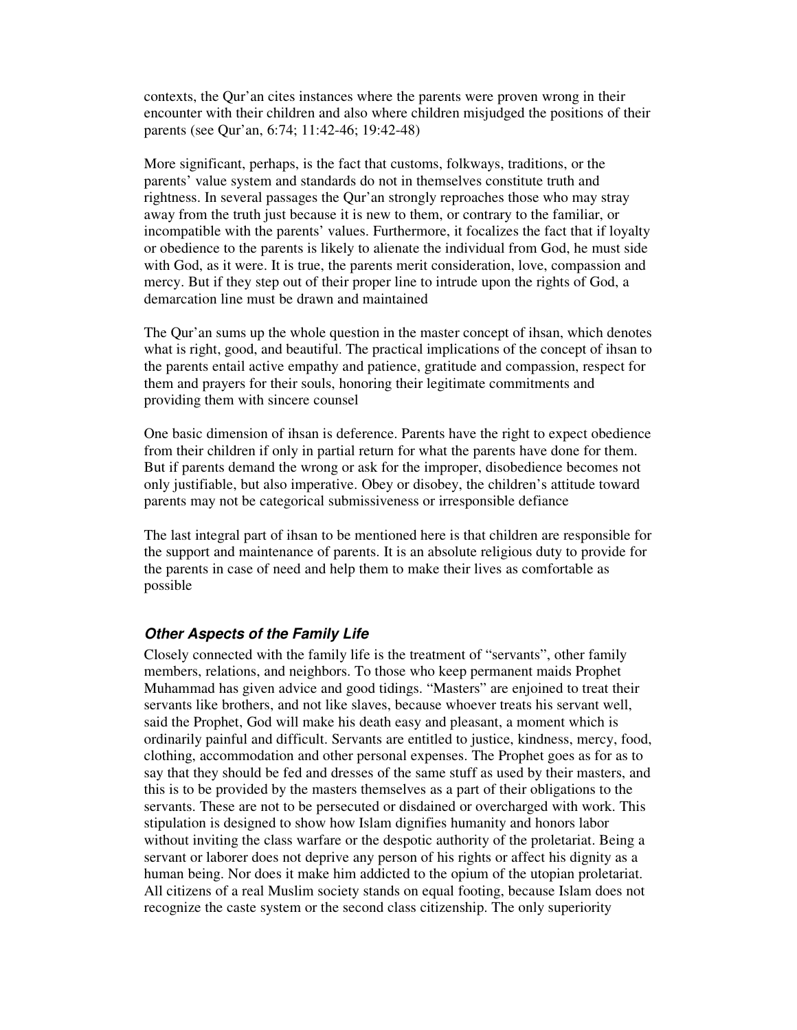contexts, the Qur'an cites instances where the parents were proven wrong in their encounter with their children and also where children misjudged the positions of their parents (see Qur'an, 6:74; 11:42-46; 19:42-48)

More significant, perhaps, is the fact that customs, folkways, traditions, or the parents' value system and standards do not in themselves constitute truth and rightness. In several passages the Qur'an strongly reproaches those who may stray away from the truth just because it is new to them, or contrary to the familiar, or incompatible with the parents' values. Furthermore, it focalizes the fact that if loyalty or obedience to the parents is likely to alienate the individual from God, he must side with God, as it were. It is true, the parents merit consideration, love, compassion and mercy. But if they step out of their proper line to intrude upon the rights of God, a demarcation line must be drawn and maintained

The Qur'an sums up the whole question in the master concept of ihsan, which denotes what is right, good, and beautiful. The practical implications of the concept of ihsan to the parents entail active empathy and patience, gratitude and compassion, respect for them and prayers for their souls, honoring their legitimate commitments and providing them with sincere counsel

One basic dimension of ihsan is deference. Parents have the right to expect obedience from their children if only in partial return for what the parents have done for them. But if parents demand the wrong or ask for the improper, disobedience becomes not only justifiable, but also imperative. Obey or disobey, the children's attitude toward parents may not be categorical submissiveness or irresponsible defiance

The last integral part of ihsan to be mentioned here is that children are responsible for the support and maintenance of parents. It is an absolute religious duty to provide for the parents in case of need and help them to make their lives as comfortable as possible

### *Other Aspects of the Family Life*

Closely connected with the family life is the treatment of "servants", other family members, relations, and neighbors. To those who keep permanent maids Prophet Muhammad has given advice and good tidings. "Masters" are enjoined to treat their servants like brothers, and not like slaves, because whoever treats his servant well, said the Prophet, God will make his death easy and pleasant, a moment which is ordinarily painful and difficult. Servants are entitled to justice, kindness, mercy, food, clothing, accommodation and other personal expenses. The Prophet goes as for as to say that they should be fed and dresses of the same stuff as used by their masters, and this is to be provided by the masters themselves as a part of their obligations to the servants. These are not to be persecuted or disdained or overcharged with work. This stipulation is designed to show how Islam dignifies humanity and honors labor without inviting the class warfare or the despotic authority of the proletariat. Being a servant or laborer does not deprive any person of his rights or affect his dignity as a human being. Nor does it make him addicted to the opium of the utopian proletariat. All citizens of a real Muslim society stands on equal footing, because Islam does not recognize the caste system or the second class citizenship. The only superiority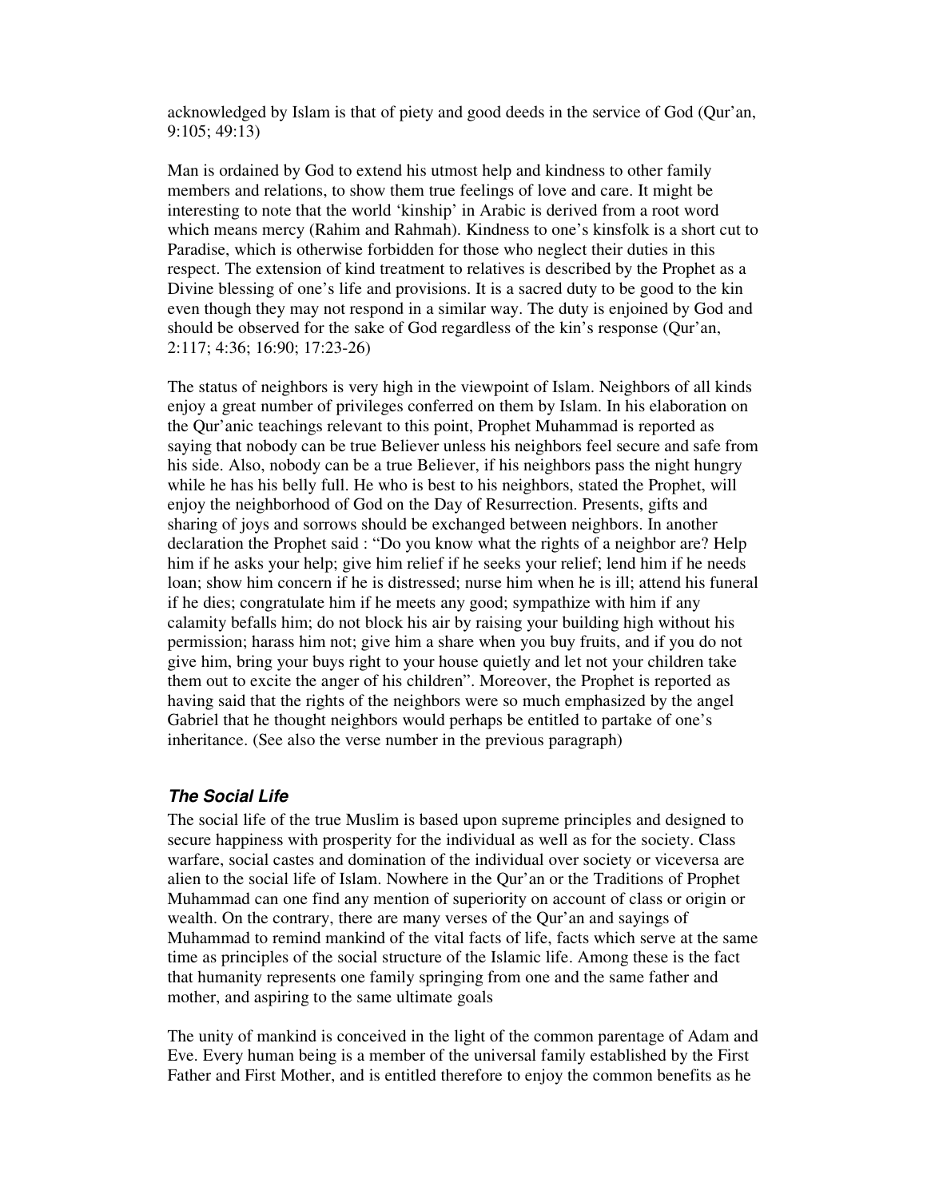acknowledged by Islam is that of piety and good deeds in the service of God (Qur'an, 9:105; 49:13)

Man is ordained by God to extend his utmost help and kindness to other family members and relations, to show them true feelings of love and care. It might be interesting to note that the world 'kinship' in Arabic is derived from a root word which means mercy (Rahim and Rahmah). Kindness to one's kinsfolk is a short cut to Paradise, which is otherwise forbidden for those who neglect their duties in this respect. The extension of kind treatment to relatives is described by the Prophet as a Divine blessing of one's life and provisions. It is a sacred duty to be good to the kin even though they may not respond in a similar way. The duty is enjoined by God and should be observed for the sake of God regardless of the kin's response (Qur'an, 2:117; 4:36; 16:90; 17:23-26)

The status of neighbors is very high in the viewpoint of Islam. Neighbors of all kinds enjoy a great number of privileges conferred on them by Islam. In his elaboration on the Qur'anic teachings relevant to this point, Prophet Muhammad is reported as saying that nobody can be true Believer unless his neighbors feel secure and safe from his side. Also, nobody can be a true Believer, if his neighbors pass the night hungry while he has his belly full. He who is best to his neighbors, stated the Prophet, will enjoy the neighborhood of God on the Day of Resurrection. Presents, gifts and sharing of joys and sorrows should be exchanged between neighbors. In another declaration the Prophet said : "Do you know what the rights of a neighbor are? Help him if he asks your help; give him relief if he seeks your relief; lend him if he needs loan; show him concern if he is distressed; nurse him when he is ill; attend his funeral if he dies; congratulate him if he meets any good; sympathize with him if any calamity befalls him; do not block his air by raising your building high without his permission; harass him not; give him a share when you buy fruits, and if you do not give him, bring your buys right to your house quietly and let not your children take them out to excite the anger of his children". Moreover, the Prophet is reported as having said that the rights of the neighbors were so much emphasized by the angel Gabriel that he thought neighbors would perhaps be entitled to partake of one's inheritance. (See also the verse number in the previous paragraph)

### *The Social Life*

The social life of the true Muslim is based upon supreme principles and designed to secure happiness with prosperity for the individual as well as for the society. Class warfare, social castes and domination of the individual over society or viceversa are alien to the social life of Islam. Nowhere in the Qur'an or the Traditions of Prophet Muhammad can one find any mention of superiority on account of class or origin or wealth. On the contrary, there are many verses of the Qur'an and sayings of Muhammad to remind mankind of the vital facts of life, facts which serve at the same time as principles of the social structure of the Islamic life. Among these is the fact that humanity represents one family springing from one and the same father and mother, and aspiring to the same ultimate goals

The unity of mankind is conceived in the light of the common parentage of Adam and Eve. Every human being is a member of the universal family established by the First Father and First Mother, and is entitled therefore to enjoy the common benefits as he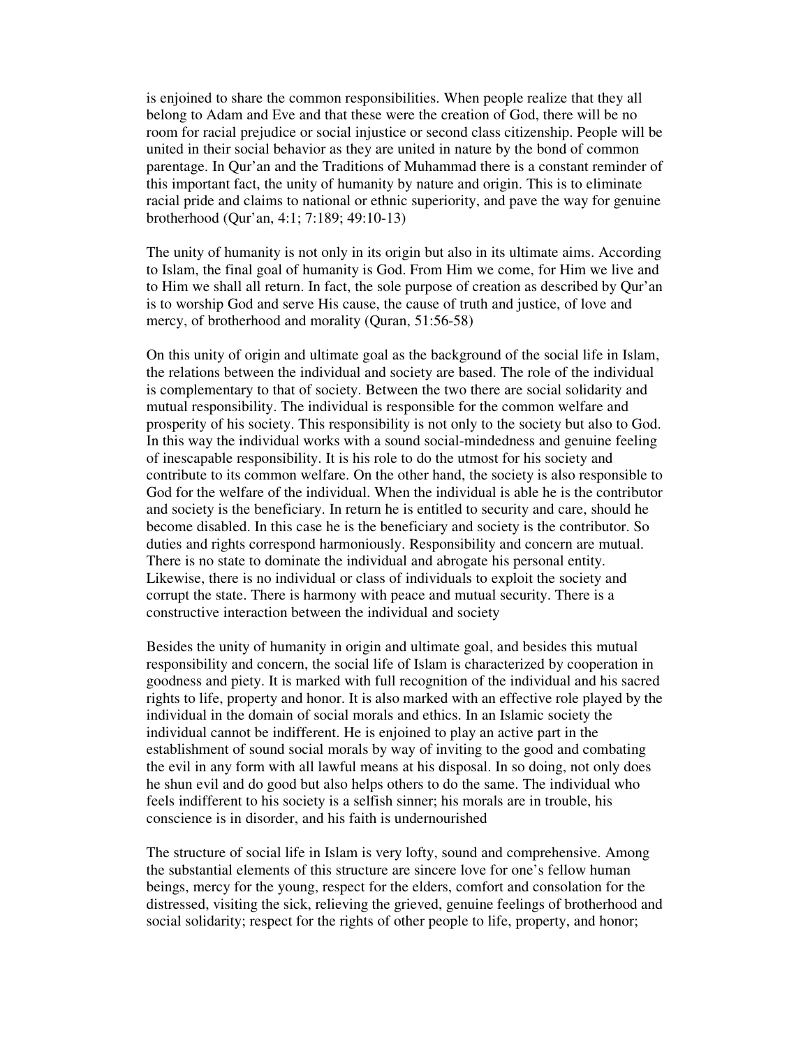is enjoined to share the common responsibilities. When people realize that they all belong to Adam and Eve and that these were the creation of God, there will be no room for racial prejudice or social injustice or second class citizenship. People will be united in their social behavior as they are united in nature by the bond of common parentage. In Qur'an and the Traditions of Muhammad there is a constant reminder of this important fact, the unity of humanity by nature and origin. This is to eliminate racial pride and claims to national or ethnic superiority, and pave the way for genuine brotherhood (Qur'an, 4:1; 7:189; 49:10-13)

The unity of humanity is not only in its origin but also in its ultimate aims. According to Islam, the final goal of humanity is God. From Him we come, for Him we live and to Him we shall all return. In fact, the sole purpose of creation as described by Qur'an is to worship God and serve His cause, the cause of truth and justice, of love and mercy, of brotherhood and morality (Quran, 51:56-58)

On this unity of origin and ultimate goal as the background of the social life in Islam, the relations between the individual and society are based. The role of the individual is complementary to that of society. Between the two there are social solidarity and mutual responsibility. The individual is responsible for the common welfare and prosperity of his society. This responsibility is not only to the society but also to God. In this way the individual works with a sound social-mindedness and genuine feeling of inescapable responsibility. It is his role to do the utmost for his society and contribute to its common welfare. On the other hand, the society is also responsible to God for the welfare of the individual. When the individual is able he is the contributor and society is the beneficiary. In return he is entitled to security and care, should he become disabled. In this case he is the beneficiary and society is the contributor. So duties and rights correspond harmoniously. Responsibility and concern are mutual. There is no state to dominate the individual and abrogate his personal entity. Likewise, there is no individual or class of individuals to exploit the society and corrupt the state. There is harmony with peace and mutual security. There is a constructive interaction between the individual and society

Besides the unity of humanity in origin and ultimate goal, and besides this mutual responsibility and concern, the social life of Islam is characterized by cooperation in goodness and piety. It is marked with full recognition of the individual and his sacred rights to life, property and honor. It is also marked with an effective role played by the individual in the domain of social morals and ethics. In an Islamic society the individual cannot be indifferent. He is enjoined to play an active part in the establishment of sound social morals by way of inviting to the good and combating the evil in any form with all lawful means at his disposal. In so doing, not only does he shun evil and do good but also helps others to do the same. The individual who feels indifferent to his society is a selfish sinner; his morals are in trouble, his conscience is in disorder, and his faith is undernourished

The structure of social life in Islam is very lofty, sound and comprehensive. Among the substantial elements of this structure are sincere love for one's fellow human beings, mercy for the young, respect for the elders, comfort and consolation for the distressed, visiting the sick, relieving the grieved, genuine feelings of brotherhood and social solidarity; respect for the rights of other people to life, property, and honor;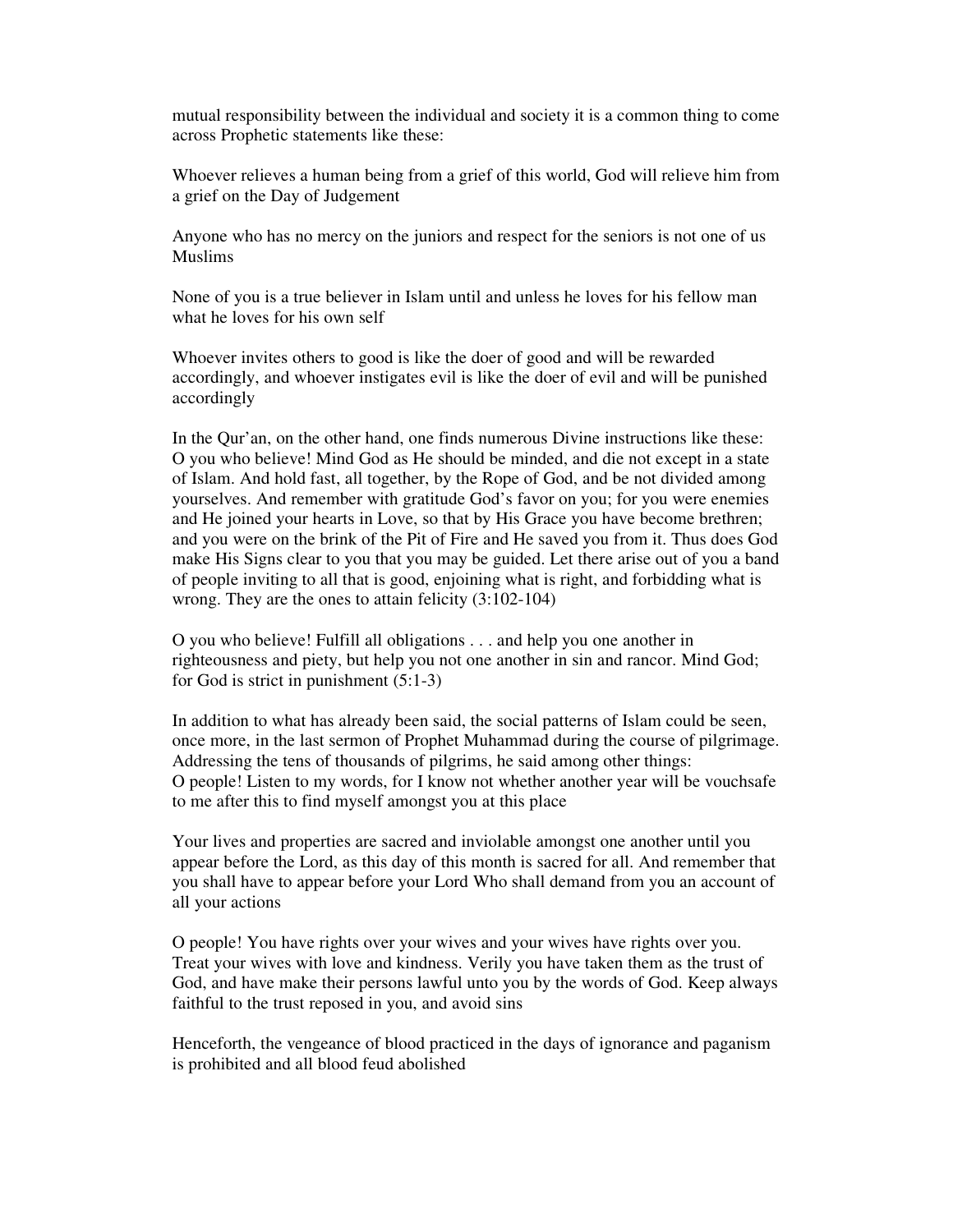mutual responsibility between the individual and society it is a common thing to come across Prophetic statements like these:

Whoever relieves a human being from a grief of this world, God will relieve him from a grief on the Day of Judgement

Anyone who has no mercy on the juniors and respect for the seniors is not one of us Muslims

None of you is a true believer in Islam until and unless he loves for his fellow man what he loves for his own self

Whoever invites others to good is like the doer of good and will be rewarded accordingly, and whoever instigates evil is like the doer of evil and will be punished accordingly

In the Qur'an, on the other hand, one finds numerous Divine instructions like these:
O you who believe! Mind God as He should be minded, and die not except in a state of Islam. And hold fast, all together, by the Rope of God, and be not divided among yourselves. And remember with gratitude God's favor on you; for you were enemies and He joined your hearts in Love, so that by His Grace you have become brethren; and you were on the brink of the Pit of Fire and He saved you from it. Thus does God make His Signs clear to you that you may be guided. Let there arise out of you a band of people inviting to all that is good, enjoining what is right, and forbidding what is wrong. They are the ones to attain felicity (3:102-104)

O you who believe! Fulfill all obligations . . . and help you one another in righteousness and piety, but help you not one another in sin and rancor. Mind God; for God is strict in punishment (5:1-3)

In addition to what has already been said, the social patterns of Islam could be seen, once more, in the last sermon of Prophet Muhammad during the course of pilgrimage. Addressing the tens of thousands of pilgrims, he said among other things:
O people! Listen to my words, for I know not whether another year will be vouchsafe to me after this to find myself amongst you at this place

Your lives and properties are sacred and inviolable amongst one another until you appear before the Lord, as this day of this month is sacred for all. And remember that you shall have to appear before your Lord Who shall demand from you an account of all your actions

O people! You have rights over your wives and your wives have rights over you. Treat your wives with love and kindness. Verily you have taken them as the trust of God, and have make their persons lawful unto you by the words of God. Keep always faithful to the trust reposed in you, and avoid sins

Henceforth, the vengeance of blood practiced in the days of ignorance and paganism is prohibited and all blood feud abolished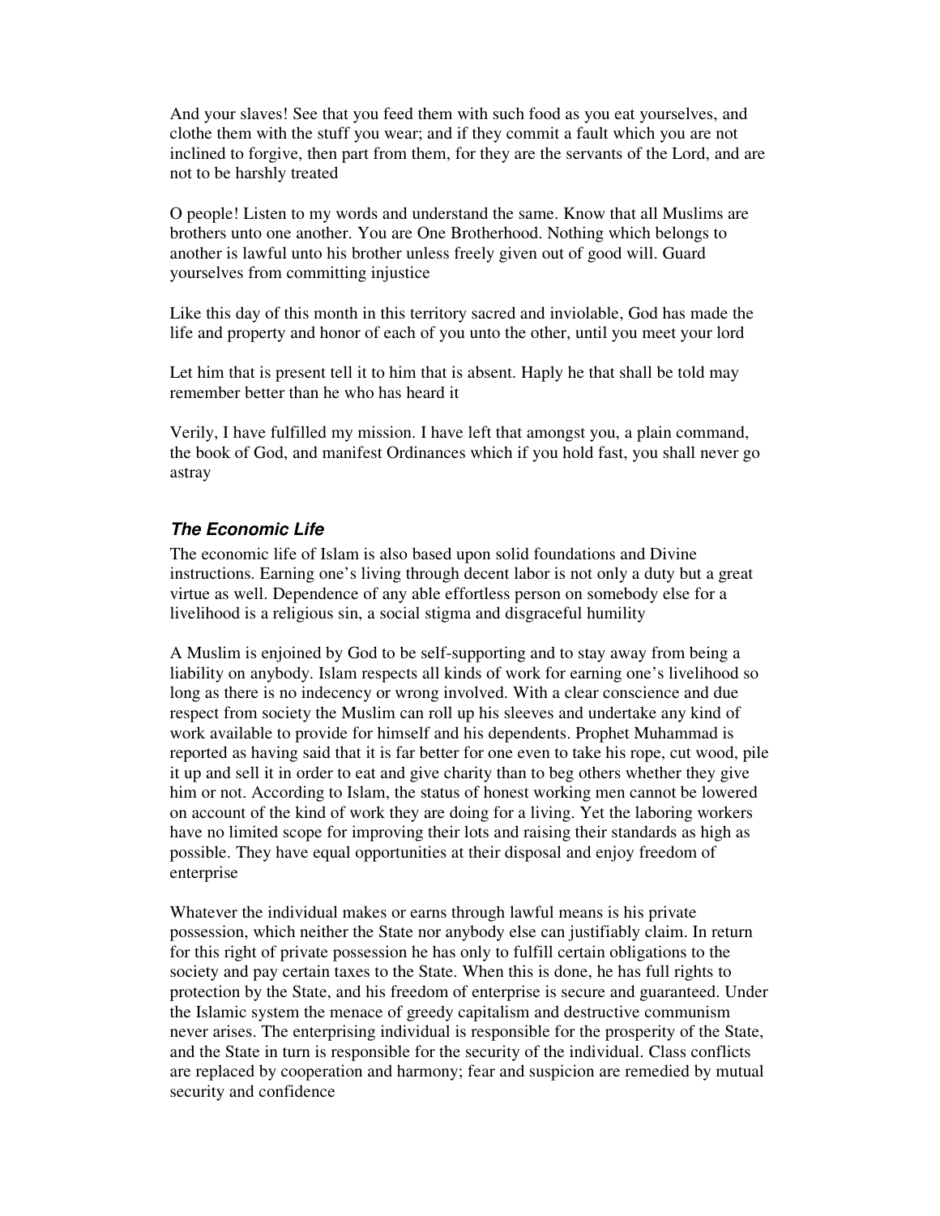And your slaves! See that you feed them with such food as you eat yourselves, and clothe them with the stuff you wear; and if they commit a fault which you are not inclined to forgive, then part from them, for they are the servants of the Lord, and are not to be harshly treated

O people! Listen to my words and understand the same. Know that all Muslims are brothers unto one another. You are One Brotherhood. Nothing which belongs to another is lawful unto his brother unless freely given out of good will. Guard yourselves from committing injustice

Like this day of this month in this territory sacred and inviolable, God has made the life and property and honor of each of you unto the other, until you meet your lord

Let him that is present tell it to him that is absent. Haply he that shall be told may remember better than he who has heard it

Verily, I have fulfilled my mission. I have left that amongst you, a plain command, the book of God, and manifest Ordinances which if you hold fast, you shall never go astray

### *The Economic Life*

The economic life of Islam is also based upon solid foundations and Divine instructions. Earning one's living through decent labor is not only a duty but a great virtue as well. Dependence of any able effortless person on somebody else for a livelihood is a religious sin, a social stigma and disgraceful humility

A Muslim is enjoined by God to be self-supporting and to stay away from being a liability on anybody. Islam respects all kinds of work for earning one's livelihood so long as there is no indecency or wrong involved. With a clear conscience and due respect from society the Muslim can roll up his sleeves and undertake any kind of work available to provide for himself and his dependents. Prophet Muhammad is reported as having said that it is far better for one even to take his rope, cut wood, pile it up and sell it in order to eat and give charity than to beg others whether they give him or not. According to Islam, the status of honest working men cannot be lowered on account of the kind of work they are doing for a living. Yet the laboring workers have no limited scope for improving their lots and raising their standards as high as possible. They have equal opportunities at their disposal and enjoy freedom of enterprise

Whatever the individual makes or earns through lawful means is his private possession, which neither the State nor anybody else can justifiably claim. In return for this right of private possession he has only to fulfill certain obligations to the society and pay certain taxes to the State. When this is done, he has full rights to protection by the State, and his freedom of enterprise is secure and guaranteed. Under the Islamic system the menace of greedy capitalism and destructive communism never arises. The enterprising individual is responsible for the prosperity of the State, and the State in turn is responsible for the security of the individual. Class conflicts are replaced by cooperation and harmony; fear and suspicion are remedied by mutual security and confidence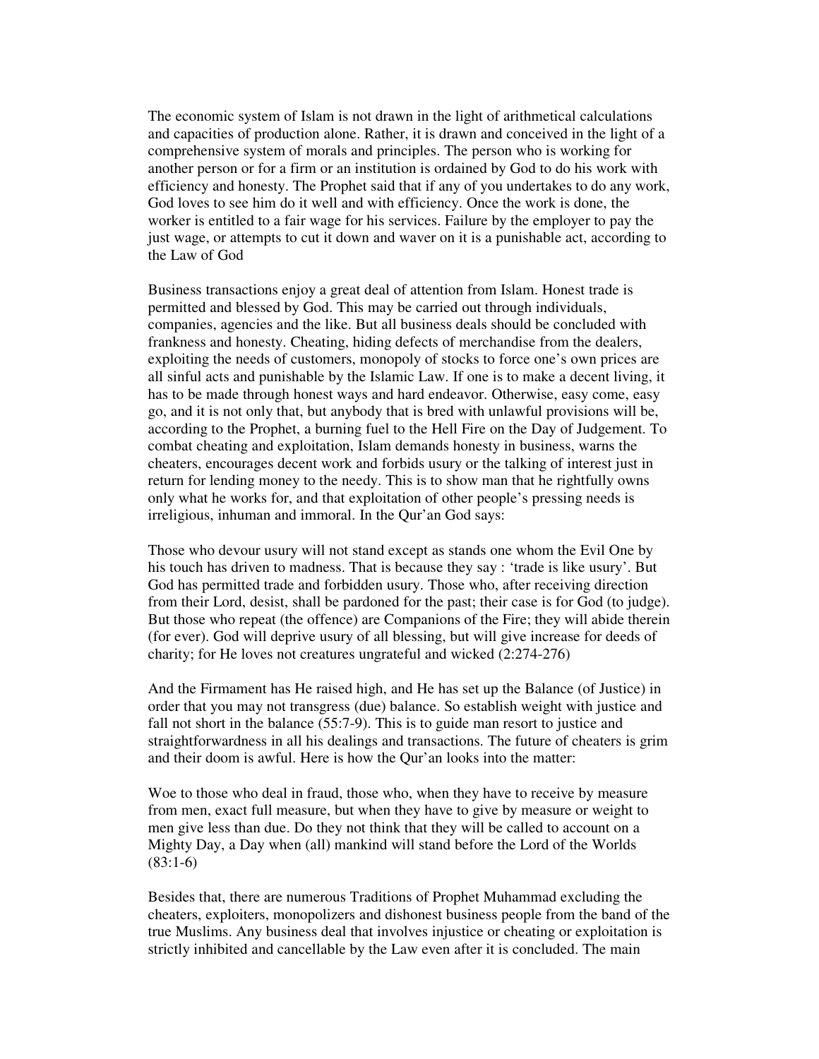The economic system of Islam is not drawn in the light of arithmetical calculations and capacities of production alone. Rather, it is drawn and conceived in the light of a comprehensive system of morals and principles. The person who is working for another person or for a firm or an institution is ordained by God to do his work with efficiency and honesty. The Prophet said that if any of you undertakes to do any work, God loves to see him do it well and with efficiency. Once the work is done, the worker is entitled to a fair wage for his services. Failure by the employer to pay the just wage, or attempts to cut it down and waver on it is a punishable act, according to the Law of God

Business transactions enjoy a great deal of attention from Islam. Honest trade is permitted and blessed by God. This may be carried out through individuals, companies, agencies and the like. But all business deals should be concluded with frankness and honesty. Cheating, hiding defects of merchandise from the dealers, exploiting the needs of customers, monopoly of stocks to force one's own prices are all sinful acts and punishable by the Islamic Law. If one is to make a decent living, it has to be made through honest ways and hard endeavor. Otherwise, easy come, easy go, and it is not only that, but anybody that is bred with unlawful provisions will be, according to the Prophet, a burning fuel to the Hell Fire on the Day of Judgement. To combat cheating and exploitation, Islam demands honesty in business, warns the cheaters, encourages decent work and forbids usury or the talking of interest just in return for lending money to the needy. This is to show man that he rightfully owns only what he works for, and that exploitation of other people's pressing needs is irreligious, inhuman and immoral. In the Qur'an God says:

Those who devour usury will not stand except as stands one whom the Evil One by his touch has driven to madness. That is because they say : 'trade is like usury'. But God has permitted trade and forbidden usury. Those who, after receiving direction from their Lord, desist, shall be pardoned for the past; their case is for God (to judge). But those who repeat (the offence) are Companions of the Fire; they will abide therein (for ever). God will deprive usury of all blessing, but will give increase for deeds of charity; for He loves not creatures ungrateful and wicked (2:274-276)

And the Firmament has He raised high, and He has set up the Balance (of Justice) in order that you may not transgress (due) balance. So establish weight with justice and fall not short in the balance (55:7-9). This is to guide man resort to justice and straightforwardness in all his dealings and transactions. The future of cheaters is grim and their doom is awful. Here is how the Qur'an looks into the matter:

Woe to those who deal in fraud, those who, when they have to receive by measure from men, exact full measure, but when they have to give by measure or weight to men give less than due. Do they not think that they will be called to account on a Mighty Day, a Day when (all) mankind will stand before the Lord of the Worlds (83:1-6)

Besides that, there are numerous Traditions of Prophet Muhammad excluding the cheaters, exploiters, monopolizers and dishonest business people from the band of the true Muslims. Any business deal that involves injustice or cheating or exploitation is strictly inhibited and cancellable by the Law even after it is concluded. The main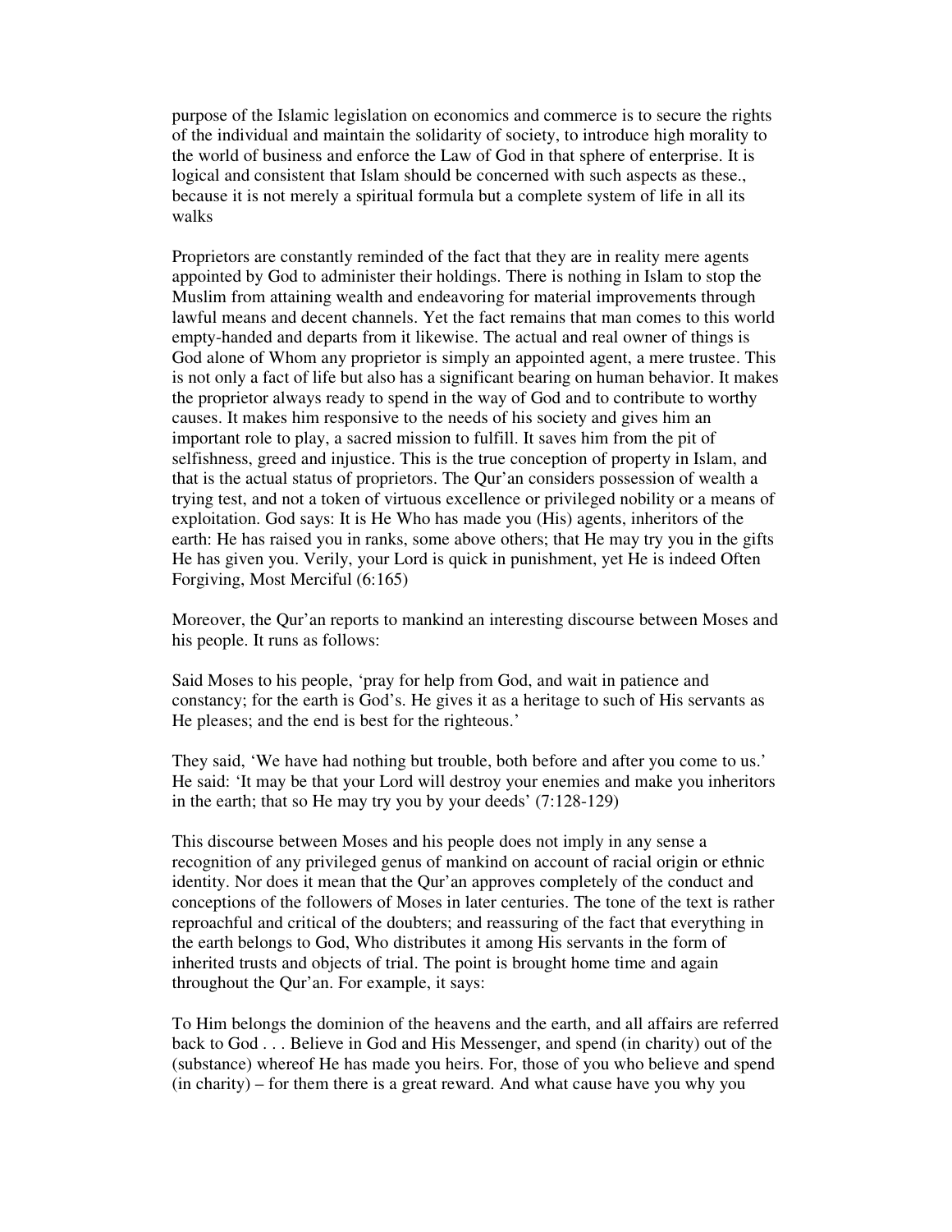purpose of the Islamic legislation on economics and commerce is to secure the rights of the individual and maintain the solidarity of society, to introduce high morality to the world of business and enforce the Law of God in that sphere of enterprise. It is logical and consistent that Islam should be concerned with such aspects as these., because it is not merely a spiritual formula but a complete system of life in all its walks

Proprietors are constantly reminded of the fact that they are in reality mere agents appointed by God to administer their holdings. There is nothing in Islam to stop the Muslim from attaining wealth and endeavoring for material improvements through lawful means and decent channels. Yet the fact remains that man comes to this world empty-handed and departs from it likewise. The actual and real owner of things is God alone of Whom any proprietor is simply an appointed agent, a mere trustee. This is not only a fact of life but also has a significant bearing on human behavior. It makes the proprietor always ready to spend in the way of God and to contribute to worthy causes. It makes him responsive to the needs of his society and gives him an important role to play, a sacred mission to fulfill. It saves him from the pit of selfishness, greed and injustice. This is the true conception of property in Islam, and that is the actual status of proprietors. The Qur'an considers possession of wealth a trying test, and not a token of virtuous excellence or privileged nobility or a means of exploitation. God says: It is He Who has made you (His) agents, inheritors of the earth: He has raised you in ranks, some above others; that He may try you in the gifts He has given you. Verily, your Lord is quick in punishment, yet He is indeed Often Forgiving, Most Merciful (6:165)

Moreover, the Qur'an reports to mankind an interesting discourse between Moses and his people. It runs as follows:

Said Moses to his people, 'pray for help from God, and wait in patience and constancy; for the earth is God's. He gives it as a heritage to such of His servants as He pleases; and the end is best for the righteous.'

They said, 'We have had nothing but trouble, both before and after you come to us.' He said: 'It may be that your Lord will destroy your enemies and make you inheritors in the earth; that so He may try you by your deeds' (7:128-129)

This discourse between Moses and his people does not imply in any sense a recognition of any privileged genus of mankind on account of racial origin or ethnic identity. Nor does it mean that the Qur'an approves completely of the conduct and conceptions of the followers of Moses in later centuries. The tone of the text is rather reproachful and critical of the doubters; and reassuring of the fact that everything in the earth belongs to God, Who distributes it among His servants in the form of inherited trusts and objects of trial. The point is brought home time and again throughout the Qur'an. For example, it says:

To Him belongs the dominion of the heavens and the earth, and all affairs are referred back to God . . . Believe in God and His Messenger, and spend (in charity) out of the (substance) whereof He has made you heirs. For, those of you who believe and spend (in charity) – for them there is a great reward. And what cause have you why you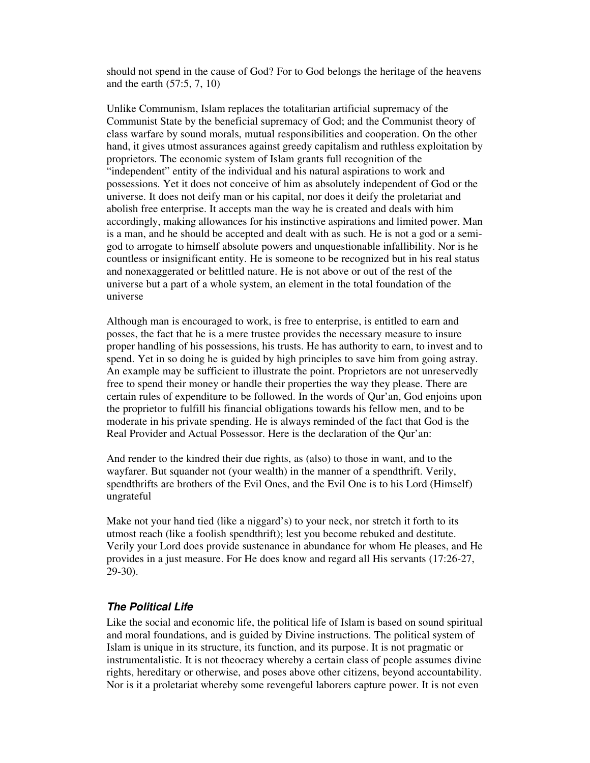should not spend in the cause of God? For to God belongs the heritage of the heavens and the earth (57:5, 7, 10)

Unlike Communism, Islam replaces the totalitarian artificial supremacy of the Communist State by the beneficial supremacy of God; and the Communist theory of class warfare by sound morals, mutual responsibilities and cooperation. On the other hand, it gives utmost assurances against greedy capitalism and ruthless exploitation by proprietors. The economic system of Islam grants full recognition of the "independent" entity of the individual and his natural aspirations to work and possessions. Yet it does not conceive of him as absolutely independent of God or the universe. It does not deify man or his capital, nor does it deify the proletariat and abolish free enterprise. It accepts man the way he is created and deals with him accordingly, making allowances for his instinctive aspirations and limited power. Man is a man, and he should be accepted and dealt with as such. He is not a god or a semi-god to arrogate to himself absolute powers and unquestionable infallibility. Nor is he countless or insignificant entity. He is someone to be recognized but in his real status and nonexaggerated or belittled nature. He is not above or out of the rest of the universe but a part of a whole system, an element in the total foundation of the universe

Although man is encouraged to work, is free to enterprise, is entitled to earn and posses, the fact that he is a mere trustee provides the necessary measure to insure proper handling of his possessions, his trusts. He has authority to earn, to invest and to spend. Yet in so doing he is guided by high principles to save him from going astray. An example may be sufficient to illustrate the point. Proprietors are not unreservedly free to spend their money or handle their properties the way they please. There are certain rules of expenditure to be followed. In the words of Qur'an, God enjoins upon the proprietor to fulfill his financial obligations towards his fellow men, and to be moderate in his private spending. He is always reminded of the fact that God is the Real Provider and Actual Possessor. Here is the declaration of the Qur'an:

And render to the kindred their due rights, as (also) to those in want, and to the wayfarer. But squander not (your wealth) in the manner of a spendthrift. Verily, spendthrifts are brothers of the Evil Ones, and the Evil One is to his Lord (Himself) ungrateful

Make not your hand tied (like a niggard's) to your neck, nor stretch it forth to its utmost reach (like a foolish spendthrift); lest you become rebuked and destitute. Verily your Lord does provide sustenance in abundance for whom He pleases, and He provides in a just measure. For He does know and regard all His servants (17:26-27, 29-30).

### *The Political Life*

Like the social and economic life, the political life of Islam is based on sound spiritual and moral foundations, and is guided by Divine instructions. The political system of Islam is unique in its structure, its function, and its purpose. It is not pragmatic or instrumentalistic. It is not theocracy whereby a certain class of people assumes divine rights, hereditary or otherwise, and poses above other citizens, beyond accountability. Nor is it a proletariat whereby some revengeful laborers capture power. It is not even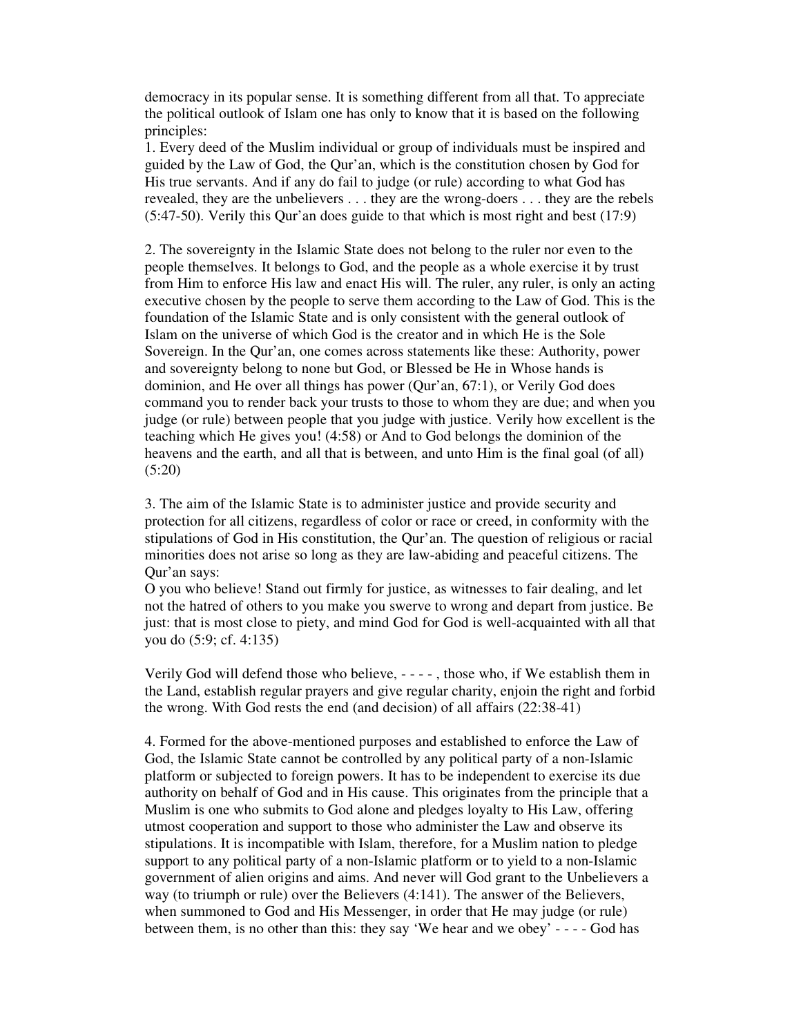democracy in its popular sense. It is something different from all that. To appreciate the political outlook of Islam one has only to know that it is based on the following principles:

1. Every deed of the Muslim individual or group of individuals must be inspired and guided by the Law of God, the Qur'an, which is the constitution chosen by God for His true servants. And if any do fail to judge (or rule) according to what God has revealed, they are the unbelievers . . . they are the wrong-doers . . . they are the rebels (5:47-50). Verily this Qur'an does guide to that which is most right and best (17:9)

2. The sovereignty in the Islamic State does not belong to the ruler nor even to the people themselves. It belongs to God, and the people as a whole exercise it by trust from Him to enforce His law and enact His will. The ruler, any ruler, is only an acting executive chosen by the people to serve them according to the Law of God. This is the foundation of the Islamic State and is only consistent with the general outlook of Islam on the universe of which God is the creator and in which He is the Sole Sovereign. In the Qur'an, one comes across statements like these: Authority, power and sovereignty belong to none but God, or Blessed be He in Whose hands is dominion, and He over all things has power (Qur'an, 67:1), or Verily God does command you to render back your trusts to those to whom they are due; and when you judge (or rule) between people that you judge with justice. Verily how excellent is the teaching which He gives you! (4:58) or And to God belongs the dominion of the heavens and the earth, and all that is between, and unto Him is the final goal (of all) (5:20)

3. The aim of the Islamic State is to administer justice and provide security and protection for all citizens, regardless of color or race or creed, in conformity with the stipulations of God in His constitution, the Qur'an. The question of religious or racial minorities does not arise so long as they are law-abiding and peaceful citizens. The Qur'an says:

O you who believe! Stand out firmly for justice, as witnesses to fair dealing, and let not the hatred of others to you make you swerve to wrong and depart from justice. Be just: that is most close to piety, and mind God for God is well-acquainted with all that you do (5:9; cf. 4:135)

Verily God will defend those who believe, - - - - , those who, if We establish them in the Land, establish regular prayers and give regular charity, enjoin the right and forbid the wrong. With God rests the end (and decision) of all affairs (22:38-41)

4. Formed for the above-mentioned purposes and established to enforce the Law of God, the Islamic State cannot be controlled by any political party of a non-Islamic platform or subjected to foreign powers. It has to be independent to exercise its due authority on behalf of God and in His cause. This originates from the principle that a Muslim is one who submits to God alone and pledges loyalty to His Law, offering utmost cooperation and support to those who administer the Law and observe its stipulations. It is incompatible with Islam, therefore, for a Muslim nation to pledge support to any political party of a non-Islamic platform or to yield to a non-Islamic government of alien origins and aims. And never will God grant to the Unbelievers a way (to triumph or rule) over the Believers (4:141). The answer of the Believers, when summoned to God and His Messenger, in order that He may judge (or rule) between them, is no other than this: they say 'We hear and we obey' - - - - God has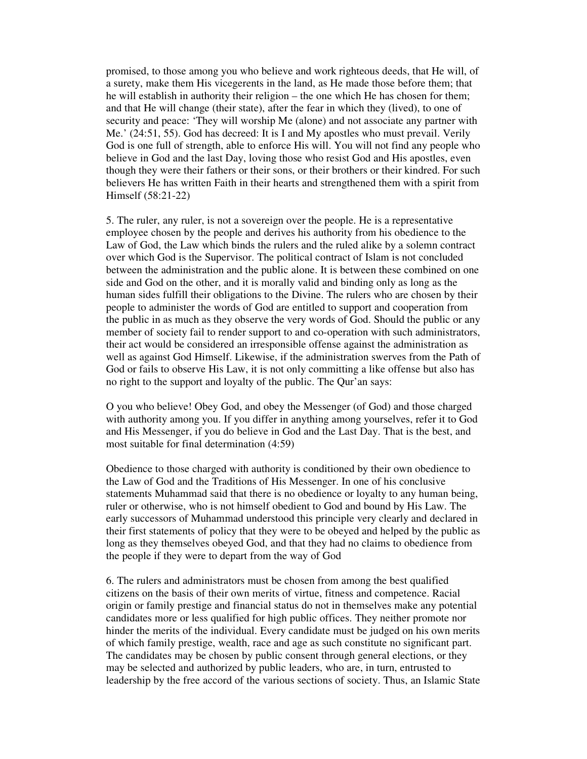promised, to those among you who believe and work righteous deeds, that He will, of a surety, make them His vicegerents in the land, as He made those before them; that he will establish in authority their religion – the one which He has chosen for them; and that He will change (their state), after the fear in which they (lived), to one of security and peace: 'They will worship Me (alone) and not associate any partner with Me.' (24:51, 55). God has decreed: It is I and My apostles who must prevail. Verily God is one full of strength, able to enforce His will. You will not find any people who believe in God and the last Day, loving those who resist God and His apostles, even though they were their fathers or their sons, or their brothers or their kindred. For such believers He has written Faith in their hearts and strengthened them with a spirit from Himself (58:21-22)

5. The ruler, any ruler, is not a sovereign over the people. He is a representative employee chosen by the people and derives his authority from his obedience to the Law of God, the Law which binds the rulers and the ruled alike by a solemn contract over which God is the Supervisor. The political contract of Islam is not concluded between the administration and the public alone. It is between these combined on one side and God on the other, and it is morally valid and binding only as long as the human sides fulfill their obligations to the Divine. The rulers who are chosen by their people to administer the words of God are entitled to support and cooperation from the public in as much as they observe the very words of God. Should the public or any member of society fail to render support to and co-operation with such administrators, their act would be considered an irresponsible offense against the administration as well as against God Himself. Likewise, if the administration swerves from the Path of God or fails to observe His Law, it is not only committing a like offense but also has no right to the support and loyalty of the public. The Qur'an says:

O you who believe! Obey God, and obey the Messenger (of God) and those charged with authority among you. If you differ in anything among yourselves, refer it to God and His Messenger, if you do believe in God and the Last Day. That is the best, and most suitable for final determination (4:59)

Obedience to those charged with authority is conditioned by their own obedience to the Law of God and the Traditions of His Messenger. In one of his conclusive statements Muhammad said that there is no obedience or loyalty to any human being, ruler or otherwise, who is not himself obedient to God and bound by His Law. The early successors of Muhammad understood this principle very clearly and declared in their first statements of policy that they were to be obeyed and helped by the public as long as they themselves obeyed God, and that they had no claims to obedience from the people if they were to depart from the way of God

6. The rulers and administrators must be chosen from among the best qualified citizens on the basis of their own merits of virtue, fitness and competence. Racial origin or family prestige and financial status do not in themselves make any potential candidates more or less qualified for high public offices. They neither promote nor hinder the merits of the individual. Every candidate must be judged on his own merits of which family prestige, wealth, race and age as such constitute no significant part. The candidates may be chosen by public consent through general elections, or they may be selected and authorized by public leaders, who are, in turn, entrusted to leadership by the free accord of the various sections of society. Thus, an Islamic State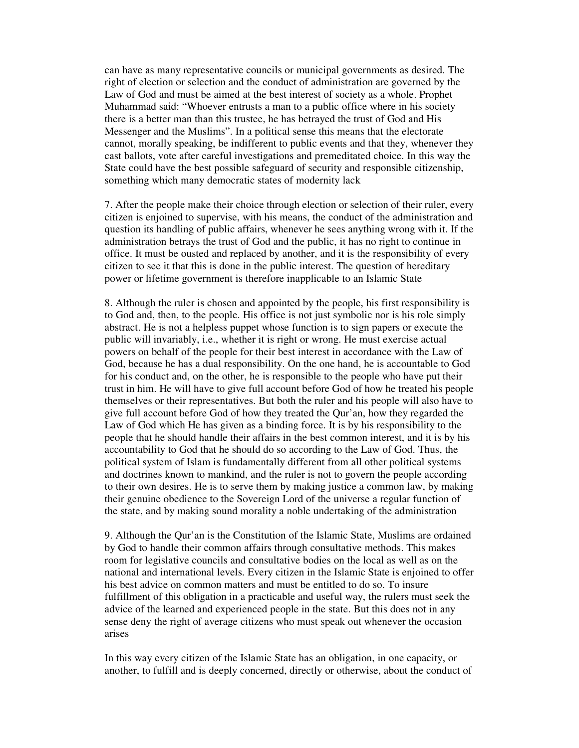can have as many representative councils or municipal governments as desired. The right of election or selection and the conduct of administration are governed by the Law of God and must be aimed at the best interest of society as a whole. Prophet Muhammad said: "Whoever entrusts a man to a public office where in his society there is a better man than this trustee, he has betrayed the trust of God and His Messenger and the Muslims". In a political sense this means that the electorate cannot, morally speaking, be indifferent to public events and that they, whenever they cast ballots, vote after careful investigations and premeditated choice. In this way the State could have the best possible safeguard of security and responsible citizenship, something which many democratic states of modernity lack

7. After the people make their choice through election or selection of their ruler, every citizen is enjoined to supervise, with his means, the conduct of the administration and question its handling of public affairs, whenever he sees anything wrong with it. If the administration betrays the trust of God and the public, it has no right to continue in office. It must be ousted and replaced by another, and it is the responsibility of every citizen to see it that this is done in the public interest. The question of hereditary power or lifetime government is therefore inapplicable to an Islamic State

8. Although the ruler is chosen and appointed by the people, his first responsibility is to God and, then, to the people. His office is not just symbolic nor is his role simply abstract. He is not a helpless puppet whose function is to sign papers or execute the public will invariably, i.e., whether it is right or wrong. He must exercise actual powers on behalf of the people for their best interest in accordance with the Law of God, because he has a dual responsibility. On the one hand, he is accountable to God for his conduct and, on the other, he is responsible to the people who have put their trust in him. He will have to give full account before God of how he treated his people themselves or their representatives. But both the ruler and his people will also have to give full account before God of how they treated the Qur'an, how they regarded the Law of God which He has given as a binding force. It is by his responsibility to the people that he should handle their affairs in the best common interest, and it is by his accountability to God that he should do so according to the Law of God. Thus, the political system of Islam is fundamentally different from all other political systems and doctrines known to mankind, and the ruler is not to govern the people according to their own desires. He is to serve them by making justice a common law, by making their genuine obedience to the Sovereign Lord of the universe a regular function of the state, and by making sound morality a noble undertaking of the administration

9. Although the Qur'an is the Constitution of the Islamic State, Muslims are ordained by God to handle their common affairs through consultative methods. This makes room for legislative councils and consultative bodies on the local as well as on the national and international levels. Every citizen in the Islamic State is enjoined to offer his best advice on common matters and must be entitled to do so. To insure fulfillment of this obligation in a practicable and useful way, the rulers must seek the advice of the learned and experienced people in the state. But this does not in any sense deny the right of average citizens who must speak out whenever the occasion arises

In this way every citizen of the Islamic State has an obligation, in one capacity, or another, to fulfill and is deeply concerned, directly or otherwise, about the conduct of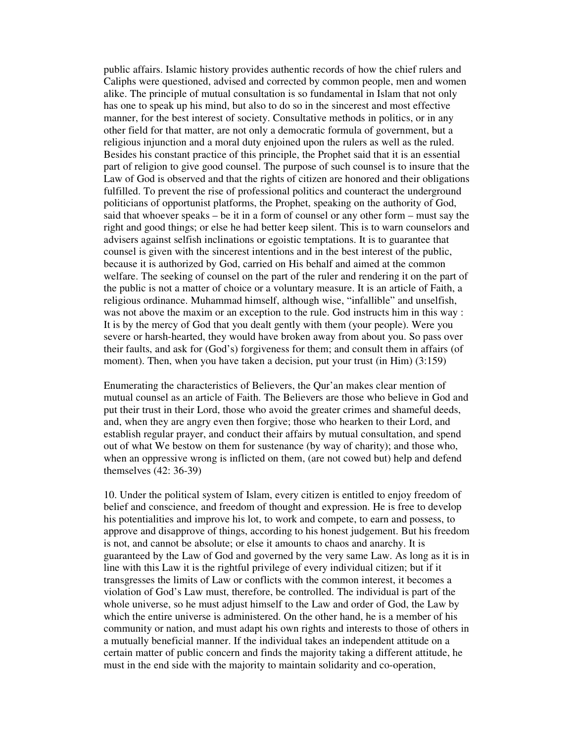public affairs. Islamic history provides authentic records of how the chief rulers and Caliphs were questioned, advised and corrected by common people, men and women alike. The principle of mutual consultation is so fundamental in Islam that not only has one to speak up his mind, but also to do so in the sincerest and most effective manner, for the best interest of society. Consultative methods in politics, or in any other field for that matter, are not only a democratic formula of government, but a religious injunction and a moral duty enjoined upon the rulers as well as the ruled. Besides his constant practice of this principle, the Prophet said that it is an essential part of religion to give good counsel. The purpose of such counsel is to insure that the Law of God is observed and that the rights of citizen are honored and their obligations fulfilled. To prevent the rise of professional politics and counteract the underground politicians of opportunist platforms, the Prophet, speaking on the authority of God, said that whoever speaks – be it in a form of counsel or any other form – must say the right and good things; or else he had better keep silent. This is to warn counselors and advisers against selfish inclinations or egoistic temptations. It is to guarantee that counsel is given with the sincerest intentions and in the best interest of the public, because it is authorized by God, carried on His behalf and aimed at the common welfare. The seeking of counsel on the part of the ruler and rendering it on the part of the public is not a matter of choice or a voluntary measure. It is an article of Faith, a religious ordinance. Muhammad himself, although wise, "infallible" and unselfish, was not above the maxim or an exception to the rule. God instructs him in this way : It is by the mercy of God that you dealt gently with them (your people). Were you severe or harsh-hearted, they would have broken away from about you. So pass over their faults, and ask for (God's) forgiveness for them; and consult them in affairs (of moment). Then, when you have taken a decision, put your trust (in Him) (3:159)

Enumerating the characteristics of Believers, the Qur'an makes clear mention of mutual counsel as an article of Faith. The Believers are those who believe in God and put their trust in their Lord, those who avoid the greater crimes and shameful deeds, and, when they are angry even then forgive; those who hearken to their Lord, and establish regular prayer, and conduct their affairs by mutual consultation, and spend out of what We bestow on them for sustenance (by way of charity); and those who, when an oppressive wrong is inflicted on them, (are not cowed but) help and defend themselves (42: 36-39)

10. Under the political system of Islam, every citizen is entitled to enjoy freedom of belief and conscience, and freedom of thought and expression. He is free to develop his potentialities and improve his lot, to work and compete, to earn and possess, to approve and disapprove of things, according to his honest judgement. But his freedom is not, and cannot be absolute; or else it amounts to chaos and anarchy. It is guaranteed by the Law of God and governed by the very same Law. As long as it is in line with this Law it is the rightful privilege of every individual citizen; but if it transgresses the limits of Law or conflicts with the common interest, it becomes a violation of God's Law must, therefore, be controlled. The individual is part of the whole universe, so he must adjust himself to the Law and order of God, the Law by which the entire universe is administered. On the other hand, he is a member of his community or nation, and must adapt his own rights and interests to those of others in a mutually beneficial manner. If the individual takes an independent attitude on a certain matter of public concern and finds the majority taking a different attitude, he must in the end side with the majority to maintain solidarity and co-operation,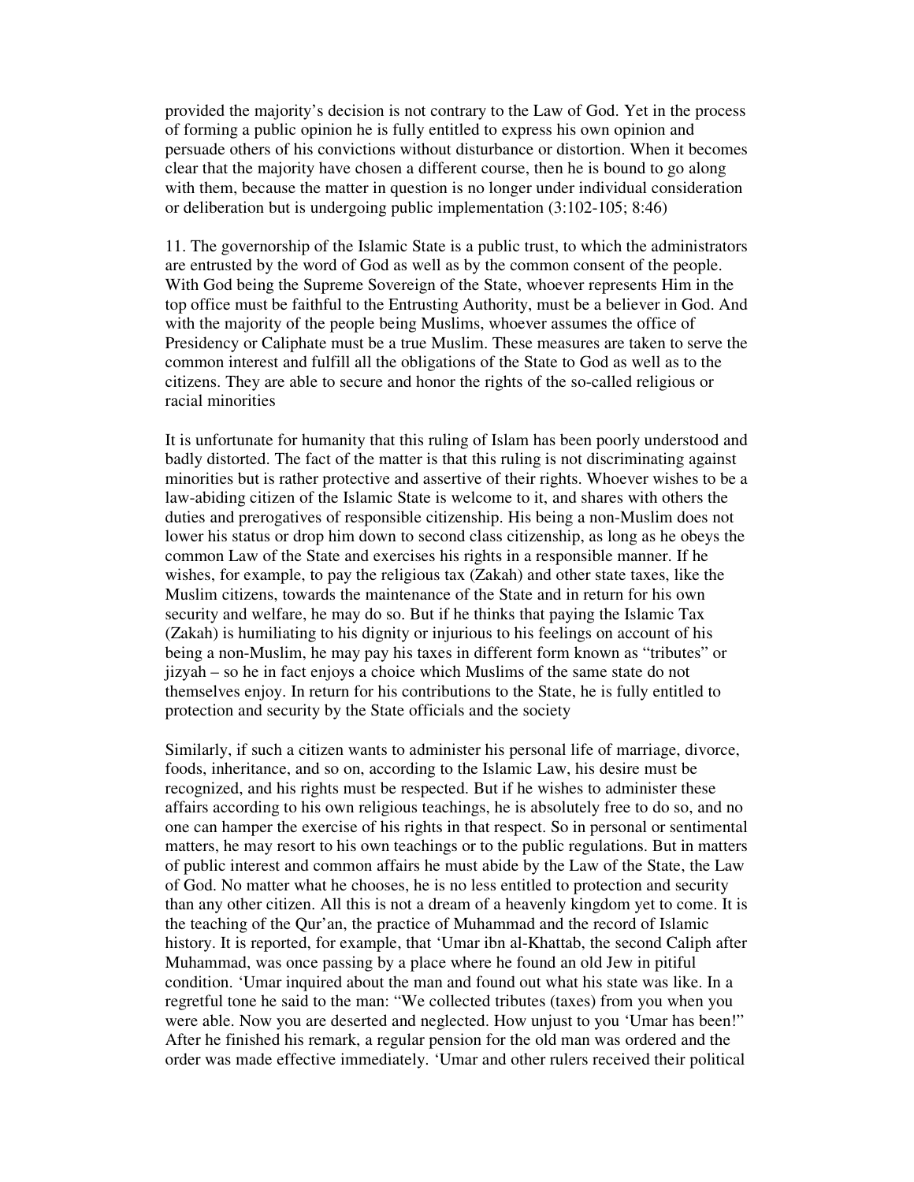provided the majority's decision is not contrary to the Law of God. Yet in the process of forming a public opinion he is fully entitled to express his own opinion and persuade others of his convictions without disturbance or distortion. When it becomes clear that the majority have chosen a different course, then he is bound to go along with them, because the matter in question is no longer under individual consideration or deliberation but is undergoing public implementation (3:102-105; 8:46)

11. The governorship of the Islamic State is a public trust, to which the administrators are entrusted by the word of God as well as by the common consent of the people. With God being the Supreme Sovereign of the State, whoever represents Him in the top office must be faithful to the Entrusting Authority, must be a believer in God. And with the majority of the people being Muslims, whoever assumes the office of Presidency or Caliphate must be a true Muslim. These measures are taken to serve the common interest and fulfill all the obligations of the State to God as well as to the citizens. They are able to secure and honor the rights of the so-called religious or racial minorities

It is unfortunate for humanity that this ruling of Islam has been poorly understood and badly distorted. The fact of the matter is that this ruling is not discriminating against minorities but is rather protective and assertive of their rights. Whoever wishes to be a law-abiding citizen of the Islamic State is welcome to it, and shares with others the duties and prerogatives of responsible citizenship. His being a non-Muslim does not lower his status or drop him down to second class citizenship, as long as he obeys the common Law of the State and exercises his rights in a responsible manner. If he wishes, for example, to pay the religious tax (Zakah) and other state taxes, like the Muslim citizens, towards the maintenance of the State and in return for his own security and welfare, he may do so. But if he thinks that paying the Islamic Tax (Zakah) is humiliating to his dignity or injurious to his feelings on account of his being a non-Muslim, he may pay his taxes in different form known as "tributes" or jizyah – so he in fact enjoys a choice which Muslims of the same state do not themselves enjoy. In return for his contributions to the State, he is fully entitled to protection and security by the State officials and the society

Similarly, if such a citizen wants to administer his personal life of marriage, divorce, foods, inheritance, and so on, according to the Islamic Law, his desire must be recognized, and his rights must be respected. But if he wishes to administer these affairs according to his own religious teachings, he is absolutely free to do so, and no one can hamper the exercise of his rights in that respect. So in personal or sentimental matters, he may resort to his own teachings or to the public regulations. But in matters of public interest and common affairs he must abide by the Law of the State, the Law of God. No matter what he chooses, he is no less entitled to protection and security than any other citizen. All this is not a dream of a heavenly kingdom yet to come. It is the teaching of the Qur'an, the practice of Muhammad and the record of Islamic history. It is reported, for example, that 'Umar ibn al-Khattab, the second Caliph after Muhammad, was once passing by a place where he found an old Jew in pitiful condition. 'Umar inquired about the man and found out what his state was like. In a regretful tone he said to the man: "We collected tributes (taxes) from you when you were able. Now you are deserted and neglected. How unjust to you 'Umar has been!" After he finished his remark, a regular pension for the old man was ordered and the order was made effective immediately. 'Umar and other rulers received their political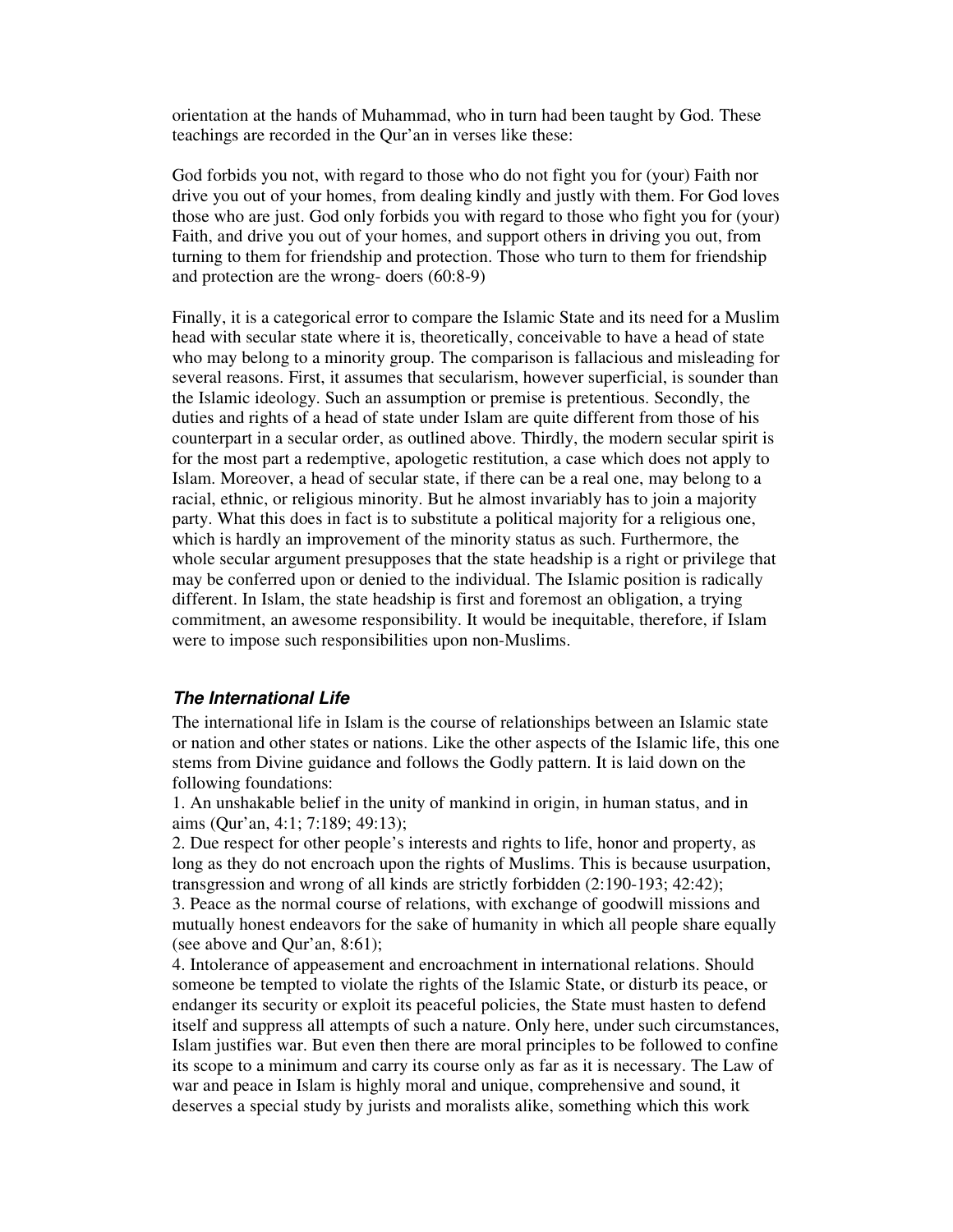orientation at the hands of Muhammad, who in turn had been taught by God. These teachings are recorded in the Qur'an in verses like these:

God forbids you not, with regard to those who do not fight you for (your) Faith nor drive you out of your homes, from dealing kindly and justly with them. For God loves those who are just. God only forbids you with regard to those who fight you for (your) Faith, and drive you out of your homes, and support others in driving you out, from turning to them for friendship and protection. Those who turn to them for friendship and protection are the wrong- doers (60:8-9)

Finally, it is a categorical error to compare the Islamic State and its need for a Muslim head with secular state where it is, theoretically, conceivable to have a head of state who may belong to a minority group. The comparison is fallacious and misleading for several reasons. First, it assumes that secularism, however superficial, is sounder than the Islamic ideology. Such an assumption or premise is pretentious. Secondly, the duties and rights of a head of state under Islam are quite different from those of his counterpart in a secular order, as outlined above. Thirdly, the modern secular spirit is for the most part a redemptive, apologetic restitution, a case which does not apply to Islam. Moreover, a head of secular state, if there can be a real one, may belong to a racial, ethnic, or religious minority. But he almost invariably has to join a majority party. What this does in fact is to substitute a political majority for a religious one, which is hardly an improvement of the minority status as such. Furthermore, the whole secular argument presupposes that the state headship is a right or privilege that may be conferred upon or denied to the individual. The Islamic position is radically different. In Islam, the state headship is first and foremost an obligation, a trying commitment, an awesome responsibility. It would be inequitable, therefore, if Islam were to impose such responsibilities upon non-Muslims.

### *The International Life*

The international life in Islam is the course of relationships between an Islamic state or nation and other states or nations. Like the other aspects of the Islamic life, this one stems from Divine guidance and follows the Godly pattern. It is laid down on the following foundations:

1. An unshakable belief in the unity of mankind in origin, in human status, and in aims (Qur'an, 4:1; 7:189; 49:13);
2. Due respect for other people's interests and rights to life, honor and property, as long as they do not encroach upon the rights of Muslims. This is because usurpation, transgression and wrong of all kinds are strictly forbidden (2:190-193; 42:42);
3. Peace as the normal course of relations, with exchange of goodwill missions and mutually honest endeavors for the sake of humanity in which all people share equally (see above and Qur'an, 8:61);
4. Intolerance of appeasement and encroachment in international relations. Should someone be tempted to violate the rights of the Islamic State, or disturb its peace, or endanger its security or exploit its peaceful policies, the State must hasten to defend itself and suppress all attempts of such a nature. Only here, under such circumstances, Islam justifies war. But even then there are moral principles to be followed to confine its scope to a minimum and carry its course only as far as it is necessary. The Law of war and peace in Islam is highly moral and unique, comprehensive and sound, it deserves a special study by jurists and moralists alike, something which this work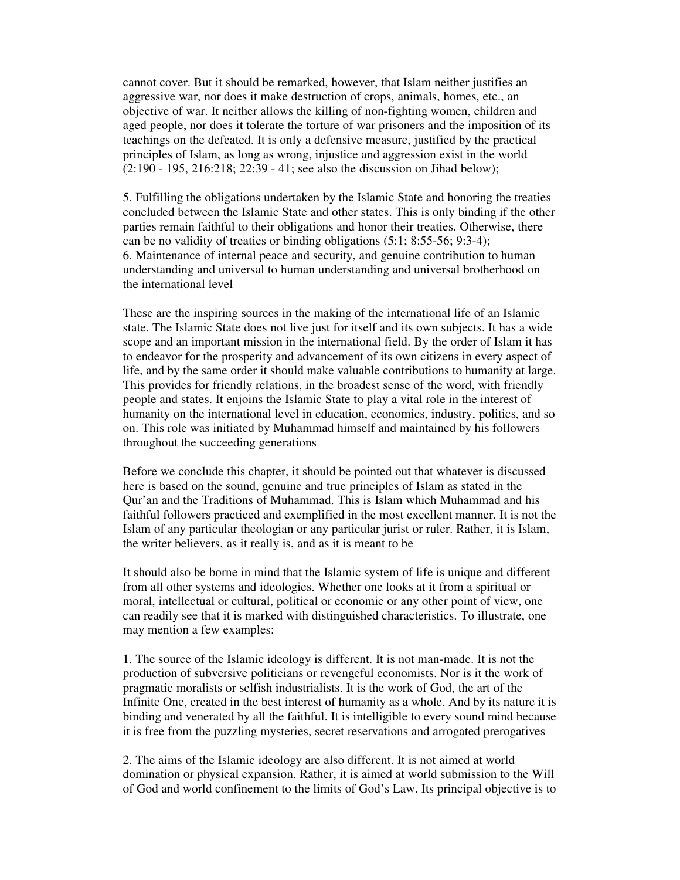cannot cover. But it should be remarked, however, that Islam neither justifies an aggressive war, nor does it make destruction of crops, animals, homes, etc., an objective of war. It neither allows the killing of non-fighting women, children and aged people, nor does it tolerate the torture of war prisoners and the imposition of its teachings on the defeated. It is only a defensive measure, justified by the practical principles of Islam, as long as wrong, injustice and aggression exist in the world (2:190 - 195, 216:218; 22:39 - 41; see also the discussion on Jihad below);

5. Fulfilling the obligations undertaken by the Islamic State and honoring the treaties concluded between the Islamic State and other states. This is only binding if the other parties remain faithful to their obligations and honor their treaties. Otherwise, there can be no validity of treaties or binding obligations (5:1; 8:55-56; 9:3-4);
6. Maintenance of internal peace and security, and genuine contribution to human understanding and universal to human understanding and universal brotherhood on the international level

These are the inspiring sources in the making of the international life of an Islamic state. The Islamic State does not live just for itself and its own subjects. It has a wide scope and an important mission in the international field. By the order of Islam it has to endeavor for the prosperity and advancement of its own citizens in every aspect of life, and by the same order it should make valuable contributions to humanity at large. This provides for friendly relations, in the broadest sense of the word, with friendly people and states. It enjoins the Islamic State to play a vital role in the interest of humanity on the international level in education, economics, industry, politics, and so on. This role was initiated by Muhammad himself and maintained by his followers throughout the succeeding generations

Before we conclude this chapter, it should be pointed out that whatever is discussed here is based on the sound, genuine and true principles of Islam as stated in the Qur'an and the Traditions of Muhammad. This is Islam which Muhammad and his faithful followers practiced and exemplified in the most excellent manner. It is not the Islam of any particular theologian or any particular jurist or ruler. Rather, it is Islam, the writer believers, as it really is, and as it is meant to be

It should also be borne in mind that the Islamic system of life is unique and different from all other systems and ideologies. Whether one looks at it from a spiritual or moral, intellectual or cultural, political or economic or any other point of view, one can readily see that it is marked with distinguished characteristics. To illustrate, one may mention a few examples:

1. The source of the Islamic ideology is different. It is not man-made. It is not the production of subversive politicians or revengeful economists. Nor is it the work of pragmatic moralists or selfish industrialists. It is the work of God, the art of the Infinite One, created in the best interest of humanity as a whole. And by its nature it is binding and venerated by all the faithful. It is intelligible to every sound mind because it is free from the puzzling mysteries, secret reservations and arrogated prerogatives

2. The aims of the Islamic ideology are also different. It is not aimed at world domination or physical expansion. Rather, it is aimed at world submission to the Will of God and world confinement to the limits of God's Law. Its principal objective is to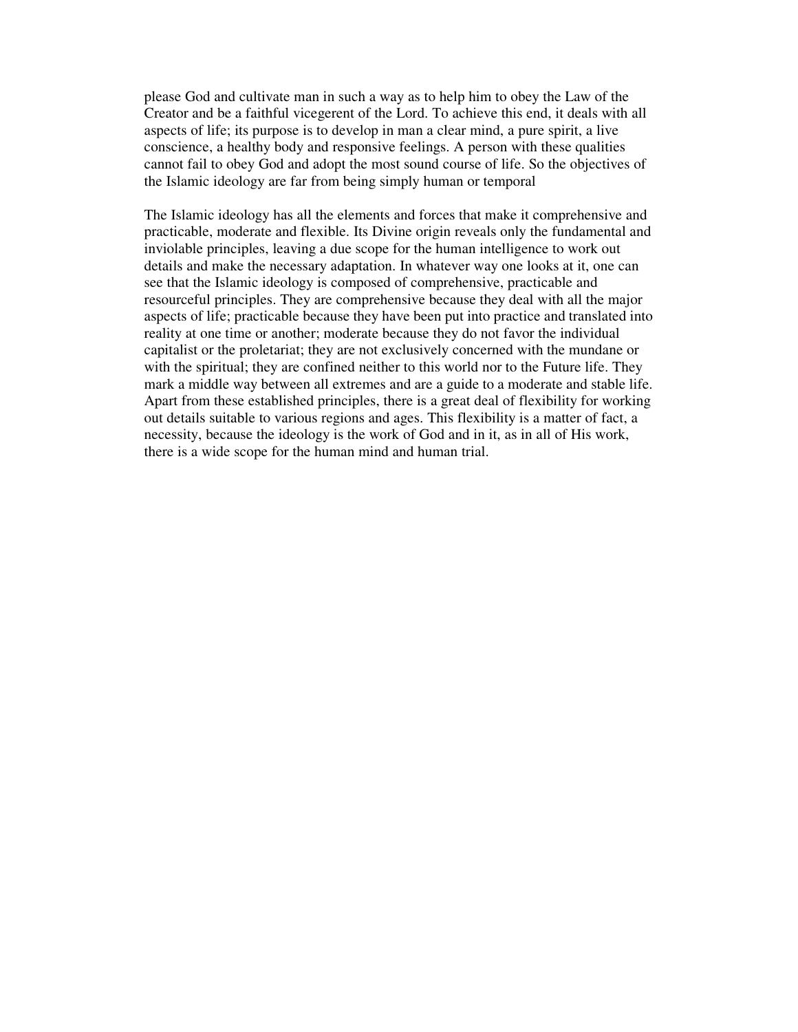please God and cultivate man in such a way as to help him to obey the Law of the Creator and be a faithful vicegerent of the Lord. To achieve this end, it deals with all aspects of life; its purpose is to develop in man a clear mind, a pure spirit, a live conscience, a healthy body and responsive feelings. A person with these qualities cannot fail to obey God and adopt the most sound course of life. So the objectives of the Islamic ideology are far from being simply human or temporal

The Islamic ideology has all the elements and forces that make it comprehensive and practicable, moderate and flexible. Its Divine origin reveals only the fundamental and inviolable principles, leaving a due scope for the human intelligence to work out details and make the necessary adaptation. In whatever way one looks at it, one can see that the Islamic ideology is composed of comprehensive, practicable and resourceful principles. They are comprehensive because they deal with all the major aspects of life; practicable because they have been put into practice and translated into reality at one time or another; moderate because they do not favor the individual capitalist or the proletariat; they are not exclusively concerned with the mundane or with the spiritual; they are confined neither to this world nor to the Future life. They mark a middle way between all extremes and are a guide to a moderate and stable life. Apart from these established principles, there is a great deal of flexibility for working out details suitable to various regions and ages. This flexibility is a matter of fact, a necessity, because the ideology is the work of God and in it, as in all of His work, there is a wide scope for the human mind and human trial.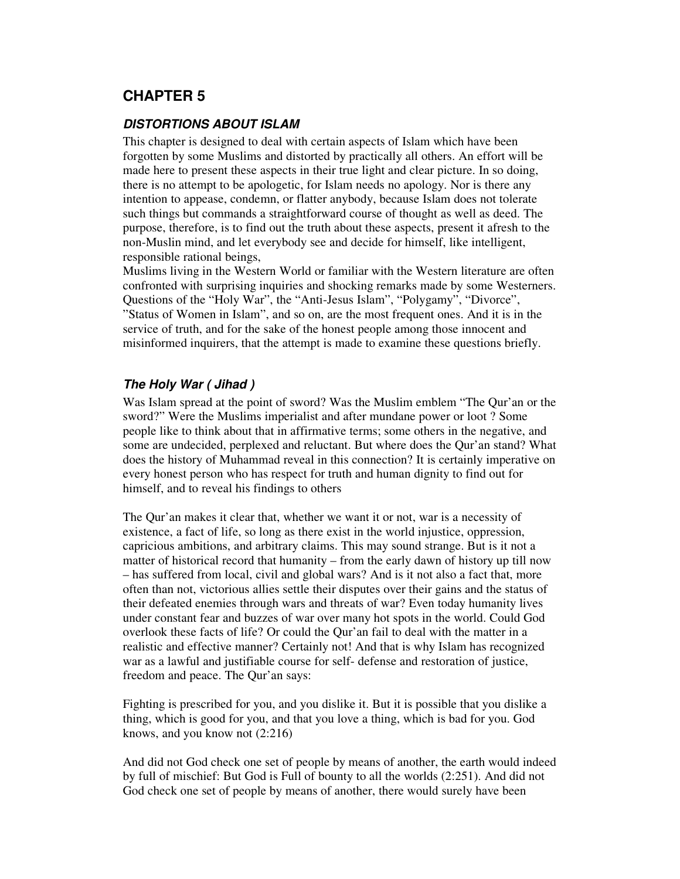# CHAPTER 5

## *DISTORTIONS ABOUT ISLAM*

This chapter is designed to deal with certain aspects of Islam which have been forgotten by some Muslims and distorted by practically all others. An effort will be made here to present these aspects in their true light and clear picture. In so doing, there is no attempt to be apologetic, for Islam needs no apology. Nor is there any intention to appease, condemn, or flatter anybody, because Islam does not tolerate such things but commands a straightforward course of thought as well as deed. The purpose, therefore, is to find out the truth about these aspects, present it afresh to the non-Muslin mind, and let everybody see and decide for himself, like intelligent, responsible rational beings,

Muslims living in the Western World or familiar with the Western literature are often confronted with surprising inquiries and shocking remarks made by some Westerners. Questions of the "Holy War", the "Anti-Jesus Islam", "Polygamy", "Divorce", "Status of Women in Islam", and so on, are the most frequent ones. And it is in the service of truth, and for the sake of the honest people among those innocent and misinformed inquirers, that the attempt is made to examine these questions briefly.

### *The Holy War ( Jihad )*

Was Islam spread at the point of sword? Was the Muslim emblem "The Qur'an or the sword?" Were the Muslims imperialist and after mundane power or loot ? Some people like to think about that in affirmative terms; some others in the negative, and some are undecided, perplexed and reluctant. But where does the Qur'an stand? What does the history of Muhammad reveal in this connection? It is certainly imperative on every honest person who has respect for truth and human dignity to find out for himself, and to reveal his findings to others

The Qur'an makes it clear that, whether we want it or not, war is a necessity of existence, a fact of life, so long as there exist in the world injustice, oppression, capricious ambitions, and arbitrary claims. This may sound strange. But is it not a matter of historical record that humanity – from the early dawn of history up till now – has suffered from local, civil and global wars? And is it not also a fact that, more often than not, victorious allies settle their disputes over their gains and the status of their defeated enemies through wars and threats of war? Even today humanity lives under constant fear and buzzes of war over many hot spots in the world. Could God overlook these facts of life? Or could the Qur'an fail to deal with the matter in a realistic and effective manner? Certainly not! And that is why Islam has recognized war as a lawful and justifiable course for self- defense and restoration of justice, freedom and peace. The Qur'an says:

Fighting is prescribed for you, and you dislike it. But it is possible that you dislike a thing, which is good for you, and that you love a thing, which is bad for you. God knows, and you know not (2:216)

And did not God check one set of people by means of another, the earth would indeed by full of mischief: But God is Full of bounty to all the worlds (2:251). And did not God check one set of people by means of another, there would surely have been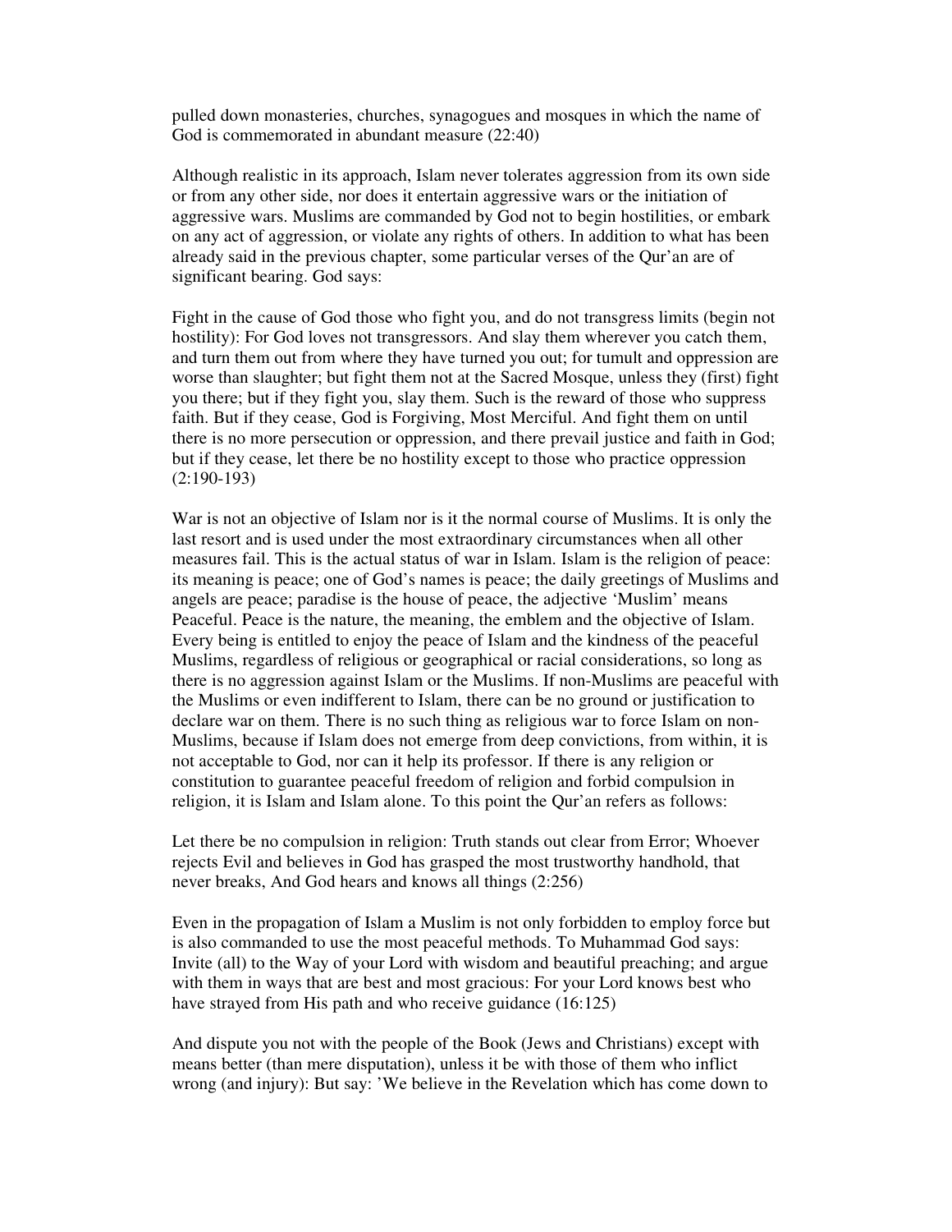pulled down monasteries, churches, synagogues and mosques in which the name of God is commemorated in abundant measure (22:40)

Although realistic in its approach, Islam never tolerates aggression from its own side or from any other side, nor does it entertain aggressive wars or the initiation of aggressive wars. Muslims are commanded by God not to begin hostilities, or embark on any act of aggression, or violate any rights of others. In addition to what has been already said in the previous chapter, some particular verses of the Qur'an are of significant bearing. God says:

Fight in the cause of God those who fight you, and do not transgress limits (begin not hostility): For God loves not transgressors. And slay them wherever you catch them, and turn them out from where they have turned you out; for tumult and oppression are worse than slaughter; but fight them not at the Sacred Mosque, unless they (first) fight you there; but if they fight you, slay them. Such is the reward of those who suppress faith. But if they cease, God is Forgiving, Most Merciful. And fight them on until there is no more persecution or oppression, and there prevail justice and faith in God; but if they cease, let there be no hostility except to those who practice oppression (2:190-193)

War is not an objective of Islam nor is it the normal course of Muslims. It is only the last resort and is used under the most extraordinary circumstances when all other measures fail. This is the actual status of war in Islam. Islam is the religion of peace: its meaning is peace; one of God's names is peace; the daily greetings of Muslims and angels are peace; paradise is the house of peace, the adjective 'Muslim' means Peaceful. Peace is the nature, the meaning, the emblem and the objective of Islam. Every being is entitled to enjoy the peace of Islam and the kindness of the peaceful Muslims, regardless of religious or geographical or racial considerations, so long as there is no aggression against Islam or the Muslims. If non-Muslims are peaceful with the Muslims or even indifferent to Islam, there can be no ground or justification to declare war on them. There is no such thing as religious war to force Islam on non-Muslims, because if Islam does not emerge from deep convictions, from within, it is not acceptable to God, nor can it help its professor. If there is any religion or constitution to guarantee peaceful freedom of religion and forbid compulsion in religion, it is Islam and Islam alone. To this point the Qur'an refers as follows:

Let there be no compulsion in religion: Truth stands out clear from Error; Whoever rejects Evil and believes in God has grasped the most trustworthy handhold, that never breaks, And God hears and knows all things (2:256)

Even in the propagation of Islam a Muslim is not only forbidden to employ force but is also commanded to use the most peaceful methods. To Muhammad God says: Invite (all) to the Way of your Lord with wisdom and beautiful preaching; and argue with them in ways that are best and most gracious: For your Lord knows best who have strayed from His path and who receive guidance (16:125)

And dispute you not with the people of the Book (Jews and Christians) except with means better (than mere disputation), unless it be with those of them who inflict wrong (and injury): But say: 'We believe in the Revelation which has come down to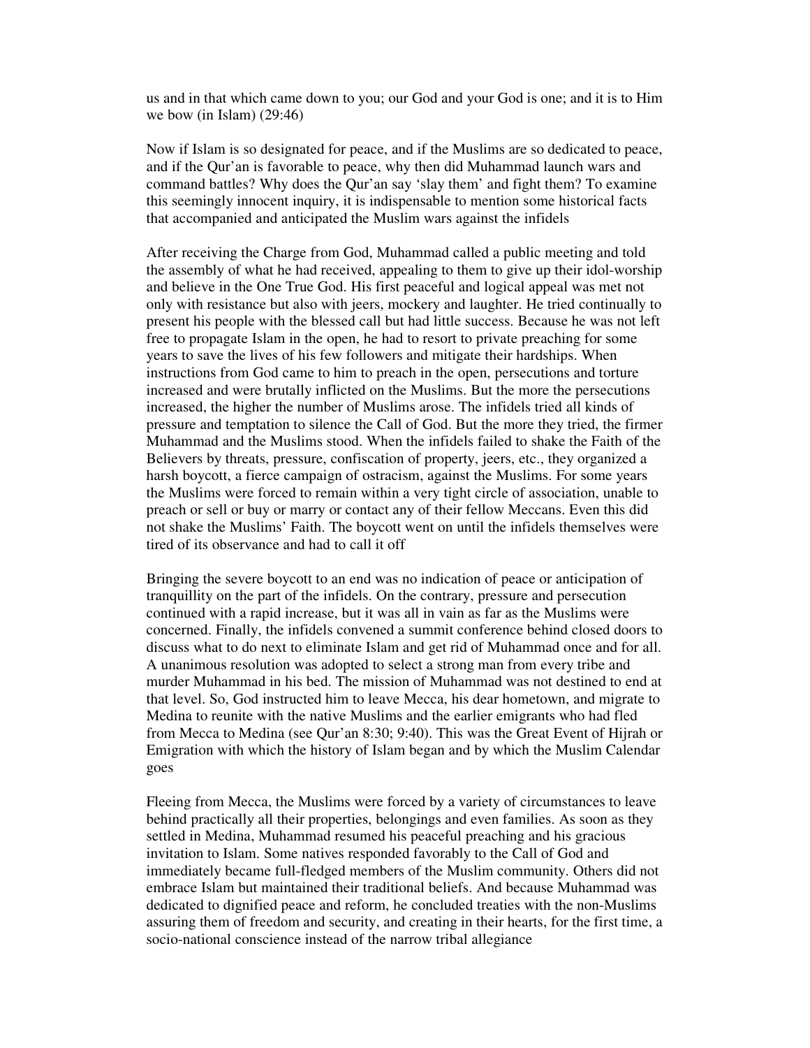us and in that which came down to you; our God and your God is one; and it is to Him we bow (in Islam) (29:46)

Now if Islam is so designated for peace, and if the Muslims are so dedicated to peace, and if the Qur'an is favorable to peace, why then did Muhammad launch wars and command battles? Why does the Qur'an say 'slay them' and fight them? To examine this seemingly innocent inquiry, it is indispensable to mention some historical facts that accompanied and anticipated the Muslim wars against the infidels

After receiving the Charge from God, Muhammad called a public meeting and told the assembly of what he had received, appealing to them to give up their idol-worship and believe in the One True God. His first peaceful and logical appeal was met not only with resistance but also with jeers, mockery and laughter. He tried continually to present his people with the blessed call but had little success. Because he was not left free to propagate Islam in the open, he had to resort to private preaching for some years to save the lives of his few followers and mitigate their hardships. When instructions from God came to him to preach in the open, persecutions and torture increased and were brutally inflicted on the Muslims. But the more the persecutions increased, the higher the number of Muslims arose. The infidels tried all kinds of pressure and temptation to silence the Call of God. But the more they tried, the firmer Muhammad and the Muslims stood. When the infidels failed to shake the Faith of the Believers by threats, pressure, confiscation of property, jeers, etc., they organized a harsh boycott, a fierce campaign of ostracism, against the Muslims. For some years the Muslims were forced to remain within a very tight circle of association, unable to preach or sell or buy or marry or contact any of their fellow Meccans. Even this did not shake the Muslims' Faith. The boycott went on until the infidels themselves were tired of its observance and had to call it off

Bringing the severe boycott to an end was no indication of peace or anticipation of tranquillity on the part of the infidels. On the contrary, pressure and persecution continued with a rapid increase, but it was all in vain as far as the Muslims were concerned. Finally, the infidels convened a summit conference behind closed doors to discuss what to do next to eliminate Islam and get rid of Muhammad once and for all. A unanimous resolution was adopted to select a strong man from every tribe and murder Muhammad in his bed. The mission of Muhammad was not destined to end at that level. So, God instructed him to leave Mecca, his dear hometown, and migrate to Medina to reunite with the native Muslims and the earlier emigrants who had fled from Mecca to Medina (see Qur'an 8:30; 9:40). This was the Great Event of Hijrah or Emigration with which the history of Islam began and by which the Muslim Calendar goes

Fleeing from Mecca, the Muslims were forced by a variety of circumstances to leave behind practically all their properties, belongings and even families. As soon as they settled in Medina, Muhammad resumed his peaceful preaching and his gracious invitation to Islam. Some natives responded favorably to the Call of God and immediately became full-fledged members of the Muslim community. Others did not embrace Islam but maintained their traditional beliefs. And because Muhammad was dedicated to dignified peace and reform, he concluded treaties with the non-Muslims assuring them of freedom and security, and creating in their hearts, for the first time, a socio-national conscience instead of the narrow tribal allegiance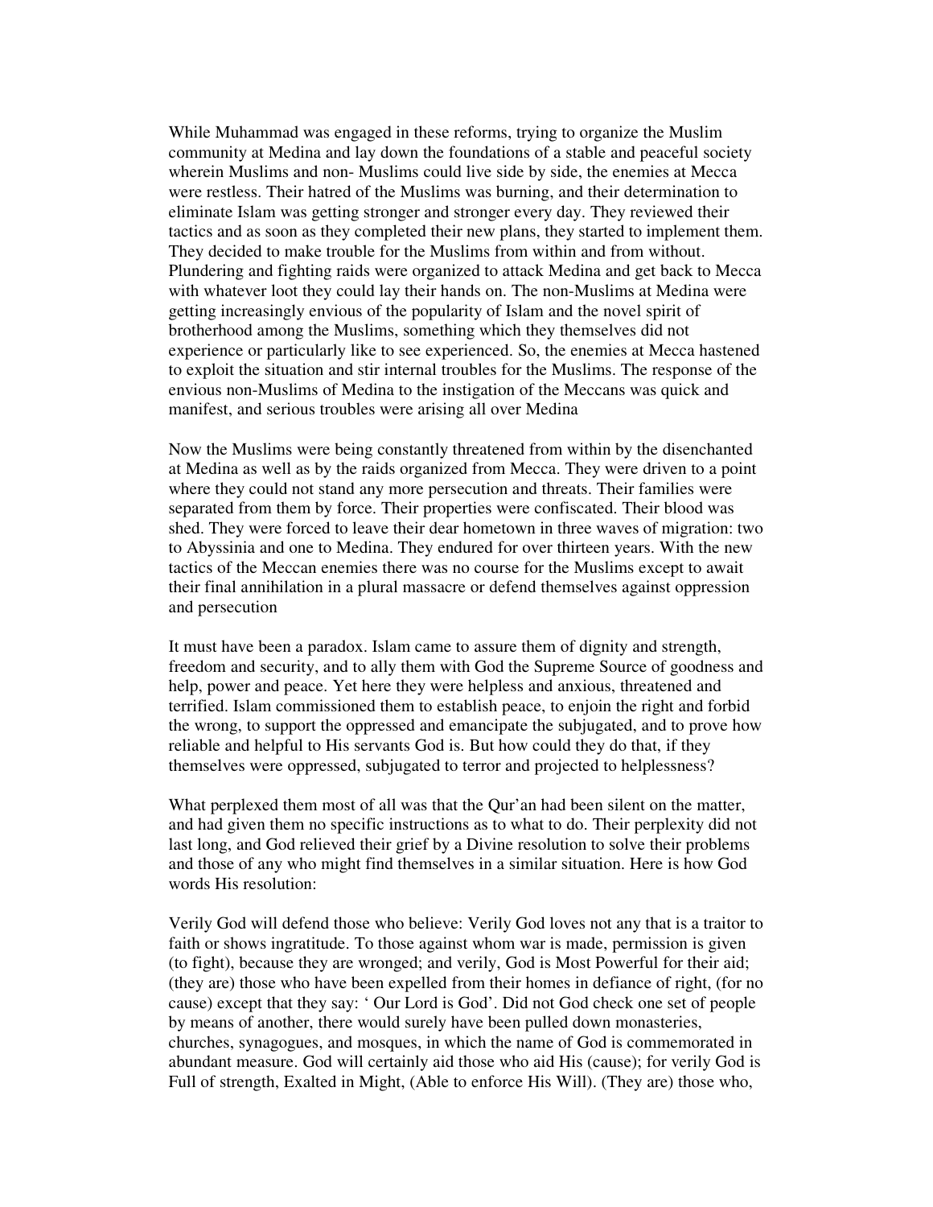While Muhammad was engaged in these reforms, trying to organize the Muslim community at Medina and lay down the foundations of a stable and peaceful society wherein Muslims and non- Muslims could live side by side, the enemies at Mecca were restless. Their hatred of the Muslims was burning, and their determination to eliminate Islam was getting stronger and stronger every day. They reviewed their tactics and as soon as they completed their new plans, they started to implement them. They decided to make trouble for the Muslims from within and from without. Plundering and fighting raids were organized to attack Medina and get back to Mecca with whatever loot they could lay their hands on. The non-Muslims at Medina were getting increasingly envious of the popularity of Islam and the novel spirit of brotherhood among the Muslims, something which they themselves did not experience or particularly like to see experienced. So, the enemies at Mecca hastened to exploit the situation and stir internal troubles for the Muslims. The response of the envious non-Muslims of Medina to the instigation of the Meccans was quick and manifest, and serious troubles were arising all over Medina

Now the Muslims were being constantly threatened from within by the disenchanted at Medina as well as by the raids organized from Mecca. They were driven to a point where they could not stand any more persecution and threats. Their families were separated from them by force. Their properties were confiscated. Their blood was shed. They were forced to leave their dear hometown in three waves of migration: two to Abyssinia and one to Medina. They endured for over thirteen years. With the new tactics of the Meccan enemies there was no course for the Muslims except to await their final annihilation in a plural massacre or defend themselves against oppression and persecution

It must have been a paradox. Islam came to assure them of dignity and strength, freedom and security, and to ally them with God the Supreme Source of goodness and help, power and peace. Yet here they were helpless and anxious, threatened and terrified. Islam commissioned them to establish peace, to enjoin the right and forbid the wrong, to support the oppressed and emancipate the subjugated, and to prove how reliable and helpful to His servants God is. But how could they do that, if they themselves were oppressed, subjugated to terror and projected to helplessness?

What perplexed them most of all was that the Qur'an had been silent on the matter, and had given them no specific instructions as to what to do. Their perplexity did not last long, and God relieved their grief by a Divine resolution to solve their problems and those of any who might find themselves in a similar situation. Here is how God words His resolution:

Verily God will defend those who believe: Verily God loves not any that is a traitor to faith or shows ingratitude. To those against whom war is made, permission is given (to fight), because they are wronged; and verily, God is Most Powerful for their aid; (they are) those who have been expelled from their homes in defiance of right, (for no cause) except that they say: ' Our Lord is God'. Did not God check one set of people by means of another, there would surely have been pulled down monasteries, churches, synagogues, and mosques, in which the name of God is commemorated in abundant measure. God will certainly aid those who aid His (cause); for verily God is Full of strength, Exalted in Might, (Able to enforce His Will). (They are) those who,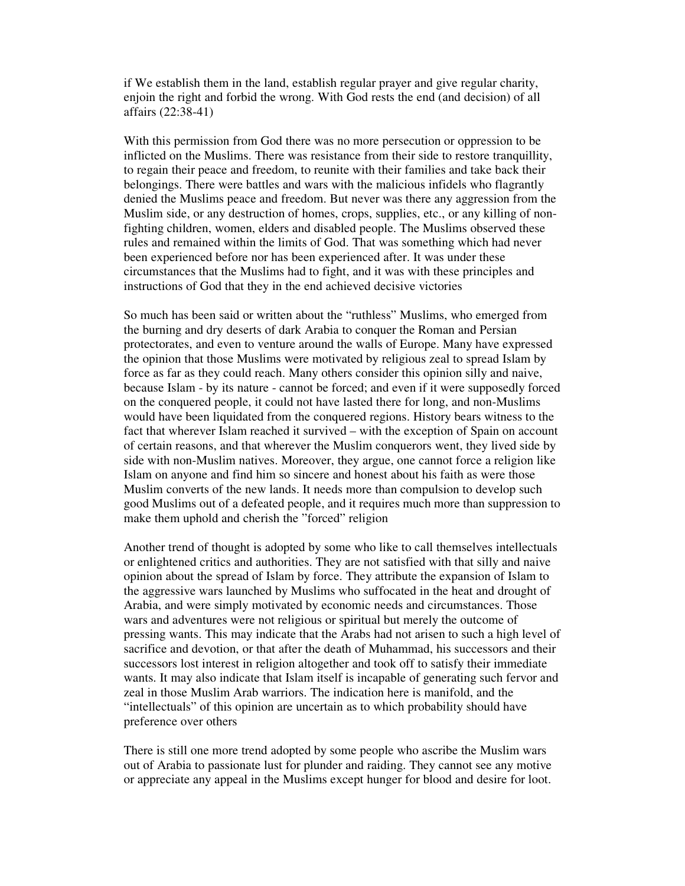if We establish them in the land, establish regular prayer and give regular charity, enjoin the right and forbid the wrong. With God rests the end (and decision) of all affairs (22:38-41)

With this permission from God there was no more persecution or oppression to be inflicted on the Muslims. There was resistance from their side to restore tranquillity, to regain their peace and freedom, to reunite with their families and take back their belongings. There were battles and wars with the malicious infidels who flagrantly denied the Muslims peace and freedom. But never was there any aggression from the Muslim side, or any destruction of homes, crops, supplies, etc., or any killing of non-fighting children, women, elders and disabled people. The Muslims observed these rules and remained within the limits of God. That was something which had never been experienced before nor has been experienced after. It was under these circumstances that the Muslims had to fight, and it was with these principles and instructions of God that they in the end achieved decisive victories

So much has been said or written about the "ruthless" Muslims, who emerged from the burning and dry deserts of dark Arabia to conquer the Roman and Persian protectorates, and even to venture around the walls of Europe. Many have expressed the opinion that those Muslims were motivated by religious zeal to spread Islam by force as far as they could reach. Many others consider this opinion silly and naive, because Islam - by its nature - cannot be forced; and even if it were supposedly forced on the conquered people, it could not have lasted there for long, and non-Muslims would have been liquidated from the conquered regions. History bears witness to the fact that wherever Islam reached it survived – with the exception of Spain on account of certain reasons, and that wherever the Muslim conquerors went, they lived side by side with non-Muslim natives. Moreover, they argue, one cannot force a religion like Islam on anyone and find him so sincere and honest about his faith as were those Muslim converts of the new lands. It needs more than compulsion to develop such good Muslims out of a defeated people, and it requires much more than suppression to make them uphold and cherish the "forced" religion

Another trend of thought is adopted by some who like to call themselves intellectuals or enlightened critics and authorities. They are not satisfied with that silly and naive opinion about the spread of Islam by force. They attribute the expansion of Islam to the aggressive wars launched by Muslims who suffocated in the heat and drought of Arabia, and were simply motivated by economic needs and circumstances. Those wars and adventures were not religious or spiritual but merely the outcome of pressing wants. This may indicate that the Arabs had not arisen to such a high level of sacrifice and devotion, or that after the death of Muhammad, his successors and their successors lost interest in religion altogether and took off to satisfy their immediate wants. It may also indicate that Islam itself is incapable of generating such fervor and zeal in those Muslim Arab warriors. The indication here is manifold, and the "intellectuals" of this opinion are uncertain as to which probability should have preference over others

There is still one more trend adopted by some people who ascribe the Muslim wars out of Arabia to passionate lust for plunder and raiding. They cannot see any motive or appreciate any appeal in the Muslims except hunger for blood and desire for loot.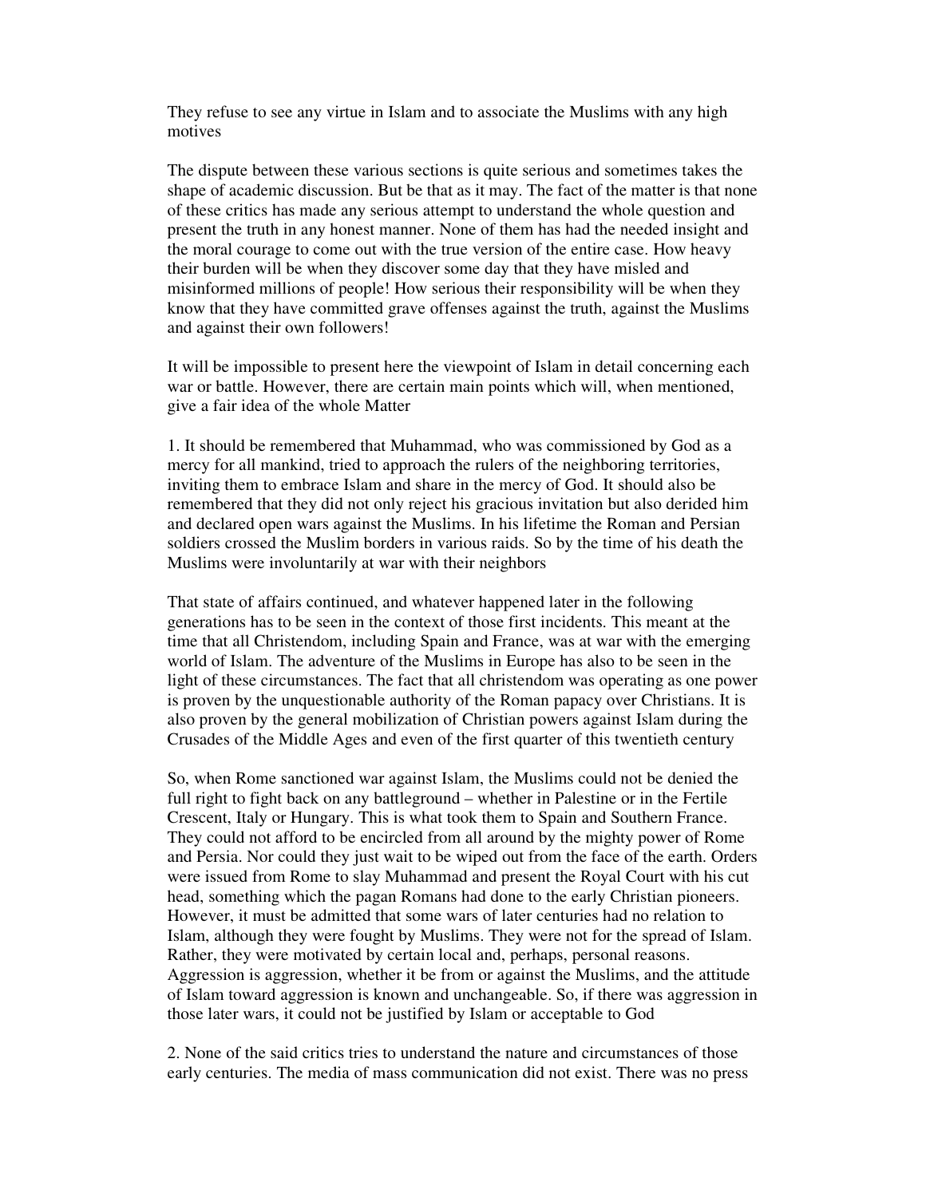They refuse to see any virtue in Islam and to associate the Muslims with any high motives

The dispute between these various sections is quite serious and sometimes takes the shape of academic discussion. But be that as it may. The fact of the matter is that none of these critics has made any serious attempt to understand the whole question and present the truth in any honest manner. None of them has had the needed insight and the moral courage to come out with the true version of the entire case. How heavy their burden will be when they discover some day that they have misled and misinformed millions of people! How serious their responsibility will be when they know that they have committed grave offenses against the truth, against the Muslims and against their own followers!

It will be impossible to present here the viewpoint of Islam in detail concerning each war or battle. However, there are certain main points which will, when mentioned, give a fair idea of the whole Matter

1. It should be remembered that Muhammad, who was commissioned by God as a mercy for all mankind, tried to approach the rulers of the neighboring territories, inviting them to embrace Islam and share in the mercy of God. It should also be remembered that they did not only reject his gracious invitation but also derided him and declared open wars against the Muslims. In his lifetime the Roman and Persian soldiers crossed the Muslim borders in various raids. So by the time of his death the Muslims were involuntarily at war with their neighbors

That state of affairs continued, and whatever happened later in the following generations has to be seen in the context of those first incidents. This meant at the time that all Christendom, including Spain and France, was at war with the emerging world of Islam. The adventure of the Muslims in Europe has also to be seen in the light of these circumstances. The fact that all christendom was operating as one power is proven by the unquestionable authority of the Roman papacy over Christians. It is also proven by the general mobilization of Christian powers against Islam during the Crusades of the Middle Ages and even of the first quarter of this twentieth century

So, when Rome sanctioned war against Islam, the Muslims could not be denied the full right to fight back on any battleground – whether in Palestine or in the Fertile Crescent, Italy or Hungary. This is what took them to Spain and Southern France. They could not afford to be encircled from all around by the mighty power of Rome and Persia. Nor could they just wait to be wiped out from the face of the earth. Orders were issued from Rome to slay Muhammad and present the Royal Court with his cut head, something which the pagan Romans had done to the early Christian pioneers. However, it must be admitted that some wars of later centuries had no relation to Islam, although they were fought by Muslims. They were not for the spread of Islam. Rather, they were motivated by certain local and, perhaps, personal reasons. Aggression is aggression, whether it be from or against the Muslims, and the attitude of Islam toward aggression is known and unchangeable. So, if there was aggression in those later wars, it could not be justified by Islam or acceptable to God

2. None of the said critics tries to understand the nature and circumstances of those early centuries. The media of mass communication did not exist. There was no press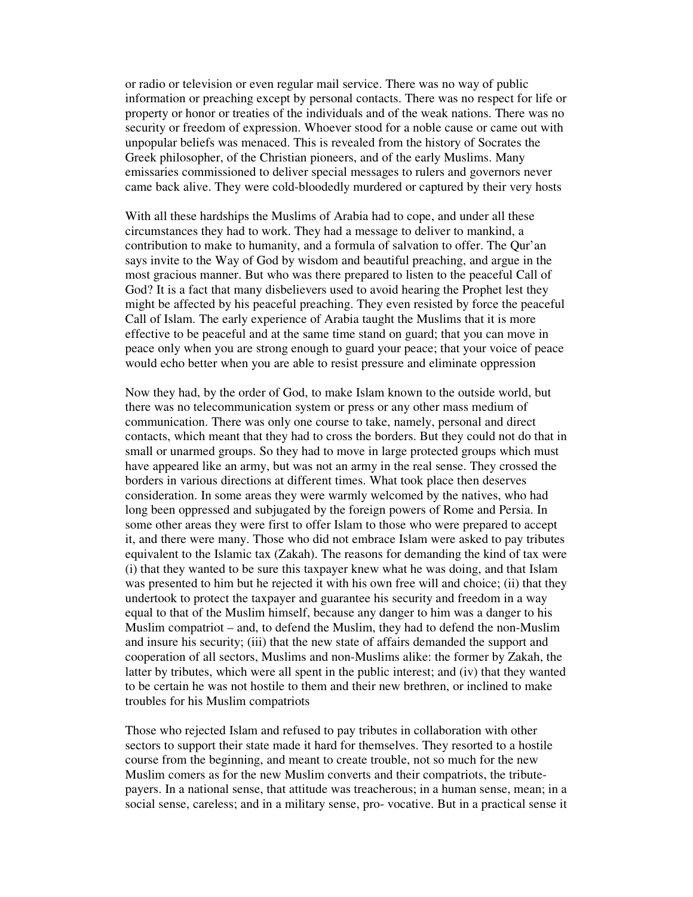or radio or television or even regular mail service. There was no way of public information or preaching except by personal contacts. There was no respect for life or property or honor or treaties of the individuals and of the weak nations. There was no security or freedom of expression. Whoever stood for a noble cause or came out with unpopular beliefs was menaced. This is revealed from the history of Socrates the Greek philosopher, of the Christian pioneers, and of the early Muslims. Many emissaries commissioned to deliver special messages to rulers and governors never came back alive. They were cold-bloodedly murdered or captured by their very hosts

With all these hardships the Muslims of Arabia had to cope, and under all these circumstances they had to work. They had a message to deliver to mankind, a contribution to make to humanity, and a formula of salvation to offer. The Qur'an says invite to the Way of God by wisdom and beautiful preaching, and argue in the most gracious manner. But who was there prepared to listen to the peaceful Call of God? It is a fact that many disbelievers used to avoid hearing the Prophet lest they might be affected by his peaceful preaching. They even resisted by force the peaceful Call of Islam. The early experience of Arabia taught the Muslims that it is more effective to be peaceful and at the same time stand on guard; that you can move in peace only when you are strong enough to guard your peace; that your voice of peace would echo better when you are able to resist pressure and eliminate oppression

Now they had, by the order of God, to make Islam known to the outside world, but there was no telecommunication system or press or any other mass medium of communication. There was only one course to take, namely, personal and direct contacts, which meant that they had to cross the borders. But they could not do that in small or unarmed groups. So they had to move in large protected groups which must have appeared like an army, but was not an army in the real sense. They crossed the borders in various directions at different times. What took place then deserves consideration. In some areas they were warmly welcomed by the natives, who had long been oppressed and subjugated by the foreign powers of Rome and Persia. In some other areas they were first to offer Islam to those who were prepared to accept it, and there were many. Those who did not embrace Islam were asked to pay tributes equivalent to the Islamic tax (Zakah). The reasons for demanding the kind of tax were (i) that they wanted to be sure this taxpayer knew what he was doing, and that Islam was presented to him but he rejected it with his own free will and choice; (ii) that they undertook to protect the taxpayer and guarantee his security and freedom in a way equal to that of the Muslim himself, because any danger to him was a danger to his Muslim compatriot – and, to defend the Muslim, they had to defend the non-Muslim and insure his security; (iii) that the new state of affairs demanded the support and cooperation of all sectors, Muslims and non-Muslims alike: the former by Zakah, the latter by tributes, which were all spent in the public interest; and (iv) that they wanted to be certain he was not hostile to them and their new brethren, or inclined to make troubles for his Muslim compatriots

Those who rejected Islam and refused to pay tributes in collaboration with other sectors to support their state made it hard for themselves. They resorted to a hostile course from the beginning, and meant to create trouble, not so much for the new Muslim comers as for the new Muslim converts and their compatriots, the tribute-payers. In a national sense, that attitude was treacherous; in a human sense, mean; in a social sense, careless; and in a military sense, pro- vocative. But in a practical sense it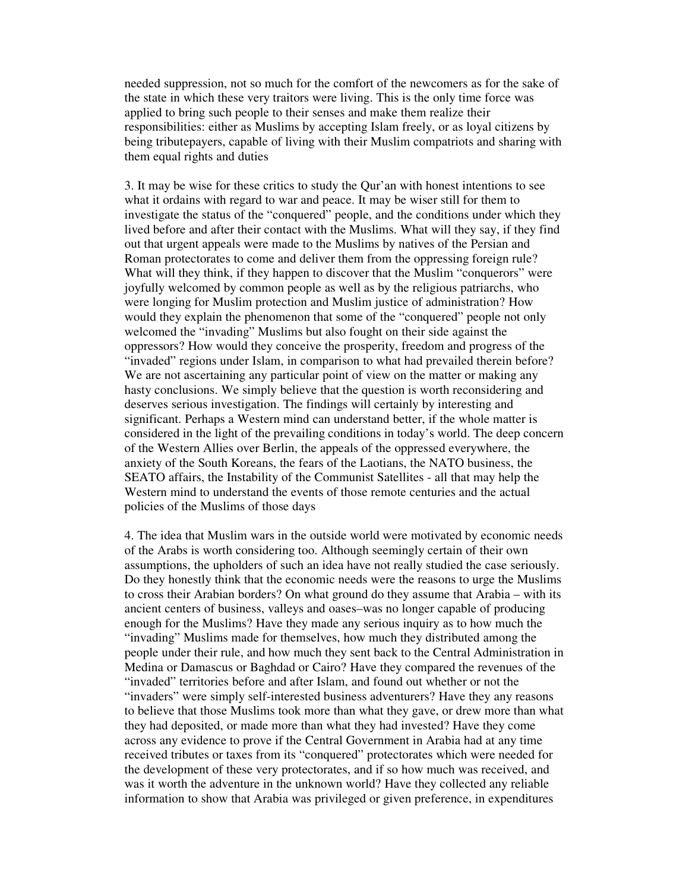needed suppression, not so much for the comfort of the newcomers as for the sake of the state in which these very traitors were living. This is the only time force was applied to bring such people to their senses and make them realize their responsibilities: either as Muslims by accepting Islam freely, or as loyal citizens by being tributepayers, capable of living with their Muslim compatriots and sharing with them equal rights and duties

3. It may be wise for these critics to study the Qur'an with honest intentions to see what it ordains with regard to war and peace. It may be wiser still for them to investigate the status of the "conquered" people, and the conditions under which they lived before and after their contact with the Muslims. What will they say, if they find out that urgent appeals were made to the Muslims by natives of the Persian and Roman protectorates to come and deliver them from the oppressing foreign rule? What will they think, if they happen to discover that the Muslim "conquerors" were joyfully welcomed by common people as well as by the religious patriarchs, who were longing for Muslim protection and Muslim justice of administration? How would they explain the phenomenon that some of the "conquered" people not only welcomed the "invading" Muslims but also fought on their side against the oppressors? How would they conceive the prosperity, freedom and progress of the "invaded" regions under Islam, in comparison to what had prevailed therein before? We are not ascertaining any particular point of view on the matter or making any hasty conclusions. We simply believe that the question is worth reconsidering and deserves serious investigation. The findings will certainly by interesting and significant. Perhaps a Western mind can understand better, if the whole matter is considered in the light of the prevailing conditions in today's world. The deep concern of the Western Allies over Berlin, the appeals of the oppressed everywhere, the anxiety of the South Koreans, the fears of the Laotians, the NATO business, the SEATO affairs, the Instability of the Communist Satellites - all that may help the Western mind to understand the events of those remote centuries and the actual policies of the Muslims of those days

4. The idea that Muslim wars in the outside world were motivated by economic needs of the Arabs is worth considering too. Although seemingly certain of their own assumptions, the upholders of such an idea have not really studied the case seriously. Do they honestly think that the economic needs were the reasons to urge the Muslims to cross their Arabian borders? On what ground do they assume that Arabia – with its ancient centers of business, valleys and oases–was no longer capable of producing enough for the Muslims? Have they made any serious inquiry as to how much the "invading" Muslims made for themselves, how much they distributed among the people under their rule, and how much they sent back to the Central Administration in Medina or Damascus or Baghdad or Cairo? Have they compared the revenues of the "invaded" territories before and after Islam, and found out whether or not the "invaders" were simply self-interested business adventurers? Have they any reasons to believe that those Muslims took more than what they gave, or drew more than what they had deposited, or made more than what they had invested? Have they come across any evidence to prove if the Central Government in Arabia had at any time received tributes or taxes from its "conquered" protectorates which were needed for the development of these very protectorates, and if so how much was received, and was it worth the adventure in the unknown world? Have they collected any reliable information to show that Arabia was privileged or given preference, in expenditures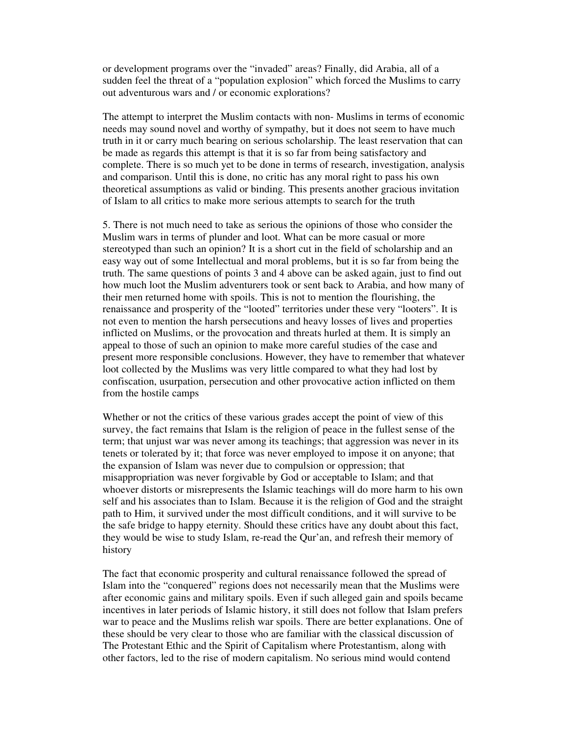or development programs over the "invaded" areas? Finally, did Arabia, all of a sudden feel the threat of a "population explosion" which forced the Muslims to carry out adventurous wars and / or economic explorations?

The attempt to interpret the Muslim contacts with non- Muslims in terms of economic needs may sound novel and worthy of sympathy, but it does not seem to have much truth in it or carry much bearing on serious scholarship. The least reservation that can be made as regards this attempt is that it is so far from being satisfactory and complete. There is so much yet to be done in terms of research, investigation, analysis and comparison. Until this is done, no critic has any moral right to pass his own theoretical assumptions as valid or binding. This presents another gracious invitation of Islam to all critics to make more serious attempts to search for the truth

5. There is not much need to take as serious the opinions of those who consider the Muslim wars in terms of plunder and loot. What can be more casual or more stereotyped than such an opinion? It is a short cut in the field of scholarship and an easy way out of some Intellectual and moral problems, but it is so far from being the truth. The same questions of points 3 and 4 above can be asked again, just to find out how much loot the Muslim adventurers took or sent back to Arabia, and how many of their men returned home with spoils. This is not to mention the flourishing, the renaissance and prosperity of the "looted" territories under these very "looters". It is not even to mention the harsh persecutions and heavy losses of lives and properties inflicted on Muslims, or the provocation and threats hurled at them. It is simply an appeal to those of such an opinion to make more careful studies of the case and present more responsible conclusions. However, they have to remember that whatever loot collected by the Muslims was very little compared to what they had lost by confiscation, usurpation, persecution and other provocative action inflicted on them from the hostile camps

Whether or not the critics of these various grades accept the point of view of this survey, the fact remains that Islam is the religion of peace in the fullest sense of the term; that unjust war was never among its teachings; that aggression was never in its tenets or tolerated by it; that force was never employed to impose it on anyone; that the expansion of Islam was never due to compulsion or oppression; that misappropriation was never forgivable by God or acceptable to Islam; and that whoever distorts or misrepresents the Islamic teachings will do more harm to his own self and his associates than to Islam. Because it is the religion of God and the straight path to Him, it survived under the most difficult conditions, and it will survive to be the safe bridge to happy eternity. Should these critics have any doubt about this fact, they would be wise to study Islam, re-read the Qur'an, and refresh their memory of history

The fact that economic prosperity and cultural renaissance followed the spread of Islam into the "conquered" regions does not necessarily mean that the Muslims were after economic gains and military spoils. Even if such alleged gain and spoils became incentives in later periods of Islamic history, it still does not follow that Islam prefers war to peace and the Muslims relish war spoils. There are better explanations. One of these should be very clear to those who are familiar with the classical discussion of The Protestant Ethic and the Spirit of Capitalism where Protestantism, along with other factors, led to the rise of modern capitalism. No serious mind would contend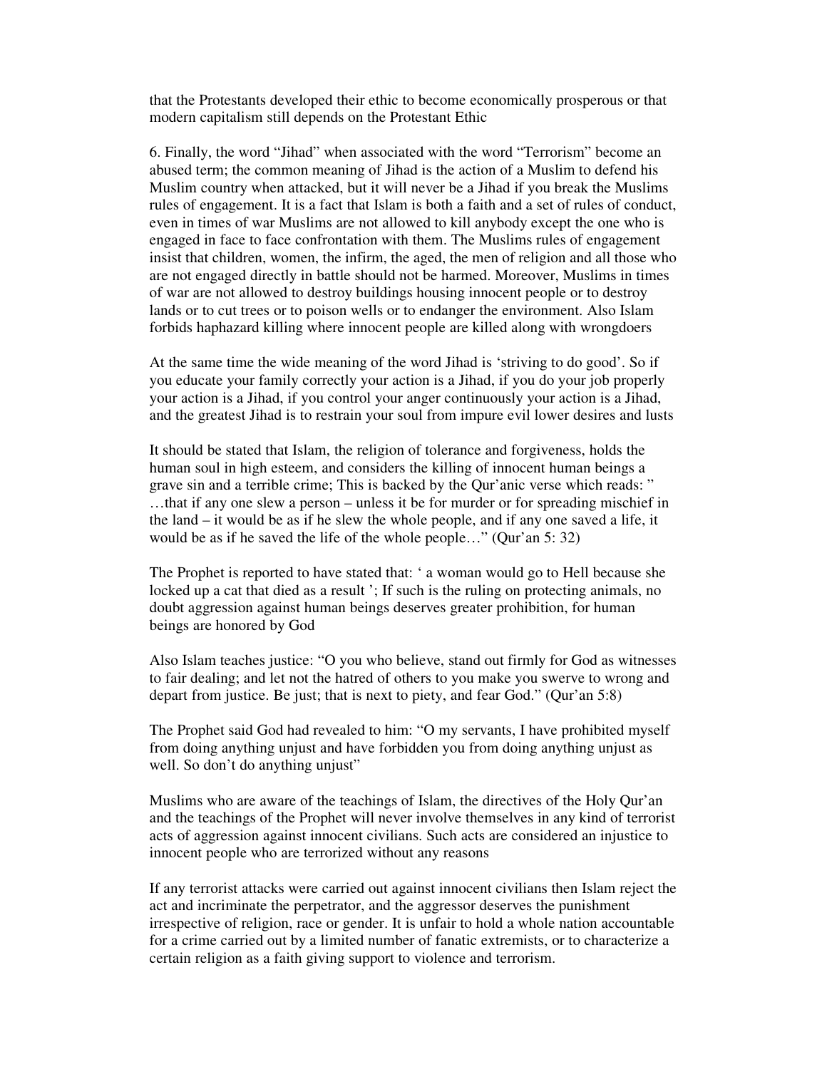that the Protestants developed their ethic to become economically prosperous or that modern capitalism still depends on the Protestant Ethic

6. Finally, the word "Jihad" when associated with the word "Terrorism" become an abused term; the common meaning of Jihad is the action of a Muslim to defend his Muslim country when attacked, but it will never be a Jihad if you break the Muslims rules of engagement. It is a fact that Islam is both a faith and a set of rules of conduct, even in times of war Muslims are not allowed to kill anybody except the one who is engaged in face to face confrontation with them. The Muslims rules of engagement insist that children, women, the infirm, the aged, the men of religion and all those who are not engaged directly in battle should not be harmed. Moreover, Muslims in times of war are not allowed to destroy buildings housing innocent people or to destroy lands or to cut trees or to poison wells or to endanger the environment. Also Islam forbids haphazard killing where innocent people are killed along with wrongdoers

At the same time the wide meaning of the word Jihad is 'striving to do good'. So if you educate your family correctly your action is a Jihad, if you do your job properly your action is a Jihad, if you control your anger continuously your action is a Jihad, and the greatest Jihad is to restrain your soul from impure evil lower desires and lusts

It should be stated that Islam, the religion of tolerance and forgiveness, holds the human soul in high esteem, and considers the killing of innocent human beings a grave sin and a terrible crime; This is backed by the Qur'anic verse which reads: " …that if any one slew a person – unless it be for murder or for spreading mischief in the land – it would be as if he slew the whole people, and if any one saved a life, it would be as if he saved the life of the whole people…" (Qur'an 5: 32)

The Prophet is reported to have stated that: ' a woman would go to Hell because she locked up a cat that died as a result '; If such is the ruling on protecting animals, no doubt aggression against human beings deserves greater prohibition, for human beings are honored by God

Also Islam teaches justice: "O you who believe, stand out firmly for God as witnesses to fair dealing; and let not the hatred of others to you make you swerve to wrong and depart from justice. Be just; that is next to piety, and fear God." (Qur'an 5:8)

The Prophet said God had revealed to him: "O my servants, I have prohibited myself from doing anything unjust and have forbidden you from doing anything unjust as well. So don't do anything unjust"

Muslims who are aware of the teachings of Islam, the directives of the Holy Qur'an and the teachings of the Prophet will never involve themselves in any kind of terrorist acts of aggression against innocent civilians. Such acts are considered an injustice to innocent people who are terrorized without any reasons

If any terrorist attacks were carried out against innocent civilians then Islam reject the act and incriminate the perpetrator, and the aggressor deserves the punishment irrespective of religion, race or gender. It is unfair to hold a whole nation accountable for a crime carried out by a limited number of fanatic extremists, or to characterize a certain religion as a faith giving support to violence and terrorism.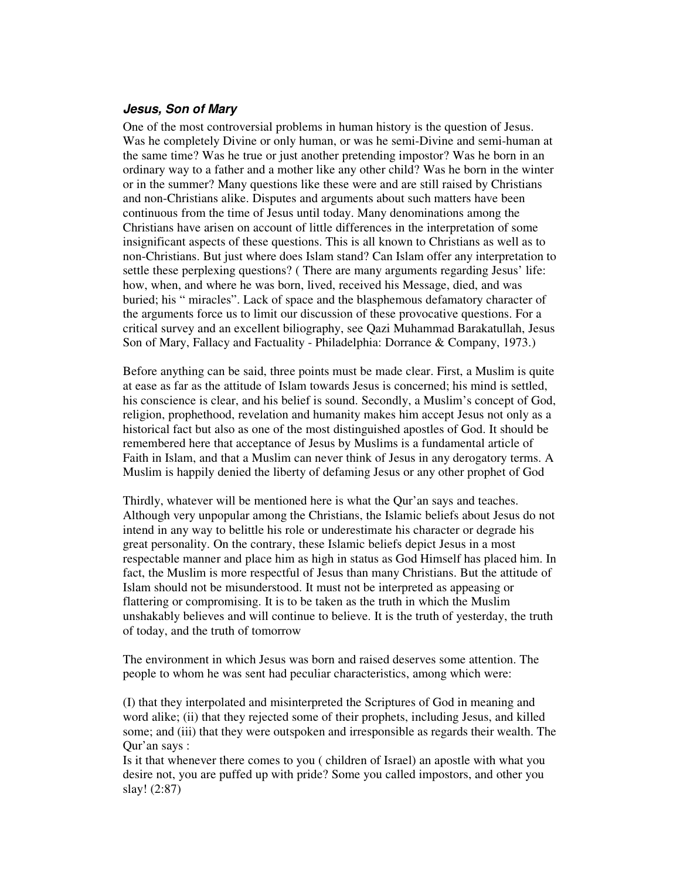### ***Jesus, Son of Mary***

One of the most controversial problems in human history is the question of Jesus. Was he completely Divine or only human, or was he semi-Divine and semi-human at the same time? Was he true or just another pretending impostor? Was he born in an ordinary way to a father and a mother like any other child? Was he born in the winter or in the summer? Many questions like these were and are still raised by Christians and non-Christians alike. Disputes and arguments about such matters have been continuous from the time of Jesus until today. Many denominations among the Christians have arisen on account of little differences in the interpretation of some insignificant aspects of these questions. This is all known to Christians as well as to non-Christians. But just where does Islam stand? Can Islam offer any interpretation to settle these perplexing questions? ( There are many arguments regarding Jesus' life: how, when, and where he was born, lived, received his Message, died, and was buried; his " miracles". Lack of space and the blasphemous defamatory character of the arguments force us to limit our discussion of these provocative questions. For a critical survey and an excellent biliography, see Qazi Muhammad Barakatullah, Jesus Son of Mary, Fallacy and Factuality - Philadelphia: Dorrance & Company, 1973.)

Before anything can be said, three points must be made clear. First, a Muslim is quite at ease as far as the attitude of Islam towards Jesus is concerned; his mind is settled, his conscience is clear, and his belief is sound. Secondly, a Muslim's concept of God, religion, prophethood, revelation and humanity makes him accept Jesus not only as a historical fact but also as one of the most distinguished apostles of God. It should be remembered here that acceptance of Jesus by Muslims is a fundamental article of Faith in Islam, and that a Muslim can never think of Jesus in any derogatory terms. A Muslim is happily denied the liberty of defaming Jesus or any other prophet of God

Thirdly, whatever will be mentioned here is what the Qur'an says and teaches. Although very unpopular among the Christians, the Islamic beliefs about Jesus do not intend in any way to belittle his role or underestimate his character or degrade his great personality. On the contrary, these Islamic beliefs depict Jesus in a most respectable manner and place him as high in status as God Himself has placed him. In fact, the Muslim is more respectful of Jesus than many Christians. But the attitude of Islam should not be misunderstood. It must not be interpreted as appeasing or flattering or compromising. It is to be taken as the truth in which the Muslim unshakably believes and will continue to believe. It is the truth of yesterday, the truth of today, and the truth of tomorrow

The environment in which Jesus was born and raised deserves some attention. The people to whom he was sent had peculiar characteristics, among which were:

(I) that they interpolated and misinterpreted the Scriptures of God in meaning and word alike; (ii) that they rejected some of their prophets, including Jesus, and killed some; and (iii) that they were outspoken and irresponsible as regards their wealth. The Qur'an says :

Is it that whenever there comes to you ( children of Israel) an apostle with what you desire not, you are puffed up with pride? Some you called impostors, and other you slay! (2:87)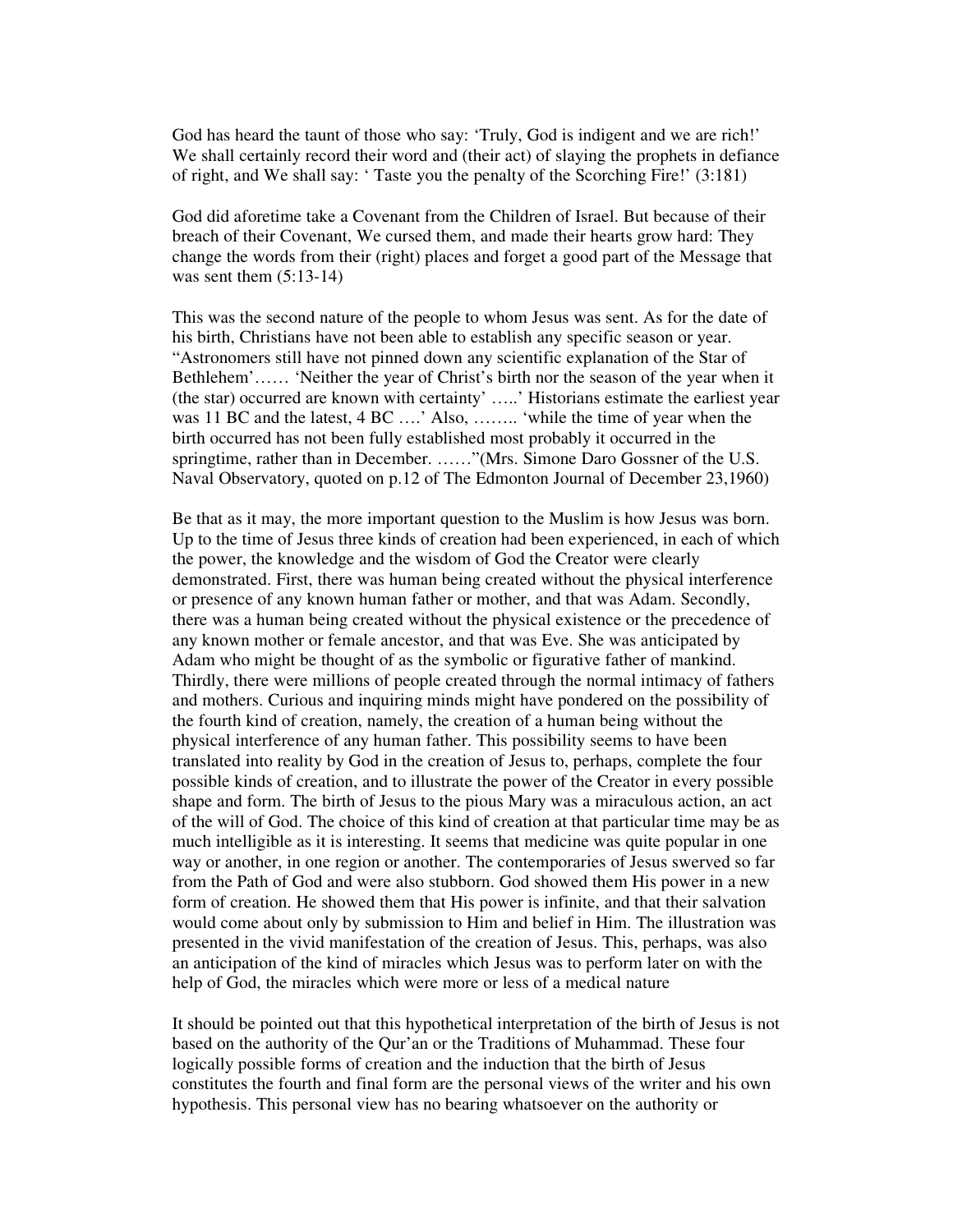God has heard the taunt of those who say: 'Truly, God is indigent and we are rich!' We shall certainly record their word and (their act) of slaying the prophets in defiance of right, and We shall say: ' Taste you the penalty of the Scorching Fire!' (3:181)

God did aforetime take a Covenant from the Children of Israel. But because of their breach of their Covenant, We cursed them, and made their hearts grow hard: They change the words from their (right) places and forget a good part of the Message that was sent them (5:13-14)

This was the second nature of the people to whom Jesus was sent. As for the date of his birth, Christians have not been able to establish any specific season or year. "Astronomers still have not pinned down any scientific explanation of the Star of Bethlehem'…… 'Neither the year of Christ's birth nor the season of the year when it (the star) occurred are known with certainty' …..' Historians estimate the earliest year was 11 BC and the latest, 4 BC ….' Also, …….. 'while the time of year when the birth occurred has not been fully established most probably it occurred in the springtime, rather than in December. ……"(Mrs. Simone Daro Gossner of the U.S. Naval Observatory, quoted on p.12 of The Edmonton Journal of December 23,1960)

Be that as it may, the more important question to the Muslim is how Jesus was born. Up to the time of Jesus three kinds of creation had been experienced, in each of which the power, the knowledge and the wisdom of God the Creator were clearly demonstrated. First, there was human being created without the physical interference or presence of any known human father or mother, and that was Adam. Secondly, there was a human being created without the physical existence or the precedence of any known mother or female ancestor, and that was Eve. She was anticipated by Adam who might be thought of as the symbolic or figurative father of mankind. Thirdly, there were millions of people created through the normal intimacy of fathers and mothers. Curious and inquiring minds might have pondered on the possibility of the fourth kind of creation, namely, the creation of a human being without the physical interference of any human father. This possibility seems to have been translated into reality by God in the creation of Jesus to, perhaps, complete the four possible kinds of creation, and to illustrate the power of the Creator in every possible shape and form. The birth of Jesus to the pious Mary was a miraculous action, an act of the will of God. The choice of this kind of creation at that particular time may be as much intelligible as it is interesting. It seems that medicine was quite popular in one way or another, in one region or another. The contemporaries of Jesus swerved so far from the Path of God and were also stubborn. God showed them His power in a new form of creation. He showed them that His power is infinite, and that their salvation would come about only by submission to Him and belief in Him. The illustration was presented in the vivid manifestation of the creation of Jesus. This, perhaps, was also an anticipation of the kind of miracles which Jesus was to perform later on with the help of God, the miracles which were more or less of a medical nature

It should be pointed out that this hypothetical interpretation of the birth of Jesus is not based on the authority of the Qur'an or the Traditions of Muhammad. These four logically possible forms of creation and the induction that the birth of Jesus constitutes the fourth and final form are the personal views of the writer and his own hypothesis. This personal view has no bearing whatsoever on the authority or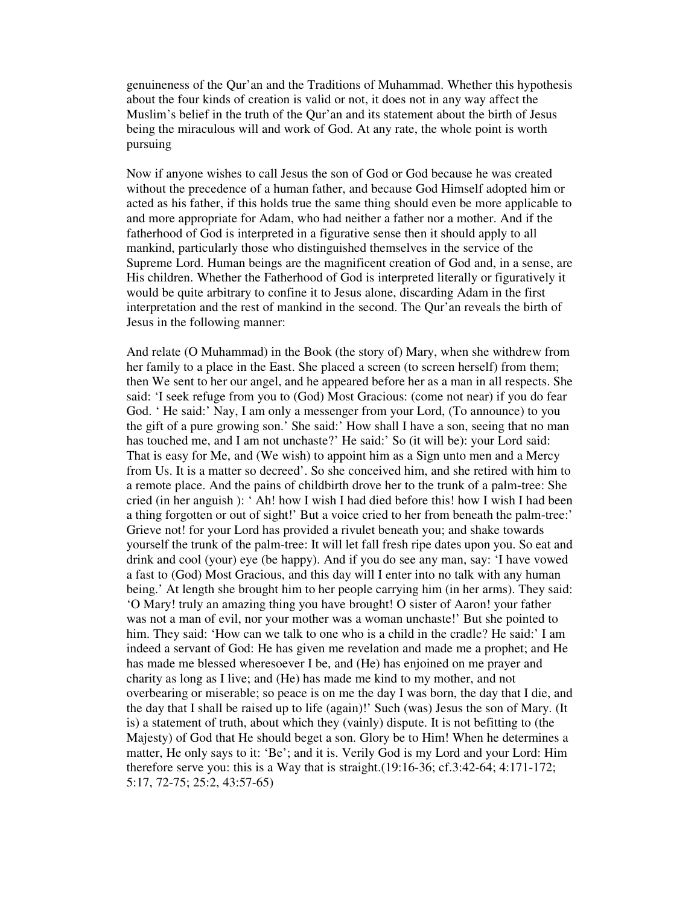genuineness of the Qur'an and the Traditions of Muhammad. Whether this hypothesis about the four kinds of creation is valid or not, it does not in any way affect the Muslim's belief in the truth of the Qur'an and its statement about the birth of Jesus being the miraculous will and work of God. At any rate, the whole point is worth pursuing

Now if anyone wishes to call Jesus the son of God or God because he was created without the precedence of a human father, and because God Himself adopted him or acted as his father, if this holds true the same thing should even be more applicable to and more appropriate for Adam, who had neither a father nor a mother. And if the fatherhood of God is interpreted in a figurative sense then it should apply to all mankind, particularly those who distinguished themselves in the service of the Supreme Lord. Human beings are the magnificent creation of God and, in a sense, are His children. Whether the Fatherhood of God is interpreted literally or figuratively it would be quite arbitrary to confine it to Jesus alone, discarding Adam in the first interpretation and the rest of mankind in the second. The Qur'an reveals the birth of Jesus in the following manner:

And relate (O Muhammad) in the Book (the story of) Mary, when she withdrew from her family to a place in the East. She placed a screen (to screen herself) from them; then We sent to her our angel, and he appeared before her as a man in all respects. She said: 'I seek refuge from you to (God) Most Gracious: (come not near) if you do fear God. ' He said:' Nay, I am only a messenger from your Lord, (To announce) to you the gift of a pure growing son.' She said:' How shall I have a son, seeing that no man has touched me, and I am not unchaste?' He said:' So (it will be): your Lord said: That is easy for Me, and (We wish) to appoint him as a Sign unto men and a Mercy from Us. It is a matter so decreed'. So she conceived him, and she retired with him to a remote place. And the pains of childbirth drove her to the trunk of a palm-tree: She cried (in her anguish ): ' Ah! how I wish I had died before this! how I wish I had been a thing forgotten or out of sight!' But a voice cried to her from beneath the palm-tree:' Grieve not! for your Lord has provided a rivulet beneath you; and shake towards yourself the trunk of the palm-tree: It will let fall fresh ripe dates upon you. So eat and drink and cool (your) eye (be happy). And if you do see any man, say: 'I have vowed a fast to (God) Most Gracious, and this day will I enter into no talk with any human being.' At length she brought him to her people carrying him (in her arms). They said: 'O Mary! truly an amazing thing you have brought! O sister of Aaron! your father was not a man of evil, nor your mother was a woman unchaste!' But she pointed to him. They said: 'How can we talk to one who is a child in the cradle? He said:' I am indeed a servant of God: He has given me revelation and made me a prophet; and He has made me blessed wheresoever I be, and (He) has enjoined on me prayer and charity as long as I live; and (He) has made me kind to my mother, and not overbearing or miserable; so peace is on me the day I was born, the day that I die, and the day that I shall be raised up to life (again)!' Such (was) Jesus the son of Mary. (It is) a statement of truth, about which they (vainly) dispute. It is not befitting to (the Majesty) of God that He should beget a son. Glory be to Him! When he determines a matter, He only says to it: 'Be'; and it is. Verily God is my Lord and your Lord: Him therefore serve you: this is a Way that is straight.(19:16-36; cf.3:42-64; 4:171-172; 5:17, 72-75; 25:2, 43:57-65)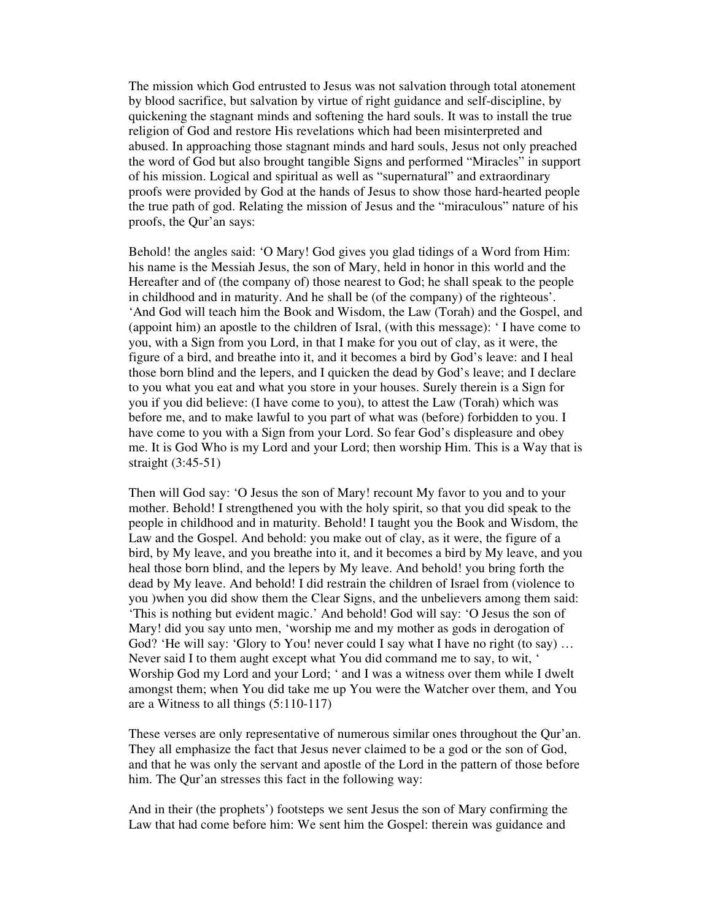The mission which God entrusted to Jesus was not salvation through total atonement by blood sacrifice, but salvation by virtue of right guidance and self-discipline, by quickening the stagnant minds and softening the hard souls. It was to install the true religion of God and restore His revelations which had been misinterpreted and abused. In approaching those stagnant minds and hard souls, Jesus not only preached the word of God but also brought tangible Signs and performed "Miracles" in support of his mission. Logical and spiritual as well as "supernatural" and extraordinary proofs were provided by God at the hands of Jesus to show those hard-hearted people the true path of god. Relating the mission of Jesus and the "miraculous" nature of his proofs, the Qur'an says:

Behold! the angles said: 'O Mary! God gives you glad tidings of a Word from Him: his name is the Messiah Jesus, the son of Mary, held in honor in this world and the Hereafter and of (the company of) those nearest to God; he shall speak to the people in childhood and in maturity. And he shall be (of the company) of the righteous'. 'And God will teach him the Book and Wisdom, the Law (Torah) and the Gospel, and (appoint him) an apostle to the children of Isral, (with this message): ' I have come to you, with a Sign from you Lord, in that I make for you out of clay, as it were, the figure of a bird, and breathe into it, and it becomes a bird by God's leave: and I heal those born blind and the lepers, and I quicken the dead by God's leave; and I declare to you what you eat and what you store in your houses. Surely therein is a Sign for you if you did believe: (I have come to you), to attest the Law (Torah) which was before me, and to make lawful to you part of what was (before) forbidden to you. I have come to you with a Sign from your Lord. So fear God's displeasure and obey me. It is God Who is my Lord and your Lord; then worship Him. This is a Way that is straight (3:45-51)

Then will God say: 'O Jesus the son of Mary! recount My favor to you and to your mother. Behold! I strengthened you with the holy spirit, so that you did speak to the people in childhood and in maturity. Behold! I taught you the Book and Wisdom, the Law and the Gospel. And behold: you make out of clay, as it were, the figure of a bird, by My leave, and you breathe into it, and it becomes a bird by My leave, and you heal those born blind, and the lepers by My leave. And behold! you bring forth the dead by My leave. And behold! I did restrain the children of Israel from (violence to you )when you did show them the Clear Signs, and the unbelievers among them said: 'This is nothing but evident magic.' And behold! God will say: 'O Jesus the son of Mary! did you say unto men, 'worship me and my mother as gods in derogation of God? 'He will say: 'Glory to You! never could I say what I have no right (to say) … Never said I to them aught except what You did command me to say, to wit, ' Worship God my Lord and your Lord; ' and I was a witness over them while I dwelt amongst them; when You did take me up You were the Watcher over them, and You are a Witness to all things (5:110-117)

These verses are only representative of numerous similar ones throughout the Qur'an. They all emphasize the fact that Jesus never claimed to be a god or the son of God, and that he was only the servant and apostle of the Lord in the pattern of those before him. The Qur'an stresses this fact in the following way:

And in their (the prophets') footsteps we sent Jesus the son of Mary confirming the Law that had come before him: We sent him the Gospel: therein was guidance and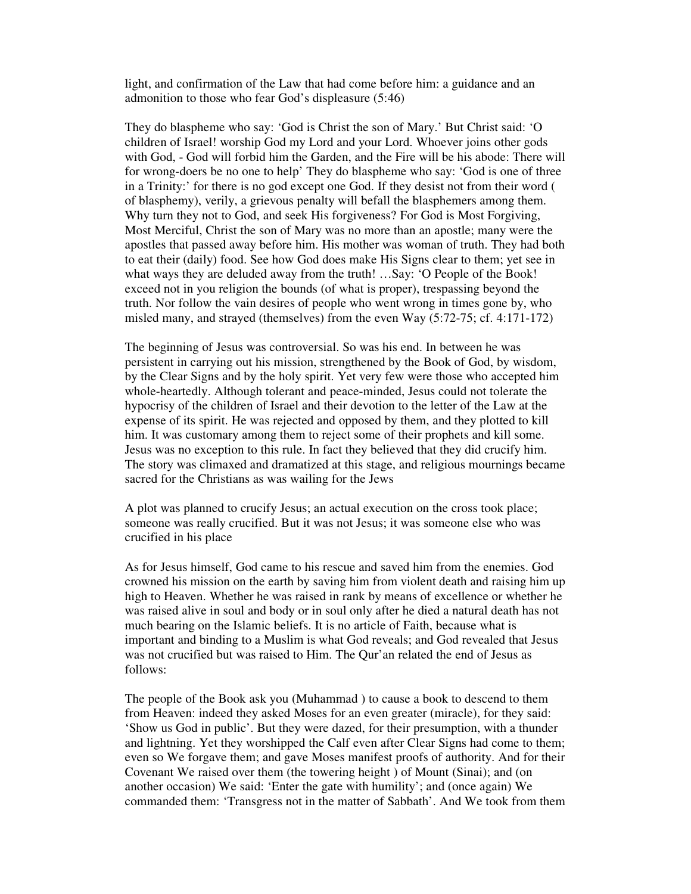light, and confirmation of the Law that had come before him: a guidance and an admonition to those who fear God's displeasure (5:46)

They do blaspheme who say: 'God is Christ the son of Mary.' But Christ said: 'O children of Israel! worship God my Lord and your Lord. Whoever joins other gods with God, - God will forbid him the Garden, and the Fire will be his abode: There will for wrong-doers be no one to help' They do blaspheme who say: 'God is one of three in a Trinity:' for there is no god except one God. If they desist not from their word ( of blasphemy), verily, a grievous penalty will befall the blasphemers among them. Why turn they not to God, and seek His forgiveness? For God is Most Forgiving, Most Merciful, Christ the son of Mary was no more than an apostle; many were the apostles that passed away before him. His mother was woman of truth. They had both to eat their (daily) food. See how God does make His Signs clear to them; yet see in what ways they are deluded away from the truth! …Say: 'O People of the Book! exceed not in you religion the bounds (of what is proper), trespassing beyond the truth. Nor follow the vain desires of people who went wrong in times gone by, who misled many, and strayed (themselves) from the even Way (5:72-75; cf. 4:171-172)

The beginning of Jesus was controversial. So was his end. In between he was persistent in carrying out his mission, strengthened by the Book of God, by wisdom, by the Clear Signs and by the holy spirit. Yet very few were those who accepted him whole-heartedly. Although tolerant and peace-minded, Jesus could not tolerate the hypocrisy of the children of Israel and their devotion to the letter of the Law at the expense of its spirit. He was rejected and opposed by them, and they plotted to kill him. It was customary among them to reject some of their prophets and kill some. Jesus was no exception to this rule. In fact they believed that they did crucify him. The story was climaxed and dramatized at this stage, and religious mournings became sacred for the Christians as was wailing for the Jews

A plot was planned to crucify Jesus; an actual execution on the cross took place; someone was really crucified. But it was not Jesus; it was someone else who was crucified in his place

As for Jesus himself, God came to his rescue and saved him from the enemies. God crowned his mission on the earth by saving him from violent death and raising him up high to Heaven. Whether he was raised in rank by means of excellence or whether he was raised alive in soul and body or in soul only after he died a natural death has not much bearing on the Islamic beliefs. It is no article of Faith, because what is important and binding to a Muslim is what God reveals; and God revealed that Jesus was not crucified but was raised to Him. The Qur'an related the end of Jesus as follows:

The people of the Book ask you (Muhammad ) to cause a book to descend to them from Heaven: indeed they asked Moses for an even greater (miracle), for they said: 'Show us God in public'. But they were dazed, for their presumption, with a thunder and lightning. Yet they worshipped the Calf even after Clear Signs had come to them; even so We forgave them; and gave Moses manifest proofs of authority. And for their Covenant We raised over them (the towering height ) of Mount (Sinai); and (on another occasion) We said: 'Enter the gate with humility'; and (once again) We commanded them: 'Transgress not in the matter of Sabbath'. And We took from them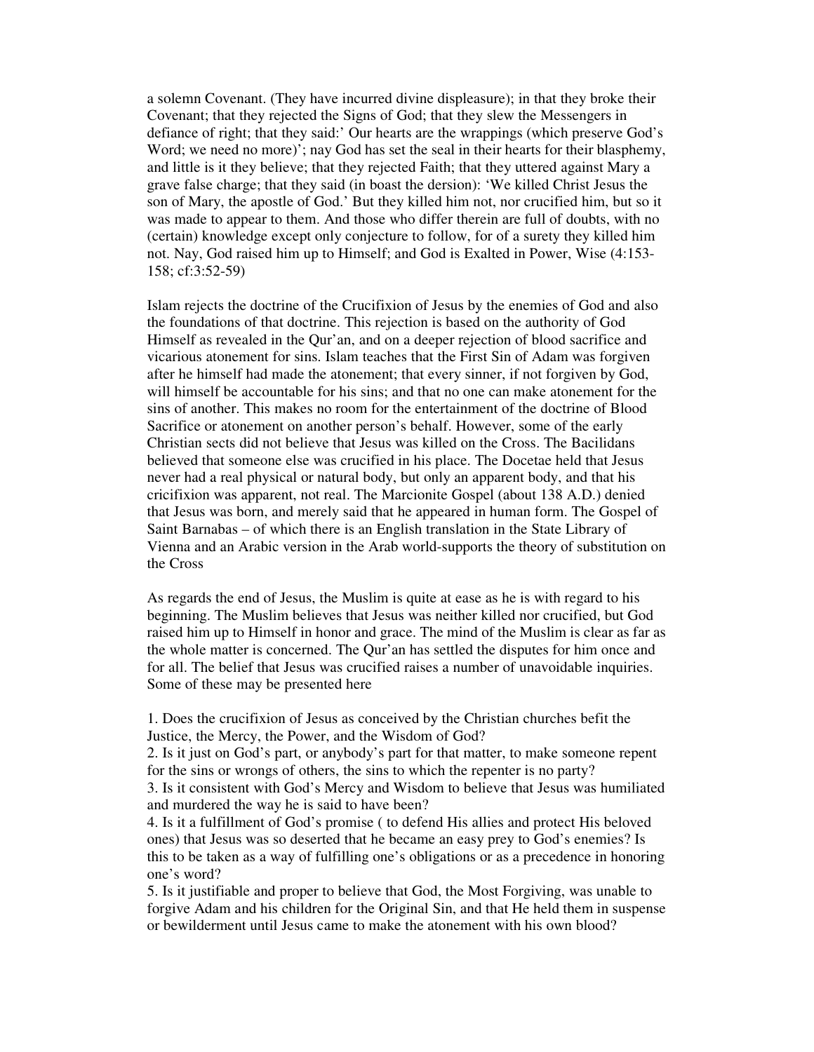a solemn Covenant. (They have incurred divine displeasure); in that they broke their Covenant; that they rejected the Signs of God; that they slew the Messengers in defiance of right; that they said:' Our hearts are the wrappings (which preserve God's Word; we need no more)'; nay God has set the seal in their hearts for their blasphemy, and little is it they believe; that they rejected Faith; that they uttered against Mary a grave false charge; that they said (in boast the dersion): 'We killed Christ Jesus the son of Mary, the apostle of God.' But they killed him not, nor crucified him, but so it was made to appear to them. And those who differ therein are full of doubts, with no (certain) knowledge except only conjecture to follow, for of a surety they killed him not. Nay, God raised him up to Himself; and God is Exalted in Power, Wise (4:153-158; cf:3:52-59)

Islam rejects the doctrine of the Crucifixion of Jesus by the enemies of God and also the foundations of that doctrine. This rejection is based on the authority of God Himself as revealed in the Qur'an, and on a deeper rejection of blood sacrifice and vicarious atonement for sins. Islam teaches that the First Sin of Adam was forgiven after he himself had made the atonement; that every sinner, if not forgiven by God, will himself be accountable for his sins; and that no one can make atonement for the sins of another. This makes no room for the entertainment of the doctrine of Blood Sacrifice or atonement on another person's behalf. However, some of the early Christian sects did not believe that Jesus was killed on the Cross. The Bacilidans believed that someone else was crucified in his place. The Docetae held that Jesus never had a real physical or natural body, but only an apparent body, and that his cricifixion was apparent, not real. The Marcionite Gospel (about 138 A.D.) denied that Jesus was born, and merely said that he appeared in human form. The Gospel of Saint Barnabas – of which there is an English translation in the State Library of Vienna and an Arabic version in the Arab world-supports the theory of substitution on the Cross

As regards the end of Jesus, the Muslim is quite at ease as he is with regard to his beginning. The Muslim believes that Jesus was neither killed nor crucified, but God raised him up to Himself in honor and grace. The mind of the Muslim is clear as far as the whole matter is concerned. The Qur'an has settled the disputes for him once and for all. The belief that Jesus was crucified raises a number of unavoidable inquiries. Some of these may be presented here

1. Does the crucifixion of Jesus as conceived by the Christian churches befit the Justice, the Mercy, the Power, and the Wisdom of God?
2. Is it just on God's part, or anybody's part for that matter, to make someone repent for the sins or wrongs of others, the sins to which the repenter is no party?
3. Is it consistent with God's Mercy and Wisdom to believe that Jesus was humiliated and murdered the way he is said to have been?
4. Is it a fulfillment of God's promise ( to defend His allies and protect His beloved ones) that Jesus was so deserted that he became an easy prey to God's enemies? Is this to be taken as a way of fulfilling one's obligations or as a precedence in honoring one's word?
5. Is it justifiable and proper to believe that God, the Most Forgiving, was unable to forgive Adam and his children for the Original Sin, and that He held them in suspense or bewilderment until Jesus came to make the atonement with his own blood?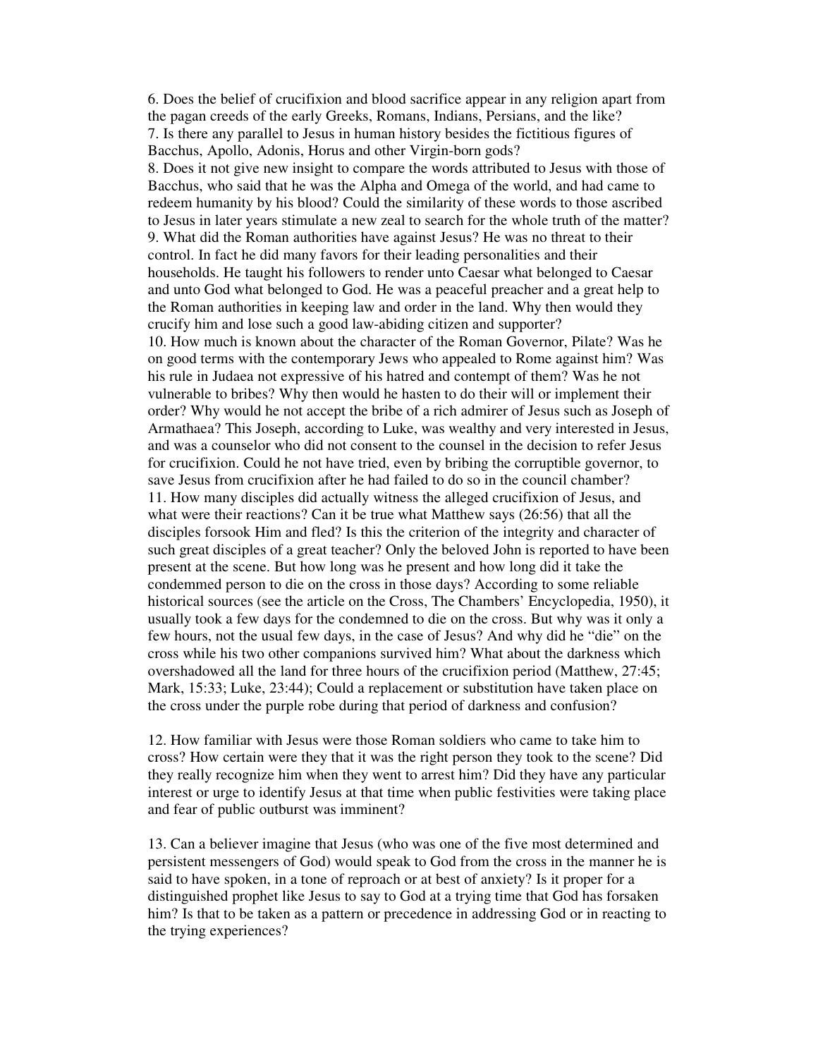6. Does the belief of crucifixion and blood sacrifice appear in any religion apart from the pagan creeds of the early Greeks, Romans, Indians, Persians, and the like?
7. Is there any parallel to Jesus in human history besides the fictitious figures of Bacchus, Apollo, Adonis, Horus and other Virgin-born gods?
8. Does it not give new insight to compare the words attributed to Jesus with those of Bacchus, who said that he was the Alpha and Omega of the world, and had came to redeem humanity by his blood? Could the similarity of these words to those ascribed to Jesus in later years stimulate a new zeal to search for the whole truth of the matter?
9. What did the Roman authorities have against Jesus? He was no threat to their control. In fact he did many favors for their leading personalities and their households. He taught his followers to render unto Caesar what belonged to Caesar and unto God what belonged to God. He was a peaceful preacher and a great help to the Roman authorities in keeping law and order in the land. Why then would they crucify him and lose such a good law-abiding citizen and supporter?
10. How much is known about the character of the Roman Governor, Pilate? Was he on good terms with the contemporary Jews who appealed to Rome against him? Was his rule in Judaea not expressive of his hatred and contempt of them? Was he not vulnerable to bribes? Why then would he hasten to do their will or implement their order? Why would he not accept the bribe of a rich admirer of Jesus such as Joseph of Armathaea? This Joseph, according to Luke, was wealthy and very interested in Jesus, and was a counselor who did not consent to the counsel in the decision to refer Jesus for crucifixion. Could he not have tried, even by bribing the corruptible governor, to save Jesus from crucifixion after he had failed to do so in the council chamber?
11. How many disciples did actually witness the alleged crucifixion of Jesus, and what were their reactions? Can it be true what Matthew says (26:56) that all the disciples forsook Him and fled? Is this the criterion of the integrity and character of such great disciples of a great teacher? Only the beloved John is reported to have been present at the scene. But how long was he present and how long did it take the condemmed person to die on the cross in those days? According to some reliable historical sources (see the article on the Cross, The Chambers' Encyclopedia, 1950), it usually took a few days for the condemned to die on the cross. But why was it only a few hours, not the usual few days, in the case of Jesus? And why did he "die" on the cross while his two other companions survived him? What about the darkness which overshadowed all the land for three hours of the crucifixion period (Matthew, 27:45; Mark, 15:33; Luke, 23:44); Could a replacement or substitution have taken place on the cross under the purple robe during that period of darkness and confusion?

12. How familiar with Jesus were those Roman soldiers who came to take him to cross? How certain were they that it was the right person they took to the scene? Did they really recognize him when they went to arrest him? Did they have any particular interest or urge to identify Jesus at that time when public festivities were taking place and fear of public outburst was imminent?

13. Can a believer imagine that Jesus (who was one of the five most determined and persistent messengers of God) would speak to God from the cross in the manner he is said to have spoken, in a tone of reproach or at best of anxiety? Is it proper for a distinguished prophet like Jesus to say to God at a trying time that God has forsaken him? Is that to be taken as a pattern or precedence in addressing God or in reacting to the trying experiences?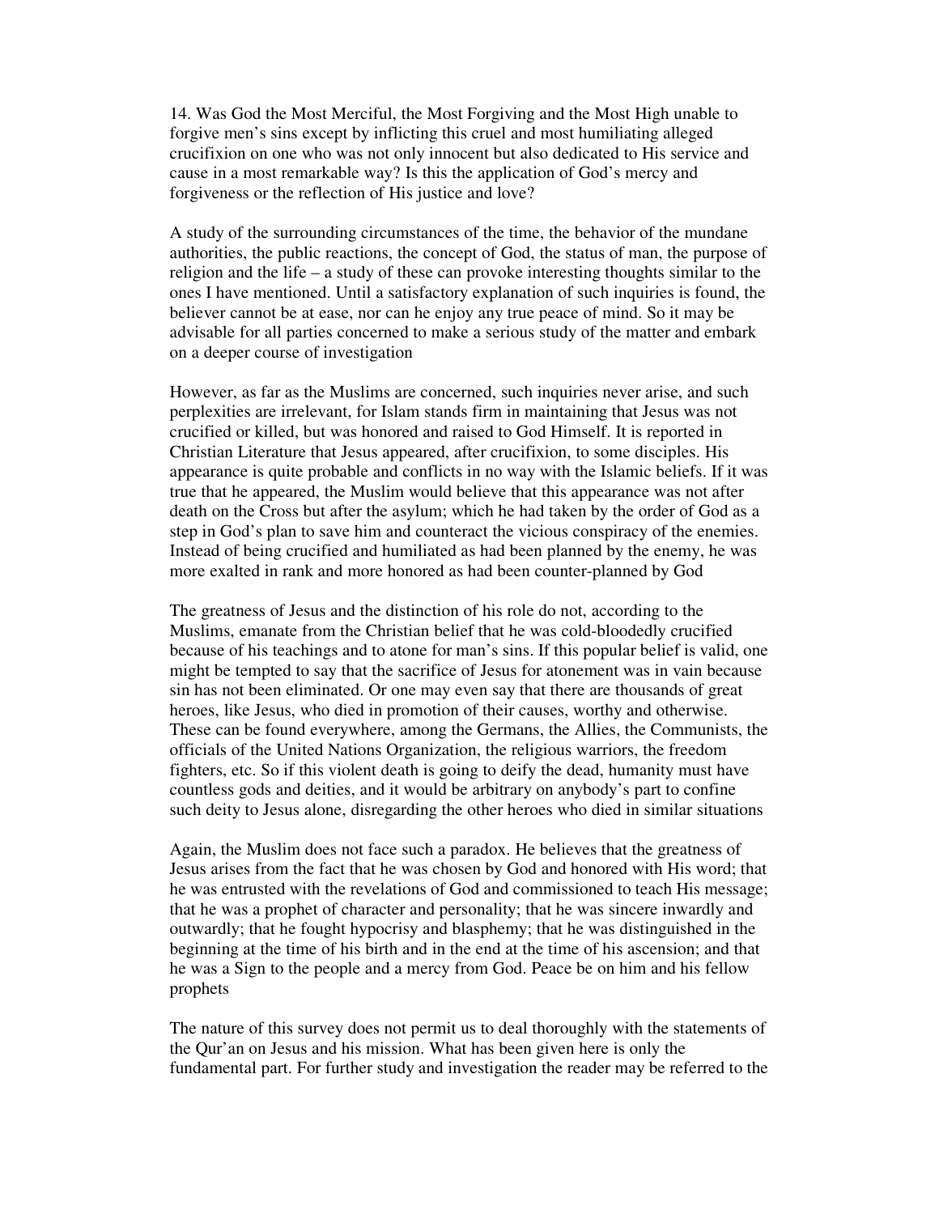14. Was God the Most Merciful, the Most Forgiving and the Most High unable to forgive men's sins except by inflicting this cruel and most humiliating alleged crucifixion on one who was not only innocent but also dedicated to His service and cause in a most remarkable way? Is this the application of God's mercy and forgiveness or the reflection of His justice and love?

A study of the surrounding circumstances of the time, the behavior of the mundane authorities, the public reactions, the concept of God, the status of man, the purpose of religion and the life – a study of these can provoke interesting thoughts similar to the ones I have mentioned. Until a satisfactory explanation of such inquiries is found, the believer cannot be at ease, nor can he enjoy any true peace of mind. So it may be advisable for all parties concerned to make a serious study of the matter and embark on a deeper course of investigation

However, as far as the Muslims are concerned, such inquiries never arise, and such perplexities are irrelevant, for Islam stands firm in maintaining that Jesus was not crucified or killed, but was honored and raised to God Himself. It is reported in Christian Literature that Jesus appeared, after crucifixion, to some disciples. His appearance is quite probable and conflicts in no way with the Islamic beliefs. If it was true that he appeared, the Muslim would believe that this appearance was not after death on the Cross but after the asylum; which he had taken by the order of God as a step in God's plan to save him and counteract the vicious conspiracy of the enemies. Instead of being crucified and humiliated as had been planned by the enemy, he was more exalted in rank and more honored as had been counter-planned by God

The greatness of Jesus and the distinction of his role do not, according to the Muslims, emanate from the Christian belief that he was cold-bloodedly crucified because of his teachings and to atone for man's sins. If this popular belief is valid, one might be tempted to say that the sacrifice of Jesus for atonement was in vain because sin has not been eliminated. Or one may even say that there are thousands of great heroes, like Jesus, who died in promotion of their causes, worthy and otherwise. These can be found everywhere, among the Germans, the Allies, the Communists, the officials of the United Nations Organization, the religious warriors, the freedom fighters, etc. So if this violent death is going to deify the dead, humanity must have countless gods and deities, and it would be arbitrary on anybody's part to confine such deity to Jesus alone, disregarding the other heroes who died in similar situations

Again, the Muslim does not face such a paradox. He believes that the greatness of Jesus arises from the fact that he was chosen by God and honored with His word; that he was entrusted with the revelations of God and commissioned to teach His message; that he was a prophet of character and personality; that he was sincere inwardly and outwardly; that he fought hypocrisy and blasphemy; that he was distinguished in the beginning at the time of his birth and in the end at the time of his ascension; and that he was a Sign to the people and a mercy from God. Peace be on him and his fellow prophets

The nature of this survey does not permit us to deal thoroughly with the statements of the Qur'an on Jesus and his mission. What has been given here is only the fundamental part. For further study and investigation the reader may be referred to the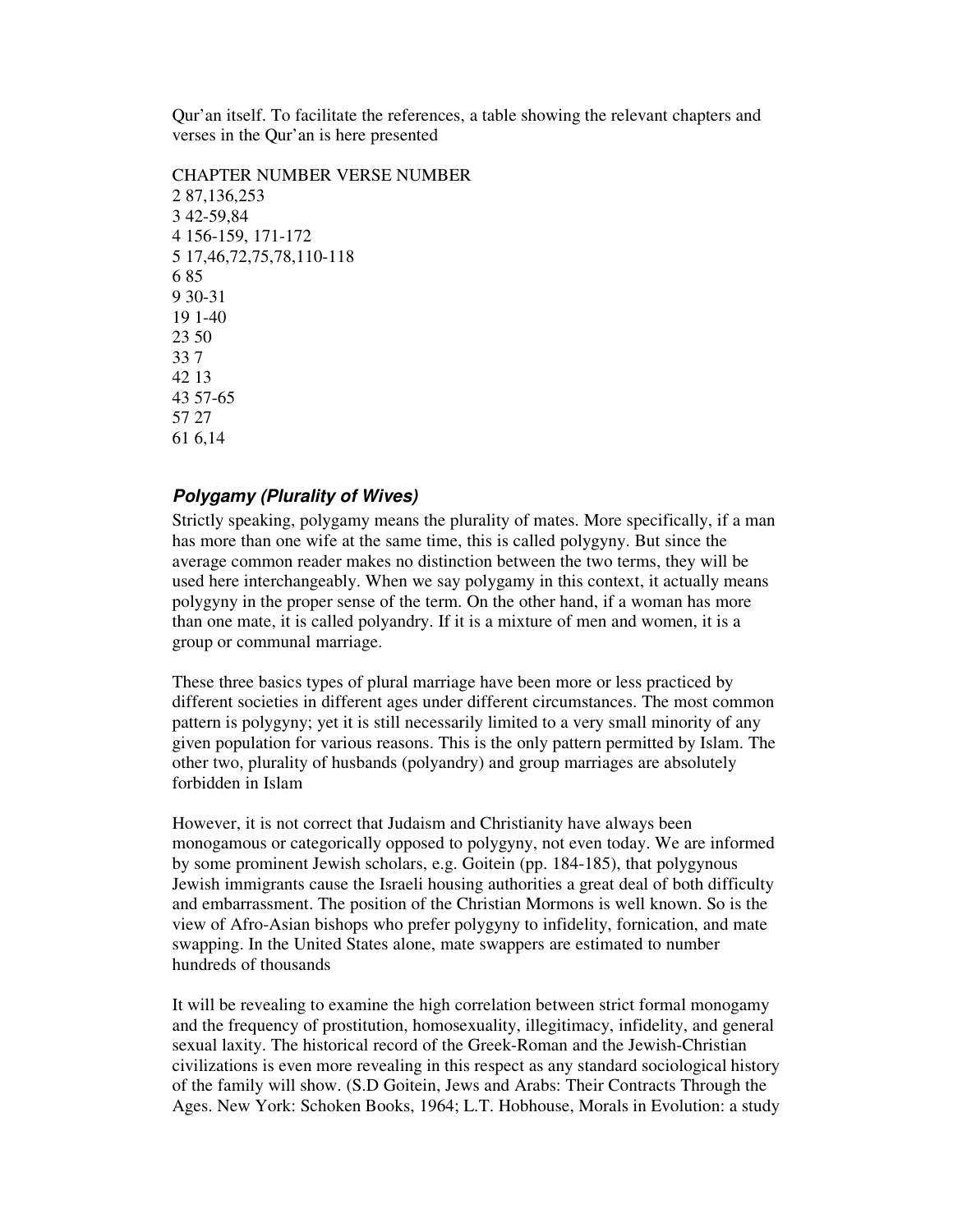Qur'an itself. To facilitate the references, a table showing the relevant chapters and verses in the Qur'an is here presented

| CHAPTER NUMBER | VERSE NUMBER |
|---|---|
| 2 | 87,136,253 |
| 3 | 42-59,84 |
| 4 | 156-159, 171-172 |
| 5 | 17,46,72,75,78,110-118 |
| 6 | 85 |
| 9 | 30-31 |
| 19 | 1-40 |
| 23 | 50 |
| 33 | 7 |
| 42 | 13 |
| 43 | 57-65 |
| 57 | 27 |
| 61 | 6,14 |

### *Polygamy (Plurality of Wives)*

Strictly speaking, polygamy means the plurality of mates. More specifically, if a man has more than one wife at the same time, this is called polygyny. But since the average common reader makes no distinction between the two terms, they will be used here interchangeably. When we say polygamy in this context, it actually means polygyny in the proper sense of the term. On the other hand, if a woman has more than one mate, it is called polyandry. If it is a mixture of men and women, it is a group or communal marriage.

These three basics types of plural marriage have been more or less practiced by different societies in different ages under different circumstances. The most common pattern is polygyny; yet it is still necessarily limited to a very small minority of any given population for various reasons. This is the only pattern permitted by Islam. The other two, plurality of husbands (polyandry) and group marriages are absolutely forbidden in Islam

However, it is not correct that Judaism and Christianity have always been monogamous or categorically opposed to polygyny, not even today. We are informed by some prominent Jewish scholars, e.g. Goitein (pp. 184-185), that polygynous Jewish immigrants cause the Israeli housing authorities a great deal of both difficulty and embarrassment. The position of the Christian Mormons is well known. So is the view of Afro-Asian bishops who prefer polygyny to infidelity, fornication, and mate swapping. In the United States alone, mate swappers are estimated to number hundreds of thousands

It will be revealing to examine the high correlation between strict formal monogamy and the frequency of prostitution, homosexuality, illegitimacy, infidelity, and general sexual laxity. The historical record of the Greek-Roman and the Jewish-Christian civilizations is even more revealing in this respect as any standard sociological history of the family will show. (S.D Goitein, Jews and Arabs: Their Contracts Through the Ages. New York: Schoken Books, 1964; L.T. Hobhouse, Morals in Evolution: a study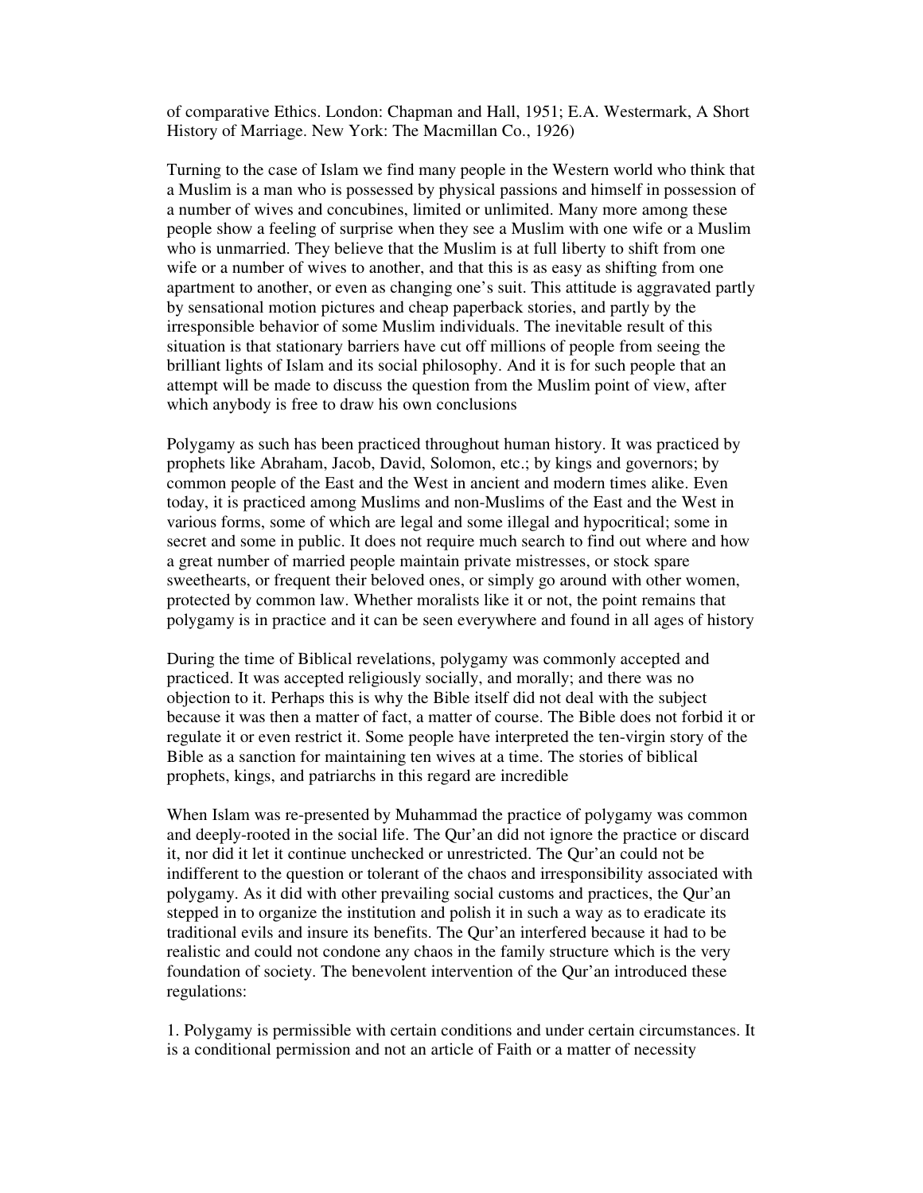of comparative Ethics. London: Chapman and Hall, 1951; E.A. Westermark, A Short History of Marriage. New York: The Macmillan Co., 1926)

Turning to the case of Islam we find many people in the Western world who think that a Muslim is a man who is possessed by physical passions and himself in possession of a number of wives and concubines, limited or unlimited. Many more among these people show a feeling of surprise when they see a Muslim with one wife or a Muslim who is unmarried. They believe that the Muslim is at full liberty to shift from one wife or a number of wives to another, and that this is as easy as shifting from one apartment to another, or even as changing one's suit. This attitude is aggravated partly by sensational motion pictures and cheap paperback stories, and partly by the irresponsible behavior of some Muslim individuals. The inevitable result of this situation is that stationary barriers have cut off millions of people from seeing the brilliant lights of Islam and its social philosophy. And it is for such people that an attempt will be made to discuss the question from the Muslim point of view, after which anybody is free to draw his own conclusions

Polygamy as such has been practiced throughout human history. It was practiced by prophets like Abraham, Jacob, David, Solomon, etc.; by kings and governors; by common people of the East and the West in ancient and modern times alike. Even today, it is practiced among Muslims and non-Muslims of the East and the West in various forms, some of which are legal and some illegal and hypocritical; some in secret and some in public. It does not require much search to find out where and how a great number of married people maintain private mistresses, or stock spare sweethearts, or frequent their beloved ones, or simply go around with other women, protected by common law. Whether moralists like it or not, the point remains that polygamy is in practice and it can be seen everywhere and found in all ages of history

During the time of Biblical revelations, polygamy was commonly accepted and practiced. It was accepted religiously socially, and morally; and there was no objection to it. Perhaps this is why the Bible itself did not deal with the subject because it was then a matter of fact, a matter of course. The Bible does not forbid it or regulate it or even restrict it. Some people have interpreted the ten-virgin story of the Bible as a sanction for maintaining ten wives at a time. The stories of biblical prophets, kings, and patriarchs in this regard are incredible

When Islam was re-presented by Muhammad the practice of polygamy was common and deeply-rooted in the social life. The Qur'an did not ignore the practice or discard it, nor did it let it continue unchecked or unrestricted. The Qur'an could not be indifferent to the question or tolerant of the chaos and irresponsibility associated with polygamy. As it did with other prevailing social customs and practices, the Qur'an stepped in to organize the institution and polish it in such a way as to eradicate its traditional evils and insure its benefits. The Qur'an interfered because it had to be realistic and could not condone any chaos in the family structure which is the very foundation of society. The benevolent intervention of the Qur'an introduced these regulations:

1. Polygamy is permissible with certain conditions and under certain circumstances. It is a conditional permission and not an article of Faith or a matter of necessity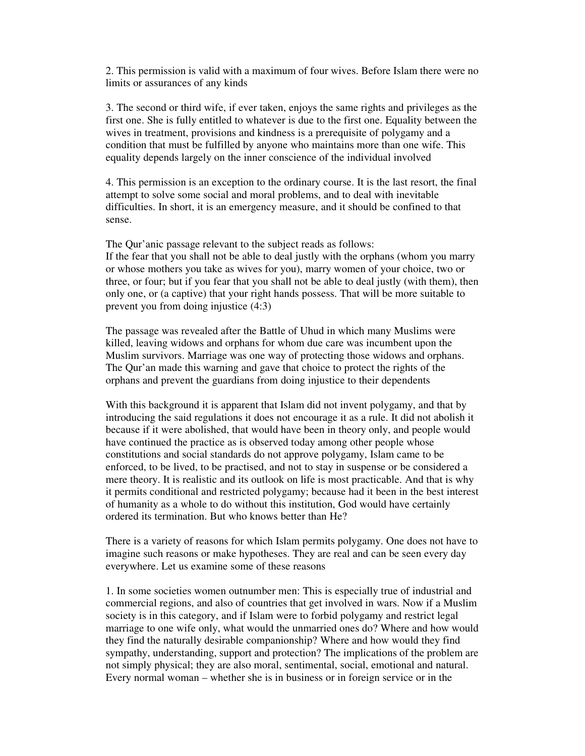2. This permission is valid with a maximum of four wives. Before Islam there were no limits or assurances of any kinds

3. The second or third wife, if ever taken, enjoys the same rights and privileges as the first one. She is fully entitled to whatever is due to the first one. Equality between the wives in treatment, provisions and kindness is a prerequisite of polygamy and a condition that must be fulfilled by anyone who maintains more than one wife. This equality depends largely on the inner conscience of the individual involved

4. This permission is an exception to the ordinary course. It is the last resort, the final attempt to solve some social and moral problems, and to deal with inevitable difficulties. In short, it is an emergency measure, and it should be confined to that sense.

The Qur'anic passage relevant to the subject reads as follows:
If the fear that you shall not be able to deal justly with the orphans (whom you marry or whose mothers you take as wives for you), marry women of your choice, two or three, or four; but if you fear that you shall not be able to deal justly (with them), then only one, or (a captive) that your right hands possess. That will be more suitable to prevent you from doing injustice (4:3)

The passage was revealed after the Battle of Uhud in which many Muslims were killed, leaving widows and orphans for whom due care was incumbent upon the Muslim survivors. Marriage was one way of protecting those widows and orphans. The Qur'an made this warning and gave that choice to protect the rights of the orphans and prevent the guardians from doing injustice to their dependents

With this background it is apparent that Islam did not invent polygamy, and that by introducing the said regulations it does not encourage it as a rule. It did not abolish it because if it were abolished, that would have been in theory only, and people would have continued the practice as is observed today among other people whose constitutions and social standards do not approve polygamy, Islam came to be enforced, to be lived, to be practised, and not to stay in suspense or be considered a mere theory. It is realistic and its outlook on life is most practicable. And that is why it permits conditional and restricted polygamy; because had it been in the best interest of humanity as a whole to do without this institution, God would have certainly ordered its termination. But who knows better than He?

There is a variety of reasons for which Islam permits polygamy. One does not have to imagine such reasons or make hypotheses. They are real and can be seen every day everywhere. Let us examine some of these reasons

1. In some societies women outnumber men: This is especially true of industrial and commercial regions, and also of countries that get involved in wars. Now if a Muslim society is in this category, and if Islam were to forbid polygamy and restrict legal marriage to one wife only, what would the unmarried ones do? Where and how would they find the naturally desirable companionship? Where and how would they find sympathy, understanding, support and protection? The implications of the problem are not simply physical; they are also moral, sentimental, social, emotional and natural. Every normal woman – whether she is in business or in foreign service or in the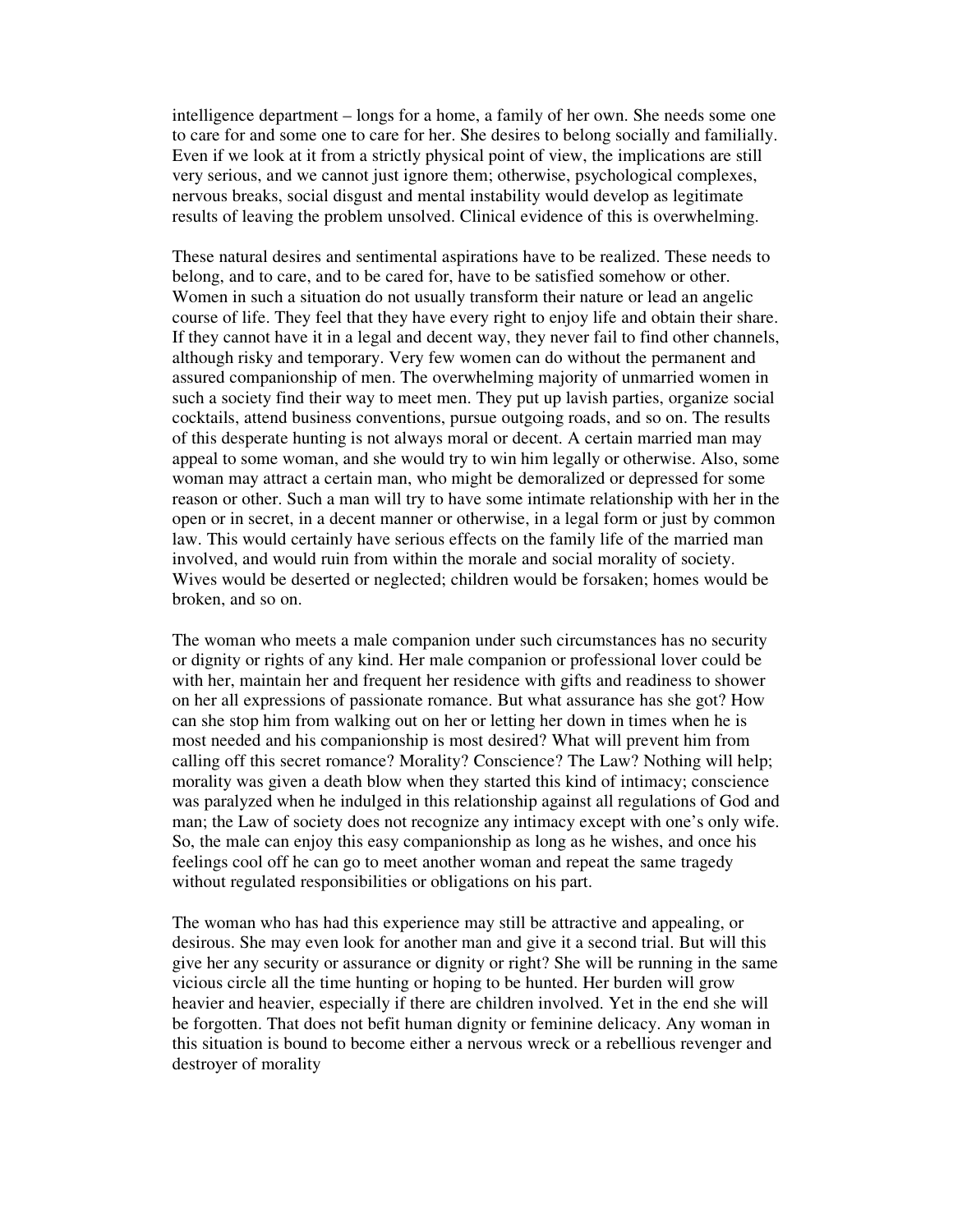intelligence department – longs for a home, a family of her own. She needs some one to care for and some one to care for her. She desires to belong socially and familially. Even if we look at it from a strictly physical point of view, the implications are still very serious, and we cannot just ignore them; otherwise, psychological complexes, nervous breaks, social disgust and mental instability would develop as legitimate results of leaving the problem unsolved. Clinical evidence of this is overwhelming.

These natural desires and sentimental aspirations have to be realized. These needs to belong, and to care, and to be cared for, have to be satisfied somehow or other. Women in such a situation do not usually transform their nature or lead an angelic course of life. They feel that they have every right to enjoy life and obtain their share. If they cannot have it in a legal and decent way, they never fail to find other channels, although risky and temporary. Very few women can do without the permanent and assured companionship of men. The overwhelming majority of unmarried women in such a society find their way to meet men. They put up lavish parties, organize social cocktails, attend business conventions, pursue outgoing roads, and so on. The results of this desperate hunting is not always moral or decent. A certain married man may appeal to some woman, and she would try to win him legally or otherwise. Also, some woman may attract a certain man, who might be demoralized or depressed for some reason or other. Such a man will try to have some intimate relationship with her in the open or in secret, in a decent manner or otherwise, in a legal form or just by common law. This would certainly have serious effects on the family life of the married man involved, and would ruin from within the morale and social morality of society. Wives would be deserted or neglected; children would be forsaken; homes would be broken, and so on.

The woman who meets a male companion under such circumstances has no security or dignity or rights of any kind. Her male companion or professional lover could be with her, maintain her and frequent her residence with gifts and readiness to shower on her all expressions of passionate romance. But what assurance has she got? How can she stop him from walking out on her or letting her down in times when he is most needed and his companionship is most desired? What will prevent him from calling off this secret romance? Morality? Conscience? The Law? Nothing will help; morality was given a death blow when they started this kind of intimacy; conscience was paralyzed when he indulged in this relationship against all regulations of God and man; the Law of society does not recognize any intimacy except with one's only wife. So, the male can enjoy this easy companionship as long as he wishes, and once his feelings cool off he can go to meet another woman and repeat the same tragedy without regulated responsibilities or obligations on his part.

The woman who has had this experience may still be attractive and appealing, or desirous. She may even look for another man and give it a second trial. But will this give her any security or assurance or dignity or right? She will be running in the same vicious circle all the time hunting or hoping to be hunted. Her burden will grow heavier and heavier, especially if there are children involved. Yet in the end she will be forgotten. That does not befit human dignity or feminine delicacy. Any woman in this situation is bound to become either a nervous wreck or a rebellious revenger and destroyer of morality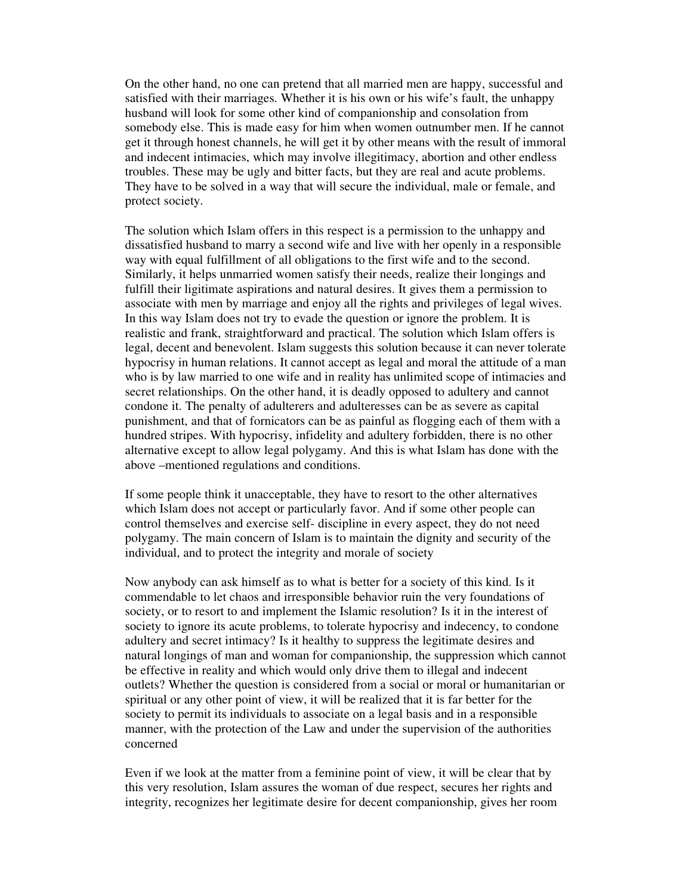On the other hand, no one can pretend that all married men are happy, successful and satisfied with their marriages. Whether it is his own or his wife's fault, the unhappy husband will look for some other kind of companionship and consolation from somebody else. This is made easy for him when women outnumber men. If he cannot get it through honest channels, he will get it by other means with the result of immoral and indecent intimacies, which may involve illegitimacy, abortion and other endless troubles. These may be ugly and bitter facts, but they are real and acute problems. They have to be solved in a way that will secure the individual, male or female, and protect society.

The solution which Islam offers in this respect is a permission to the unhappy and dissatisfied husband to marry a second wife and live with her openly in a responsible way with equal fulfillment of all obligations to the first wife and to the second. Similarly, it helps unmarried women satisfy their needs, realize their longings and fulfill their litigimate aspirations and natural desires. It gives them a permission to associate with men by marriage and enjoy all the rights and privileges of legal wives. In this way Islam does not try to evade the question or ignore the problem. It is realistic and frank, straightforward and practical. The solution which Islam offers is legal, decent and benevolent. Islam suggests this solution because it can never tolerate hypocrisy in human relations. It cannot accept as legal and moral the attitude of a man who is by law married to one wife and in reality has unlimited scope of intimacies and secret relationships. On the other hand, it is deadly opposed to adultery and cannot condone it. The penalty of adulterers and adulteresses can be as severe as capital punishment, and that of fornicators can be as painful as flogging each of them with a hundred stripes. With hypocrisy, infidelity and adultery forbidden, there is no other alternative except to allow legal polygamy. And this is what Islam has done with the above –mentioned regulations and conditions.

If some people think it unacceptable, they have to resort to the other alternatives which Islam does not accept or particularly favor. And if some other people can control themselves and exercise self- discipline in every aspect, they do not need polygamy. The main concern of Islam is to maintain the dignity and security of the individual, and to protect the integrity and morale of society

Now anybody can ask himself as to what is better for a society of this kind. Is it commendable to let chaos and irresponsible behavior ruin the very foundations of society, or to resort to and implement the Islamic resolution? Is it in the interest of society to ignore its acute problems, to tolerate hypocrisy and indecency, to condone adultery and secret intimacy? Is it healthy to suppress the legitimate desires and natural longings of man and woman for companionship, the suppression which cannot be effective in reality and which would only drive them to illegal and indecent outlets? Whether the question is considered from a social or moral or humanitarian or spiritual or any other point of view, it will be realized that it is far better for the society to permit its individuals to associate on a legal basis and in a responsible manner, with the protection of the Law and under the supervision of the authorities concerned

Even if we look at the matter from a feminine point of view, it will be clear that by this very resolution, Islam assures the woman of due respect, secures her rights and integrity, recognizes her legitimate desire for decent companionship, gives her room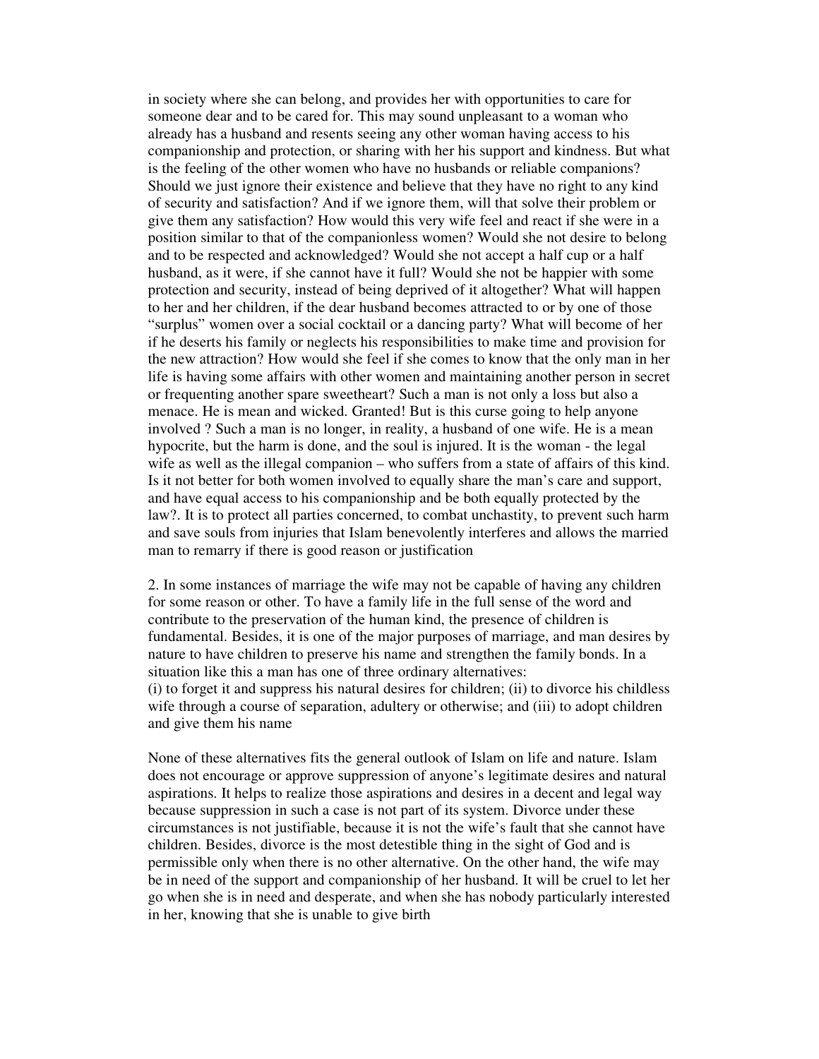in society where she can belong, and provides her with opportunities to care for someone dear and to be cared for. This may sound unpleasant to a woman who already has a husband and resents seeing any other woman having access to his companionship and protection, or sharing with her his support and kindness. But what is the feeling of the other women who have no husbands or reliable companions? Should we just ignore their existence and believe that they have no right to any kind of security and satisfaction? And if we ignore them, will that solve their problem or give them any satisfaction? How would this very wife feel and react if she were in a position similar to that of the companionless women? Would she not desire to belong and to be respected and acknowledged? Would she not accept a half cup or a half husband, as it were, if she cannot have it full? Would she not be happier with some protection and security, instead of being deprived of it altogether? What will happen to her and her children, if the dear husband becomes attracted to or by one of those "surplus" women over a social cocktail or a dancing party? What will become of her if he deserts his family or neglects his responsibilities to make time and provision for the new attraction? How would she feel if she comes to know that the only man in her life is having some affairs with other women and maintaining another person in secret or frequenting another spare sweetheart? Such a man is not only a loss but also a menace. He is mean and wicked. Granted! But is this curse going to help anyone involved ? Such a man is no longer, in reality, a husband of one wife. He is a mean hypocrite, but the harm is done, and the soul is injured. It is the woman - the legal wife as well as the illegal companion – who suffers from a state of affairs of this kind. Is it not better for both women involved to equally share the man's care and support, and have equal access to his companionship and be both equally protected by the law?. It is to protect all parties concerned, to combat unchastity, to prevent such harm and save souls from injuries that Islam benevolently interferes and allows the married man to remarry if there is good reason or justification

2. In some instances of marriage the wife may not be capable of having any children for some reason or other. To have a family life in the full sense of the word and contribute to the preservation of the human kind, the presence of children is fundamental. Besides, it is one of the major purposes of marriage, and man desires by nature to have children to preserve his name and strengthen the family bonds. In a situation like this a man has one of three ordinary alternatives:
(i) to forget it and suppress his natural desires for children; (ii) to divorce his childless wife through a course of separation, adultery or otherwise; and (iii) to adopt children and give them his name

None of these alternatives fits the general outlook of Islam on life and nature. Islam does not encourage or approve suppression of anyone's legitimate desires and natural aspirations. It helps to realize those aspirations and desires in a decent and legal way because suppression in such a case is not part of its system. Divorce under these circumstances is not justifiable, because it is not the wife's fault that she cannot have children. Besides, divorce is the most detestible thing in the sight of God and is permissible only when there is no other alternative. On the other hand, the wife may be in need of the support and companionship of her husband. It will be cruel to let her go when she is in need and desperate, and when she has nobody particularly interested in her, knowing that she is unable to give birth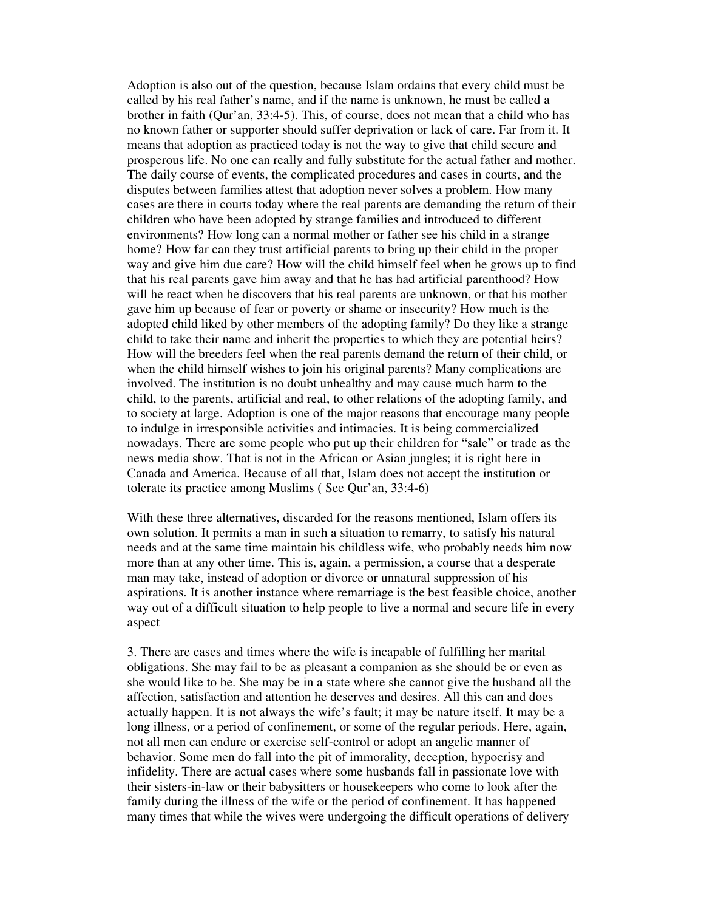Adoption is also out of the question, because Islam ordains that every child must be called by his real father's name, and if the name is unknown, he must be called a brother in faith (Qur'an, 33:4-5). This, of course, does not mean that a child who has no known father or supporter should suffer deprivation or lack of care. Far from it. It means that adoption as practiced today is not the way to give that child secure and prosperous life. No one can really and fully substitute for the actual father and mother. The daily course of events, the complicated procedures and cases in courts, and the disputes between families attest that adoption never solves a problem. How many cases are there in courts today where the real parents are demanding the return of their children who have been adopted by strange families and introduced to different environments? How long can a normal mother or father see his child in a strange home? How far can they trust artificial parents to bring up their child in the proper way and give him due care? How will the child himself feel when he grows up to find that his real parents gave him away and that he has had artificial parenthood? How will he react when he discovers that his real parents are unknown, or that his mother gave him up because of fear or poverty or shame or insecurity? How much is the adopted child liked by other members of the adopting family? Do they like a strange child to take their name and inherit the properties to which they are potential heirs? How will the breeders feel when the real parents demand the return of their child, or when the child himself wishes to join his original parents? Many complications are involved. The institution is no doubt unhealthy and may cause much harm to the child, to the parents, artificial and real, to other relations of the adopting family, and to society at large. Adoption is one of the major reasons that encourage many people to indulge in irresponsible activities and intimacies. It is being commercialized nowadays. There are some people who put up their children for "sale" or trade as the news media show. That is not in the African or Asian jungles; it is right here in Canada and America. Because of all that, Islam does not accept the institution or tolerate its practice among Muslims ( See Qur'an, 33:4-6)

With these three alternatives, discarded for the reasons mentioned, Islam offers its own solution. It permits a man in such a situation to remarry, to satisfy his natural needs and at the same time maintain his childless wife, who probably needs him now more than at any other time. This is, again, a permission, a course that a desperate man may take, instead of adoption or divorce or unnatural suppression of his aspirations. It is another instance where remarriage is the best feasible choice, another way out of a difficult situation to help people to live a normal and secure life in every aspect

3. There are cases and times where the wife is incapable of fulfilling her marital obligations. She may fail to be as pleasant a companion as she should be or even as she would like to be. She may be in a state where she cannot give the husband all the affection, satisfaction and attention he deserves and desires. All this can and does actually happen. It is not always the wife's fault; it may be nature itself. It may be a long illness, or a period of confinement, or some of the regular periods. Here, again, not all men can endure or exercise self-control or adopt an angelic manner of behavior. Some men do fall into the pit of immorality, deception, hypocrisy and infidelity. There are actual cases where some husbands fall in passionate love with their sisters-in-law or their babysitters or housekeepers who come to look after the family during the illness of the wife or the period of confinement. It has happened many times that while the wives were undergoing the difficult operations of delivery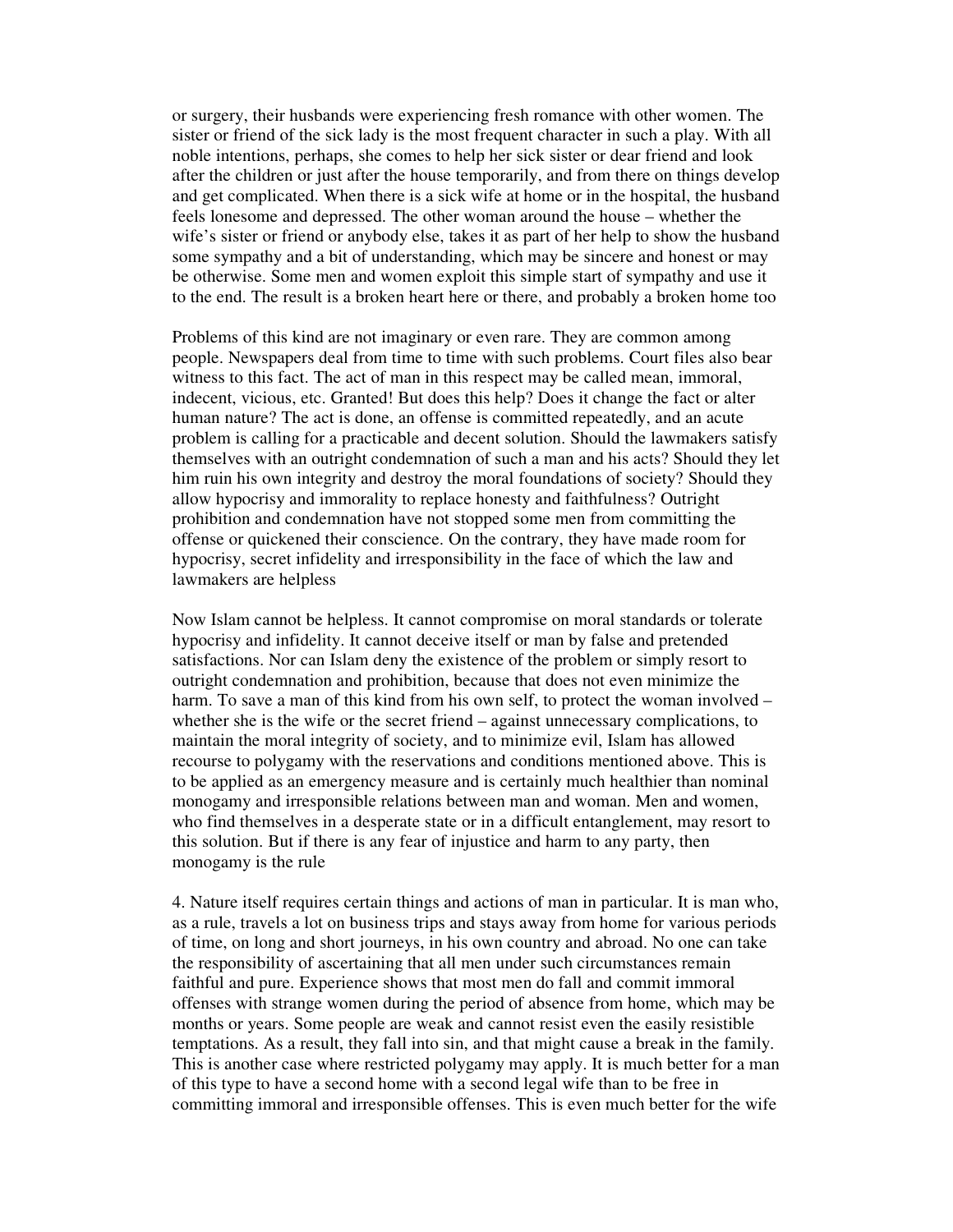or surgery, their husbands were experiencing fresh romance with other women. The sister or friend of the sick lady is the most frequent character in such a play. With all noble intentions, perhaps, she comes to help her sick sister or dear friend and look after the children or just after the house temporarily, and from there on things develop and get complicated. When there is a sick wife at home or in the hospital, the husband feels lonesome and depressed. The other woman around the house – whether the wife's sister or friend or anybody else, takes it as part of her help to show the husband some sympathy and a bit of understanding, which may be sincere and honest or may be otherwise. Some men and women exploit this simple start of sympathy and use it to the end. The result is a broken heart here or there, and probably a broken home too

Problems of this kind are not imaginary or even rare. They are common among people. Newspapers deal from time to time with such problems. Court files also bear witness to this fact. The act of man in this respect may be called mean, immoral, indecent, vicious, etc. Granted! But does this help? Does it change the fact or alter human nature? The act is done, an offense is committed repeatedly, and an acute problem is calling for a practicable and decent solution. Should the lawmakers satisfy themselves with an outright condemnation of such a man and his acts? Should they let him ruin his own integrity and destroy the moral foundations of society? Should they allow hypocrisy and immorality to replace honesty and faithfulness? Outright prohibition and condemnation have not stopped some men from committing the offense or quickened their conscience. On the contrary, they have made room for hypocrisy, secret infidelity and irresponsibility in the face of which the law and lawmakers are helpless

Now Islam cannot be helpless. It cannot compromise on moral standards or tolerate hypocrisy and infidelity. It cannot deceive itself or man by false and pretended satisfactions. Nor can Islam deny the existence of the problem or simply resort to outright condemnation and prohibition, because that does not even minimize the harm. To save a man of this kind from his own self, to protect the woman involved – whether she is the wife or the secret friend – against unnecessary complications, to maintain the moral integrity of society, and to minimize evil, Islam has allowed recourse to polygamy with the reservations and conditions mentioned above. This is to be applied as an emergency measure and is certainly much healthier than nominal monogamy and irresponsible relations between man and woman. Men and women, who find themselves in a desperate state or in a difficult entanglement, may resort to this solution. But if there is any fear of injustice and harm to any party, then monogamy is the rule

4. Nature itself requires certain things and actions of man in particular. It is man who, as a rule, travels a lot on business trips and stays away from home for various periods of time, on long and short journeys, in his own country and abroad. No one can take the responsibility of ascertaining that all men under such circumstances remain faithful and pure. Experience shows that most men do fall and commit immoral offenses with strange women during the period of absence from home, which may be months or years. Some people are weak and cannot resist even the easily resistible temptations. As a result, they fall into sin, and that might cause a break in the family. This is another case where restricted polygamy may apply. It is much better for a man of this type to have a second home with a second legal wife than to be free in committing immoral and irresponsible offenses. This is even much better for the wife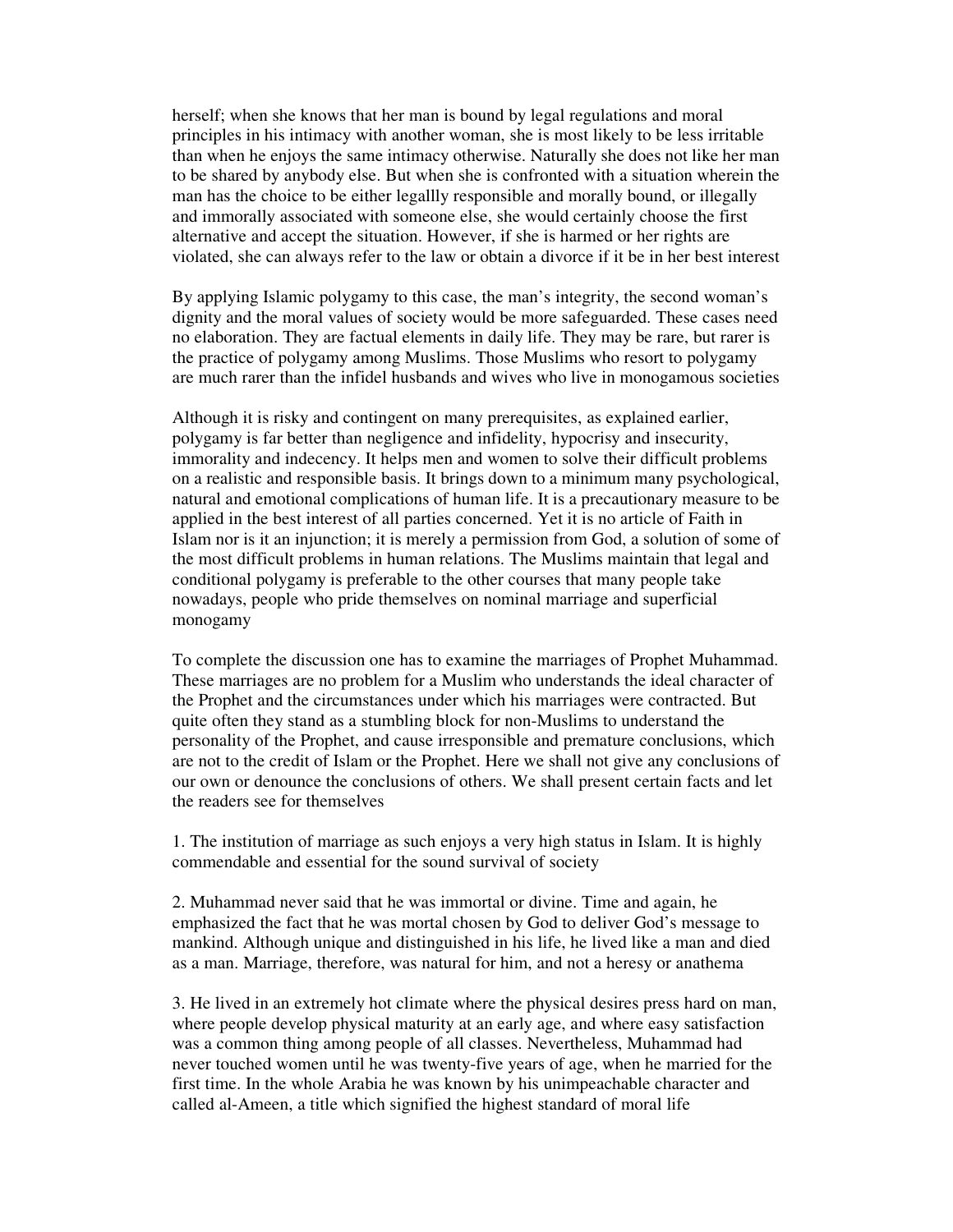herself; when she knows that her man is bound by legal regulations and moral principles in his intimacy with another woman, she is most likely to be less irritable than when he enjoys the same intimacy otherwise. Naturally she does not like her man to be shared by anybody else. But when she is confronted with a situation wherein the man has the choice to be either legallly responsible and morally bound, or illegally and immorally associated with someone else, she would certainly choose the first alternative and accept the situation. However, if she is harmed or her rights are violated, she can always refer to the law or obtain a divorce if it be in her best interest

By applying Islamic polygamy to this case, the man's integrity, the second woman's dignity and the moral values of society would be more safeguarded. These cases need no elaboration. They are factual elements in daily life. They may be rare, but rarer is the practice of polygamy among Muslims. Those Muslims who resort to polygamy are much rarer than the infidel husbands and wives who live in monogamous societies

Although it is risky and contingent on many prerequisites, as explained earlier, polygamy is far better than negligence and infidelity, hypocrisy and insecurity, immorality and indecency. It helps men and women to solve their difficult problems on a realistic and responsible basis. It brings down to a minimum many psychological, natural and emotional complications of human life. It is a precautionary measure to be applied in the best interest of all parties concerned. Yet it is no article of Faith in Islam nor is it an injunction; it is merely a permission from God, a solution of some of the most difficult problems in human relations. The Muslims maintain that legal and conditional polygamy is preferable to the other courses that many people take nowadays, people who pride themselves on nominal marriage and superficial monogamy

To complete the discussion one has to examine the marriages of Prophet Muhammad. These marriages are no problem for a Muslim who understands the ideal character of the Prophet and the circumstances under which his marriages were contracted. But quite often they stand as a stumbling block for non-Muslims to understand the personality of the Prophet, and cause irresponsible and premature conclusions, which are not to the credit of Islam or the Prophet. Here we shall not give any conclusions of our own or denounce the conclusions of others. We shall present certain facts and let the readers see for themselves

1. The institution of marriage as such enjoys a very high status in Islam. It is highly commendable and essential for the sound survival of society

2. Muhammad never said that he was immortal or divine. Time and again, he emphasized the fact that he was mortal chosen by God to deliver God's message to mankind. Although unique and distinguished in his life, he lived like a man and died as a man. Marriage, therefore, was natural for him, and not a heresy or anathema

3. He lived in an extremely hot climate where the physical desires press hard on man, where people develop physical maturity at an early age, and where easy satisfaction was a common thing among people of all classes. Nevertheless, Muhammad had never touched women until he was twenty-five years of age, when he married for the first time. In the whole Arabia he was known by his unimpeachable character and called al-Ameen, a title which signified the highest standard of moral life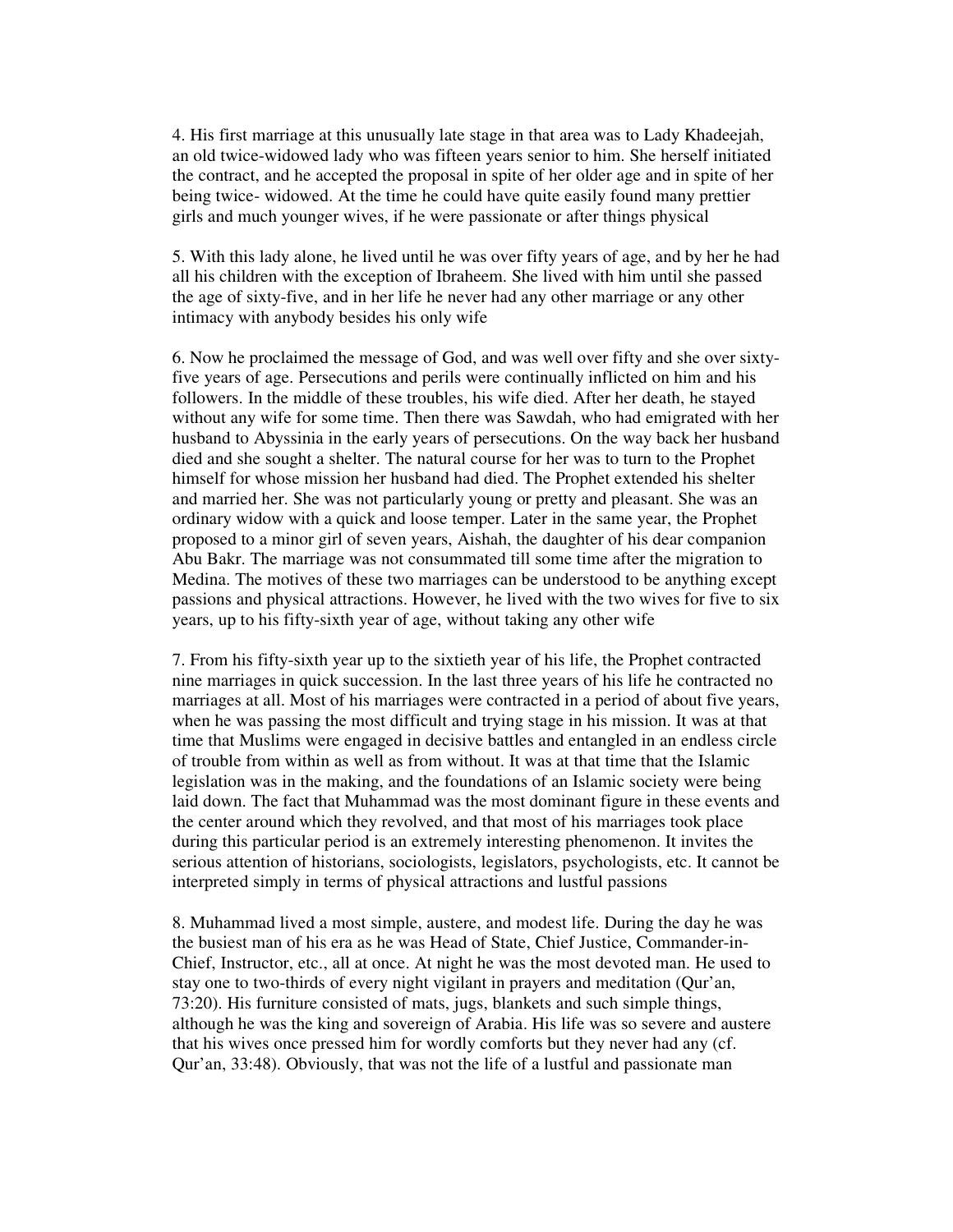4. His first marriage at this unusually late stage in that area was to Lady Khadeejah, an old twice-widowed lady who was fifteen years senior to him. She herself initiated the contract, and he accepted the proposal in spite of her older age and in spite of her being twice- widowed. At the time he could have quite easily found many prettier girls and much younger wives, if he were passionate or after things physical

5. With this lady alone, he lived until he was over fifty years of age, and by her he had all his children with the exception of Ibraheem. She lived with him until she passed the age of sixty-five, and in her life he never had any other marriage or any other intimacy with anybody besides his only wife

6. Now he proclaimed the message of God, and was well over fifty and she over sixty-five years of age. Persecutions and perils were continually inflicted on him and his followers. In the middle of these troubles, his wife died. After her death, he stayed without any wife for some time. Then there was Sawdah, who had emigrated with her husband to Abyssinia in the early years of persecutions. On the way back her husband died and she sought a shelter. The natural course for her was to turn to the Prophet himself for whose mission her husband had died. The Prophet extended his shelter and married her. She was not particularly young or pretty and pleasant. She was an ordinary widow with a quick and loose temper. Later in the same year, the Prophet proposed to a minor girl of seven years, Aishah, the daughter of his dear companion Abu Bakr. The marriage was not consummated till some time after the migration to Medina. The motives of these two marriages can be understood to be anything except passions and physical attractions. However, he lived with the two wives for five to six years, up to his fifty-sixth year of age, without taking any other wife

7. From his fifty-sixth year up to the sixtieth year of his life, the Prophet contracted nine marriages in quick succession. In the last three years of his life he contracted no marriages at all. Most of his marriages were contracted in a period of about five years, when he was passing the most difficult and trying stage in his mission. It was at that time that Muslims were engaged in decisive battles and entangled in an endless circle of trouble from within as well as from without. It was at that time that the Islamic legislation was in the making, and the foundations of an Islamic society were being laid down. The fact that Muhammad was the most dominant figure in these events and the center around which they revolved, and that most of his marriages took place during this particular period is an extremely interesting phenomenon. It invites the serious attention of historians, sociologists, legislators, psychologists, etc. It cannot be interpreted simply in terms of physical attractions and lustful passions

8. Muhammad lived a most simple, austere, and modest life. During the day he was the busiest man of his era as he was Head of State, Chief Justice, Commander-in-Chief, Instructor, etc., all at once. At night he was the most devoted man. He used to stay one to two-thirds of every night vigilant in prayers and meditation (Qur'an, 73:20). His furniture consisted of mats, jugs, blankets and such simple things, although he was the king and sovereign of Arabia. His life was so severe and austere that his wives once pressed him for wordly comforts but they never had any (cf. Qur'an, 33:48). Obviously, that was not the life of a lustful and passionate man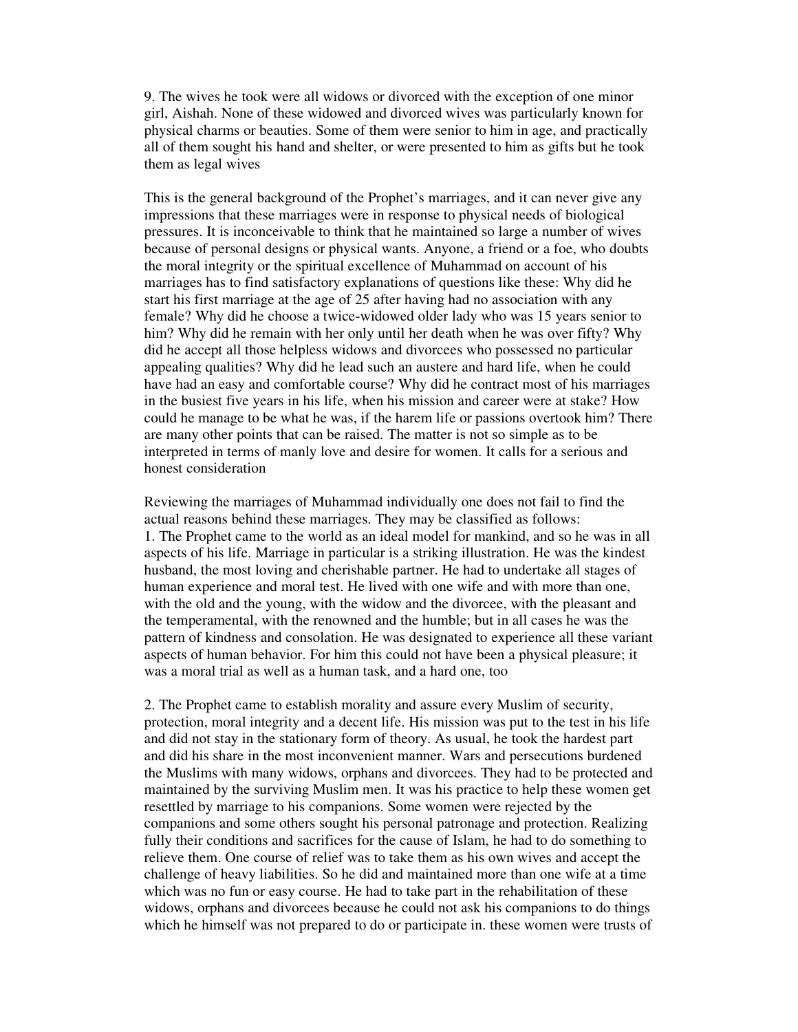9. The wives he took were all widows or divorced with the exception of one minor girl, Aishah. None of these widowed and divorced wives was particularly known for physical charms or beauties. Some of them were senior to him in age, and practically all of them sought his hand and shelter, or were presented to him as gifts but he took them as legal wives

This is the general background of the Prophet's marriages, and it can never give any impressions that these marriages were in response to physical needs of biological pressures. It is inconceivable to think that he maintained so large a number of wives because of personal designs or physical wants. Anyone, a friend or a foe, who doubts the moral integrity or the spiritual excellence of Muhammad on account of his marriages has to find satisfactory explanations of questions like these: Why did he start his first marriage at the age of 25 after having had no association with any female? Why did he choose a twice-widowed older lady who was 15 years senior to him? Why did he remain with her only until her death when he was over fifty? Why did he accept all those helpless widows and divorcees who possessed no particular appealing qualities? Why did he lead such an austere and hard life, when he could have had an easy and comfortable course? Why did he contract most of his marriages in the busiest five years in his life, when his mission and career were at stake? How could he manage to be what he was, if the harem life or passions overtook him? There are many other points that can be raised. The matter is not so simple as to be interpreted in terms of manly love and desire for women. It calls for a serious and honest consideration

Reviewing the marriages of Muhammad individually one does not fail to find the actual reasons behind these marriages. They may be classified as follows:

1. The Prophet came to the world as an ideal model for mankind, and so he was in all aspects of his life. Marriage in particular is a striking illustration. He was the kindest husband, the most loving and cherishable partner. He had to undertake all stages of human experience and moral test. He lived with one wife and with more than one, with the old and the young, with the widow and the divorcee, with the pleasant and the temperamental, with the renowned and the humble; but in all cases he was the pattern of kindness and consolation. He was designated to experience all these variant aspects of human behavior. For him this could not have been a physical pleasure; it was a moral trial as well as a human task, and a hard one, too

2. The Prophet came to establish morality and assure every Muslim of security, protection, moral integrity and a decent life. His mission was put to the test in his life and did not stay in the stationary form of theory. As usual, he took the hardest part and did his share in the most inconvenient manner. Wars and persecutions burdened the Muslims with many widows, orphans and divorcees. They had to be protected and maintained by the surviving Muslim men. It was his practice to help these women get resettled by marriage to his companions. Some women were rejected by the companions and some others sought his personal patronage and protection. Realizing fully their conditions and sacrifices for the cause of Islam, he had to do something to relieve them. One course of relief was to take them as his own wives and accept the challenge of heavy liabilities. So he did and maintained more than one wife at a time which was no fun or easy course. He had to take part in the rehabilitation of these widows, orphans and divorcees because he could not ask his companions to do things which he himself was not prepared to do or participate in. these women were trusts of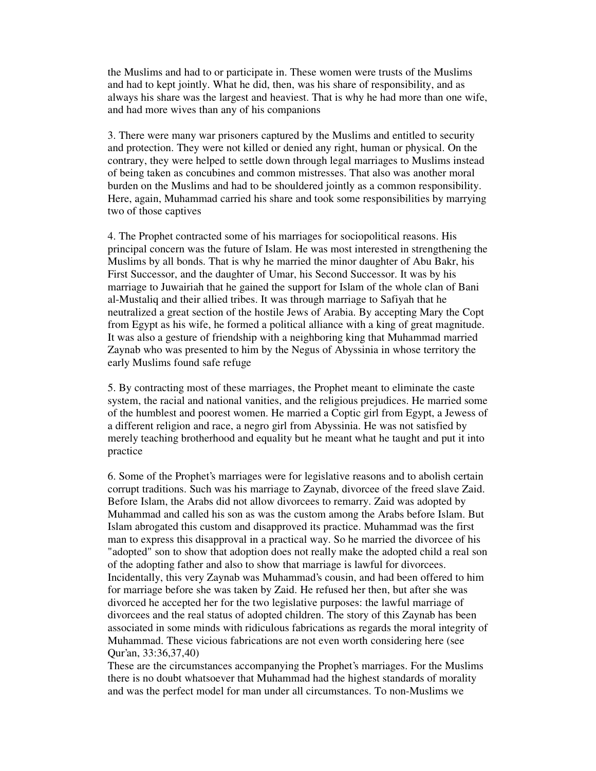the Muslims and had to or participate in. These women were trusts of the Muslims and had to kept jointly. What he did, then, was his share of responsibility, and as always his share was the largest and heaviest. That is why he had more than one wife, and had more wives than any of his companions

3. There were many war prisoners captured by the Muslims and entitled to security and protection. They were not killed or denied any right, human or physical. On the contrary, they were helped to settle down through legal marriages to Muslims instead of being taken as concubines and common mistresses. That also was another moral burden on the Muslims and had to be shouldered jointly as a common responsibility. Here, again, Muhammad carried his share and took some responsibilities by marrying two of those captives

4. The Prophet contracted some of his marriages for sociopolitical reasons. His principal concern was the future of Islam. He was most interested in strengthening the Muslims by all bonds. That is why he married the minor daughter of Abu Bakr, his First Successor, and the daughter of Umar, his Second Successor. It was by his marriage to Juwairiah that he gained the support for Islam of the whole clan of Bani al-Mustaliq and their allied tribes. It was through marriage to Safiyah that he neutralized a great section of the hostile Jews of Arabia. By accepting Mary the Copt from Egypt as his wife, he formed a political alliance with a king of great magnitude. It was also a gesture of friendship with a neighboring king that Muhammad married Zaynab who was presented to him by the Negus of Abyssinia in whose territory the early Muslims found safe refuge

5. By contracting most of these marriages, the Prophet meant to eliminate the caste system, the racial and national vanities, and the religious prejudices. He married some of the humblest and poorest women. He married a Coptic girl from Egypt, a Jewess of a different religion and race, a negro girl from Abyssinia. He was not satisfied by merely teaching brotherhood and equality but he meant what he taught and put it into practice

6. Some of the Prophet's marriages were for legislative reasons and to abolish certain corrupt traditions. Such was his marriage to Zaynab, divorcee of the freed slave Zaid. Before Islam, the Arabs did not allow divorcees to remarry. Zaid was adopted by Muhammad and called his son as was the custom among the Arabs before Islam. But Islam abrogated this custom and disapproved its practice. Muhammad was the first man to express this disapproval in a practical way. So he married the divorcee of his "adopted" son to show that adoption does not really make the adopted child a real son of the adopting father and also to show that marriage is lawful for divorcees. Incidentally, this very Zaynab was Muhammad's cousin, and had been offered to him for marriage before she was taken by Zaid. He refused her then, but after she was divorced he accepted her for the two legislative purposes: the lawful marriage of divorcees and the real status of adopted children. The story of this Zaynab has been associated in some minds with ridiculous fabrications as regards the moral integrity of Muhammad. These vicious fabrications are not even worth considering here (see Qur'an, 33:36,37,40)

These are the circumstances accompanying the Prophet's marriages. For the Muslims there is no doubt whatsoever that Muhammad had the highest standards of morality and was the perfect model for man under all circumstances. To non-Muslims we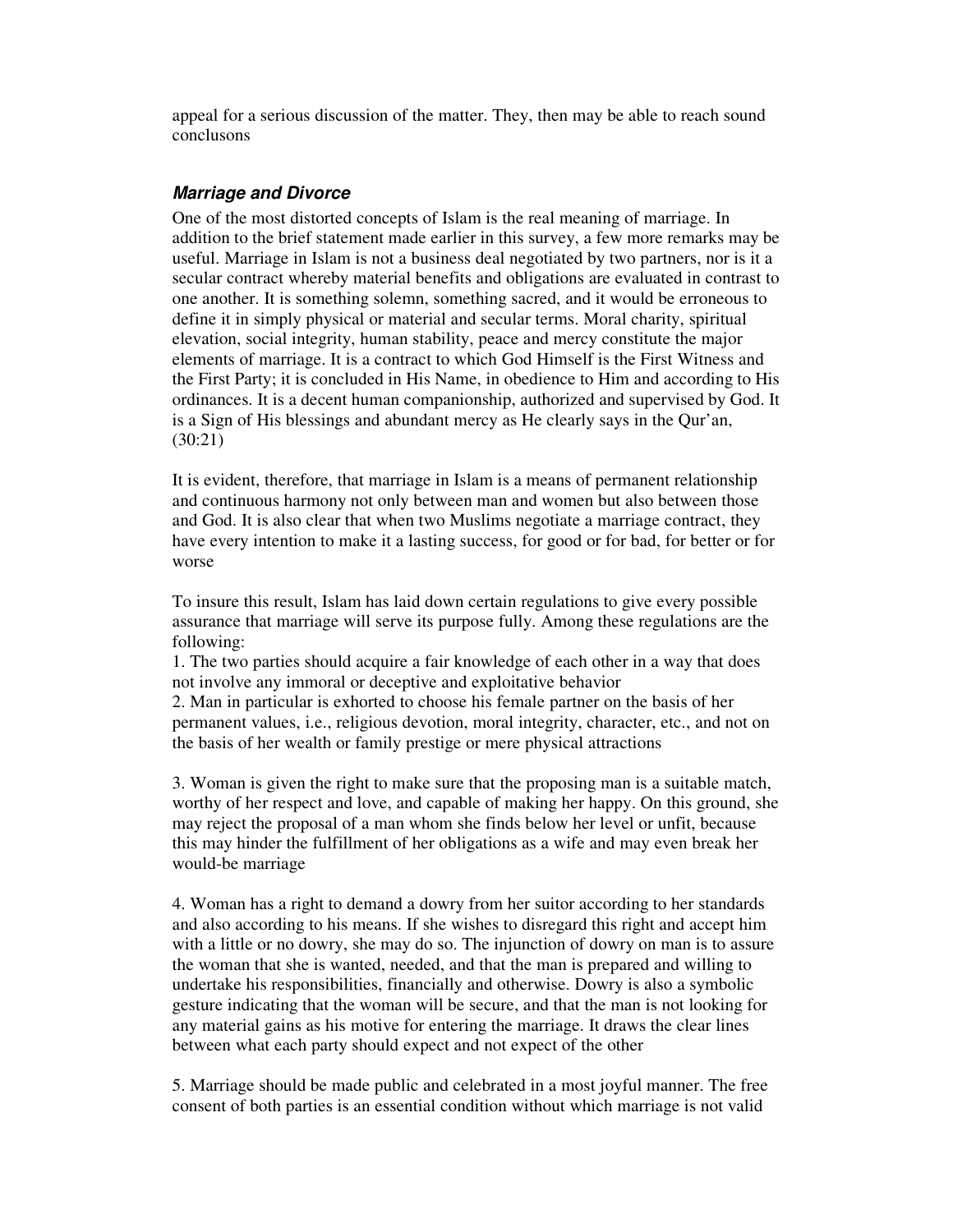appeal for a serious discussion of the matter. They, then may be able to reach sound conclusons

### *Marriage and Divorce*

One of the most distorted concepts of Islam is the real meaning of marriage. In addition to the brief statement made earlier in this survey, a few more remarks may be useful. Marriage in Islam is not a business deal negotiated by two partners, nor is it a secular contract whereby material benefits and obligations are evaluated in contrast to one another. It is something solemn, something sacred, and it would be erroneous to define it in simply physical or material and secular terms. Moral charity, spiritual elevation, social integrity, human stability, peace and mercy constitute the major elements of marriage. It is a contract to which God Himself is the First Witness and the First Party; it is concluded in His Name, in obedience to Him and according to His ordinances. It is a decent human companionship, authorized and supervised by God. It is a Sign of His blessings and abundant mercy as He clearly says in the Qur'an, (30:21)

It is evident, therefore, that marriage in Islam is a means of permanent relationship and continuous harmony not only between man and women but also between those and God. It is also clear that when two Muslims negotiate a marriage contract, they have every intention to make it a lasting success, for good or for bad, for better or for worse

To insure this result, Islam has laid down certain regulations to give every possible assurance that marriage will serve its purpose fully. Among these regulations are the following:

1. The two parties should acquire a fair knowledge of each other in a way that does not involve any immoral or deceptive and exploitative behavior
2. Man in particular is exhorted to choose his female partner on the basis of her permanent values, i.e., religious devotion, moral integrity, character, etc., and not on the basis of her wealth or family prestige or mere physical attractions

3. Woman is given the right to make sure that the proposing man is a suitable match, worthy of her respect and love, and capable of making her happy. On this ground, she may reject the proposal of a man whom she finds below her level or unfit, because this may hinder the fulfillment of her obligations as a wife and may even break her would-be marriage

4. Woman has a right to demand a dowry from her suitor according to her standards and also according to his means. If she wishes to disregard this right and accept him with a little or no dowry, she may do so. The injunction of dowry on man is to assure the woman that she is wanted, needed, and that the man is prepared and willing to undertake his responsibilities, financially and otherwise. Dowry is also a symbolic gesture indicating that the woman will be secure, and that the man is not looking for any material gains as his motive for entering the marriage. It draws the clear lines between what each party should expect and not expect of the other

5. Marriage should be made public and celebrated in a most joyful manner. The free consent of both parties is an essential condition without which marriage is not valid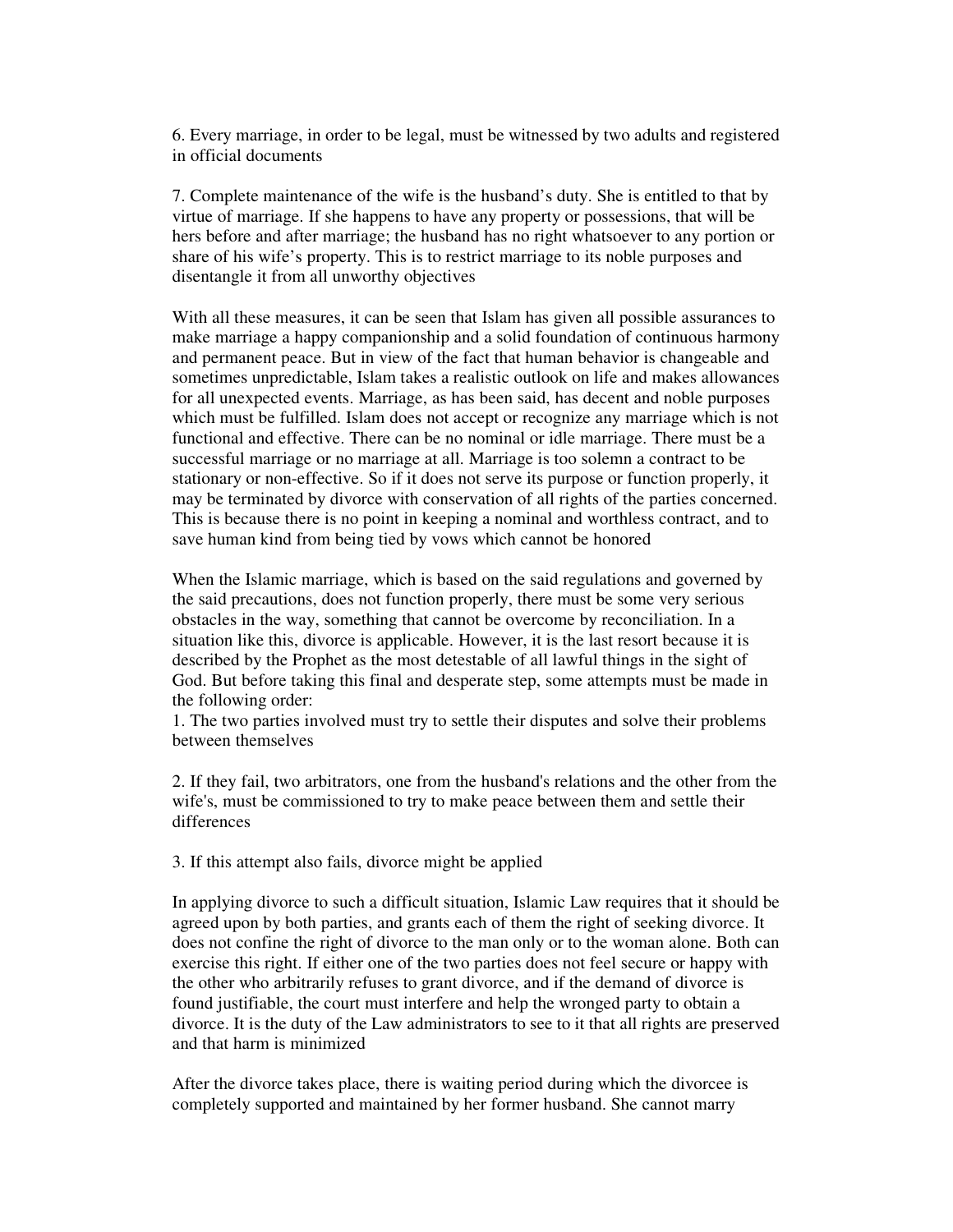6. Every marriage, in order to be legal, must be witnessed by two adults and registered in official documents

7. Complete maintenance of the wife is the husband's duty. She is entitled to that by virtue of marriage. If she happens to have any property or possessions, that will be hers before and after marriage; the husband has no right whatsoever to any portion or share of his wife's property. This is to restrict marriage to its noble purposes and disentangle it from all unworthy objectives

With all these measures, it can be seen that Islam has given all possible assurances to make marriage a happy companionship and a solid foundation of continuous harmony and permanent peace. But in view of the fact that human behavior is changeable and sometimes unpredictable, Islam takes a realistic outlook on life and makes allowances for all unexpected events. Marriage, as has been said, has decent and noble purposes which must be fulfilled. Islam does not accept or recognize any marriage which is not functional and effective. There can be no nominal or idle marriage. There must be a successful marriage or no marriage at all. Marriage is too solemn a contract to be stationary or non-effective. So if it does not serve its purpose or function properly, it may be terminated by divorce with conservation of all rights of the parties concerned. This is because there is no point in keeping a nominal and worthless contract, and to save human kind from being tied by vows which cannot be honored

When the Islamic marriage, which is based on the said regulations and governed by the said precautions, does not function properly, there must be some very serious obstacles in the way, something that cannot be overcome by reconciliation. In a situation like this, divorce is applicable. However, it is the last resort because it is described by the Prophet as the most detestable of all lawful things in the sight of God. But before taking this final and desperate step, some attempts must be made in the following order:

1. The two parties involved must try to settle their disputes and solve their problems between themselves

2. If they fail, two arbitrators, one from the husband's relations and the other from the wife's, must be commissioned to try to make peace between them and settle their differences

3. If this attempt also fails, divorce might be applied

In applying divorce to such a difficult situation, Islamic Law requires that it should be agreed upon by both parties, and grants each of them the right of seeking divorce. It does not confine the right of divorce to the man only or to the woman alone. Both can exercise this right. If either one of the two parties does not feel secure or happy with the other who arbitrarily refuses to grant divorce, and if the demand of divorce is found justifiable, the court must interfere and help the wronged party to obtain a divorce. It is the duty of the Law administrators to see to it that all rights are preserved and that harm is minimized

After the divorce takes place, there is waiting period during which the divorcee is completely supported and maintained by her former husband. She cannot marry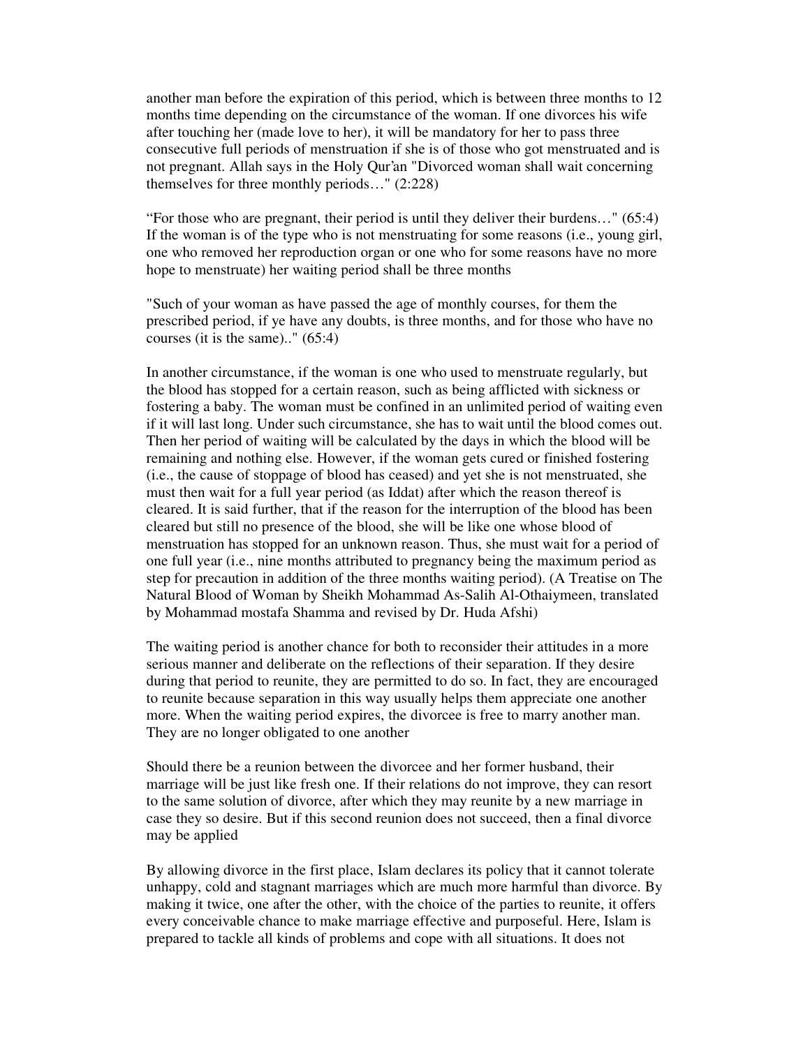another man before the expiration of this period, which is between three months to 12 months time depending on the circumstance of the woman. If one divorces his wife after touching her (made love to her), it will be mandatory for her to pass three consecutive full periods of menstruation if she is of those who got menstruated and is not pregnant. Allah says in the Holy Qur'an "Divorced woman shall wait concerning themselves for three monthly periods…" (2:228)

"For those who are pregnant, their period is until they deliver their burdens…" (65:4) If the woman is of the type who is not menstruating for some reasons (i.e., young girl, one who removed her reproduction organ or one who for some reasons have no more hope to menstruate) her waiting period shall be three months

"Such of your woman as have passed the age of monthly courses, for them the prescribed period, if ye have any doubts, is three months, and for those who have no courses (it is the same).." (65:4)

In another circumstance, if the woman is one who used to menstruate regularly, but the blood has stopped for a certain reason, such as being afflicted with sickness or fostering a baby. The woman must be confined in an unlimited period of waiting even if it will last long. Under such circumstance, she has to wait until the blood comes out. Then her period of waiting will be calculated by the days in which the blood will be remaining and nothing else. However, if the woman gets cured or finished fostering (i.e., the cause of stoppage of blood has ceased) and yet she is not menstruated, she must then wait for a full year period (as Iddat) after which the reason thereof is cleared. It is said further, that if the reason for the interruption of the blood has been cleared but still no presence of the blood, she will be like one whose blood of menstruation has stopped for an unknown reason. Thus, she must wait for a period of one full year (i.e., nine months attributed to pregnancy being the maximum period as step for precaution in addition of the three months waiting period). (A Treatise on The Natural Blood of Woman by Sheikh Mohammad As-Salih Al-Othaiymeen, translated by Mohammad mostafa Shamma and revised by Dr. Huda Afshi)

The waiting period is another chance for both to reconsider their attitudes in a more serious manner and deliberate on the reflections of their separation. If they desire during that period to reunite, they are permitted to do so. In fact, they are encouraged to reunite because separation in this way usually helps them appreciate one another more. When the waiting period expires, the divorcee is free to marry another man. They are no longer obligated to one another

Should there be a reunion between the divorcee and her former husband, their marriage will be just like fresh one. If their relations do not improve, they can resort to the same solution of divorce, after which they may reunite by a new marriage in case they so desire. But if this second reunion does not succeed, then a final divorce may be applied

By allowing divorce in the first place, Islam declares its policy that it cannot tolerate unhappy, cold and stagnant marriages which are much more harmful than divorce. By making it twice, one after the other, with the choice of the parties to reunite, it offers every conceivable chance to make marriage effective and purposeful. Here, Islam is prepared to tackle all kinds of problems and cope with all situations. It does not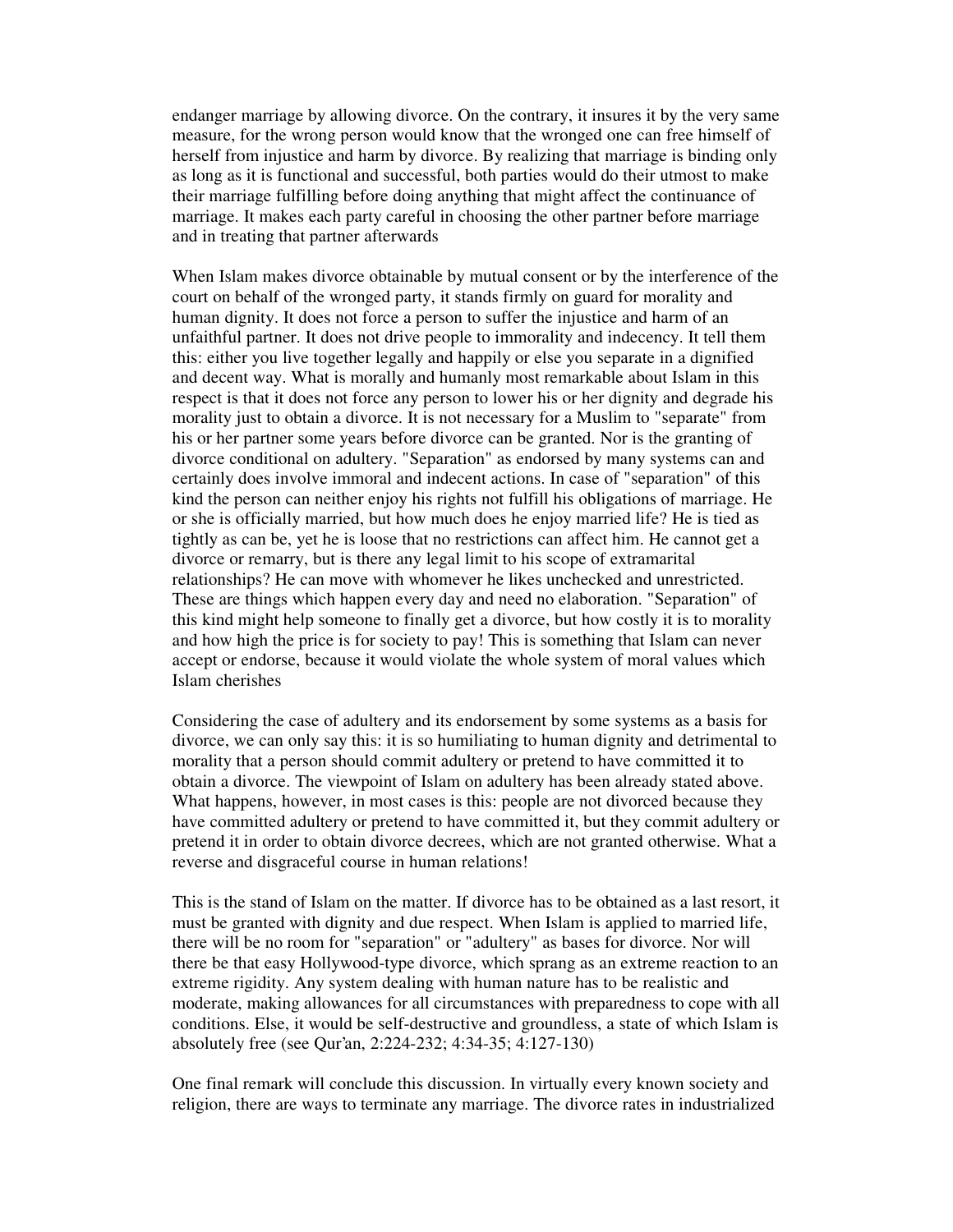endanger marriage by allowing divorce. On the contrary, it insures it by the very same measure, for the wrong person would know that the wronged one can free himself of herself from injustice and harm by divorce. By realizing that marriage is binding only as long as it is functional and successful, both parties would do their utmost to make their marriage fulfilling before doing anything that might affect the continuance of marriage. It makes each party careful in choosing the other partner before marriage and in treating that partner afterwards

When Islam makes divorce obtainable by mutual consent or by the interference of the court on behalf of the wronged party, it stands firmly on guard for morality and human dignity. It does not force a person to suffer the injustice and harm of an unfaithful partner. It does not drive people to immorality and indecency. It tell them this: either you live together legally and happily or else you separate in a dignified and decent way. What is morally and humanly most remarkable about Islam in this respect is that it does not force any person to lower his or her dignity and degrade his morality just to obtain a divorce. It is not necessary for a Muslim to "separate" from his or her partner some years before divorce can be granted. Nor is the granting of divorce conditional on adultery. "Separation" as endorsed by many systems can and certainly does involve immoral and indecent actions. In case of "separation" of this kind the person can neither enjoy his rights not fulfill his obligations of marriage. He or she is officially married, but how much does he enjoy married life? He is tied as tightly as can be, yet he is loose that no restrictions can affect him. He cannot get a divorce or remarry, but is there any legal limit to his scope of extramarital relationships? He can move with whomever he likes unchecked and unrestricted. These are things which happen every day and need no elaboration. "Separation" of this kind might help someone to finally get a divorce, but how costly it is to morality and how high the price is for society to pay! This is something that Islam can never accept or endorse, because it would violate the whole system of moral values which Islam cherishes

Considering the case of adultery and its endorsement by some systems as a basis for divorce, we can only say this: it is so humiliating to human dignity and detrimental to morality that a person should commit adultery or pretend to have committed it to obtain a divorce. The viewpoint of Islam on adultery has been already stated above. What happens, however, in most cases is this: people are not divorced because they have committed adultery or pretend to have committed it, but they commit adultery or pretend it in order to obtain divorce decrees, which are not granted otherwise. What a reverse and disgraceful course in human relations!

This is the stand of Islam on the matter. If divorce has to be obtained as a last resort, it must be granted with dignity and due respect. When Islam is applied to married life, there will be no room for "separation" or "adultery" as bases for divorce. Nor will there be that easy Hollywood-type divorce, which sprang as an extreme reaction to an extreme rigidity. Any system dealing with human nature has to be realistic and moderate, making allowances for all circumstances with preparedness to cope with all conditions. Else, it would be self-destructive and groundless, a state of which Islam is absolutely free (see Qur'an, 2:224-232; 4:34-35; 4:127-130)

One final remark will conclude this discussion. In virtually every known society and religion, there are ways to terminate any marriage. The divorce rates in industrialized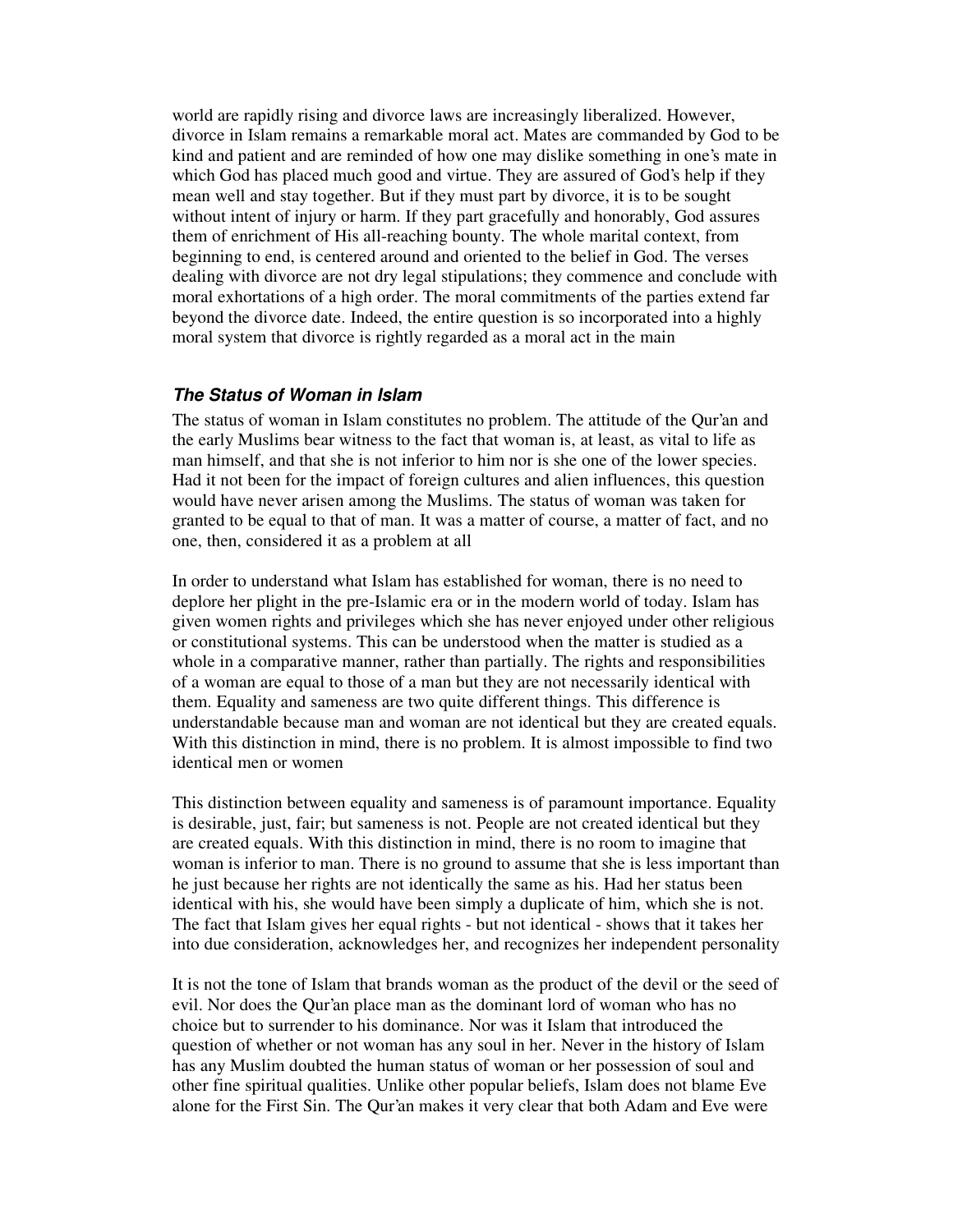world are rapidly rising and divorce laws are increasingly liberalized. However, divorce in Islam remains a remarkable moral act. Mates are commanded by God to be kind and patient and are reminded of how one may dislike something in one's mate in which God has placed much good and virtue. They are assured of God's help if they mean well and stay together. But if they must part by divorce, it is to be sought without intent of injury or harm. If they part gracefully and honorably, God assures them of enrichment of His all-reaching bounty. The whole marital context, from beginning to end, is centered around and oriented to the belief in God. The verses dealing with divorce are not dry legal stipulations; they commence and conclude with moral exhortations of a high order. The moral commitments of the parties extend far beyond the divorce date. Indeed, the entire question is so incorporated into a highly moral system that divorce is rightly regarded as a moral act in the main

### *The Status of Woman in Islam*

The status of woman in Islam constitutes no problem. The attitude of the Qur'an and the early Muslims bear witness to the fact that woman is, at least, as vital to life as man himself, and that she is not inferior to him nor is she one of the lower species. Had it not been for the impact of foreign cultures and alien influences, this question would have never arisen among the Muslims. The status of woman was taken for granted to be equal to that of man. It was a matter of course, a matter of fact, and no one, then, considered it as a problem at all

In order to understand what Islam has established for woman, there is no need to deplore her plight in the pre-Islamic era or in the modern world of today. Islam has given women rights and privileges which she has never enjoyed under other religious or constitutional systems. This can be understood when the matter is studied as a whole in a comparative manner, rather than partially. The rights and responsibilities of a woman are equal to those of a man but they are not necessarily identical with them. Equality and sameness are two quite different things. This difference is understandable because man and woman are not identical but they are created equals. With this distinction in mind, there is no problem. It is almost impossible to find two identical men or women

This distinction between equality and sameness is of paramount importance. Equality is desirable, just, fair; but sameness is not. People are not created identical but they are created equals. With this distinction in mind, there is no room to imagine that woman is inferior to man. There is no ground to assume that she is less important than he just because her rights are not identically the same as his. Had her status been identical with his, she would have been simply a duplicate of him, which she is not. The fact that Islam gives her equal rights - but not identical - shows that it takes her into due consideration, acknowledges her, and recognizes her independent personality

It is not the tone of Islam that brands woman as the product of the devil or the seed of evil. Nor does the Qur'an place man as the dominant lord of woman who has no choice but to surrender to his dominance. Nor was it Islam that introduced the question of whether or not woman has any soul in her. Never in the history of Islam has any Muslim doubted the human status of woman or her possession of soul and other fine spiritual qualities. Unlike other popular beliefs, Islam does not blame Eve alone for the First Sin. The Qur'an makes it very clear that both Adam and Eve were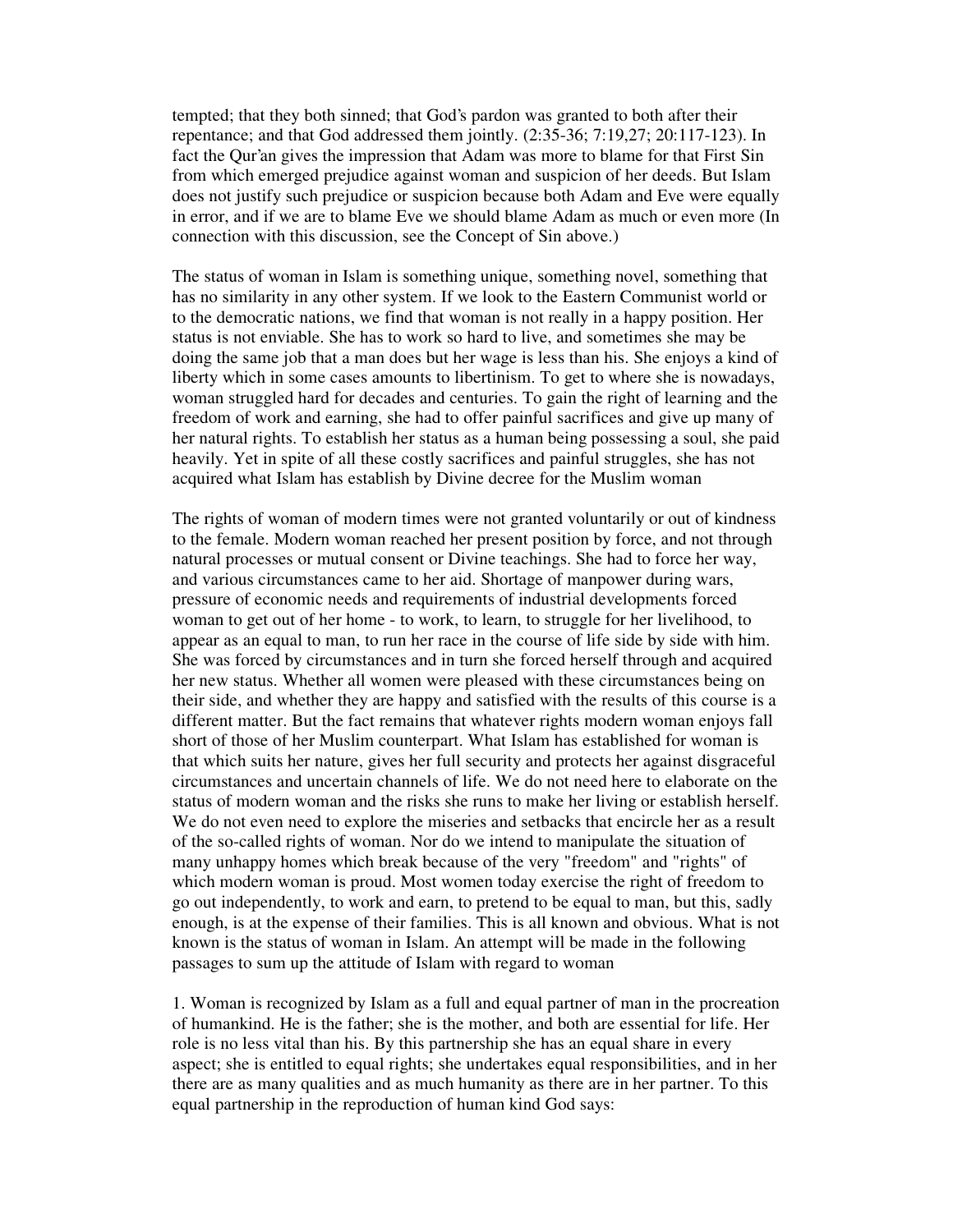tempted; that they both sinned; that God's pardon was granted to both after their repentance; and that God addressed them jointly. (2:35-36; 7:19,27; 20:117-123). In fact the Qur'an gives the impression that Adam was more to blame for that First Sin from which emerged prejudice against woman and suspicion of her deeds. But Islam does not justify such prejudice or suspicion because both Adam and Eve were equally in error, and if we are to blame Eve we should blame Adam as much or even more (In connection with this discussion, see the Concept of Sin above.)

The status of woman in Islam is something unique, something novel, something that has no similarity in any other system. If we look to the Eastern Communist world or to the democratic nations, we find that woman is not really in a happy position. Her status is not enviable. She has to work so hard to live, and sometimes she may be doing the same job that a man does but her wage is less than his. She enjoys a kind of liberty which in some cases amounts to libertinism. To get to where she is nowadays, woman struggled hard for decades and centuries. To gain the right of learning and the freedom of work and earning, she had to offer painful sacrifices and give up many of her natural rights. To establish her status as a human being possessing a soul, she paid heavily. Yet in spite of all these costly sacrifices and painful struggles, she has not acquired what Islam has establish by Divine decree for the Muslim woman

The rights of woman of modern times were not granted voluntarily or out of kindness to the female. Modern woman reached her present position by force, and not through natural processes or mutual consent or Divine teachings. She had to force her way, and various circumstances came to her aid. Shortage of manpower during wars, pressure of economic needs and requirements of industrial developments forced woman to get out of her home - to work, to learn, to struggle for her livelihood, to appear as an equal to man, to run her race in the course of life side by side with him. She was forced by circumstances and in turn she forced herself through and acquired her new status. Whether all women were pleased with these circumstances being on their side, and whether they are happy and satisfied with the results of this course is a different matter. But the fact remains that whatever rights modern woman enjoys fall short of those of her Muslim counterpart. What Islam has established for woman is that which suits her nature, gives her full security and protects her against disgraceful circumstances and uncertain channels of life. We do not need here to elaborate on the status of modern woman and the risks she runs to make her living or establish herself. We do not even need to explore the miseries and setbacks that encircle her as a result of the so-called rights of woman. Nor do we intend to manipulate the situation of many unhappy homes which break because of the very "freedom" and "rights" of which modern woman is proud. Most women today exercise the right of freedom to go out independently, to work and earn, to pretend to be equal to man, but this, sadly enough, is at the expense of their families. This is all known and obvious. What is not known is the status of woman in Islam. An attempt will be made in the following passages to sum up the attitude of Islam with regard to woman

1. Woman is recognized by Islam as a full and equal partner of man in the procreation of humankind. He is the father; she is the mother, and both are essential for life. Her role is no less vital than his. By this partnership she has an equal share in every aspect; she is entitled to equal rights; she undertakes equal responsibilities, and in her there are as many qualities and as much humanity as there are in her partner. To this equal partnership in the reproduction of human kind God says: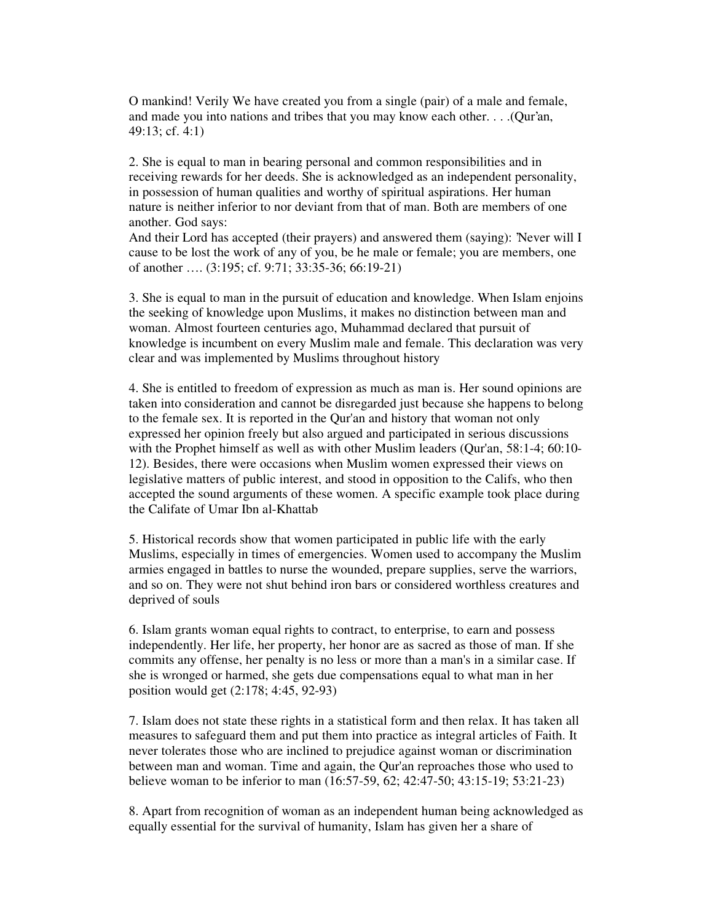O mankind! Verily We have created you from a single (pair) of a male and female, and made you into nations and tribes that you may know each other. . . .(Qur'an, 49:13; cf. 4:1)

2. She is equal to man in bearing personal and common responsibilities and in receiving rewards for her deeds. She is acknowledged as an independent personality, in possession of human qualities and worthy of spiritual aspirations. Her human nature is neither inferior to nor deviant from that of man. Both are members of one another. God says:
And their Lord has accepted (their prayers) and answered them (saying): 'Never will I cause to be lost the work of any of you, be he male or female; you are members, one of another …. (3:195; cf. 9:71; 33:35-36; 66:19-21)

3. She is equal to man in the pursuit of education and knowledge. When Islam enjoins the seeking of knowledge upon Muslims, it makes no distinction between man and woman. Almost fourteen centuries ago, Muhammad declared that pursuit of knowledge is incumbent on every Muslim male and female. This declaration was very clear and was implemented by Muslims throughout history

4. She is entitled to freedom of expression as much as man is. Her sound opinions are taken into consideration and cannot be disregarded just because she happens to belong to the female sex. It is reported in the Qur'an and history that woman not only expressed her opinion freely but also argued and participated in serious discussions with the Prophet himself as well as with other Muslim leaders (Qur'an, 58:1-4; 60:10-12). Besides, there were occasions when Muslim women expressed their views on legislative matters of public interest, and stood in opposition to the Califs, who then accepted the sound arguments of these women. A specific example took place during the Califate of Umar Ibn al-Khattab

5. Historical records show that women participated in public life with the early Muslims, especially in times of emergencies. Women used to accompany the Muslim armies engaged in battles to nurse the wounded, prepare supplies, serve the warriors, and so on. They were not shut behind iron bars or considered worthless creatures and deprived of souls

6. Islam grants woman equal rights to contract, to enterprise, to earn and possess independently. Her life, her property, her honor are as sacred as those of man. If she commits any offense, her penalty is no less or more than a man's in a similar case. If she is wronged or harmed, she gets due compensations equal to what man in her position would get (2:178; 4:45, 92-93)

7. Islam does not state these rights in a statistical form and then relax. It has taken all measures to safeguard them and put them into practice as integral articles of Faith. It never tolerates those who are inclined to prejudice against woman or discrimination between man and woman. Time and again, the Qur'an reproaches those who used to believe woman to be inferior to man (16:57-59, 62; 42:47-50; 43:15-19; 53:21-23)

8. Apart from recognition of woman as an independent human being acknowledged as equally essential for the survival of humanity, Islam has given her a share of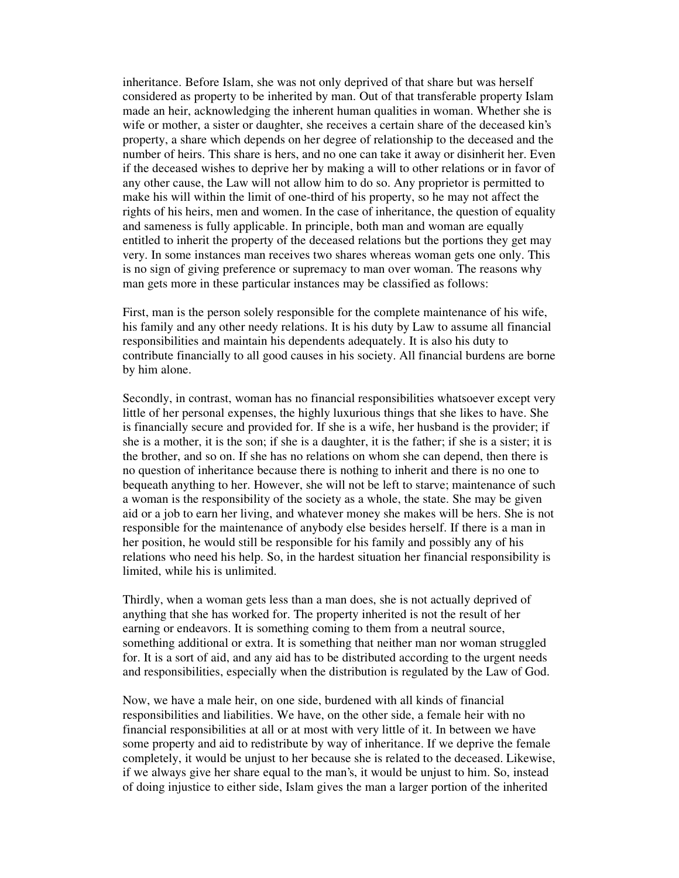inheritance. Before Islam, she was not only deprived of that share but was herself considered as property to be inherited by man. Out of that transferable property Islam made an heir, acknowledging the inherent human qualities in woman. Whether she is wife or mother, a sister or daughter, she receives a certain share of the deceased kin's property, a share which depends on her degree of relationship to the deceased and the number of heirs. This share is hers, and no one can take it away or disinherit her. Even if the deceased wishes to deprive her by making a will to other relations or in favor of any other cause, the Law will not allow him to do so. Any proprietor is permitted to make his will within the limit of one-third of his property, so he may not affect the rights of his heirs, men and women. In the case of inheritance, the question of equality and sameness is fully applicable. In principle, both man and woman are equally entitled to inherit the property of the deceased relations but the portions they get may very. In some instances man receives two shares whereas woman gets one only. This is no sign of giving preference or supremacy to man over woman. The reasons why man gets more in these particular instances may be classified as follows:

First, man is the person solely responsible for the complete maintenance of his wife, his family and any other needy relations. It is his duty by Law to assume all financial responsibilities and maintain his dependents adequately. It is also his duty to contribute financially to all good causes in his society. All financial burdens are borne by him alone.

Secondly, in contrast, woman has no financial responsibilities whatsoever except very little of her personal expenses, the highly luxurious things that she likes to have. She is financially secure and provided for. If she is a wife, her husband is the provider; if she is a mother, it is the son; if she is a daughter, it is the father; if she is a sister; it is the brother, and so on. If she has no relations on whom she can depend, then there is no question of inheritance because there is nothing to inherit and there is no one to bequeath anything to her. However, she will not be left to starve; maintenance of such a woman is the responsibility of the society as a whole, the state. She may be given aid or a job to earn her living, and whatever money she makes will be hers. She is not responsible for the maintenance of anybody else besides herself. If there is a man in her position, he would still be responsible for his family and possibly any of his relations who need his help. So, in the hardest situation her financial responsibility is limited, while his is unlimited.

Thirdly, when a woman gets less than a man does, she is not actually deprived of anything that she has worked for. The property inherited is not the result of her earning or endeavors. It is something coming to them from a neutral source, something additional or extra. It is something that neither man nor woman struggled for. It is a sort of aid, and any aid has to be distributed according to the urgent needs and responsibilities, especially when the distribution is regulated by the Law of God.

Now, we have a male heir, on one side, burdened with all kinds of financial responsibilities and liabilities. We have, on the other side, a female heir with no financial responsibilities at all or at most with very little of it. In between we have some property and aid to redistribute by way of inheritance. If we deprive the female completely, it would be unjust to her because she is related to the deceased. Likewise, if we always give her share equal to the man's, it would be unjust to him. So, instead of doing injustice to either side, Islam gives the man a larger portion of the inherited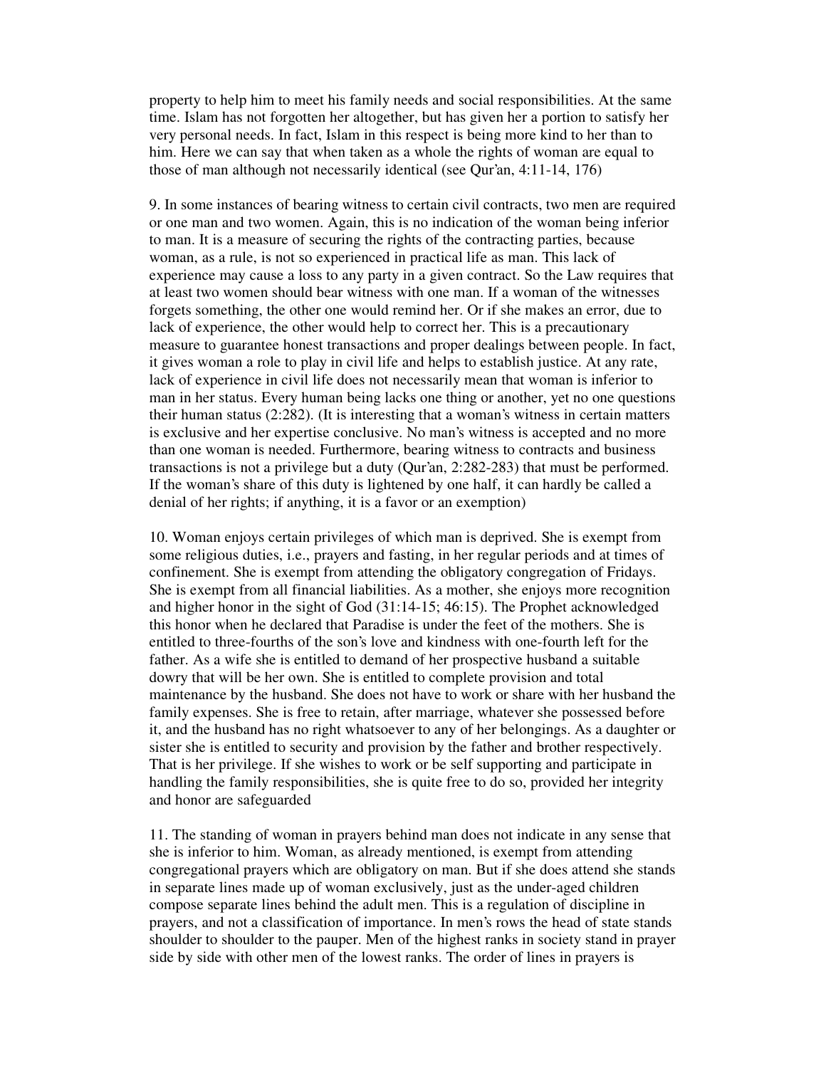property to help him to meet his family needs and social responsibilities. At the same time. Islam has not forgotten her altogether, but has given her a portion to satisfy her very personal needs. In fact, Islam in this respect is being more kind to her than to him. Here we can say that when taken as a whole the rights of woman are equal to those of man although not necessarily identical (see Qur'an, 4:11-14, 176)

9. In some instances of bearing witness to certain civil contracts, two men are required or one man and two women. Again, this is no indication of the woman being inferior to man. It is a measure of securing the rights of the contracting parties, because woman, as a rule, is not so experienced in practical life as man. This lack of experience may cause a loss to any party in a given contract. So the Law requires that at least two women should bear witness with one man. If a woman of the witnesses forgets something, the other one would remind her. Or if she makes an error, due to lack of experience, the other would help to correct her. This is a precautionary measure to guarantee honest transactions and proper dealings between people. In fact, it gives woman a role to play in civil life and helps to establish justice. At any rate, lack of experience in civil life does not necessarily mean that woman is inferior to man in her status. Every human being lacks one thing or another, yet no one questions their human status (2:282). (It is interesting that a woman's witness in certain matters is exclusive and her expertise conclusive. No man's witness is accepted and no more than one woman is needed. Furthermore, bearing witness to contracts and business transactions is not a privilege but a duty (Qur'an, 2:282-283) that must be performed. If the woman's share of this duty is lightened by one half, it can hardly be called a denial of her rights; if anything, it is a favor or an exemption)

10. Woman enjoys certain privileges of which man is deprived. She is exempt from some religious duties, i.e., prayers and fasting, in her regular periods and at times of confinement. She is exempt from attending the obligatory congregation of Fridays. She is exempt from all financial liabilities. As a mother, she enjoys more recognition and higher honor in the sight of God (31:14-15; 46:15). The Prophet acknowledged this honor when he declared that Paradise is under the feet of the mothers. She is entitled to three-fourths of the son's love and kindness with one-fourth left for the father. As a wife she is entitled to demand of her prospective husband a suitable dowry that will be her own. She is entitled to complete provision and total maintenance by the husband. She does not have to work or share with her husband the family expenses. She is free to retain, after marriage, whatever she possessed before it, and the husband has no right whatsoever to any of her belongings. As a daughter or sister she is entitled to security and provision by the father and brother respectively. That is her privilege. If she wishes to work or be self supporting and participate in handling the family responsibilities, she is quite free to do so, provided her integrity and honor are safeguarded

11. The standing of woman in prayers behind man does not indicate in any sense that she is inferior to him. Woman, as already mentioned, is exempt from attending congregational prayers which are obligatory on man. But if she does attend she stands in separate lines made up of woman exclusively, just as the under-aged children compose separate lines behind the adult men. This is a regulation of discipline in prayers, and not a classification of importance. In men's rows the head of state stands shoulder to shoulder to the pauper. Men of the highest ranks in society stand in prayer side by side with other men of the lowest ranks. The order of lines in prayers is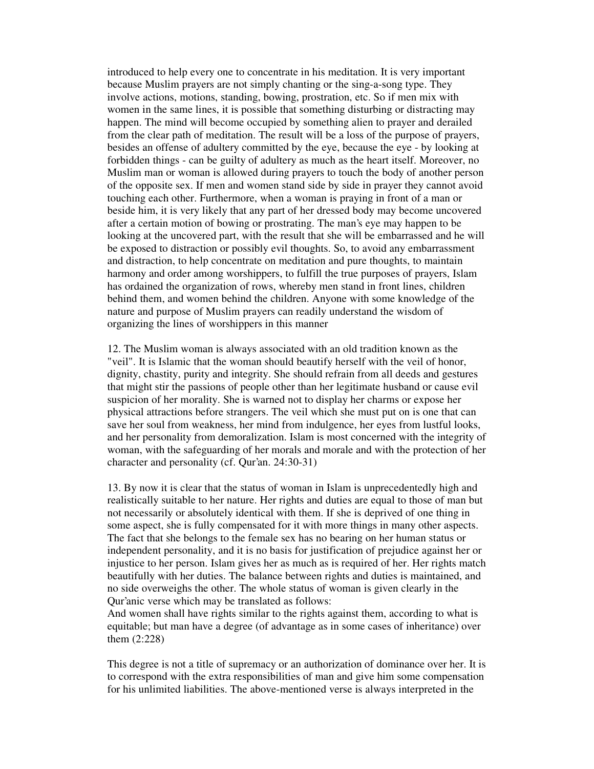introduced to help every one to concentrate in his meditation. It is very important because Muslim prayers are not simply chanting or the sing-a-song type. They involve actions, motions, standing, bowing, prostration, etc. So if men mix with women in the same lines, it is possible that something disturbing or distracting may happen. The mind will become occupied by something alien to prayer and derailed from the clear path of meditation. The result will be a loss of the purpose of prayers, besides an offense of adultery committed by the eye, because the eye - by looking at forbidden things - can be guilty of adultery as much as the heart itself. Moreover, no Muslim man or woman is allowed during prayers to touch the body of another person of the opposite sex. If men and women stand side by side in prayer they cannot avoid touching each other. Furthermore, when a woman is praying in front of a man or beside him, it is very likely that any part of her dressed body may become uncovered after a certain motion of bowing or prostrating. The man's eye may happen to be looking at the uncovered part, with the result that she will be embarrassed and he will be exposed to distraction or possibly evil thoughts. So, to avoid any embarrassment and distraction, to help concentrate on meditation and pure thoughts, to maintain harmony and order among worshippers, to fulfill the true purposes of prayers, Islam has ordained the organization of rows, whereby men stand in front lines, children behind them, and women behind the children. Anyone with some knowledge of the nature and purpose of Muslim prayers can readily understand the wisdom of organizing the lines of worshippers in this manner

12. The Muslim woman is always associated with an old tradition known as the "veil". It is Islamic that the woman should beautify herself with the veil of honor, dignity, chastity, purity and integrity. She should refrain from all deeds and gestures that might stir the passions of people other than her legitimate husband or cause evil suspicion of her morality. She is warned not to display her charms or expose her physical attractions before strangers. The veil which she must put on is one that can save her soul from weakness, her mind from indulgence, her eyes from lustful looks, and her personality from demoralization. Islam is most concerned with the integrity of woman, with the safeguarding of her morals and morale and with the protection of her character and personality (cf. Qur'an. 24:30-31)

13. By now it is clear that the status of woman in Islam is unprecedentedly high and realistically suitable to her nature. Her rights and duties are equal to those of man but not necessarily or absolutely identical with them. If she is deprived of one thing in some aspect, she is fully compensated for it with more things in many other aspects. The fact that she belongs to the female sex has no bearing on her human status or independent personality, and it is no basis for justification of prejudice against her or injustice to her person. Islam gives her as much as is required of her. Her rights match beautifully with her duties. The balance between rights and duties is maintained, and no side overweighs the other. The whole status of woman is given clearly in the Qur'anic verse which may be translated as follows:
And women shall have rights similar to the rights against them, according to what is equitable; but man have a degree (of advantage as in some cases of inheritance) over them (2:228)

This degree is not a title of supremacy or an authorization of dominance over her. It is to correspond with the extra responsibilities of man and give him some compensation for his unlimited liabilities. The above-mentioned verse is always interpreted in the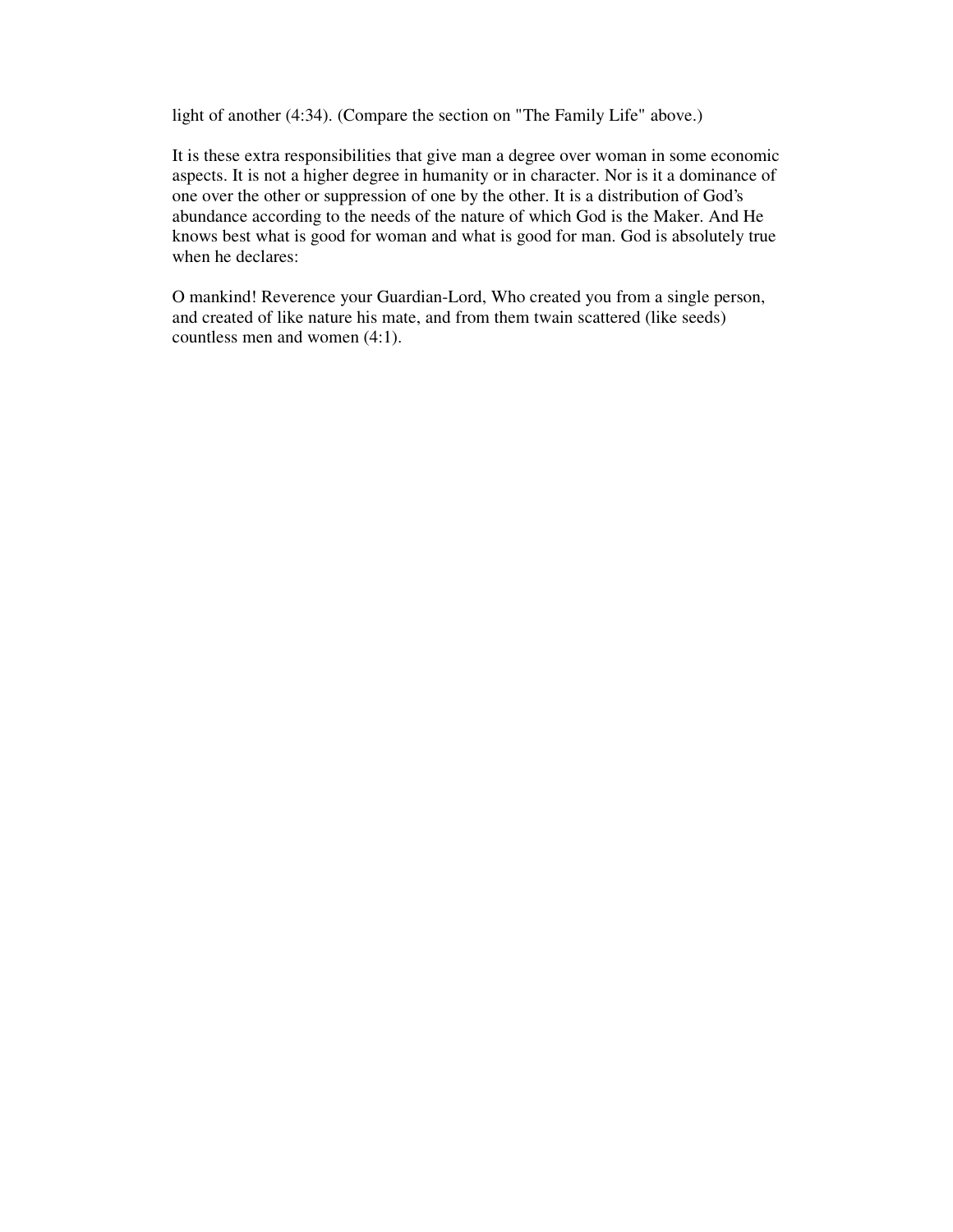light of another (4:34). (Compare the section on "The Family Life" above.)

It is these extra responsibilities that give man a degree over woman in some economic aspects. It is not a higher degree in humanity or in character. Nor is it a dominance of one over the other or suppression of one by the other. It is a distribution of God's abundance according to the needs of the nature of which God is the Maker. And He knows best what is good for woman and what is good for man. God is absolutely true when he declares:

O mankind! Reverence your Guardian-Lord, Who created you from a single person, and created of like nature his mate, and from them twain scattered (like seeds) countless men and women (4:1).